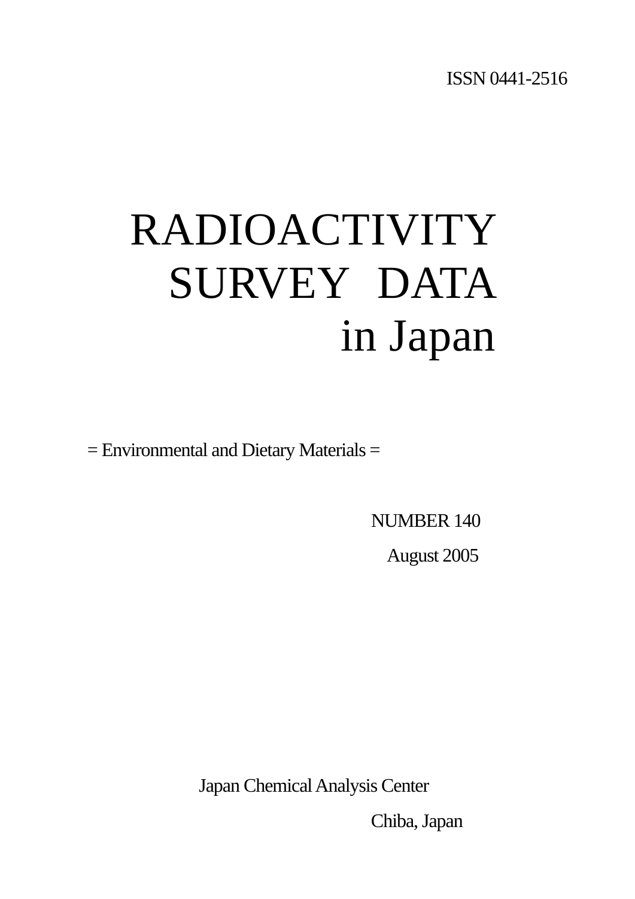ISSN 0441-2516

# RADIOACTIVITY SURVEY DATA in Japan

= Environmental and Dietary Materials =

NUMBER 140

August 2005

Japan Chemical Analysis Center

Chiba, Japan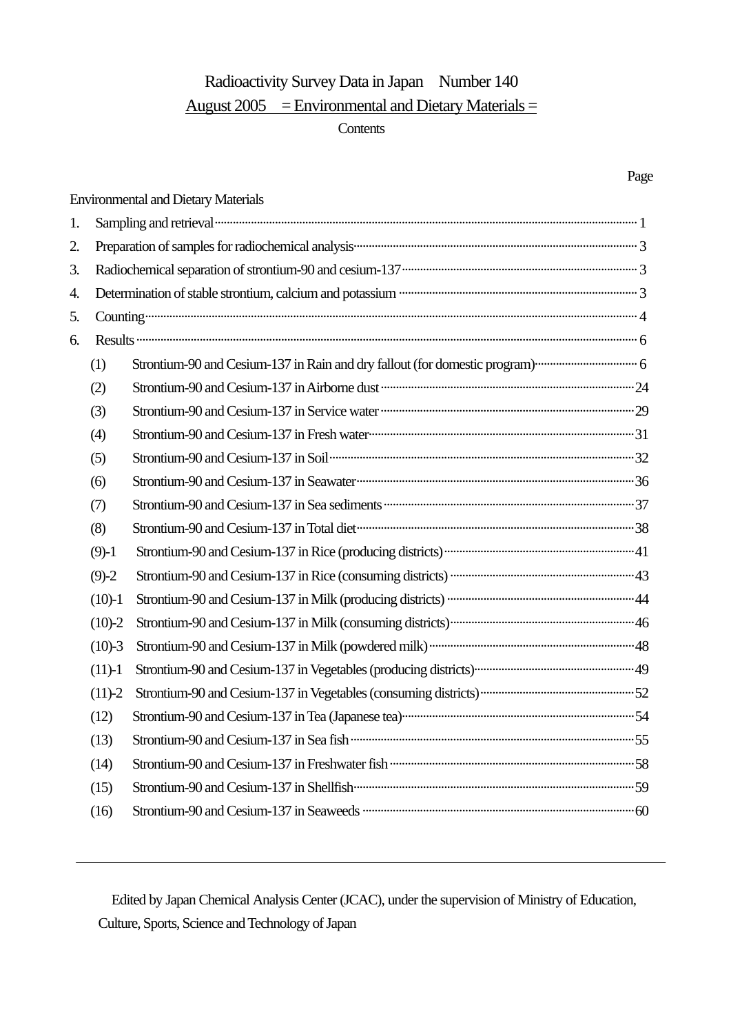# Radioactivity Survey Data in Japan Number 140

## August 2005 = Environmental and Dietary Materials =

Contents

| | | Page |
|---|---|---|
| Environmental and Dietary Materials | | |
| 1. | Sampling and retrieval | 1 |
| 2. | Preparation of samples for radiochemical analysis | 3 |
| 3. | Radiochemical separation of strontium-90 and cesium-137 | 3 |
| 4. | Determination of stable strontium, calcium and potassium | 3 |
| 5. | Counting | 4 |
| 6. | Results | 6 |
| (1) | Strontium-90 and Cesium-137 in Rain and dry fallout (for domestic program) | 6 |
| (2) | Strontium-90 and Cesium-137 in Airborne dust | 24 |
| (3) | Strontium-90 and Cesium-137 in Service water | 29 |
| (4) | Strontium-90 and Cesium-137 in Fresh water | 31 |
| (5) | Strontium-90 and Cesium-137 in Soil | 32 |
| (6) | Strontium-90 and Cesium-137 in Seawater | 36 |
| (7) | Strontium-90 and Cesium-137 in Sea sediments | 37 |
| (8) | Strontium-90 and Cesium-137 in Total diet | 38 |
| (9)-1 | Strontium-90 and Cesium-137 in Rice (producing districts) | 41 |
| (9)-2 | Strontium-90 and Cesium-137 in Rice (consuming districts) | 43 |
| (10)-1 | Strontium-90 and Cesium-137 in Milk (producing districts) | 44 |
| (10)-2 | Strontium-90 and Cesium-137 in Milk (consuming districts) | 46 |
| (10)-3 | Strontium-90 and Cesium-137 in Milk (powdered milk) | 48 |
| (11)-1 | Strontium-90 and Cesium-137 in Vegetables (producing districts) | 49 |
| (11)-2 | Strontium-90 and Cesium-137 in Vegetables (consuming districts) | 52 |
| (12) | Strontium-90 and Cesium-137 in Tea (Japanese tea) | 54 |
| (13) | Strontium-90 and Cesium-137 in Sea fish | 55 |
| (14) | Strontium-90 and Cesium-137 in Freshwater fish | 58 |
| (15) | Strontium-90 and Cesium-137 in Shellfish | 59 |
| (16) | Strontium-90 and Cesium-137 in Seaweeds | 60 |

---

Edited by Japan Chemical Analysis Center (JCAC), under the supervision of Ministry of Education, Culture, Sports, Science and Technology of Japan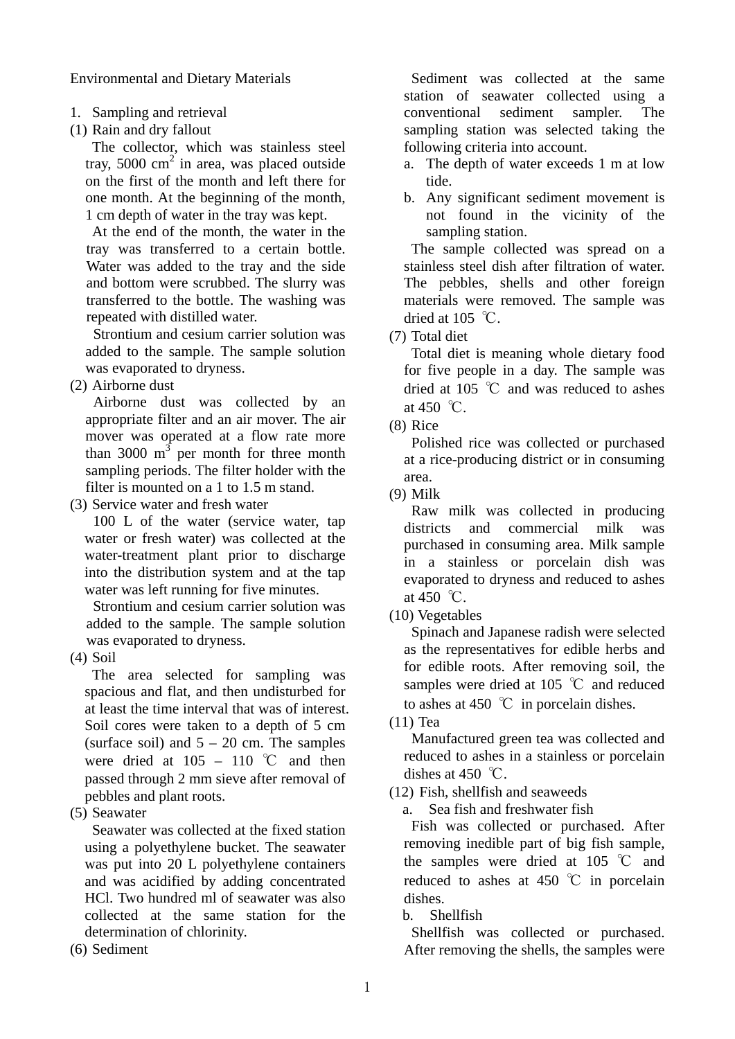Environmental and Dietary Materials

1. Sampling and retrieval

(1) Rain and dry fallout

The collector, which was stainless steel tray, 5000 $cm^2$ in area, was placed outside on the first of the month and left there for one month. At the beginning of the month, 1 cm depth of water in the tray was kept.

At the end of the month, the water in the tray was transferred to a certain bottle. Water was added to the tray and the side and bottom were scrubbed. The slurry was transferred to the bottle. The washing was repeated with distilled water.

Strontium and cesium carrier solution was added to the sample. The sample solution was evaporated to dryness.

(2) Airborne dust

Airborne dust was collected by an appropriate filter and an air mover. The air mover was operated at a flow rate more than 3000 $m^3$ per month for three month sampling periods. The filter holder with the filter is mounted on a 1 to 1.5 m stand.

(3) Service water and fresh water

100 L of the water (service water, tap water or fresh water) was collected at the water-treatment plant prior to discharge into the distribution system and at the tap water was left running for five minutes.

Strontium and cesium carrier solution was added to the sample. The sample solution was evaporated to dryness.

(4) Soil

The area selected for sampling was spacious and flat, and then undisturbed for at least the time interval that was of interest. Soil cores were taken to a depth of 5 cm (surface soil) and 5 – 20 cm. The samples were dried at 105 – 110 ℃ and then passed through 2 mm sieve after removal of pebbles and plant roots.

(5) Seawater

Seawater was collected at the fixed station using a polyethylene bucket. The seawater was put into 20 L polyethylene containers and was acidified by adding concentrated HCl. Two hundred ml of seawater was also collected at the same station for the determination of chlorinity.

(6) Sediment

Sediment was collected at the same station of seawater collected using a conventional sediment sampler. The sampling station was selected taking the following criteria into account.

a. The depth of water exceeds 1 m at low tide.
b. Any significant sediment movement is not found in the vicinity of the sampling station.

The sample collected was spread on a stainless steel dish after filtration of water. The pebbles, shells and other foreign materials were removed. The sample was dried at 105 ℃.

(7) Total diet

Total diet is meaning whole dietary food for five people in a day. The sample was dried at 105 ℃ and was reduced to ashes at 450 ℃.

(8) Rice

Polished rice was collected or purchased at a rice-producing district or in consuming area.

(9) Milk

Raw milk was collected in producing districts and commercial milk was purchased in consuming area. Milk sample in a stainless or porcelain dish was evaporated to dryness and reduced to ashes at 450 ℃.

(10) Vegetables

Spinach and Japanese radish were selected as the representatives for edible herbs and for edible roots. After removing soil, the samples were dried at 105 ℃ and reduced to ashes at 450 ℃ in porcelain dishes.

(11) Tea

Manufactured green tea was collected and reduced to ashes in a stainless or porcelain dishes at 450 ℃.

(12) Fish, shellfish and seaweeds

a. Sea fish and freshwater fish

Fish was collected or purchased. After removing inedible part of big fish sample, the samples were dried at 105 ℃ and reduced to ashes at 450 ℃ in porcelain dishes.

b. Shellfish

Shellfish was collected or purchased. After removing the shells, the samples were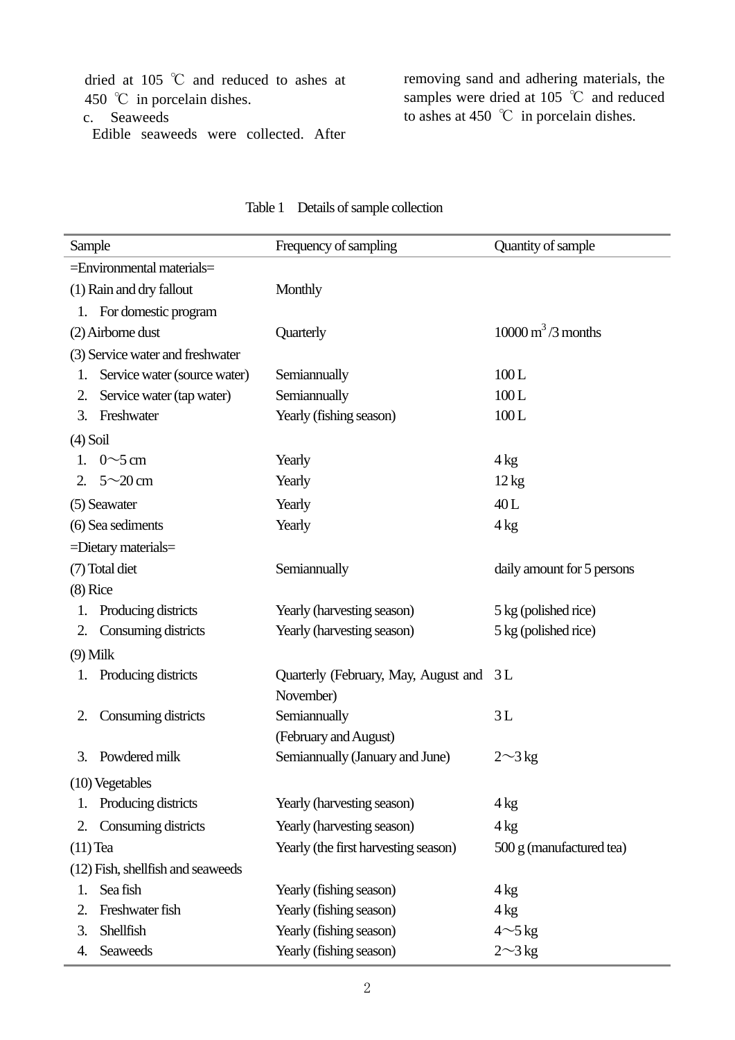dried at 105 ℃ and reduced to ashes at 450 ℃ in porcelain dishes.

c. Seaweeds

Edible seaweeds were collected. After removing sand and adhering materials, the samples were dried at 105 ℃ and reduced to ashes at 450 ℃ in porcelain dishes.

Table 1 Details of sample collection

| Sample | Frequency of sampling | Quantity of sample |
|---|---|---|
| =Environmental materials= | | |
| (1) Rain and dry fallout | Monthly | |
| 1. For domestic program | | |
| (2) Airborne dust | Quarterly | 10000 $m^3$ /3 months |
| (3) Service water and freshwater | | |
| 1. Service water (source water) | Semiannually | 100 L |
| 2. Service water (tap water) | Semiannually | 100 L |
| 3. Freshwater | Yearly (fishing season) | 100 L |
| (4) Soil | | |
| 1. 0～5 cm | Yearly | 4 kg |
| 2. 5～20 cm | Yearly | 12 kg |
| (5) Seawater | Yearly | 40 L |
| (6) Sea sediments | Yearly | 4 kg |
| =Dietary materials= | | |
| (7) Total diet | Semiannually | daily amount for 5 persons |
| (8) Rice | | |
| 1. Producing districts | Yearly (harvesting season) | 5 kg (polished rice) |
| 2. Consuming districts | Yearly (harvesting season) | 5 kg (polished rice) |
| (9) Milk | | |
| 1. Producing districts | Quarterly (February, May, August and November) | 3 L |
| 2. Consuming districts | Semiannually (February and August) | 3 L |
| 3. Powdered milk | Semiannually (January and June) | 2～3 kg |
| (10) Vegetables | | |
| 1. Producing districts | Yearly (harvesting season) | 4 kg |
| 2. Consuming districts | Yearly (harvesting season) | 4 kg |
| (11) Tea | Yearly (the first harvesting season) | 500 g (manufactured tea) |
| (12) Fish, shellfish and seaweeds | | |
| 1. Sea fish | Yearly (fishing season) | 4 kg |
| 2. Freshwater fish | Yearly (fishing season) | 4 kg |
| 3. Shellfish | Yearly (fishing season) | 4～5 kg |
| 4. Seaweeds | Yearly (fishing season) | 2～3 kg |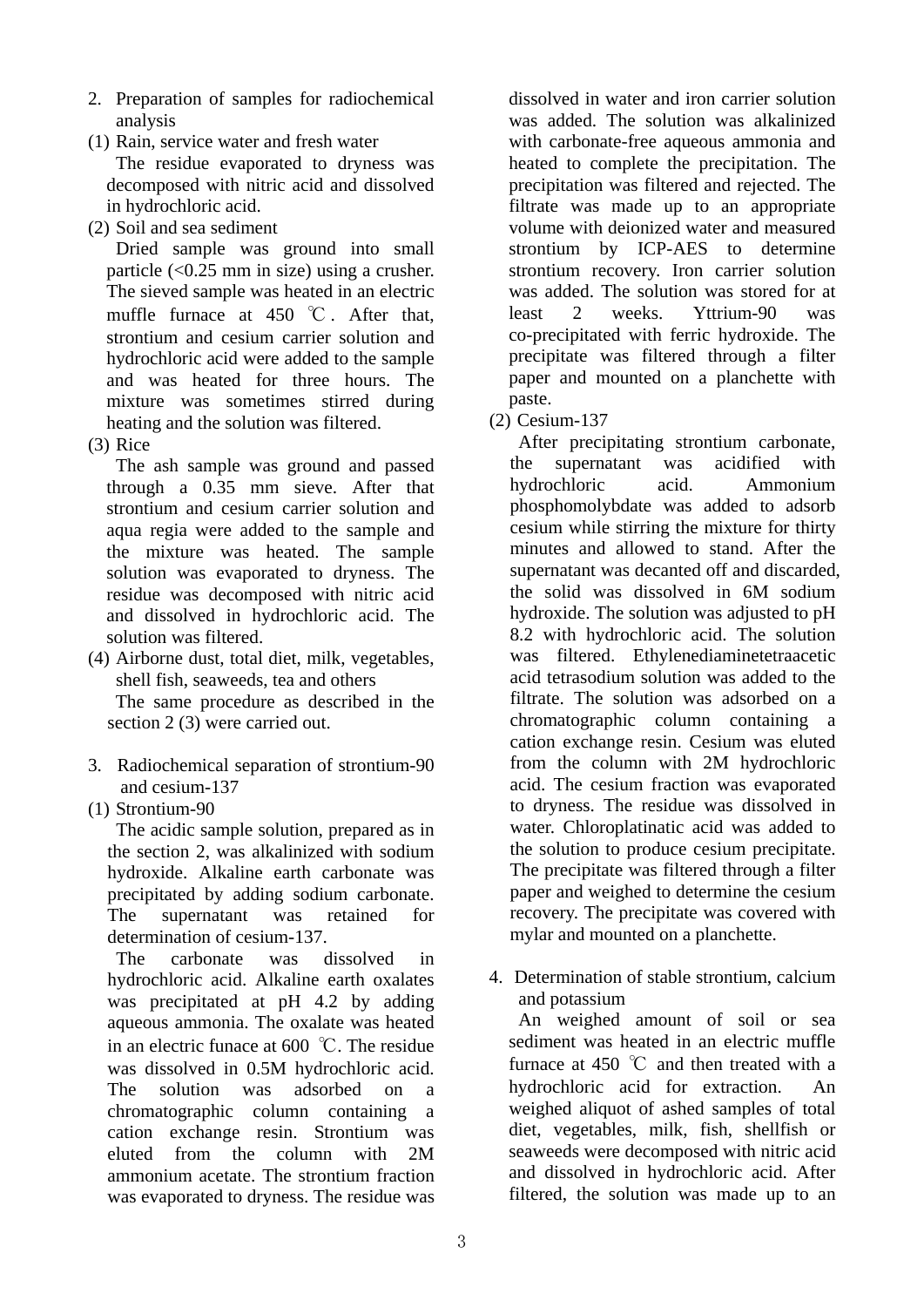## 2. Preparation of samples for radiochemical analysis

(1) Rain, service water and fresh water

The residue evaporated to dryness was decomposed with nitric acid and dissolved in hydrochloric acid.

(2) Soil and sea sediment

Dried sample was ground into small particle (<0.25 mm in size) using a crusher. The sieved sample was heated in an electric muffle furnace at 450 ℃. After that, strontium and cesium carrier solution and hydrochloric acid were added to the sample and was heated for three hours. The mixture was sometimes stirred during heating and the solution was filtered.

(3) Rice

The ash sample was ground and passed through a 0.35 mm sieve. After that strontium and cesium carrier solution and aqua regia were added to the sample and the mixture was heated. The sample solution was evaporated to dryness. The residue was decomposed with nitric acid and dissolved in hydrochloric acid. The solution was filtered.

(4) Airborne dust, total diet, milk, vegetables, shell fish, seaweeds, tea and others

The same procedure as described in the section 2 (3) were carried out.

## 3. Radiochemical separation of strontium-90 and cesium-137

(1) Strontium-90

The acidic sample solution, prepared as in the section 2, was alkalinized with sodium hydroxide. Alkaline earth carbonate was precipitated by adding sodium carbonate. The supernatant was retained for determination of cesium-137.

The carbonate was dissolved in hydrochloric acid. Alkaline earth oxalates was precipitated at pH 4.2 by adding aqueous ammonia. The oxalate was heated in an electric funace at 600 ℃. The residue was dissolved in 0.5M hydrochloric acid. The solution was adsorbed on a chromatographic column containing a cation exchange resin. Strontium was eluted from the column with 2M ammonium acetate. The strontium fraction was evaporated to dryness. The residue was dissolved in water and iron carrier solution was added. The solution was alkalinized with carbonate-free aqueous ammonia and heated to complete the precipitation. The precipitation was filtered and rejected. The filtrate was made up to an appropriate volume with deionized water and measured strontium by ICP-AES to determine strontium recovery. Iron carrier solution was added. The solution was stored for at least 2 weeks. Yttrium-90 was co-precipitated with ferric hydroxide. The precipitate was filtered through a filter paper and mounted on a planchette with paste.

(2) Cesium-137

After precipitating strontium carbonate, the supernatant was acidified with hydrochloric acid. Ammonium phosphomolybdate was added to adsorb cesium while stirring the mixture for thirty minutes and allowed to stand. After the supernatant was decanted off and discarded, the solid was dissolved in 6M sodium hydroxide. The solution was adjusted to pH 8.2 with hydrochloric acid. The solution was filtered. Ethylenediaminetetraacetic acid tetrasodium solution was added to the filtrate. The solution was adsorbed on a chromatographic column containing a cation exchange resin. Cesium was eluted from the column with 2M hydrochloric acid. The cesium fraction was evaporated to dryness. The residue was dissolved in water. Chloroplatinatic acid was added to the solution to produce cesium precipitate. The precipitate was filtered through a filter paper and weighed to determine the cesium recovery. The precipitate was covered with mylar and mounted on a planchette.

## 4. Determination of stable strontium, calcium and potassium

An weighed amount of soil or sea sediment was heated in an electric muffle furnace at 450 ℃ and then treated with a hydrochloric acid for extraction. An weighed aliquot of ashed samples of total diet, vegetables, milk, fish, shellfish or seaweeds were decomposed with nitric acid and dissolved in hydrochloric acid. After filtered, the solution was made up to an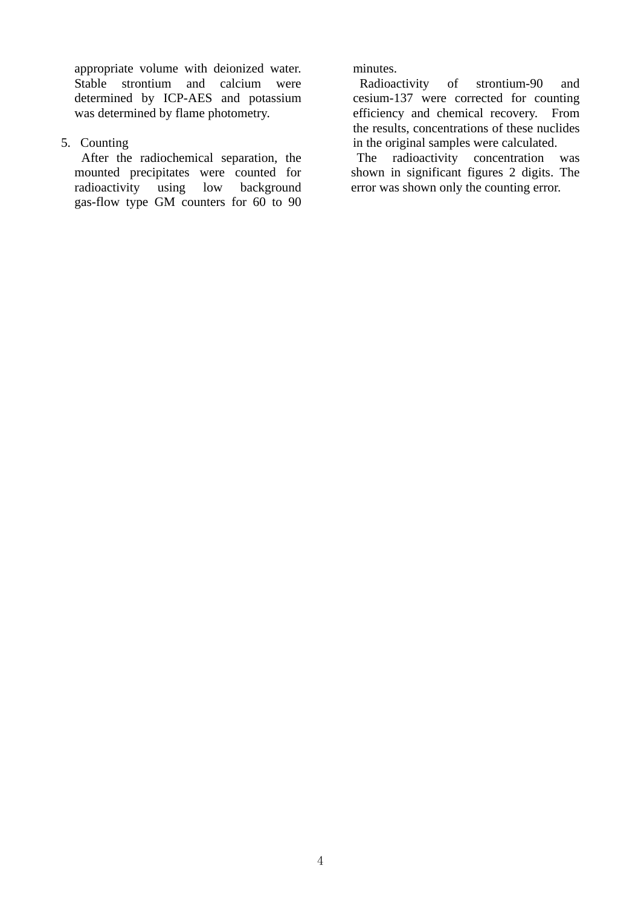appropriate volume with deionized water. Stable strontium and calcium were determined by ICP-AES and potassium was determined by flame photometry.

5. Counting

After the radiochemical separation, the mounted precipitates were counted for radioactivity using low background gas-flow type GM counters for 60 to 90 minutes.

Radioactivity of strontium-90 and cesium-137 were corrected for counting efficiency and chemical recovery. From the results, concentrations of these nuclides in the original samples were calculated.

The radioactivity concentration was shown in significant figures 2 digits. The error was shown only the counting error.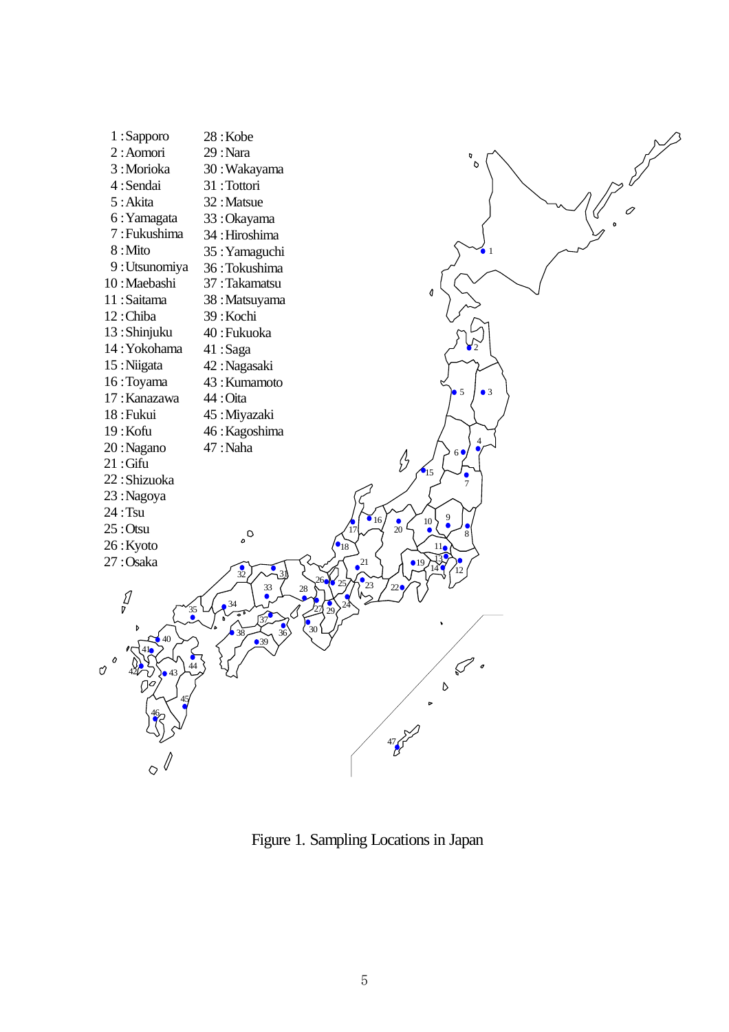1 : Sapporo
2 : Aomori
3 : Morioka
4 : Sendai
5 : Akita
6 : Yamagata
7 : Fukushima
8 : Mito
9 : Utsunomiya
10 : Maebashi
11 : Saitama
12 : Chiba
13 : Shinjuku
14 : Yokohama
15 : Niigata
16 : Toyama
17 : Kanazawa
18 : Fukui
19 : Kofu
20 : Nagano
21 : Gifu
22 : Shizuoka
23 : Nagoya
24 : Tsu
25 : Otsu
26 : Kyoto
27 : Osaka
28 : Kobe
29 : Nara
30 : Wakayama
31 : Tottori
32 : Matsue
33 : Okayama
34 : Hiroshima
35 : Yamaguchi
36 : Tokushima
37 : Takamatsu
38 : Matsuyama
39 : Kochi
40 : Fukuoka
41 : Saga
42 : Nagasaki
43 : Kumamoto
44 : Oita
45 : Miyazaki
46 : Kagoshima
47 : Naha

Figure 1. Sampling Locations in Japan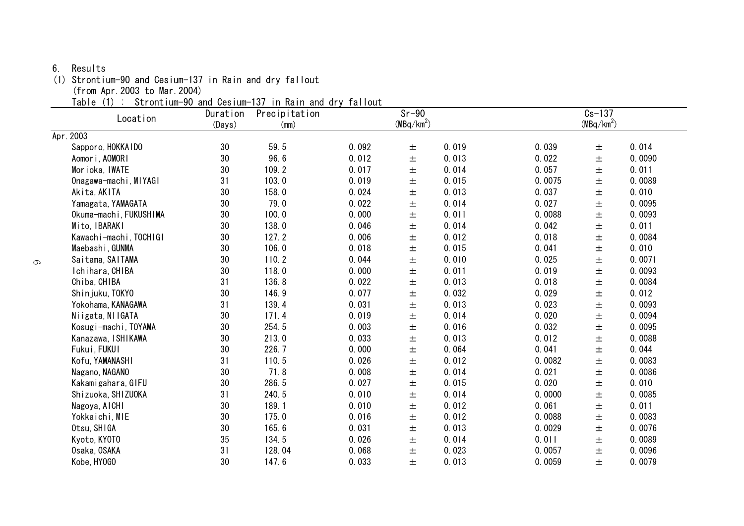6. Results

(1) Strontium-90 and Cesium-137 in Rain and dry fallout
(from Apr.2003 to Mar.2004)

Table (1) : Strontium-90 and Cesium-137 in Rain and dry fallout

| Location | Duration (Days) | Precipitation (mm) | Sr-90 ($MBq/km^2$) | | | Cs-137 ($MBq/km^2$) | | |
|---|---|---|---|---|---|---|---|---|
| Apr.2003 | | | | | | | | |
| Sapporo,HOKKAIDO | 30 | 59.5 | 0.092 | ± | 0.019 | 0.039 | ± | 0.014 |
| Aomori,AOMORI | 30 | 96.6 | 0.012 | ± | 0.013 | 0.022 | ± | 0.0090 |
| Morioka,IWATE | 30 | 109.2 | 0.017 | ± | 0.014 | 0.057 | ± | 0.011 |
| Onagawa-machi,MIYAGI | 31 | 103.0 | 0.019 | ± | 0.015 | 0.0075 | ± | 0.0089 |
| Akita,AKITA | 30 | 158.0 | 0.024 | ± | 0.013 | 0.037 | ± | 0.010 |
| Yamagata,YAMAGATA | 30 | 79.0 | 0.022 | ± | 0.014 | 0.027 | ± | 0.0095 |
| Okuma-machi,FUKUSHIMA | 30 | 100.0 | 0.000 | ± | 0.011 | 0.0088 | ± | 0.0093 |
| Mito,IBARAKI | 30 | 138.0 | 0.046 | ± | 0.014 | 0.042 | ± | 0.011 |
| Kawachi-machi,TOCHIGI | 30 | 127.2 | 0.006 | ± | 0.012 | 0.018 | ± | 0.0084 |
| Maebashi,GUNMA | 30 | 106.0 | 0.018 | ± | 0.015 | 0.041 | ± | 0.010 |
| Saitama,SAITAMA | 30 | 110.2 | 0.044 | ± | 0.010 | 0.025 | ± | 0.0071 |
| Ichihara,CHIBA | 30 | 118.0 | 0.000 | ± | 0.011 | 0.019 | ± | 0.0093 |
| Chiba,CHIBA | 31 | 136.8 | 0.022 | ± | 0.013 | 0.018 | ± | 0.0084 |
| Shinjuku,TOKYO | 30 | 146.9 | 0.077 | ± | 0.032 | 0.029 | ± | 0.012 |
| Yokohama,KANAGAWA | 31 | 139.4 | 0.031 | ± | 0.013 | 0.023 | ± | 0.0093 |
| Niigata,NIIGATA | 30 | 171.4 | 0.019 | ± | 0.014 | 0.020 | ± | 0.0094 |
| Kosugi-machi,TOYAMA | 30 | 254.5 | 0.003 | ± | 0.016 | 0.032 | ± | 0.0095 |
| Kanazawa,ISHIKAWA | 30 | 213.0 | 0.033 | ± | 0.013 | 0.012 | ± | 0.0088 |
| Fukui,FUKUI | 30 | 226.7 | 0.000 | ± | 0.064 | 0.041 | ± | 0.044 |
| Kofu,YAMANASHI | 31 | 110.5 | 0.026 | ± | 0.012 | 0.0082 | ± | 0.0083 |
| Nagano,NAGANO | 30 | 71.8 | 0.008 | ± | 0.014 | 0.021 | ± | 0.0086 |
| Kakamigahara,GIFU | 30 | 286.5 | 0.027 | ± | 0.015 | 0.020 | ± | 0.010 |
| Shizuoka,SHIZUOKA | 31 | 240.5 | 0.010 | ± | 0.014 | 0.0000 | ± | 0.0085 |
| Nagoya,AICHI | 30 | 189.1 | 0.010 | ± | 0.012 | 0.061 | ± | 0.011 |
| Yokkaichi,MIE | 30 | 175.0 | 0.016 | ± | 0.012 | 0.0088 | ± | 0.0083 |
| Otsu,SHIGA | 30 | 165.6 | 0.031 | ± | 0.013 | 0.0029 | ± | 0.0076 |
| Kyoto,KYOTO | 35 | 134.5 | 0.026 | ± | 0.014 | 0.011 | ± | 0.0089 |
| Osaka,OSAKA | 31 | 128.04 | 0.068 | ± | 0.023 | 0.0057 | ± | 0.0096 |
| Kobe,HYOGO | 30 | 147.6 | 0.033 | ± | 0.013 | 0.0059 | ± | 0.0079 |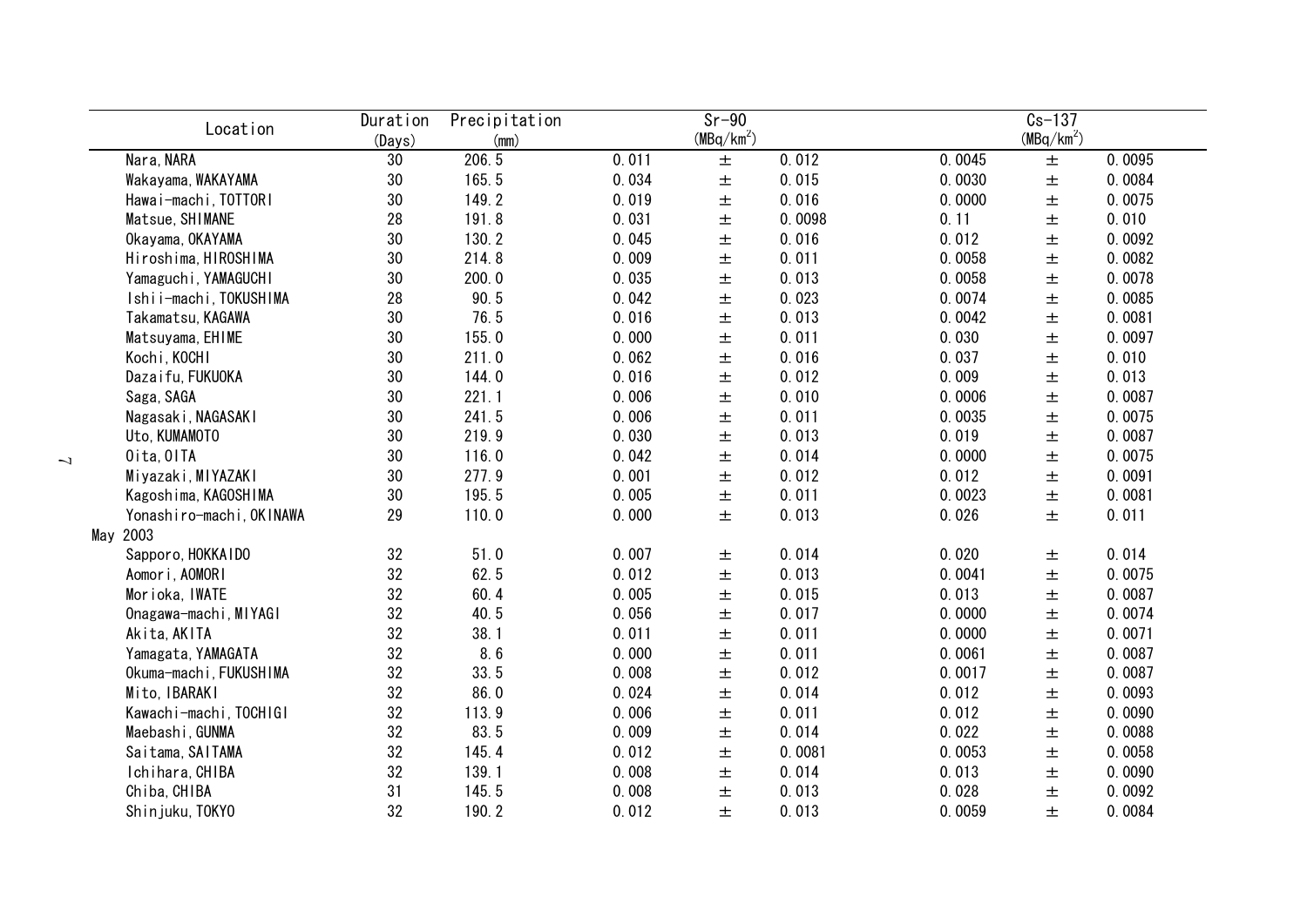| Location | Duration (Days) | Precipitation (mm) | Sr-90 (MBq/km$^2$) | | | Cs-137 (MBq/km$^2$) | | |
|---|---|---|---|---|---|---|---|---|
| Nara, NARA | 30 | 206.5 | 0.011 | ± | 0.012 | 0.0045 | ± | 0.0095 |
| Wakayama, WAKAYAMA | 30 | 165.5 | 0.034 | ± | 0.015 | 0.0030 | ± | 0.0084 |
| Hawai-machi, TOTTORI | 30 | 149.2 | 0.019 | ± | 0.016 | 0.0000 | ± | 0.0075 |
| Matsue, SHIMANE | 28 | 191.8 | 0.031 | ± | 0.0098 | 0.11 | ± | 0.010 |
| Okayama, OKAYAMA | 30 | 130.2 | 0.045 | ± | 0.016 | 0.012 | ± | 0.0092 |
| Hiroshima, HIROSHIMA | 30 | 214.8 | 0.009 | ± | 0.011 | 0.0058 | ± | 0.0082 |
| Yamaguchi, YAMAGUCHI | 30 | 200.0 | 0.035 | ± | 0.013 | 0.0058 | ± | 0.0078 |
| Ishii-machi, TOKUSHIMA | 28 | 90.5 | 0.042 | ± | 0.023 | 0.0074 | ± | 0.0085 |
| Takamatsu, KAGAWA | 30 | 76.5 | 0.016 | ± | 0.013 | 0.0042 | ± | 0.0081 |
| Matsuyama, EHIME | 30 | 155.0 | 0.000 | ± | 0.011 | 0.030 | ± | 0.0097 |
| Kochi, KOCHI | 30 | 211.0 | 0.062 | ± | 0.016 | 0.037 | ± | 0.010 |
| Dazaifu, FUKUOKA | 30 | 144.0 | 0.016 | ± | 0.012 | 0.009 | ± | 0.013 |
| Saga, SAGA | 30 | 221.1 | 0.006 | ± | 0.010 | 0.0006 | ± | 0.0087 |
| Nagasaki, NAGASAKI | 30 | 241.5 | 0.006 | ± | 0.011 | 0.0035 | ± | 0.0075 |
| Uto, KUMAMOTO | 30 | 219.9 | 0.030 | ± | 0.013 | 0.019 | ± | 0.0087 |
| Oita, OITA | 30 | 116.0 | 0.042 | ± | 0.014 | 0.0000 | ± | 0.0075 |
| Miyazaki, MIYAZAKI | 30 | 277.9 | 0.001 | ± | 0.012 | 0.012 | ± | 0.0091 |
| Kagoshima, KAGOSHIMA | 30 | 195.5 | 0.005 | ± | 0.011 | 0.0023 | ± | 0.0081 |
| Yonashiro-machi, OKINAWA | 29 | 110.0 | 0.000 | ± | 0.013 | 0.026 | ± | 0.011 |
| May 2003 | | | | | | | | |
| Sapporo, HOKKAIDO | 32 | 51.0 | 0.007 | ± | 0.014 | 0.020 | ± | 0.014 |
| Aomori, AOMORI | 32 | 62.5 | 0.012 | ± | 0.013 | 0.0041 | ± | 0.0075 |
| Morioka, IWATE | 32 | 60.4 | 0.005 | ± | 0.015 | 0.013 | ± | 0.0087 |
| Onagawa-machi, MIYAGI | 32 | 40.5 | 0.056 | ± | 0.017 | 0.0000 | ± | 0.0074 |
| Akita, AKITA | 32 | 38.1 | 0.011 | ± | 0.011 | 0.0000 | ± | 0.0071 |
| Yamagata, YAMAGATA | 32 | 8.6 | 0.000 | ± | 0.011 | 0.0061 | ± | 0.0087 |
| Okuma-machi, FUKUSHIMA | 32 | 33.5 | 0.008 | ± | 0.012 | 0.0017 | ± | 0.0087 |
| Mito, IBARAKI | 32 | 86.0 | 0.024 | ± | 0.014 | 0.012 | ± | 0.0093 |
| Kawachi-machi, TOCHIGI | 32 | 113.9 | 0.006 | ± | 0.011 | 0.012 | ± | 0.0090 |
| Maebashi, GUNMA | 32 | 83.5 | 0.009 | ± | 0.014 | 0.022 | ± | 0.0088 |
| Saitama, SAITAMA | 32 | 145.4 | 0.012 | ± | 0.0081 | 0.0053 | ± | 0.0058 |
| Ichihara, CHIBA | 32 | 139.1 | 0.008 | ± | 0.014 | 0.013 | ± | 0.0090 |
| Chiba, CHIBA | 31 | 145.5 | 0.008 | ± | 0.013 | 0.028 | ± | 0.0092 |
| Shinjuku, TOKYO | 32 | 190.2 | 0.012 | ± | 0.013 | 0.0059 | ± | 0.0084 |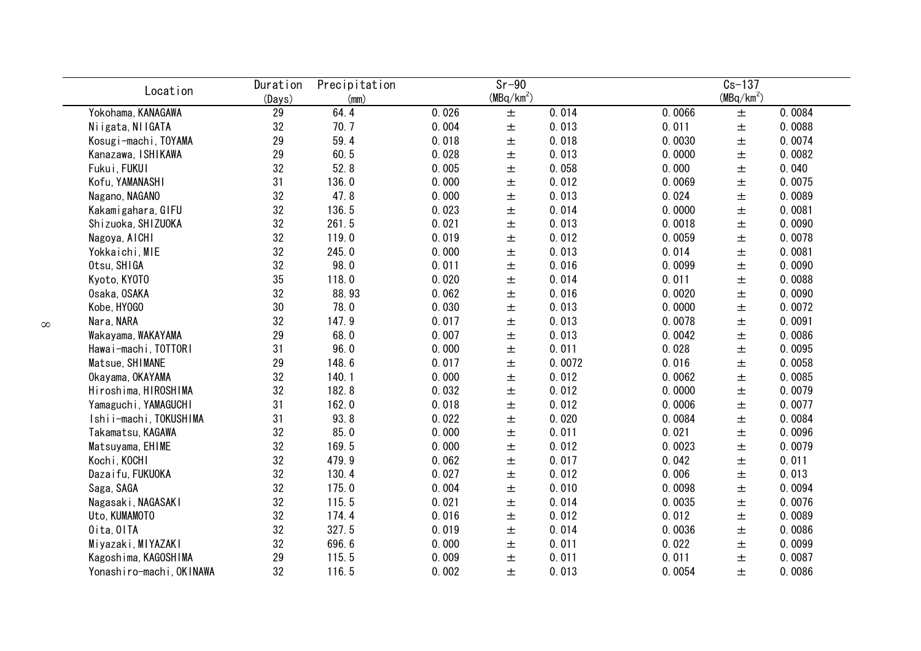| Location | Duration (Days) | Precipitation (mm) | Sr-90 ($MBq/km^2$) | | | Cs-137 ($MBq/km^2$) | | |
|---|---|---|---|---|---|---|---|---|
| Yokohama, KANAGAWA | 29 | 64.4 | 0.026 | ± | 0.014 | 0.0066 | ± | 0.0084 |
| Niigata, NIIGATA | 32 | 70.7 | 0.004 | ± | 0.013 | 0.011 | ± | 0.0088 |
| Kosugi-machi, TOYAMA | 29 | 59.4 | 0.018 | ± | 0.018 | 0.0030 | ± | 0.0074 |
| Kanazawa, ISHIKAWA | 29 | 60.5 | 0.028 | ± | 0.013 | 0.0000 | ± | 0.0082 |
| Fukui, FUKUI | 32 | 52.8 | 0.005 | ± | 0.058 | 0.000 | ± | 0.040 |
| Kofu, YAMANASHI | 31 | 136.0 | 0.000 | ± | 0.012 | 0.0069 | ± | 0.0075 |
| Nagano, NAGANO | 32 | 47.8 | 0.000 | ± | 0.013 | 0.024 | ± | 0.0089 |
| Kakamigahara, GIFU | 32 | 136.5 | 0.023 | ± | 0.014 | 0.0000 | ± | 0.0081 |
| Shizuoka, SHIZUOKA | 32 | 261.5 | 0.021 | ± | 0.013 | 0.0018 | ± | 0.0090 |
| Nagoya, AICHI | 32 | 119.0 | 0.019 | ± | 0.012 | 0.0059 | ± | 0.0078 |
| Yokkaichi, MIE | 32 | 245.0 | 0.000 | ± | 0.013 | 0.014 | ± | 0.0081 |
| Otsu, SHIGA | 32 | 98.0 | 0.011 | ± | 0.016 | 0.0099 | ± | 0.0090 |
| Kyoto, KYOTO | 35 | 118.0 | 0.020 | ± | 0.014 | 0.011 | ± | 0.0088 |
| Osaka, OSAKA | 32 | 88.93 | 0.062 | ± | 0.016 | 0.0020 | ± | 0.0090 |
| Kobe, HYOGO | 30 | 78.0 | 0.030 | ± | 0.013 | 0.0000 | ± | 0.0072 |
| Nara, NARA | 32 | 147.9 | 0.017 | ± | 0.013 | 0.0078 | ± | 0.0091 |
| Wakayama, WAKAYAMA | 29 | 68.0 | 0.007 | ± | 0.013 | 0.0042 | ± | 0.0086 |
| Hawai-machi, TOTTORI | 31 | 96.0 | 0.000 | ± | 0.011 | 0.028 | ± | 0.0095 |
| Matsue, SHIMANE | 29 | 148.6 | 0.017 | ± | 0.0072 | 0.016 | ± | 0.0058 |
| Okayama, OKAYAMA | 32 | 140.1 | 0.000 | ± | 0.012 | 0.0062 | ± | 0.0085 |
| Hiroshima, HIROSHIMA | 32 | 182.8 | 0.032 | ± | 0.012 | 0.0000 | ± | 0.0079 |
| Yamaguchi, YAMAGUCHI | 31 | 162.0 | 0.018 | ± | 0.012 | 0.0006 | ± | 0.0077 |
| Ishii-machi, TOKUSHIMA | 31 | 93.8 | 0.022 | ± | 0.020 | 0.0084 | ± | 0.0084 |
| Takamatsu, KAGAWA | 32 | 85.0 | 0.000 | ± | 0.011 | 0.021 | ± | 0.0096 |
| Matsuyama, EHIME | 32 | 169.5 | 0.000 | ± | 0.012 | 0.0023 | ± | 0.0079 |
| Kochi, KOCHI | 32 | 479.9 | 0.062 | ± | 0.017 | 0.042 | ± | 0.011 |
| Dazaifu, FUKUOKA | 32 | 130.4 | 0.027 | ± | 0.012 | 0.006 | ± | 0.013 |
| Saga, SAGA | 32 | 175.0 | 0.004 | ± | 0.010 | 0.0098 | ± | 0.0094 |
| Nagasaki, NAGASAKI | 32 | 115.5 | 0.021 | ± | 0.014 | 0.0035 | ± | 0.0076 |
| Uto, KUMAMOTO | 32 | 174.4 | 0.016 | ± | 0.012 | 0.012 | ± | 0.0089 |
| Oita, OITA | 32 | 327.5 | 0.019 | ± | 0.014 | 0.0036 | ± | 0.0086 |
| Miyazaki, MIYAZAKI | 32 | 696.6 | 0.000 | ± | 0.011 | 0.022 | ± | 0.0099 |
| Kagoshima, KAGOSHIMA | 29 | 115.5 | 0.009 | ± | 0.011 | 0.011 | ± | 0.0087 |
| Yonashiro-machi, OKINAWA | 32 | 116.5 | 0.002 | ± | 0.013 | 0.0054 | ± | 0.0086 |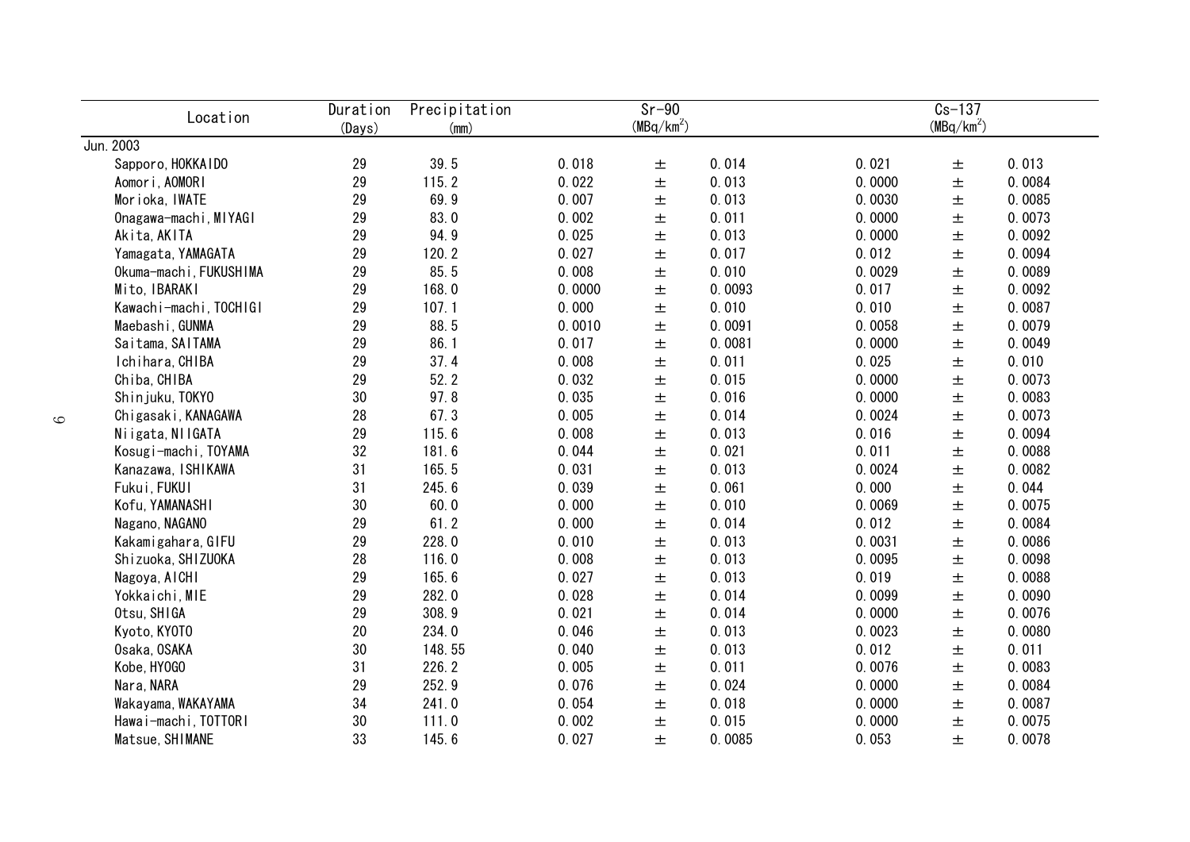| Location | Duration (Days) | Precipitation (mm) | Sr-90 ($MBq/km^2$) | | | Cs-137 ($MBq/km^2$) | | |
|---|---|---|---|---|---|---|---|---|
| Jun. 2003 | | | | | | | | |
| Sapporo, HOKKAIDO | 29 | 39.5 | 0.018 | ± | 0.014 | 0.021 | ± | 0.013 |
| Aomori, AOMORI | 29 | 115.2 | 0.022 | ± | 0.013 | 0.0000 | ± | 0.0084 |
| Morioka, IWATE | 29 | 69.9 | 0.007 | ± | 0.013 | 0.0030 | ± | 0.0085 |
| Onagawa-machi, MIYAGI | 29 | 83.0 | 0.002 | ± | 0.011 | 0.0000 | ± | 0.0073 |
| Akita, AKITA | 29 | 94.9 | 0.025 | ± | 0.013 | 0.0000 | ± | 0.0092 |
| Yamagata, YAMAGATA | 29 | 120.2 | 0.027 | ± | 0.017 | 0.012 | ± | 0.0094 |
| Okuma-machi, FUKUSHIMA | 29 | 85.5 | 0.008 | ± | 0.010 | 0.0029 | ± | 0.0089 |
| Mito, IBARAKI | 29 | 168.0 | 0.0000 | ± | 0.0093 | 0.017 | ± | 0.0092 |
| Kawachi-machi, TOCHIGI | 29 | 107.1 | 0.000 | ± | 0.010 | 0.010 | ± | 0.0087 |
| Maebashi, GUNMA | 29 | 88.5 | 0.0010 | ± | 0.0091 | 0.0058 | ± | 0.0079 |
| Saitama, SAITAMA | 29 | 86.1 | 0.017 | ± | 0.0081 | 0.0000 | ± | 0.0049 |
| Ichihara, CHIBA | 29 | 37.4 | 0.008 | ± | 0.011 | 0.025 | ± | 0.010 |
| Chiba, CHIBA | 29 | 52.2 | 0.032 | ± | 0.015 | 0.0000 | ± | 0.0073 |
| Shinjuku, TOKYO | 30 | 97.8 | 0.035 | ± | 0.016 | 0.0000 | ± | 0.0083 |
| Chigasaki, KANAGAWA | 28 | 67.3 | 0.005 | ± | 0.014 | 0.0024 | ± | 0.0073 |
| Niigata, NIIGATA | 29 | 115.6 | 0.008 | ± | 0.013 | 0.016 | ± | 0.0094 |
| Kosugi-machi, TOYAMA | 32 | 181.6 | 0.044 | ± | 0.021 | 0.011 | ± | 0.0088 |
| Kanazawa, ISHIKAWA | 31 | 165.5 | 0.031 | ± | 0.013 | 0.0024 | ± | 0.0082 |
| Fukui, FUKUI | 31 | 245.6 | 0.039 | ± | 0.061 | 0.000 | ± | 0.044 |
| Kofu, YAMANASHI | 30 | 60.0 | 0.000 | ± | 0.010 | 0.0069 | ± | 0.0075 |
| Nagano, NAGANO | 29 | 61.2 | 0.000 | ± | 0.014 | 0.012 | ± | 0.0084 |
| Kakamigahara, GIFU | 29 | 228.0 | 0.010 | ± | 0.013 | 0.0031 | ± | 0.0086 |
| Shizuoka, SHIZUOKA | 28 | 116.0 | 0.008 | ± | 0.013 | 0.0095 | ± | 0.0098 |
| Nagoya, AICHI | 29 | 165.6 | 0.027 | ± | 0.013 | 0.019 | ± | 0.0088 |
| Yokkaichi, MIE | 29 | 282.0 | 0.028 | ± | 0.014 | 0.0099 | ± | 0.0090 |
| Otsu, SHIGA | 29 | 308.9 | 0.021 | ± | 0.014 | 0.0000 | ± | 0.0076 |
| Kyoto, KYOTO | 20 | 234.0 | 0.046 | ± | 0.013 | 0.0023 | ± | 0.0080 |
| Osaka, OSAKA | 30 | 148.55 | 0.040 | ± | 0.013 | 0.012 | ± | 0.011 |
| Kobe, HYOGO | 31 | 226.2 | 0.005 | ± | 0.011 | 0.0076 | ± | 0.0083 |
| Nara, NARA | 29 | 252.9 | 0.076 | ± | 0.024 | 0.0000 | ± | 0.0084 |
| Wakayama, WAKAYAMA | 34 | 241.0 | 0.054 | ± | 0.018 | 0.0000 | ± | 0.0087 |
| Hawai-machi, TOTTORI | 30 | 111.0 | 0.002 | ± | 0.015 | 0.0000 | ± | 0.0075 |
| Matsue, SHIMANE | 33 | 145.6 | 0.027 | ± | 0.0085 | 0.053 | ± | 0.0078 |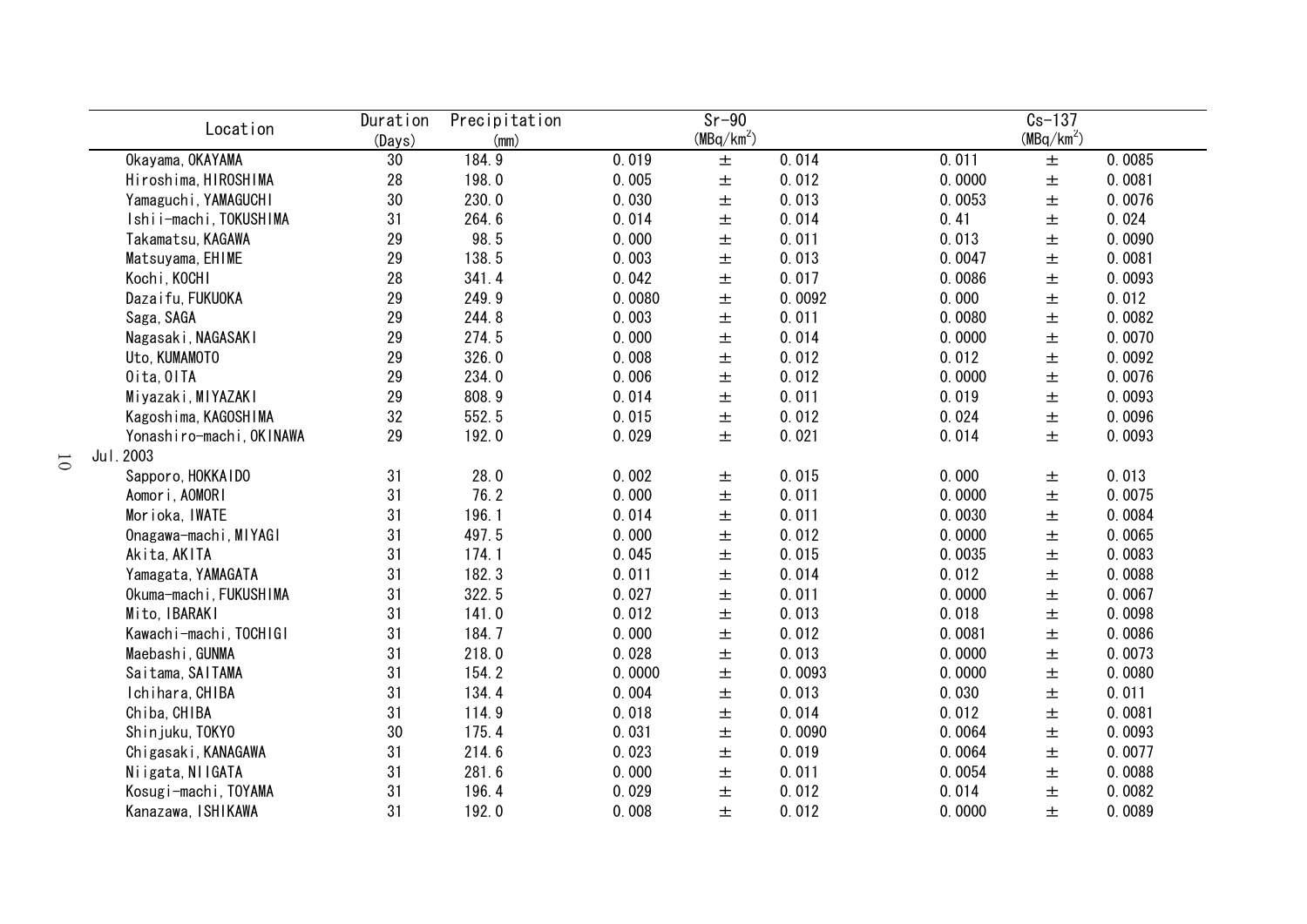| Location | Duration (Days) | Precipitation (mm) | Sr-90 ($MBq/km^2$) | | | Cs-137 ($MBq/km^2$) | | |
|---|---|---|---|---|---|---|---|---|
| Okayama, OKAYAMA | 30 | 184.9 | 0.019 | ± | 0.014 | 0.011 | ± | 0.0085 |
| Hiroshima, HIROSHIMA | 28 | 198.0 | 0.005 | ± | 0.012 | 0.0000 | ± | 0.0081 |
| Yamaguchi, YAMAGUCHI | 30 | 230.0 | 0.030 | ± | 0.013 | 0.0053 | ± | 0.0076 |
| Ishii-machi, TOKUSHIMA | 31 | 264.6 | 0.014 | ± | 0.014 | 0.41 | ± | 0.024 |
| Takamatsu, KAGAWA | 29 | 98.5 | 0.000 | ± | 0.011 | 0.013 | ± | 0.0090 |
| Matsuyama, EHIME | 29 | 138.5 | 0.003 | ± | 0.013 | 0.0047 | ± | 0.0081 |
| Kochi, KOCHI | 28 | 341.4 | 0.042 | ± | 0.017 | 0.0086 | ± | 0.0093 |
| Dazaifu, FUKUOKA | 29 | 249.9 | 0.0080 | ± | 0.0092 | 0.000 | ± | 0.012 |
| Saga, SAGA | 29 | 244.8 | 0.003 | ± | 0.011 | 0.0080 | ± | 0.0082 |
| Nagasaki, NAGASAKI | 29 | 274.5 | 0.000 | ± | 0.014 | 0.0000 | ± | 0.0070 |
| Uto, KUMAMOTO | 29 | 326.0 | 0.008 | ± | 0.012 | 0.012 | ± | 0.0092 |
| Oita, OITA | 29 | 234.0 | 0.006 | ± | 0.012 | 0.0000 | ± | 0.0076 |
| Miyazaki, MIYAZAKI | 29 | 808.9 | 0.014 | ± | 0.011 | 0.019 | ± | 0.0093 |
| Kagoshima, KAGOSHIMA | 32 | 552.5 | 0.015 | ± | 0.012 | 0.024 | ± | 0.0096 |
| Yonashiro-machi, OKINAWA | 29 | 192.0 | 0.029 | ± | 0.021 | 0.014 | ± | 0.0093 |
| Jul.2003 | | | | | | | | |
| Sapporo, HOKKAIDO | 31 | 28.0 | 0.002 | ± | 0.015 | 0.000 | ± | 0.013 |
| Aomori, AOMORI | 31 | 76.2 | 0.000 | ± | 0.011 | 0.0000 | ± | 0.0075 |
| Morioka, IWATE | 31 | 196.1 | 0.014 | ± | 0.011 | 0.0030 | ± | 0.0084 |
| Onagawa-machi, MIYAGI | 31 | 497.5 | 0.000 | ± | 0.012 | 0.0000 | ± | 0.0065 |
| Akita, AKITA | 31 | 174.1 | 0.045 | ± | 0.015 | 0.0035 | ± | 0.0083 |
| Yamagata, YAMAGATA | 31 | 182.3 | 0.011 | ± | 0.014 | 0.012 | ± | 0.0088 |
| Okuma-machi, FUKUSHIMA | 31 | 322.5 | 0.027 | ± | 0.011 | 0.0000 | ± | 0.0067 |
| Mito, IBARAKI | 31 | 141.0 | 0.012 | ± | 0.013 | 0.018 | ± | 0.0098 |
| Kawachi-machi, TOCHIGI | 31 | 184.7 | 0.000 | ± | 0.012 | 0.0081 | ± | 0.0086 |
| Maebashi, GUNMA | 31 | 218.0 | 0.028 | ± | 0.013 | 0.0000 | ± | 0.0073 |
| Saitama, SAITAMA | 31 | 154.2 | 0.0000 | ± | 0.0093 | 0.0000 | ± | 0.0080 |
| Ichihara, CHIBA | 31 | 134.4 | 0.004 | ± | 0.013 | 0.030 | ± | 0.011 |
| Chiba, CHIBA | 31 | 114.9 | 0.018 | ± | 0.014 | 0.012 | ± | 0.0081 |
| Shinjuku, TOKYO | 30 | 175.4 | 0.031 | ± | 0.0090 | 0.0064 | ± | 0.0093 |
| Chigasaki, KANAGAWA | 31 | 214.6 | 0.023 | ± | 0.019 | 0.0064 | ± | 0.0077 |
| Niigata, NIIGATA | 31 | 281.6 | 0.000 | ± | 0.011 | 0.0054 | ± | 0.0088 |
| Kosugi-machi, TOYAMA | 31 | 196.4 | 0.029 | ± | 0.012 | 0.014 | ± | 0.0082 |
| Kanazawa, ISHIKAWA | 31 | 192.0 | 0.008 | ± | 0.012 | 0.0000 | ± | 0.0089 |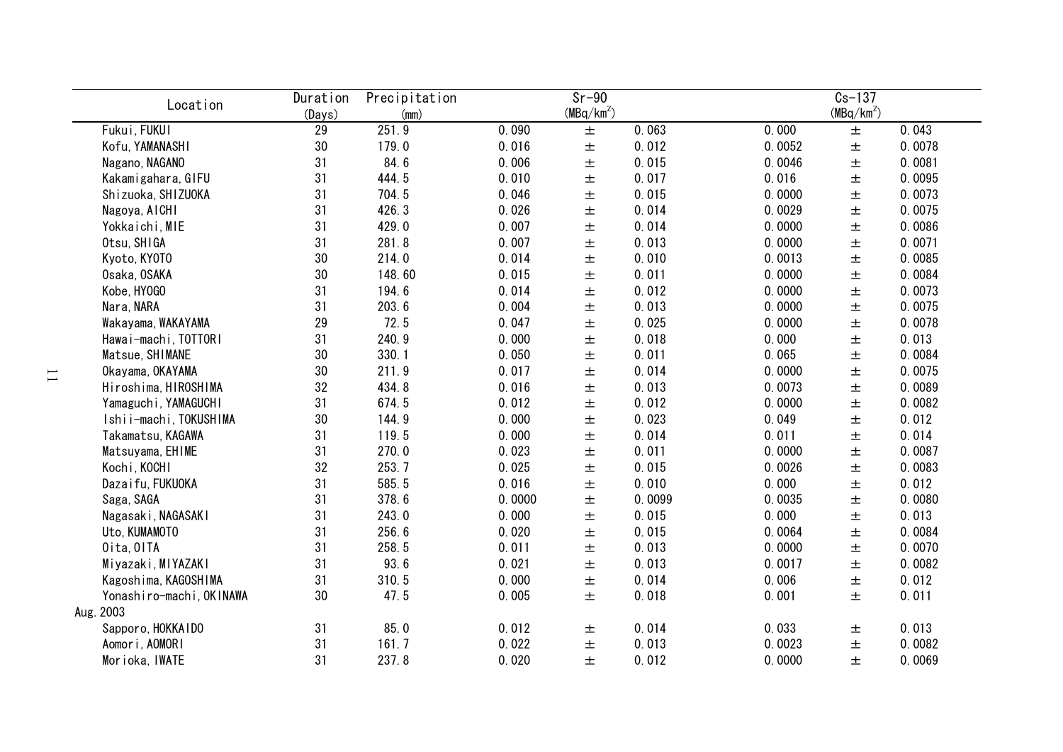| Location | Duration (Days) | Precipitation (mm) | Sr-90 (MBq/km$^2$) | | | Cs-137 (MBq/km$^2$) | | |
|---|---|---|---|---|---|---|---|---|
| Fukui, FUKUI | 29 | 251.9 | 0.090 | ± | 0.063 | 0.000 | ± | 0.043 |
| Kofu, YAMANASHI | 30 | 179.0 | 0.016 | ± | 0.012 | 0.0052 | ± | 0.0078 |
| Nagano, NAGANO | 31 | 84.6 | 0.006 | ± | 0.015 | 0.0046 | ± | 0.0081 |
| Kakamigahara, GIFU | 31 | 444.5 | 0.010 | ± | 0.017 | 0.016 | ± | 0.0095 |
| Shizuoka, SHIZUOKA | 31 | 704.5 | 0.046 | ± | 0.015 | 0.0000 | ± | 0.0073 |
| Nagoya, AICHI | 31 | 426.3 | 0.026 | ± | 0.014 | 0.0029 | ± | 0.0075 |
| Yokkaichi, MIE | 31 | 429.0 | 0.007 | ± | 0.014 | 0.0000 | ± | 0.0086 |
| Otsu, SHIGA | 31 | 281.8 | 0.007 | ± | 0.013 | 0.0000 | ± | 0.0071 |
| Kyoto, KYOTO | 30 | 214.0 | 0.014 | ± | 0.010 | 0.0013 | ± | 0.0085 |
| Osaka, OSAKA | 30 | 148.60 | 0.015 | ± | 0.011 | 0.0000 | ± | 0.0084 |
| Kobe, HYOGO | 31 | 194.6 | 0.014 | ± | 0.012 | 0.0000 | ± | 0.0073 |
| Nara, NARA | 31 | 203.6 | 0.004 | ± | 0.013 | 0.0000 | ± | 0.0075 |
| Wakayama, WAKAYAMA | 29 | 72.5 | 0.047 | ± | 0.025 | 0.0000 | ± | 0.0078 |
| Hawai-machi, TOTTORI | 31 | 240.9 | 0.000 | ± | 0.018 | 0.000 | ± | 0.013 |
| Matsue, SHIMANE | 30 | 330.1 | 0.050 | ± | 0.011 | 0.065 | ± | 0.0084 |
| Okayama, OKAYAMA | 30 | 211.9 | 0.017 | ± | 0.014 | 0.0000 | ± | 0.0075 |
| Hiroshima, HIROSHIMA | 32 | 434.8 | 0.016 | ± | 0.013 | 0.0073 | ± | 0.0089 |
| Yamaguchi, YAMAGUCHI | 31 | 674.5 | 0.012 | ± | 0.012 | 0.0000 | ± | 0.0082 |
| Ishii-machi, TOKUSHIMA | 30 | 144.9 | 0.000 | ± | 0.023 | 0.049 | ± | 0.012 |
| Takamatsu, KAGAWA | 31 | 119.5 | 0.000 | ± | 0.014 | 0.011 | ± | 0.014 |
| Matsuyama, EHIME | 31 | 270.0 | 0.023 | ± | 0.011 | 0.0000 | ± | 0.0087 |
| Kochi, KOCHI | 32 | 253.7 | 0.025 | ± | 0.015 | 0.0026 | ± | 0.0083 |
| Dazaifu, FUKUOKA | 31 | 585.5 | 0.016 | ± | 0.010 | 0.000 | ± | 0.012 |
| Saga, SAGA | 31 | 378.6 | 0.0000 | ± | 0.0099 | 0.0035 | ± | 0.0080 |
| Nagasaki, NAGASAKI | 31 | 243.0 | 0.000 | ± | 0.015 | 0.000 | ± | 0.013 |
| Uto, KUMAMOTO | 31 | 256.6 | 0.020 | ± | 0.015 | 0.0064 | ± | 0.0084 |
| Oita, OITA | 31 | 258.5 | 0.011 | ± | 0.013 | 0.0000 | ± | 0.0070 |
| Miyazaki, MIYAZAKI | 31 | 93.6 | 0.021 | ± | 0.013 | 0.0017 | ± | 0.0082 |
| Kagoshima, KAGOSHIMA | 31 | 310.5 | 0.000 | ± | 0.014 | 0.006 | ± | 0.012 |
| Yonashiro-machi, OKINAWA | 30 | 47.5 | 0.005 | ± | 0.018 | 0.001 | ± | 0.011 |
| Aug. 2003 | | | | | | | | |
| Sapporo, HOKKAIDO | 31 | 85.0 | 0.012 | ± | 0.014 | 0.033 | ± | 0.013 |
| Aomori, AOMORI | 31 | 161.7 | 0.022 | ± | 0.013 | 0.0023 | ± | 0.0082 |
| Morioka, IWATE | 31 | 237.8 | 0.020 | ± | 0.012 | 0.0000 | ± | 0.0069 |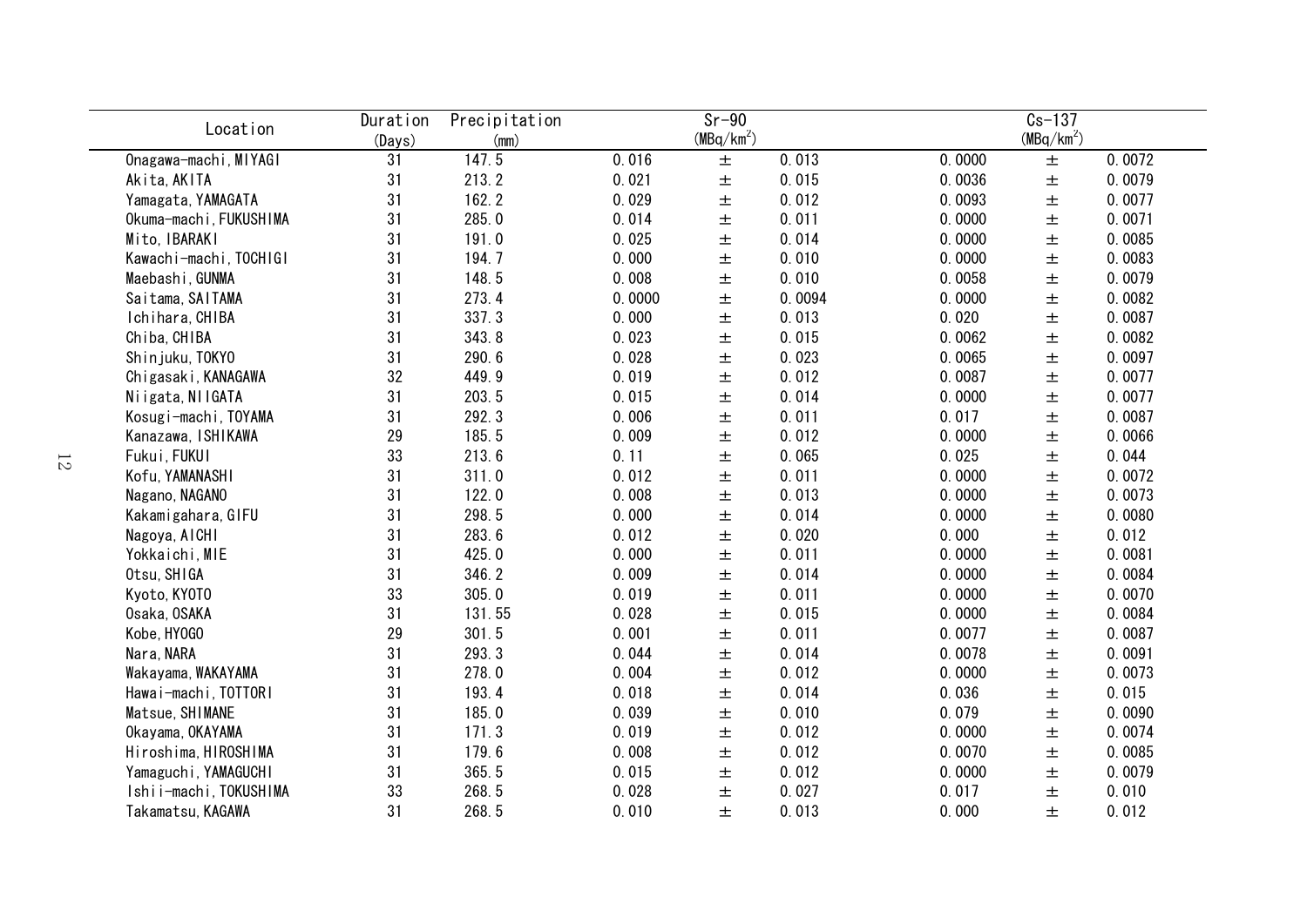| Location | Duration (Days) | Precipitation (mm) | Sr-90 ($MBq/km^2$) | | | Cs-137 ($MBq/km^2$) | | |
|---|---|---|---|---|---|---|---|---|
| Onagawa-machi, MIYAGI | 31 | 147.5 | 0.016 | ± | 0.013 | 0.0000 | ± | 0.0072 |
| Akita, AKITA | 31 | 213.2 | 0.021 | ± | 0.015 | 0.0036 | ± | 0.0079 |
| Yamagata, YAMAGATA | 31 | 162.2 | 0.029 | ± | 0.012 | 0.0093 | ± | 0.0077 |
| Okuma-machi, FUKUSHIMA | 31 | 285.0 | 0.014 | ± | 0.011 | 0.0000 | ± | 0.0071 |
| Mito, IBARAKI | 31 | 191.0 | 0.025 | ± | 0.014 | 0.0000 | ± | 0.0085 |
| Kawachi-machi, TOCHIGI | 31 | 194.7 | 0.000 | ± | 0.010 | 0.0000 | ± | 0.0083 |
| Maebashi, GUNMA | 31 | 148.5 | 0.008 | ± | 0.010 | 0.0058 | ± | 0.0079 |
| Saitama, SAITAMA | 31 | 273.4 | 0.0000 | ± | 0.0094 | 0.0000 | ± | 0.0082 |
| Ichihara, CHIBA | 31 | 337.3 | 0.000 | ± | 0.013 | 0.020 | ± | 0.0087 |
| Chiba, CHIBA | 31 | 343.8 | 0.023 | ± | 0.015 | 0.0062 | ± | 0.0082 |
| Shinjuku, TOKYO | 31 | 290.6 | 0.028 | ± | 0.023 | 0.0065 | ± | 0.0097 |
| Chigasaki, KANAGAWA | 32 | 449.9 | 0.019 | ± | 0.012 | 0.0087 | ± | 0.0077 |
| Niigata, NIIGATA | 31 | 203.5 | 0.015 | ± | 0.014 | 0.0000 | ± | 0.0077 |
| Kosugi-machi, TOYAMA | 31 | 292.3 | 0.006 | ± | 0.011 | 0.017 | ± | 0.0087 |
| Kanazawa, ISHIKAWA | 29 | 185.5 | 0.009 | ± | 0.012 | 0.0000 | ± | 0.0066 |
| Fukui, FUKUI | 33 | 213.6 | 0.11 | ± | 0.065 | 0.025 | ± | 0.044 |
| Kofu, YAMANASHI | 31 | 311.0 | 0.012 | ± | 0.011 | 0.0000 | ± | 0.0072 |
| Nagano, NAGANO | 31 | 122.0 | 0.008 | ± | 0.013 | 0.0000 | ± | 0.0073 |
| Kakamigahara, GIFU | 31 | 298.5 | 0.000 | ± | 0.014 | 0.0000 | ± | 0.0080 |
| Nagoya, AICHI | 31 | 283.6 | 0.012 | ± | 0.020 | 0.000 | ± | 0.012 |
| Yokkaichi, MIE | 31 | 425.0 | 0.000 | ± | 0.011 | 0.0000 | ± | 0.0081 |
| Otsu, SHIGA | 31 | 346.2 | 0.009 | ± | 0.014 | 0.0000 | ± | 0.0084 |
| Kyoto, KYOTO | 33 | 305.0 | 0.019 | ± | 0.011 | 0.0000 | ± | 0.0070 |
| Osaka, OSAKA | 31 | 131.55 | 0.028 | ± | 0.015 | 0.0000 | ± | 0.0084 |
| Kobe, HYOGO | 29 | 301.5 | 0.001 | ± | 0.011 | 0.0077 | ± | 0.0087 |
| Nara, NARA | 31 | 293.3 | 0.044 | ± | 0.014 | 0.0078 | ± | 0.0091 |
| Wakayama, WAKAYAMA | 31 | 278.0 | 0.004 | ± | 0.012 | 0.0000 | ± | 0.0073 |
| Hawai-machi, TOTTORI | 31 | 193.4 | 0.018 | ± | 0.014 | 0.036 | ± | 0.015 |
| Matsue, SHIMANE | 31 | 185.0 | 0.039 | ± | 0.010 | 0.079 | ± | 0.0090 |
| Okayama, OKAYAMA | 31 | 171.3 | 0.019 | ± | 0.012 | 0.0000 | ± | 0.0074 |
| Hiroshima, HIROSHIMA | 31 | 179.6 | 0.008 | ± | 0.012 | 0.0070 | ± | 0.0085 |
| Yamaguchi, YAMAGUCHI | 31 | 365.5 | 0.015 | ± | 0.012 | 0.0000 | ± | 0.0079 |
| Ishii-machi, TOKUSHIMA | 33 | 268.5 | 0.028 | ± | 0.027 | 0.017 | ± | 0.010 |
| Takamatsu, KAGAWA | 31 | 268.5 | 0.010 | ± | 0.013 | 0.000 | ± | 0.012 |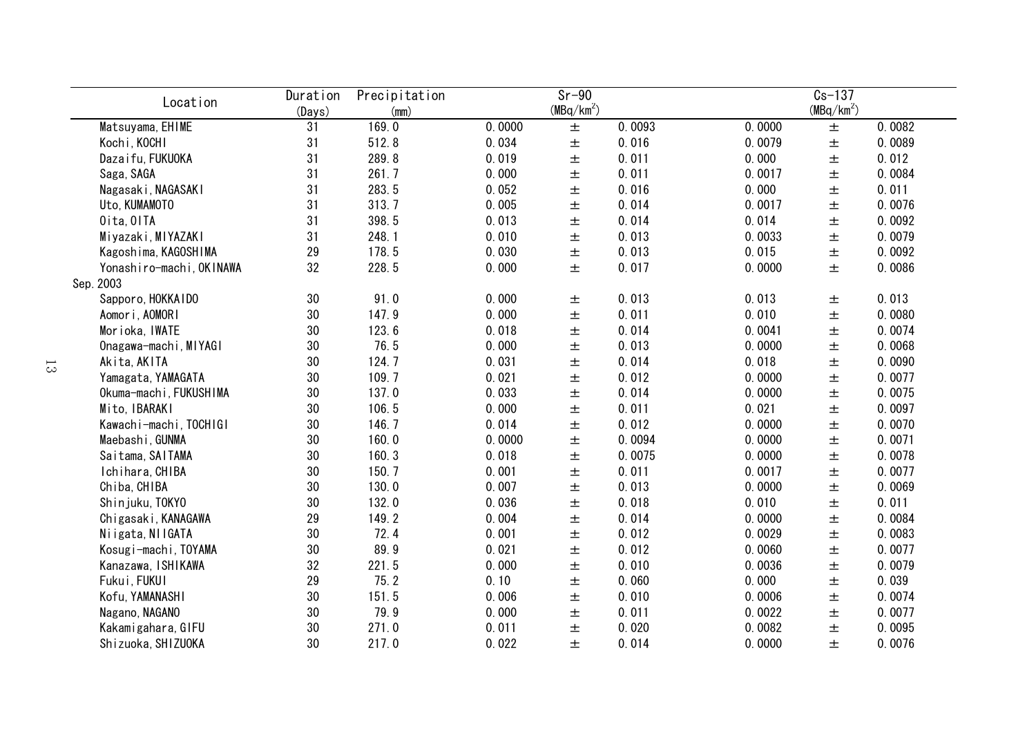| Location | Duration (Days) | Precipitation (mm) | Sr-90 ($MBq/km^2$) | | | Cs-137 ($MBq/km^2$) | | |
|---|---|---|---|---|---|---|---|---|
| Matsuyama, EHIME | 31 | 169.0 | 0.0000 | ± | 0.0093 | 0.0000 | ± | 0.0082 |
| Kochi, KOCHI | 31 | 512.8 | 0.034 | ± | 0.016 | 0.0079 | ± | 0.0089 |
| Dazaifu, FUKUOKA | 31 | 289.8 | 0.019 | ± | 0.011 | 0.000 | ± | 0.012 |
| Saga, SAGA | 31 | 261.7 | 0.000 | ± | 0.011 | 0.0017 | ± | 0.0084 |
| Nagasaki, NAGASAKI | 31 | 283.5 | 0.052 | ± | 0.016 | 0.000 | ± | 0.011 |
| Uto, KUMAMOTO | 31 | 313.7 | 0.005 | ± | 0.014 | 0.0017 | ± | 0.0076 |
| Oita, OITA | 31 | 398.5 | 0.013 | ± | 0.014 | 0.014 | ± | 0.0092 |
| Miyazaki, MIYAZAKI | 31 | 248.1 | 0.010 | ± | 0.013 | 0.0033 | ± | 0.0079 |
| Kagoshima, KAGOSHIMA | 29 | 178.5 | 0.030 | ± | 0.013 | 0.015 | ± | 0.0092 |
| Yonashiro-machi, OKINAWA | 32 | 228.5 | 0.000 | ± | 0.017 | 0.0000 | ± | 0.0086 |
| Sep. 2003 | | | | | | | | |
| Sapporo, HOKKAIDO | 30 | 91.0 | 0.000 | ± | 0.013 | 0.013 | ± | 0.013 |
| Aomori, AOMORI | 30 | 147.9 | 0.000 | ± | 0.011 | 0.010 | ± | 0.0080 |
| Morioka, IWATE | 30 | 123.6 | 0.018 | ± | 0.014 | 0.0041 | ± | 0.0074 |
| Onagawa-machi, MIYAGI | 30 | 76.5 | 0.000 | ± | 0.013 | 0.0000 | ± | 0.0068 |
| Akita, AKITA | 30 | 124.7 | 0.031 | ± | 0.014 | 0.018 | ± | 0.0090 |
| Yamagata, YAMAGATA | 30 | 109.7 | 0.021 | ± | 0.012 | 0.0000 | ± | 0.0077 |
| Okuma-machi, FUKUSHIMA | 30 | 137.0 | 0.033 | ± | 0.014 | 0.0000 | ± | 0.0075 |
| Mito, IBARAKI | 30 | 106.5 | 0.000 | ± | 0.011 | 0.021 | ± | 0.0097 |
| Kawachi-machi, TOCHIGI | 30 | 146.7 | 0.014 | ± | 0.012 | 0.0000 | ± | 0.0070 |
| Maebashi, GUNMA | 30 | 160.0 | 0.0000 | ± | 0.0094 | 0.0000 | ± | 0.0071 |
| Saitama, SAITAMA | 30 | 160.3 | 0.018 | ± | 0.0075 | 0.0000 | ± | 0.0078 |
| Ichihara, CHIBA | 30 | 150.7 | 0.001 | ± | 0.011 | 0.0017 | ± | 0.0077 |
| Chiba, CHIBA | 30 | 130.0 | 0.007 | ± | 0.013 | 0.0000 | ± | 0.0069 |
| Shinjuku, TOKYO | 30 | 132.0 | 0.036 | ± | 0.018 | 0.010 | ± | 0.011 |
| Chigasaki, KANAGAWA | 29 | 149.2 | 0.004 | ± | 0.014 | 0.0000 | ± | 0.0084 |
| Niigata, NIIGATA | 30 | 72.4 | 0.001 | ± | 0.012 | 0.0029 | ± | 0.0083 |
| Kosugi-machi, TOYAMA | 30 | 89.9 | 0.021 | ± | 0.012 | 0.0060 | ± | 0.0077 |
| Kanazawa, ISHIKAWA | 32 | 221.5 | 0.000 | ± | 0.010 | 0.0036 | ± | 0.0079 |
| Fukui, FUKUI | 29 | 75.2 | 0.10 | ± | 0.060 | 0.000 | ± | 0.039 |
| Kofu, YAMANASHI | 30 | 151.5 | 0.006 | ± | 0.010 | 0.0006 | ± | 0.0074 |
| Nagano, NAGANO | 30 | 79.9 | 0.000 | ± | 0.011 | 0.0022 | ± | 0.0077 |
| Kakamigahara, GIFU | 30 | 271.0 | 0.011 | ± | 0.020 | 0.0082 | ± | 0.0095 |
| Shizuoka, SHIZUOKA | 30 | 217.0 | 0.022 | ± | 0.014 | 0.0000 | ± | 0.0076 |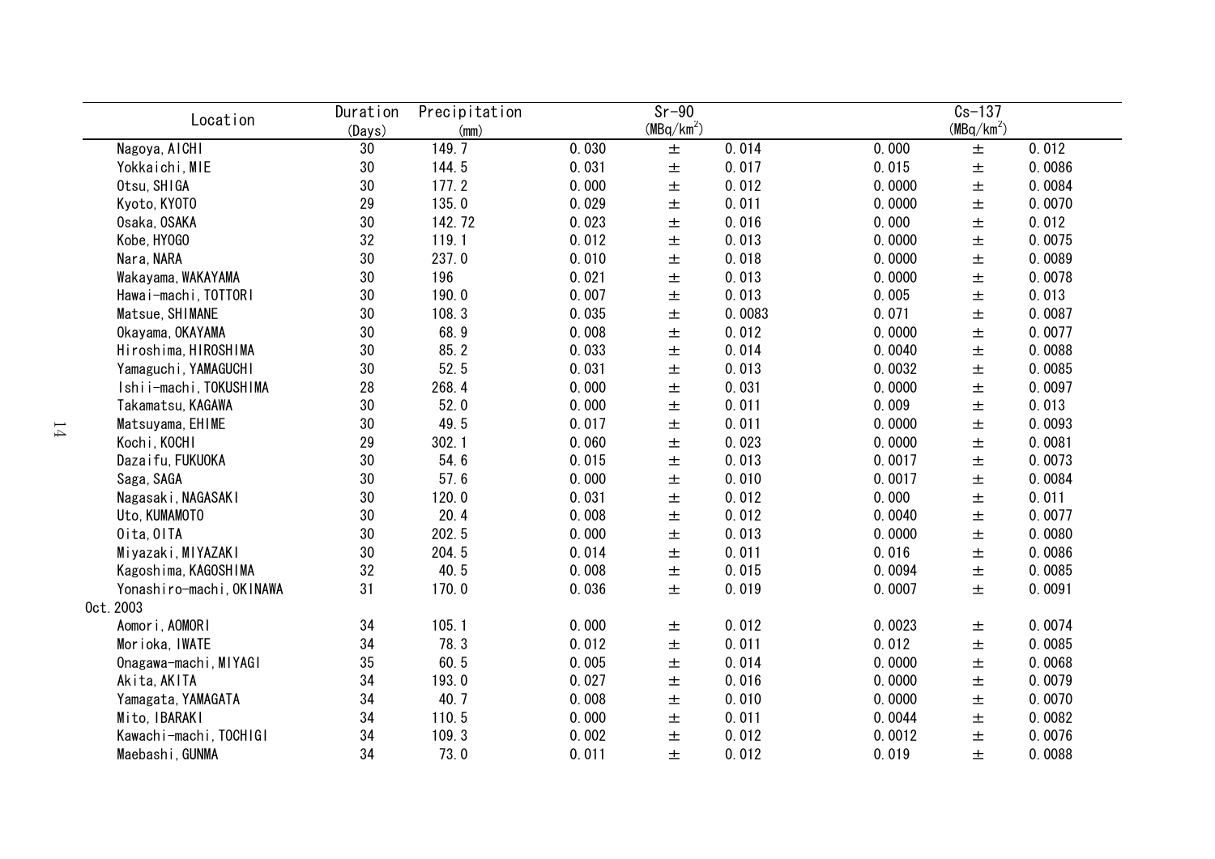| Location | Duration (Days) | Precipitation (mm) | Sr-90 (MBq/km$^2$) | | | Cs-137 (MBq/km$^2$) | | |
|---|---|---|---|---|---|---|---|---|
| Nagoya, AICHI | 30 | 149.7 | 0.030 | ± | 0.014 | 0.000 | ± | 0.012 |
| Yokkaichi, MIE | 30 | 144.5 | 0.031 | ± | 0.017 | 0.015 | ± | 0.0086 |
| Otsu, SHIGA | 30 | 177.2 | 0.000 | ± | 0.012 | 0.0000 | ± | 0.0084 |
| Kyoto, KYOTO | 29 | 135.0 | 0.029 | ± | 0.011 | 0.0000 | ± | 0.0070 |
| Osaka, OSAKA | 30 | 142.72 | 0.023 | ± | 0.016 | 0.000 | ± | 0.012 |
| Kobe, HYOGO | 32 | 119.1 | 0.012 | ± | 0.013 | 0.0000 | ± | 0.0075 |
| Nara, NARA | 30 | 237.0 | 0.010 | ± | 0.018 | 0.0000 | ± | 0.0089 |
| Wakayama, WAKAYAMA | 30 | 196 | 0.021 | ± | 0.013 | 0.0000 | ± | 0.0078 |
| Hawai-machi, TOTTORI | 30 | 190.0 | 0.007 | ± | 0.013 | 0.005 | ± | 0.013 |
| Matsue, SHIMANE | 30 | 108.3 | 0.035 | ± | 0.0083 | 0.071 | ± | 0.0087 |
| Okayama, OKAYAMA | 30 | 68.9 | 0.008 | ± | 0.012 | 0.0000 | ± | 0.0077 |
| Hiroshima, HIROSHIMA | 30 | 85.2 | 0.033 | ± | 0.014 | 0.0040 | ± | 0.0088 |
| Yamaguchi, YAMAGUCHI | 30 | 52.5 | 0.031 | ± | 0.013 | 0.0032 | ± | 0.0085 |
| Ishii-machi, TOKUSHIMA | 28 | 268.4 | 0.000 | ± | 0.031 | 0.0000 | ± | 0.0097 |
| Takamatsu, KAGAWA | 30 | 52.0 | 0.000 | ± | 0.011 | 0.009 | ± | 0.013 |
| Matsuyama, EHIME | 30 | 49.5 | 0.017 | ± | 0.011 | 0.0000 | ± | 0.0093 |
| Kochi, KOCHI | 29 | 302.1 | 0.060 | ± | 0.023 | 0.0000 | ± | 0.0081 |
| Dazaifu, FUKUOKA | 30 | 54.6 | 0.015 | ± | 0.013 | 0.0017 | ± | 0.0073 |
| Saga, SAGA | 30 | 57.6 | 0.000 | ± | 0.010 | 0.0017 | ± | 0.0084 |
| Nagasaki, NAGASAKI | 30 | 120.0 | 0.031 | ± | 0.012 | 0.000 | ± | 0.011 |
| Uto, KUMAMOTO | 30 | 20.4 | 0.008 | ± | 0.012 | 0.0040 | ± | 0.0077 |
| Oita, OITA | 30 | 202.5 | 0.000 | ± | 0.013 | 0.0000 | ± | 0.0080 |
| Miyazaki, MIYAZAKI | 30 | 204.5 | 0.014 | ± | 0.011 | 0.016 | ± | 0.0086 |
| Kagoshima, KAGOSHIMA | 32 | 40.5 | 0.008 | ± | 0.015 | 0.0094 | ± | 0.0085 |
| Yonashiro-machi, OKINAWA | 31 | 170.0 | 0.036 | ± | 0.019 | 0.0007 | ± | 0.0091 |
| Oct.2003 | | | | | | | | |
| Aomori, AOMORI | 34 | 105.1 | 0.000 | ± | 0.012 | 0.0023 | ± | 0.0074 |
| Morioka, IWATE | 34 | 78.3 | 0.012 | ± | 0.011 | 0.012 | ± | 0.0085 |
| Onagawa-machi, MIYAGI | 35 | 60.5 | 0.005 | ± | 0.014 | 0.0000 | ± | 0.0068 |
| Akita, AKITA | 34 | 193.0 | 0.027 | ± | 0.016 | 0.0000 | ± | 0.0079 |
| Yamagata, YAMAGATA | 34 | 40.7 | 0.008 | ± | 0.010 | 0.0000 | ± | 0.0070 |
| Mito, IBARAKI | 34 | 110.5 | 0.000 | ± | 0.011 | 0.0044 | ± | 0.0082 |
| Kawachi-machi, TOCHIGI | 34 | 109.3 | 0.002 | ± | 0.012 | 0.0012 | ± | 0.0076 |
| Maebashi, GUNMA | 34 | 73.0 | 0.011 | ± | 0.012 | 0.019 | ± | 0.0088 |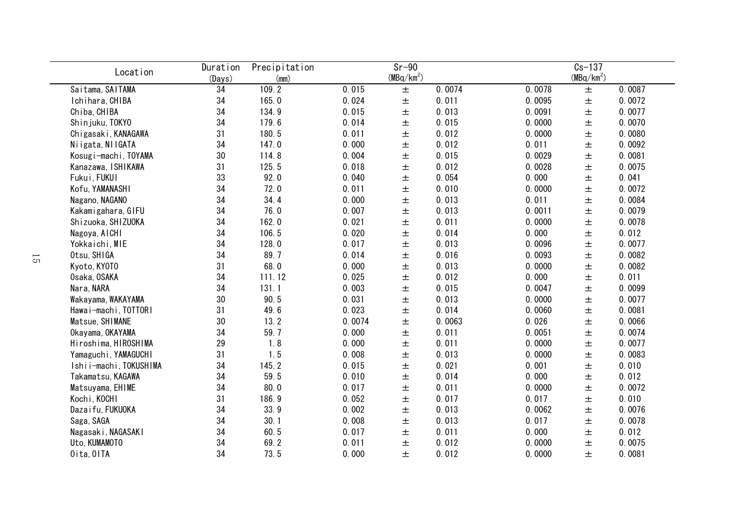| Location | Duration (Days) | Precipitation (mm) | Sr-90 ($MBq/km^2$) | | | Cs-137 ($MBq/km^2$) | | |
|---|---|---|---|---|---|---|---|---|
| Saitama, SAITAMA | 34 | 109.2 | 0.015 | ± | 0.0074 | 0.0078 | ± | 0.0087 |
| Ichihara, CHIBA | 34 | 165.0 | 0.024 | ± | 0.011 | 0.0095 | ± | 0.0072 |
| Chiba, CHIBA | 34 | 134.9 | 0.015 | ± | 0.013 | 0.0091 | ± | 0.0077 |
| Shinjuku, TOKYO | 34 | 179.6 | 0.014 | ± | 0.015 | 0.0000 | ± | 0.0070 |
| Chigasaki, KANAGAWA | 31 | 180.5 | 0.011 | ± | 0.012 | 0.0000 | ± | 0.0080 |
| Niigata, NIIGATA | 34 | 147.0 | 0.000 | ± | 0.012 | 0.011 | ± | 0.0092 |
| Kosugi-machi, TOYAMA | 30 | 114.8 | 0.004 | ± | 0.015 | 0.0029 | ± | 0.0081 |
| Kanazawa, ISHIKAWA | 31 | 125.5 | 0.018 | ± | 0.012 | 0.0028 | ± | 0.0075 |
| Fukui, FUKUI | 33 | 92.0 | 0.040 | ± | 0.054 | 0.000 | ± | 0.041 |
| Kofu, YAMANASHI | 34 | 72.0 | 0.011 | ± | 0.010 | 0.0000 | ± | 0.0072 |
| Nagano, NAGANO | 34 | 34.4 | 0.000 | ± | 0.013 | 0.011 | ± | 0.0084 |
| Kakamigahara, GIFU | 34 | 76.0 | 0.007 | ± | 0.013 | 0.0011 | ± | 0.0079 |
| Shizuoka, SHIZUOKA | 34 | 162.0 | 0.021 | ± | 0.011 | 0.0000 | ± | 0.0078 |
| Nagoya, AICHI | 34 | 106.5 | 0.020 | ± | 0.014 | 0.000 | ± | 0.012 |
| Yokkaichi, MIE | 34 | 128.0 | 0.017 | ± | 0.013 | 0.0096 | ± | 0.0077 |
| Otsu, SHIGA | 34 | 89.7 | 0.014 | ± | 0.016 | 0.0093 | ± | 0.0082 |
| Kyoto, KYOTO | 31 | 68.0 | 0.000 | ± | 0.013 | 0.0000 | ± | 0.0082 |
| Osaka, OSAKA | 34 | 111.12 | 0.025 | ± | 0.012 | 0.000 | ± | 0.011 |
| Nara, NARA | 34 | 131.1 | 0.003 | ± | 0.015 | 0.0047 | ± | 0.0099 |
| Wakayama, WAKAYAMA | 30 | 90.5 | 0.031 | ± | 0.013 | 0.0000 | ± | 0.0077 |
| Hawai-machi, TOTTORI | 31 | 49.6 | 0.023 | ± | 0.014 | 0.0060 | ± | 0.0081 |
| Matsue, SHIMANE | 30 | 13.2 | 0.0074 | ± | 0.0063 | 0.026 | ± | 0.0066 |
| Okayama, OKAYAMA | 34 | 59.7 | 0.000 | ± | 0.011 | 0.0051 | ± | 0.0074 |
| Hiroshima, HIROSHIMA | 29 | 1.8 | 0.000 | ± | 0.011 | 0.0000 | ± | 0.0077 |
| Yamaguchi, YAMAGUCHI | 31 | 1.5 | 0.008 | ± | 0.013 | 0.0000 | ± | 0.0083 |
| Ishii-machi, TOKUSHIMA | 34 | 145.2 | 0.015 | ± | 0.021 | 0.001 | ± | 0.010 |
| Takamatsu, KAGAWA | 34 | 59.5 | 0.010 | ± | 0.014 | 0.000 | ± | 0.012 |
| Matsuyama, EHIME | 34 | 80.0 | 0.017 | ± | 0.011 | 0.0000 | ± | 0.0072 |
| Kochi, KOCHI | 31 | 186.9 | 0.052 | ± | 0.017 | 0.017 | ± | 0.010 |
| Dazaifu, FUKUOKA | 34 | 33.9 | 0.002 | ± | 0.013 | 0.0062 | ± | 0.0076 |
| Saga, SAGA | 34 | 30.1 | 0.008 | ± | 0.013 | 0.017 | ± | 0.0078 |
| Nagasaki, NAGASAKI | 34 | 60.5 | 0.017 | ± | 0.011 | 0.000 | ± | 0.012 |
| Uto, KUMAMOTO | 34 | 69.2 | 0.011 | ± | 0.012 | 0.0000 | ± | 0.0075 |
| Oita, OITA | 34 | 73.5 | 0.000 | ± | 0.012 | 0.0000 | ± | 0.0081 |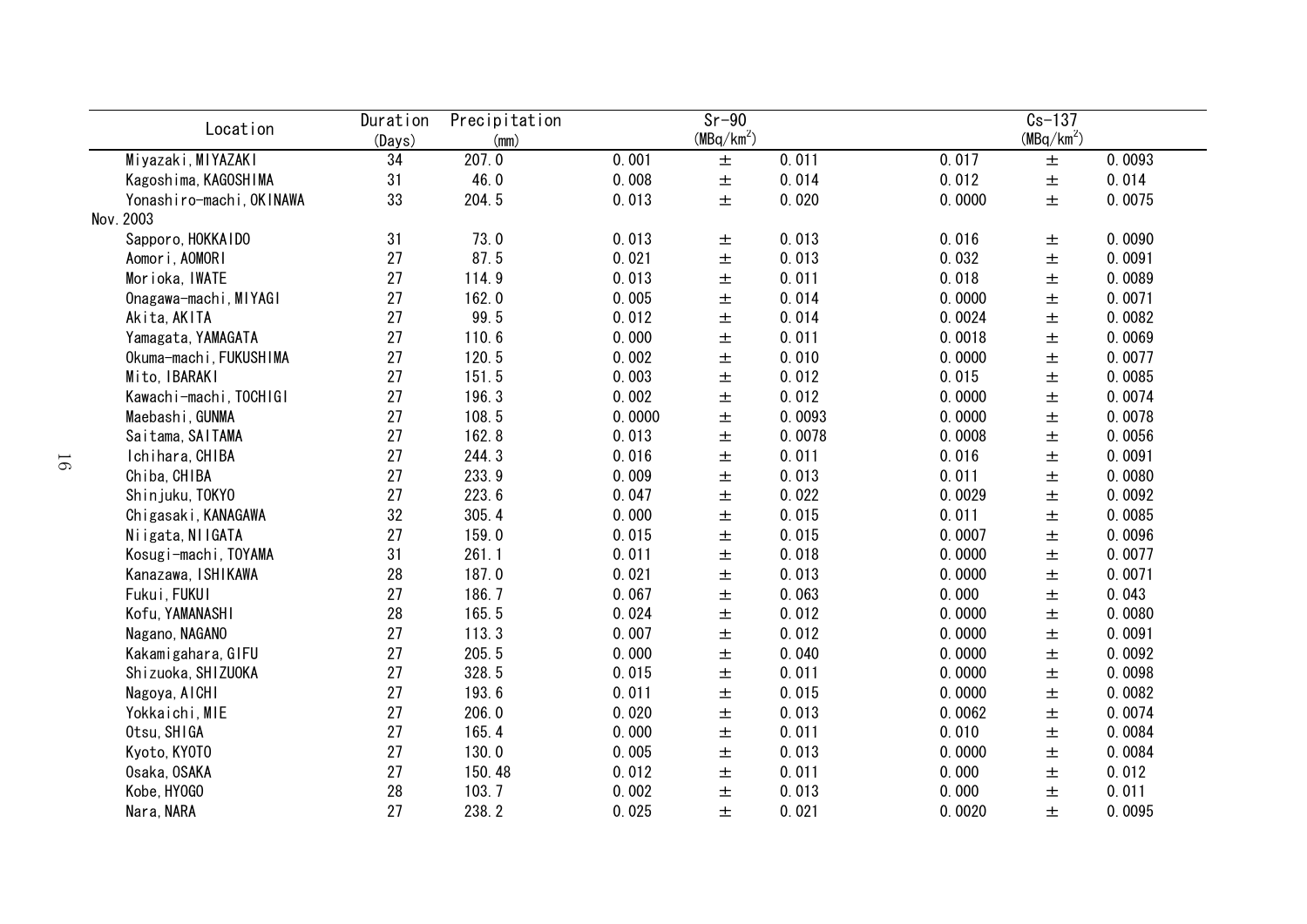| Location | Duration (Days) | Precipitation (mm) | Sr-90 (MBq/km$^2$) | | | Cs-137 (MBq/km$^2$) | | |
|---|---|---|---|---|---|---|---|---|
| Miyazaki, MIYAZAKI | 34 | 207.0 | 0.001 | ± | 0.011 | 0.017 | ± | 0.0093 |
| Kagoshima, KAGOSHIMA | 31 | 46.0 | 0.008 | ± | 0.014 | 0.012 | ± | 0.014 |
| Yonashiro-machi, OKINAWA | 33 | 204.5 | 0.013 | ± | 0.020 | 0.0000 | ± | 0.0075 |
| Nov. 2003 | | | | | | | | |
| Sapporo, HOKKAIDO | 31 | 73.0 | 0.013 | ± | 0.013 | 0.016 | ± | 0.0090 |
| Aomori, AOMORI | 27 | 87.5 | 0.021 | ± | 0.013 | 0.032 | ± | 0.0091 |
| Morioka, IWATE | 27 | 114.9 | 0.013 | ± | 0.011 | 0.018 | ± | 0.0089 |
| Onagawa-machi, MIYAGI | 27 | 162.0 | 0.005 | ± | 0.014 | 0.0000 | ± | 0.0071 |
| Akita, AKITA | 27 | 99.5 | 0.012 | ± | 0.014 | 0.0024 | ± | 0.0082 |
| Yamagata, YAMAGATA | 27 | 110.6 | 0.000 | ± | 0.011 | 0.0018 | ± | 0.0069 |
| Okuma-machi, FUKUSHIMA | 27 | 120.5 | 0.002 | ± | 0.010 | 0.0000 | ± | 0.0077 |
| Mito, IBARAKI | 27 | 151.5 | 0.003 | ± | 0.012 | 0.015 | ± | 0.0085 |
| Kawachi-machi, TOCHIGI | 27 | 196.3 | 0.002 | ± | 0.012 | 0.0000 | ± | 0.0074 |
| Maebashi, GUNMA | 27 | 108.5 | 0.0000 | ± | 0.0093 | 0.0000 | ± | 0.0078 |
| Saitama, SAITAMA | 27 | 162.8 | 0.013 | ± | 0.0078 | 0.0008 | ± | 0.0056 |
| Ichihara, CHIBA | 27 | 244.3 | 0.016 | ± | 0.011 | 0.016 | ± | 0.0091 |
| Chiba, CHIBA | 27 | 233.9 | 0.009 | ± | 0.013 | 0.011 | ± | 0.0080 |
| Shinjuku, TOKYO | 27 | 223.6 | 0.047 | ± | 0.022 | 0.0029 | ± | 0.0092 |
| Chigasaki, KANAGAWA | 32 | 305.4 | 0.000 | ± | 0.015 | 0.011 | ± | 0.0085 |
| Niigata, NIIGATA | 27 | 159.0 | 0.015 | ± | 0.015 | 0.0007 | ± | 0.0096 |
| Kosugi-machi, TOYAMA | 31 | 261.1 | 0.011 | ± | 0.018 | 0.0000 | ± | 0.0077 |
| Kanazawa, ISHIKAWA | 28 | 187.0 | 0.021 | ± | 0.013 | 0.0000 | ± | 0.0071 |
| Fukui, FUKUI | 27 | 186.7 | 0.067 | ± | 0.063 | 0.000 | ± | 0.043 |
| Kofu, YAMANASHI | 28 | 165.5 | 0.024 | ± | 0.012 | 0.0000 | ± | 0.0080 |
| Nagano, NAGANO | 27 | 113.3 | 0.007 | ± | 0.012 | 0.0000 | ± | 0.0091 |
| Kakamigahara, GIFU | 27 | 205.5 | 0.000 | ± | 0.040 | 0.0000 | ± | 0.0092 |
| Shizuoka, SHIZUOKA | 27 | 328.5 | 0.015 | ± | 0.011 | 0.0000 | ± | 0.0098 |
| Nagoya, AICHI | 27 | 193.6 | 0.011 | ± | 0.015 | 0.0000 | ± | 0.0082 |
| Yokkaichi, MIE | 27 | 206.0 | 0.020 | ± | 0.013 | 0.0062 | ± | 0.0074 |
| Otsu, SHIGA | 27 | 165.4 | 0.000 | ± | 0.011 | 0.010 | ± | 0.0084 |
| Kyoto, KYOTO | 27 | 130.0 | 0.005 | ± | 0.013 | 0.0000 | ± | 0.0084 |
| Osaka, OSAKA | 27 | 150.48 | 0.012 | ± | 0.011 | 0.000 | ± | 0.012 |
| Kobe, HYOGO | 28 | 103.7 | 0.002 | ± | 0.013 | 0.000 | ± | 0.011 |
| Nara, NARA | 27 | 238.2 | 0.025 | ± | 0.021 | 0.0020 | ± | 0.0095 |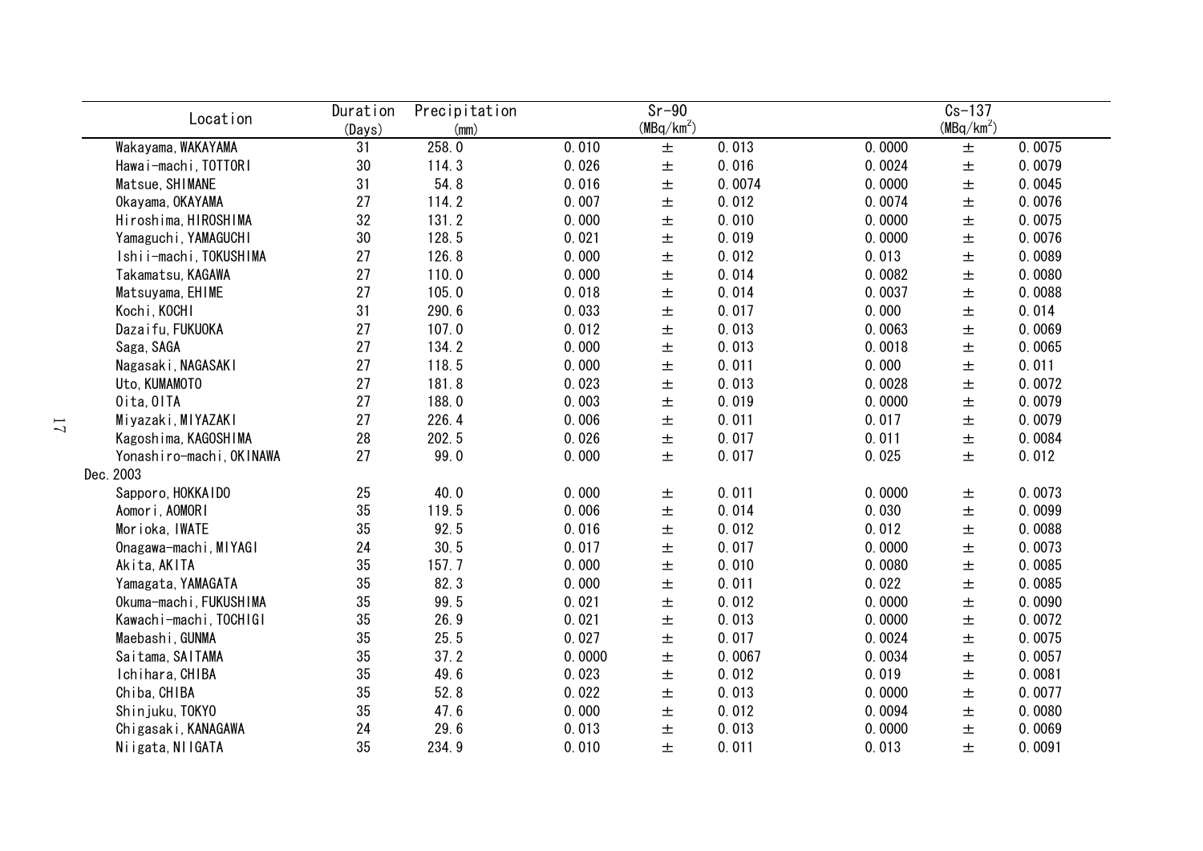| Location | Duration (Days) | Precipitation (mm) | Sr-90 (MBq/km$^2$) | | | Cs-137 (MBq/km$^2$) | | |
|---|---|---|---|---|---|---|---|---|
| Wakayama, WAKAYAMA | 31 | 258.0 | 0.010 | ± | 0.013 | 0.0000 | ± | 0.0075 |
| Hawai-machi, TOTTORI | 30 | 114.3 | 0.026 | ± | 0.016 | 0.0024 | ± | 0.0079 |
| Matsue, SHIMANE | 31 | 54.8 | 0.016 | ± | 0.0074 | 0.0000 | ± | 0.0045 |
| Okayama, OKAYAMA | 27 | 114.2 | 0.007 | ± | 0.012 | 0.0074 | ± | 0.0076 |
| Hiroshima, HIROSHIMA | 32 | 131.2 | 0.000 | ± | 0.010 | 0.0000 | ± | 0.0075 |
| Yamaguchi, YAMAGUCHI | 30 | 128.5 | 0.021 | ± | 0.019 | 0.0000 | ± | 0.0076 |
| Ishii-machi, TOKUSHIMA | 27 | 126.8 | 0.000 | ± | 0.012 | 0.013 | ± | 0.0089 |
| Takamatsu, KAGAWA | 27 | 110.0 | 0.000 | ± | 0.014 | 0.0082 | ± | 0.0080 |
| Matsuyama, EHIME | 27 | 105.0 | 0.018 | ± | 0.014 | 0.0037 | ± | 0.0088 |
| Kochi, KOCHI | 31 | 290.6 | 0.033 | ± | 0.017 | 0.000 | ± | 0.014 |
| Dazaifu, FUKUOKA | 27 | 107.0 | 0.012 | ± | 0.013 | 0.0063 | ± | 0.0069 |
| Saga, SAGA | 27 | 134.2 | 0.000 | ± | 0.013 | 0.0018 | ± | 0.0065 |
| Nagasaki, NAGASAKI | 27 | 118.5 | 0.000 | ± | 0.011 | 0.000 | ± | 0.011 |
| Uto, KUMAMOTO | 27 | 181.8 | 0.023 | ± | 0.013 | 0.0028 | ± | 0.0072 |
| Oita, OITA | 27 | 188.0 | 0.003 | ± | 0.019 | 0.0000 | ± | 0.0079 |
| Miyazaki, MIYAZAKI | 27 | 226.4 | 0.006 | ± | 0.011 | 0.017 | ± | 0.0079 |
| Kagoshima, KAGOSHIMA | 28 | 202.5 | 0.026 | ± | 0.017 | 0.011 | ± | 0.0084 |
| Yonashiro-machi, OKINAWA | 27 | 99.0 | 0.000 | ± | 0.017 | 0.025 | ± | 0.012 |
| Dec. 2003 | | | | | | | | |
| Sapporo, HOKKAIDO | 25 | 40.0 | 0.000 | ± | 0.011 | 0.0000 | ± | 0.0073 |
| Aomori, AOMORI | 35 | 119.5 | 0.006 | ± | 0.014 | 0.030 | ± | 0.0099 |
| Morioka, IWATE | 35 | 92.5 | 0.016 | ± | 0.012 | 0.012 | ± | 0.0088 |
| Onagawa-machi, MIYAGI | 24 | 30.5 | 0.017 | ± | 0.017 | 0.0000 | ± | 0.0073 |
| Akita, AKITA | 35 | 157.7 | 0.000 | ± | 0.010 | 0.0080 | ± | 0.0085 |
| Yamagata, YAMAGATA | 35 | 82.3 | 0.000 | ± | 0.011 | 0.022 | ± | 0.0085 |
| Okuma-machi, FUKUSHIMA | 35 | 99.5 | 0.021 | ± | 0.012 | 0.0000 | ± | 0.0090 |
| Kawachi-machi, TOCHIGI | 35 | 26.9 | 0.021 | ± | 0.013 | 0.0000 | ± | 0.0072 |
| Maebashi, GUNMA | 35 | 25.5 | 0.027 | ± | 0.017 | 0.0024 | ± | 0.0075 |
| Saitama, SAITAMA | 35 | 37.2 | 0.0000 | ± | 0.0067 | 0.0034 | ± | 0.0057 |
| Ichihara, CHIBA | 35 | 49.6 | 0.023 | ± | 0.012 | 0.019 | ± | 0.0081 |
| Chiba, CHIBA | 35 | 52.8 | 0.022 | ± | 0.013 | 0.0000 | ± | 0.0077 |
| Shinjuku, TOKYO | 35 | 47.6 | 0.000 | ± | 0.012 | 0.0094 | ± | 0.0080 |
| Chigasaki, KANAGAWA | 24 | 29.6 | 0.013 | ± | 0.013 | 0.0000 | ± | 0.0069 |
| Niigata, NIIGATA | 35 | 234.9 | 0.010 | ± | 0.011 | 0.013 | ± | 0.0091 |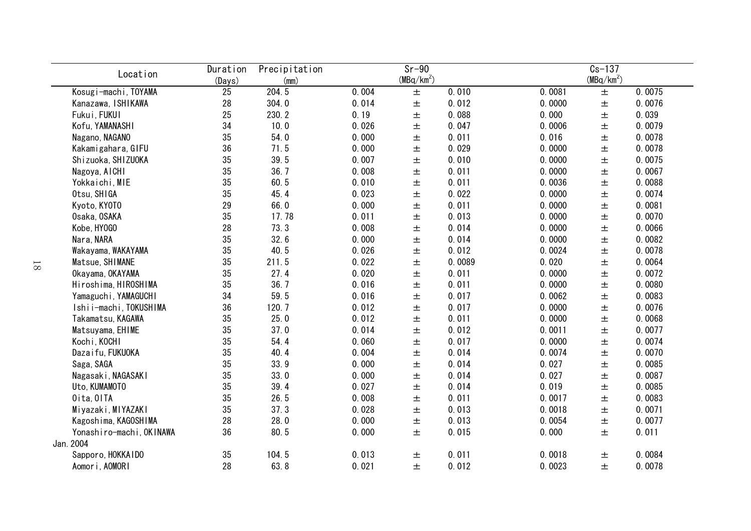| Location | Duration (Days) | Precipitation (mm) | Sr-90 ($MBq/km^2$) | | | Cs-137 ($MBq/km^2$) | | |
|---|---|---|---|---|---|---|---|---|
| Kosugi-machi, TOYAMA | 25 | 204.5 | 0.004 | ± | 0.010 | 0.0081 | ± | 0.0075 |
| Kanazawa, ISHIKAWA | 28 | 304.0 | 0.014 | ± | 0.012 | 0.0000 | ± | 0.0076 |
| Fukui, FUKUI | 25 | 230.2 | 0.19 | ± | 0.088 | 0.000 | ± | 0.039 |
| Kofu, YAMANASHI | 34 | 10.0 | 0.026 | ± | 0.047 | 0.0006 | ± | 0.0079 |
| Nagano, NAGANO | 35 | 54.0 | 0.000 | ± | 0.011 | 0.016 | ± | 0.0078 |
| Kakamigahara, GIFU | 36 | 71.5 | 0.000 | ± | 0.029 | 0.0000 | ± | 0.0078 |
| Shizuoka, SHIZUOKA | 35 | 39.5 | 0.007 | ± | 0.010 | 0.0000 | ± | 0.0075 |
| Nagoya, AICHI | 35 | 36.7 | 0.008 | ± | 0.011 | 0.0000 | ± | 0.0067 |
| Yokkaichi, MIE | 35 | 60.5 | 0.010 | ± | 0.011 | 0.0036 | ± | 0.0088 |
| Otsu, SHIGA | 35 | 45.4 | 0.023 | ± | 0.022 | 0.0000 | ± | 0.0074 |
| Kyoto, KYOTO | 29 | 66.0 | 0.000 | ± | 0.011 | 0.0000 | ± | 0.0081 |
| Osaka, OSAKA | 35 | 17.78 | 0.011 | ± | 0.013 | 0.0000 | ± | 0.0070 |
| Kobe, HYOGO | 28 | 73.3 | 0.008 | ± | 0.014 | 0.0000 | ± | 0.0066 |
| Nara, NARA | 35 | 32.6 | 0.000 | ± | 0.014 | 0.0000 | ± | 0.0082 |
| Wakayama, WAKAYAMA | 35 | 40.5 | 0.026 | ± | 0.012 | 0.0024 | ± | 0.0078 |
| Matsue, SHIMANE | 35 | 211.5 | 0.022 | ± | 0.0089 | 0.020 | ± | 0.0064 |
| Okayama, OKAYAMA | 35 | 27.4 | 0.020 | ± | 0.011 | 0.0000 | ± | 0.0072 |
| Hiroshima, HIROSHIMA | 35 | 36.7 | 0.016 | ± | 0.011 | 0.0000 | ± | 0.0080 |
| Yamaguchi, YAMAGUCHI | 34 | 59.5 | 0.016 | ± | 0.017 | 0.0062 | ± | 0.0083 |
| Ishii-machi, TOKUSHIMA | 36 | 120.7 | 0.012 | ± | 0.017 | 0.0000 | ± | 0.0076 |
| Takamatsu, KAGAWA | 35 | 25.0 | 0.012 | ± | 0.011 | 0.0000 | ± | 0.0068 |
| Matsuyama, EHIME | 35 | 37.0 | 0.014 | ± | 0.012 | 0.0011 | ± | 0.0077 |
| Kochi, KOCHI | 35 | 54.4 | 0.060 | ± | 0.017 | 0.0000 | ± | 0.0074 |
| Dazaifu, FUKUOKA | 35 | 40.4 | 0.004 | ± | 0.014 | 0.0074 | ± | 0.0070 |
| Saga, SAGA | 35 | 33.9 | 0.000 | ± | 0.014 | 0.027 | ± | 0.0085 |
| Nagasaki, NAGASAKI | 35 | 33.0 | 0.000 | ± | 0.014 | 0.027 | ± | 0.0087 |
| Uto, KUMAMOTO | 35 | 39.4 | 0.027 | ± | 0.014 | 0.019 | ± | 0.0085 |
| Oita, OITA | 35 | 26.5 | 0.008 | ± | 0.011 | 0.0017 | ± | 0.0083 |
| Miyazaki, MIYAZAKI | 35 | 37.3 | 0.028 | ± | 0.013 | 0.0018 | ± | 0.0071 |
| Kagoshima, KAGOSHIMA | 28 | 28.0 | 0.000 | ± | 0.013 | 0.0054 | ± | 0.0077 |
| Yonashiro-machi, OKINAWA | 36 | 80.5 | 0.000 | ± | 0.015 | 0.000 | ± | 0.011 |
| Jan. 2004 | | | | | | | | |
| Sapporo, HOKKAIDO | 35 | 104.5 | 0.013 | ± | 0.011 | 0.0018 | ± | 0.0084 |
| Aomori, AOMORI | 28 | 63.8 | 0.021 | ± | 0.012 | 0.0023 | ± | 0.0078 |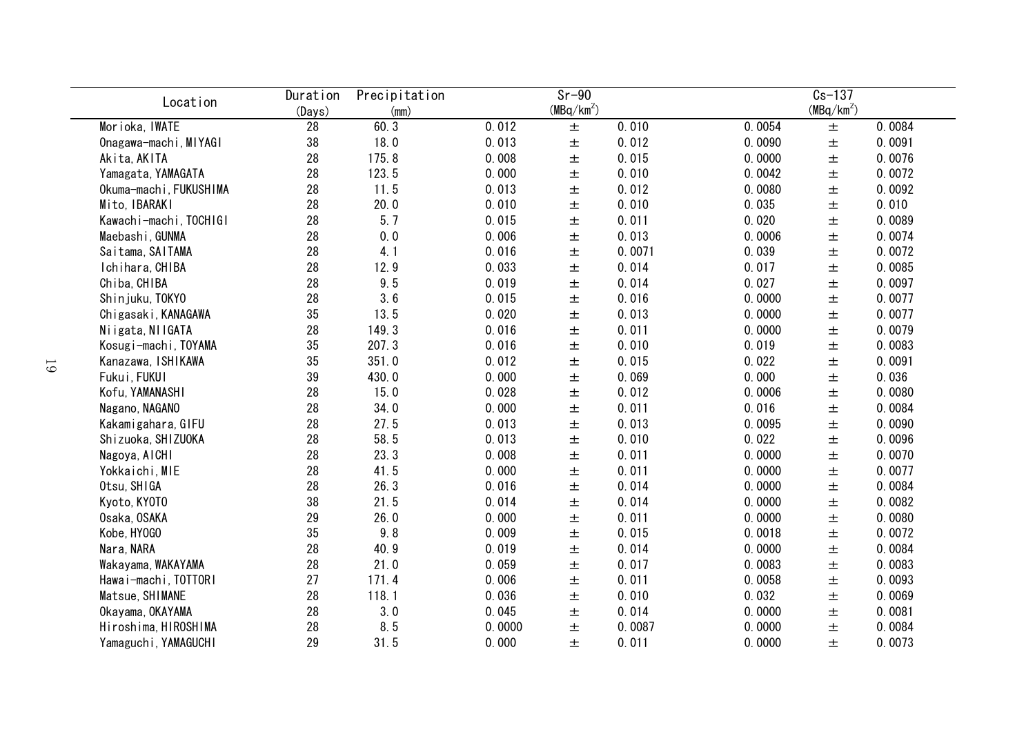| Location | Duration (Days) | Precipitation (mm) | Sr-90 ($MBq/km^2$) | | | Cs-137 ($MBq/km^2$) | | |
|---|---|---|---|---|---|---|---|---|
| Morioka, IWATE | 28 | 60.3 | 0.012 | ± | 0.010 | 0.0054 | ± | 0.0084 |
| Onagawa-machi, MIYAGI | 38 | 18.0 | 0.013 | ± | 0.012 | 0.0090 | ± | 0.0091 |
| Akita, AKITA | 28 | 175.8 | 0.008 | ± | 0.015 | 0.0000 | ± | 0.0076 |
| Yamagata, YAMAGATA | 28 | 123.5 | 0.000 | ± | 0.010 | 0.0042 | ± | 0.0072 |
| Okuma-machi, FUKUSHIMA | 28 | 11.5 | 0.013 | ± | 0.012 | 0.0080 | ± | 0.0092 |
| Mito, IBARAKI | 28 | 20.0 | 0.010 | ± | 0.010 | 0.035 | ± | 0.010 |
| Kawachi-machi, TOCHIGI | 28 | 5.7 | 0.015 | ± | 0.011 | 0.020 | ± | 0.0089 |
| Maebashi, GUNMA | 28 | 0.0 | 0.006 | ± | 0.013 | 0.0006 | ± | 0.0074 |
| Saitama, SAITAMA | 28 | 4.1 | 0.016 | ± | 0.0071 | 0.039 | ± | 0.0072 |
| Ichihara, CHIBA | 28 | 12.9 | 0.033 | ± | 0.014 | 0.017 | ± | 0.0085 |
| Chiba, CHIBA | 28 | 9.5 | 0.019 | ± | 0.014 | 0.027 | ± | 0.0097 |
| Shinjuku, TOKYO | 28 | 3.6 | 0.015 | ± | 0.016 | 0.0000 | ± | 0.0077 |
| Chigasaki, KANAGAWA | 35 | 13.5 | 0.020 | ± | 0.013 | 0.0000 | ± | 0.0077 |
| Niigata, NIIGATA | 28 | 149.3 | 0.016 | ± | 0.011 | 0.0000 | ± | 0.0079 |
| Kosugi-machi, TOYAMA | 35 | 207.3 | 0.016 | ± | 0.010 | 0.019 | ± | 0.0083 |
| Kanazawa, ISHIKAWA | 35 | 351.0 | 0.012 | ± | 0.015 | 0.022 | ± | 0.0091 |
| Fukui, FUKUI | 39 | 430.0 | 0.000 | ± | 0.069 | 0.000 | ± | 0.036 |
| Kofu, YAMANASHI | 28 | 15.0 | 0.028 | ± | 0.012 | 0.0006 | ± | 0.0080 |
| Nagano, NAGANO | 28 | 34.0 | 0.000 | ± | 0.011 | 0.016 | ± | 0.0084 |
| Kakamigahara, GIFU | 28 | 27.5 | 0.013 | ± | 0.013 | 0.0095 | ± | 0.0090 |
| Shizuoka, SHIZUOKA | 28 | 58.5 | 0.013 | ± | 0.010 | 0.022 | ± | 0.0096 |
| Nagoya, AICHI | 28 | 23.3 | 0.008 | ± | 0.011 | 0.0000 | ± | 0.0070 |
| Yokkaichi, MIE | 28 | 41.5 | 0.000 | ± | 0.011 | 0.0000 | ± | 0.0077 |
| Otsu, SHIGA | 28 | 26.3 | 0.016 | ± | 0.014 | 0.0000 | ± | 0.0084 |
| Kyoto, KYOTO | 38 | 21.5 | 0.014 | ± | 0.014 | 0.0000 | ± | 0.0082 |
| Osaka, OSAKA | 29 | 26.0 | 0.000 | ± | 0.011 | 0.0000 | ± | 0.0080 |
| Kobe, HYOGO | 35 | 9.8 | 0.009 | ± | 0.015 | 0.0018 | ± | 0.0072 |
| Nara, NARA | 28 | 40.9 | 0.019 | ± | 0.014 | 0.0000 | ± | 0.0084 |
| Wakayama, WAKAYAMA | 28 | 21.0 | 0.059 | ± | 0.017 | 0.0083 | ± | 0.0083 |
| Hawai-machi, TOTTORI | 27 | 171.4 | 0.006 | ± | 0.011 | 0.0058 | ± | 0.0093 |
| Matsue, SHIMANE | 28 | 118.1 | 0.036 | ± | 0.010 | 0.032 | ± | 0.0069 |
| Okayama, OKAYAMA | 28 | 3.0 | 0.045 | ± | 0.014 | 0.0000 | ± | 0.0081 |
| Hiroshima, HIROSHIMA | 28 | 8.5 | 0.0000 | ± | 0.0087 | 0.0000 | ± | 0.0084 |
| Yamaguchi, YAMAGUCHI | 29 | 31.5 | 0.000 | ± | 0.011 | 0.0000 | ± | 0.0073 |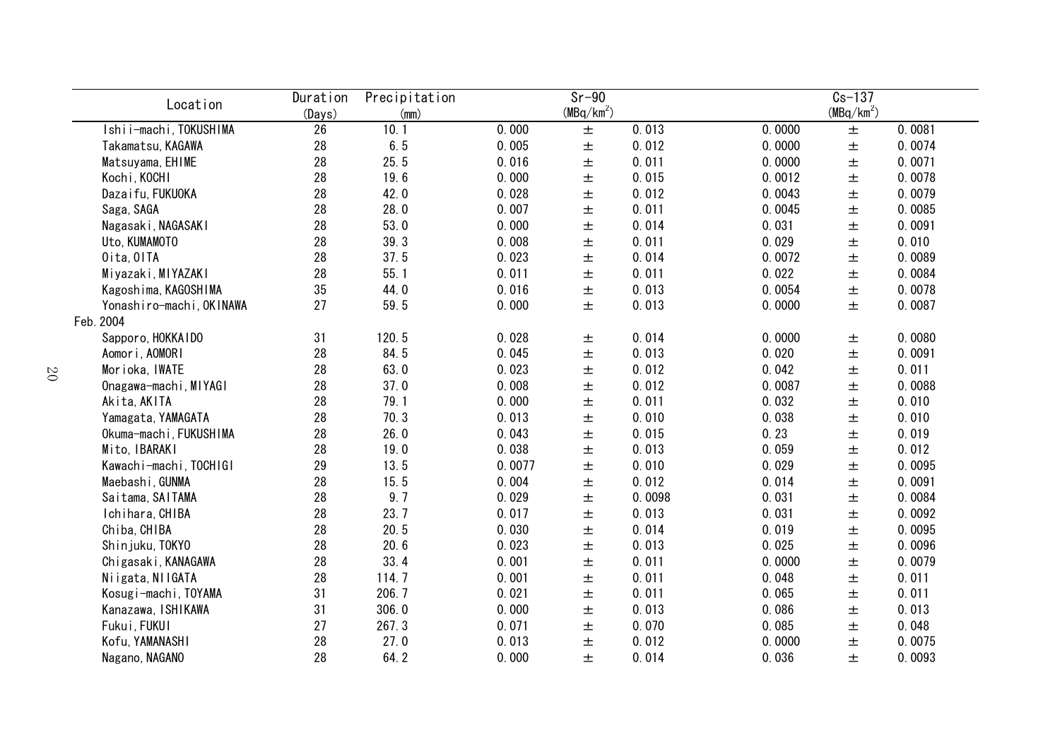| Location | Duration (Days) | Precipitation (mm) | Sr-90 (MBq/km$^2$) | | | Cs-137 (MBq/km$^2$) | | |
|---|---|---|---|---|---|---|---|---|
| Ishii-machi, TOKUSHIMA | 26 | 10.1 | 0.000 | ± | 0.013 | 0.0000 | ± | 0.0081 |
| Takamatsu, KAGAWA | 28 | 6.5 | 0.005 | ± | 0.012 | 0.0000 | ± | 0.0074 |
| Matsuyama, EHIME | 28 | 25.5 | 0.016 | ± | 0.011 | 0.0000 | ± | 0.0071 |
| Kochi, KOCHI | 28 | 19.6 | 0.000 | ± | 0.015 | 0.0012 | ± | 0.0078 |
| Dazaifu, FUKUOKA | 28 | 42.0 | 0.028 | ± | 0.012 | 0.0043 | ± | 0.0079 |
| Saga, SAGA | 28 | 28.0 | 0.007 | ± | 0.011 | 0.0045 | ± | 0.0085 |
| Nagasaki, NAGASAKI | 28 | 53.0 | 0.000 | ± | 0.014 | 0.031 | ± | 0.0091 |
| Uto, KUMAMOTO | 28 | 39.3 | 0.008 | ± | 0.011 | 0.029 | ± | 0.010 |
| Oita, OITA | 28 | 37.5 | 0.023 | ± | 0.014 | 0.0072 | ± | 0.0089 |
| Miyazaki, MIYAZAKI | 28 | 55.1 | 0.011 | ± | 0.011 | 0.022 | ± | 0.0084 |
| Kagoshima, KAGOSHIMA | 35 | 44.0 | 0.016 | ± | 0.013 | 0.0054 | ± | 0.0078 |
| Yonashiro-machi, OKINAWA | 27 | 59.5 | 0.000 | ± | 0.013 | 0.0000 | ± | 0.0087 |
| Feb. 2004 | | | | | | | | |
| Sapporo, HOKKAIDO | 31 | 120.5 | 0.028 | ± | 0.014 | 0.0000 | ± | 0.0080 |
| Aomori, AOMORI | 28 | 84.5 | 0.045 | ± | 0.013 | 0.020 | ± | 0.0091 |
| Morioka, IWATE | 28 | 63.0 | 0.023 | ± | 0.012 | 0.042 | ± | 0.011 |
| Onagawa-machi, MIYAGI | 28 | 37.0 | 0.008 | ± | 0.012 | 0.0087 | ± | 0.0088 |
| Akita, AKITA | 28 | 79.1 | 0.000 | ± | 0.011 | 0.032 | ± | 0.010 |
| Yamagata, YAMAGATA | 28 | 70.3 | 0.013 | ± | 0.010 | 0.038 | ± | 0.010 |
| Okuma-machi, FUKUSHIMA | 28 | 26.0 | 0.043 | ± | 0.015 | 0.23 | ± | 0.019 |
| Mito, IBARAKI | 28 | 19.0 | 0.038 | ± | 0.013 | 0.059 | ± | 0.012 |
| Kawachi-machi, TOCHIGI | 29 | 13.5 | 0.0077 | ± | 0.010 | 0.029 | ± | 0.0095 |
| Maebashi, GUNMA | 28 | 15.5 | 0.004 | ± | 0.012 | 0.014 | ± | 0.0091 |
| Saitama, SAITAMA | 28 | 9.7 | 0.029 | ± | 0.0098 | 0.031 | ± | 0.0084 |
| Ichihara, CHIBA | 28 | 23.7 | 0.017 | ± | 0.013 | 0.031 | ± | 0.0092 |
| Chiba, CHIBA | 28 | 20.5 | 0.030 | ± | 0.014 | 0.019 | ± | 0.0095 |
| Shinjuku, TOKYO | 28 | 20.6 | 0.023 | ± | 0.013 | 0.025 | ± | 0.0096 |
| Chigasaki, KANAGAWA | 28 | 33.4 | 0.001 | ± | 0.011 | 0.0000 | ± | 0.0079 |
| Niigata, NIIGATA | 28 | 114.7 | 0.001 | ± | 0.011 | 0.048 | ± | 0.011 |
| Kosugi-machi, TOYAMA | 31 | 206.7 | 0.021 | ± | 0.011 | 0.065 | ± | 0.011 |
| Kanazawa, ISHIKAWA | 31 | 306.0 | 0.000 | ± | 0.013 | 0.086 | ± | 0.013 |
| Fukui, FUKUI | 27 | 267.3 | 0.071 | ± | 0.070 | 0.085 | ± | 0.048 |
| Kofu, YAMANASHI | 28 | 27.0 | 0.013 | ± | 0.012 | 0.0000 | ± | 0.0075 |
| Nagano, NAGANO | 28 | 64.2 | 0.000 | ± | 0.014 | 0.036 | ± | 0.0093 |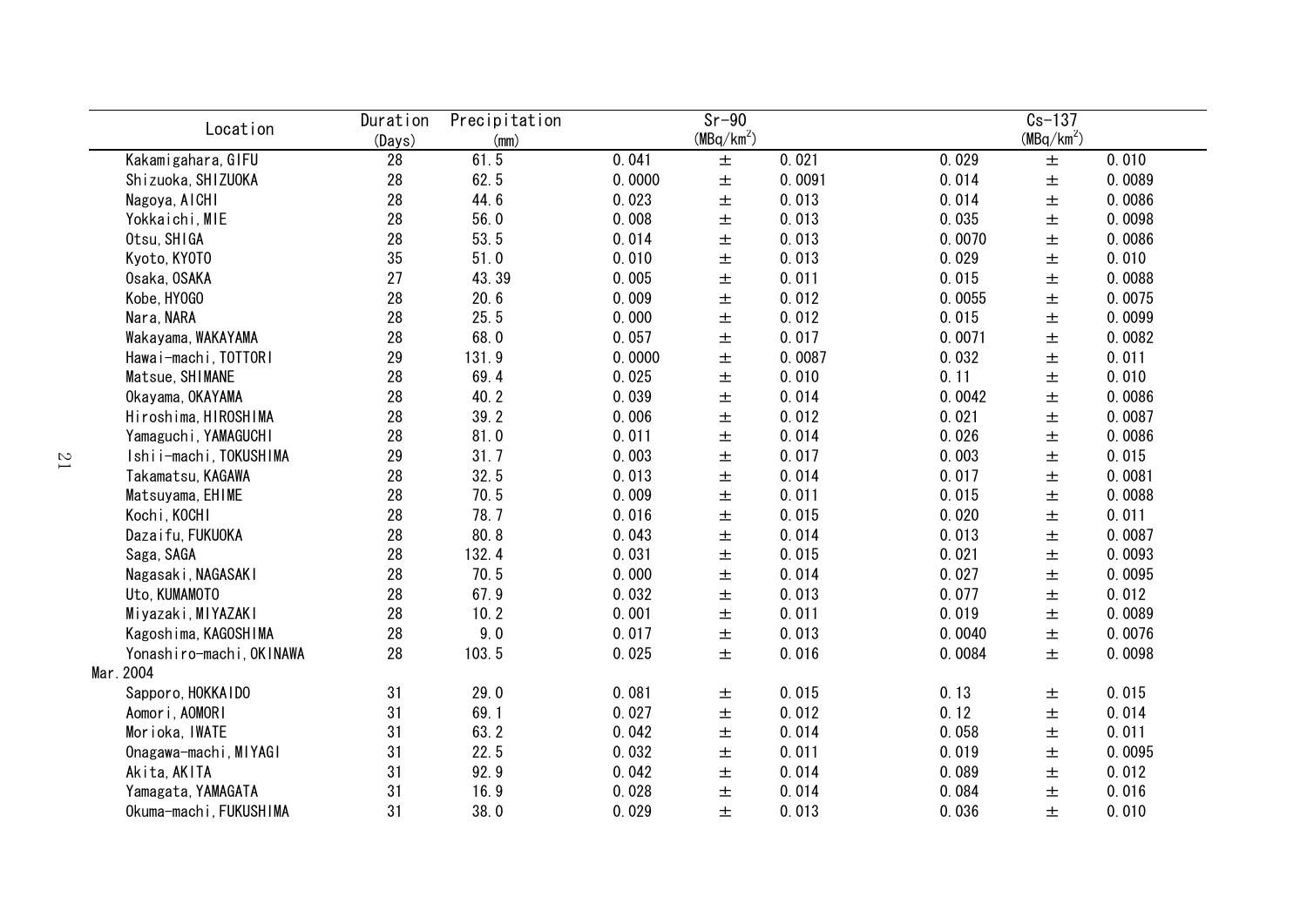| Location | Duration (Days) | Precipitation (mm) | Sr-90 (MBq/km$^2$) | | | Cs-137 (MBq/km$^2$) | | |
|---|---|---|---|---|---|---|---|---|
| Kakamigahara, GIFU | 28 | 61.5 | 0.041 | ± | 0.021 | 0.029 | ± | 0.010 |
| Shizuoka, SHIZUOKA | 28 | 62.5 | 0.0000 | ± | 0.0091 | 0.014 | ± | 0.0089 |
| Nagoya, AICHI | 28 | 44.6 | 0.023 | ± | 0.013 | 0.014 | ± | 0.0086 |
| Yokkaichi, MIE | 28 | 56.0 | 0.008 | ± | 0.013 | 0.035 | ± | 0.0098 |
| Otsu, SHIGA | 28 | 53.5 | 0.014 | ± | 0.013 | 0.0070 | ± | 0.0086 |
| Kyoto, KYOTO | 35 | 51.0 | 0.010 | ± | 0.013 | 0.029 | ± | 0.010 |
| Osaka, OSAKA | 27 | 43.39 | 0.005 | ± | 0.011 | 0.015 | ± | 0.0088 |
| Kobe, HYOGO | 28 | 20.6 | 0.009 | ± | 0.012 | 0.0055 | ± | 0.0075 |
| Nara, NARA | 28 | 25.5 | 0.000 | ± | 0.012 | 0.015 | ± | 0.0099 |
| Wakayama, WAKAYAMA | 28 | 68.0 | 0.057 | ± | 0.017 | 0.0071 | ± | 0.0082 |
| Hawai-machi, TOTTORI | 29 | 131.9 | 0.0000 | ± | 0.0087 | 0.032 | ± | 0.011 |
| Matsue, SHIMANE | 28 | 69.4 | 0.025 | ± | 0.010 | 0.11 | ± | 0.010 |
| Okayama, OKAYAMA | 28 | 40.2 | 0.039 | ± | 0.014 | 0.0042 | ± | 0.0086 |
| Hiroshima, HIROSHIMA | 28 | 39.2 | 0.006 | ± | 0.012 | 0.021 | ± | 0.0087 |
| Yamaguchi, YAMAGUCHI | 28 | 81.0 | 0.011 | ± | 0.014 | 0.026 | ± | 0.0086 |
| Ishii-machi, TOKUSHIMA | 29 | 31.7 | 0.003 | ± | 0.017 | 0.003 | ± | 0.015 |
| Takamatsu, KAGAWA | 28 | 32.5 | 0.013 | ± | 0.014 | 0.017 | ± | 0.0081 |
| Matsuyama, EHIME | 28 | 70.5 | 0.009 | ± | 0.011 | 0.015 | ± | 0.0088 |
| Kochi, KOCHI | 28 | 78.7 | 0.016 | ± | 0.015 | 0.020 | ± | 0.011 |
| Dazaifu, FUKUOKA | 28 | 80.8 | 0.043 | ± | 0.014 | 0.013 | ± | 0.0087 |
| Saga, SAGA | 28 | 132.4 | 0.031 | ± | 0.015 | 0.021 | ± | 0.0093 |
| Nagasaki, NAGASAKI | 28 | 70.5 | 0.000 | ± | 0.014 | 0.027 | ± | 0.0095 |
| Uto, KUMAMOTO | 28 | 67.9 | 0.032 | ± | 0.013 | 0.077 | ± | 0.012 |
| Miyazaki, MIYAZAKI | 28 | 10.2 | 0.001 | ± | 0.011 | 0.019 | ± | 0.0089 |
| Kagoshima, KAGOSHIMA | 28 | 9.0 | 0.017 | ± | 0.013 | 0.0040 | ± | 0.0076 |
| Yonashiro-machi, OKINAWA | 28 | 103.5 | 0.025 | ± | 0.016 | 0.0084 | ± | 0.0098 |
| Mar.2004 | | | | | | | | |
| Sapporo, HOKKAIDO | 31 | 29.0 | 0.081 | ± | 0.015 | 0.13 | ± | 0.015 |
| Aomori, AOMORI | 31 | 69.1 | 0.027 | ± | 0.012 | 0.12 | ± | 0.014 |
| Morioka, IWATE | 31 | 63.2 | 0.042 | ± | 0.014 | 0.058 | ± | 0.011 |
| Onagawa-machi, MIYAGI | 31 | 22.5 | 0.032 | ± | 0.011 | 0.019 | ± | 0.0095 |
| Akita, AKITA | 31 | 92.9 | 0.042 | ± | 0.014 | 0.089 | ± | 0.012 |
| Yamagata, YAMAGATA | 31 | 16.9 | 0.028 | ± | 0.014 | 0.084 | ± | 0.016 |
| Okuma-machi, FUKUSHIMA | 31 | 38.0 | 0.029 | ± | 0.013 | 0.036 | ± | 0.010 |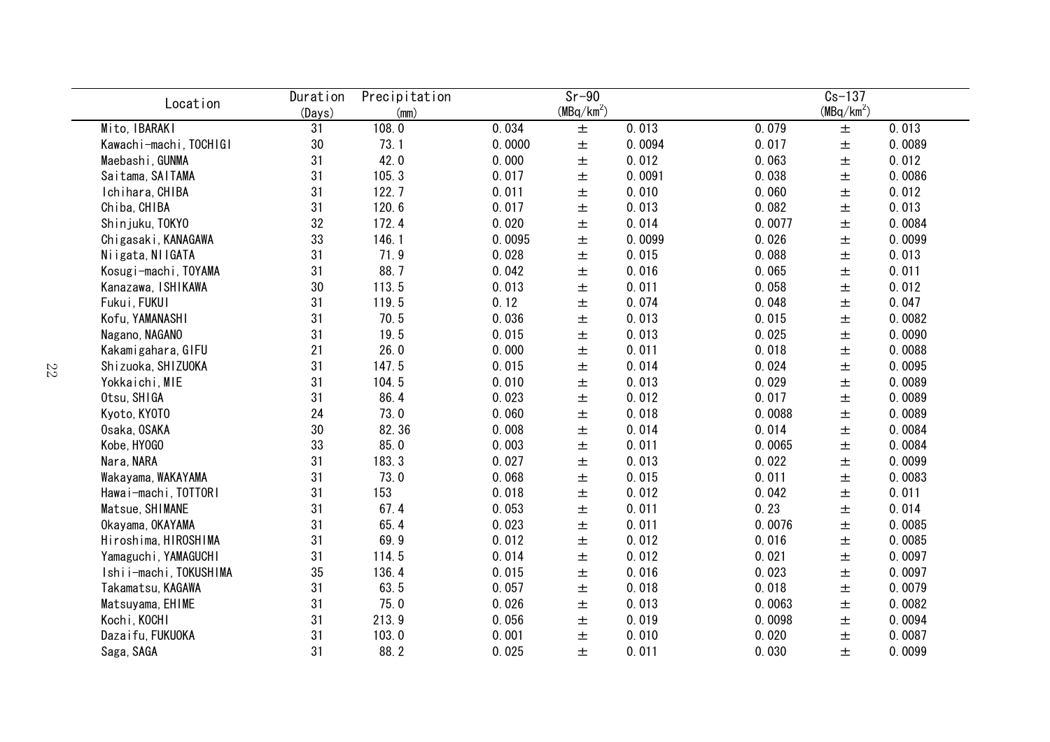| Location | Duration (Days) | Precipitation (mm) | Sr-90 ($MBq/km^2$) | | | Cs-137 ($MBq/km^2$) | | |
|---|---|---|---|---|---|---|---|---|
| Mito, IBARAKI | 31 | 108.0 | 0.034 | ± | 0.013 | 0.079 | ± | 0.013 |
| Kawachi-machi, TOCHIGI | 30 | 73.1 | 0.0000 | ± | 0.0094 | 0.017 | ± | 0.0089 |
| Maebashi, GUNMA | 31 | 42.0 | 0.000 | ± | 0.012 | 0.063 | ± | 0.012 |
| Saitama, SAITAMA | 31 | 105.3 | 0.017 | ± | 0.0091 | 0.038 | ± | 0.0086 |
| Ichihara, CHIBA | 31 | 122.7 | 0.011 | ± | 0.010 | 0.060 | ± | 0.012 |
| Chiba, CHIBA | 31 | 120.6 | 0.017 | ± | 0.013 | 0.082 | ± | 0.013 |
| Shinjuku, TOKYO | 32 | 172.4 | 0.020 | ± | 0.014 | 0.0077 | ± | 0.0084 |
| Chigasaki, KANAGAWA | 33 | 146.1 | 0.0095 | ± | 0.0099 | 0.026 | ± | 0.0099 |
| Niigata, NIIGATA | 31 | 71.9 | 0.028 | ± | 0.015 | 0.088 | ± | 0.013 |
| Kosugi-machi, TOYAMA | 31 | 88.7 | 0.042 | ± | 0.016 | 0.065 | ± | 0.011 |
| Kanazawa, ISHIKAWA | 30 | 113.5 | 0.013 | ± | 0.011 | 0.058 | ± | 0.012 |
| Fukui, FUKUI | 31 | 119.5 | 0.12 | ± | 0.074 | 0.048 | ± | 0.047 |
| Kofu, YAMANASHI | 31 | 70.5 | 0.036 | ± | 0.013 | 0.015 | ± | 0.0082 |
| Nagano, NAGANO | 31 | 19.5 | 0.015 | ± | 0.013 | 0.025 | ± | 0.0090 |
| Kakamigahara, GIFU | 21 | 26.0 | 0.000 | ± | 0.011 | 0.018 | ± | 0.0088 |
| Shizuoka, SHIZUOKA | 31 | 147.5 | 0.015 | ± | 0.014 | 0.024 | ± | 0.0095 |
| Yokkaichi, MIE | 31 | 104.5 | 0.010 | ± | 0.013 | 0.029 | ± | 0.0089 |
| Otsu, SHIGA | 31 | 86.4 | 0.023 | ± | 0.012 | 0.017 | ± | 0.0089 |
| Kyoto, KYOTO | 24 | 73.0 | 0.060 | ± | 0.018 | 0.0088 | ± | 0.0089 |
| Osaka, OSAKA | 30 | 82.36 | 0.008 | ± | 0.014 | 0.014 | ± | 0.0084 |
| Kobe, HYOGO | 33 | 85.0 | 0.003 | ± | 0.011 | 0.0065 | ± | 0.0084 |
| Nara, NARA | 31 | 183.3 | 0.027 | ± | 0.013 | 0.022 | ± | 0.0099 |
| Wakayama, WAKAYAMA | 31 | 73.0 | 0.068 | ± | 0.015 | 0.011 | ± | 0.0083 |
| Hawai-machi, TOTTORI | 31 | 153 | 0.018 | ± | 0.012 | 0.042 | ± | 0.011 |
| Matsue, SHIMANE | 31 | 67.4 | 0.053 | ± | 0.011 | 0.23 | ± | 0.014 |
| Okayama, OKAYAMA | 31 | 65.4 | 0.023 | ± | 0.011 | 0.0076 | ± | 0.0085 |
| Hiroshima, HIROSHIMA | 31 | 69.9 | 0.012 | ± | 0.012 | 0.016 | ± | 0.0085 |
| Yamaguchi, YAMAGUCHI | 31 | 114.5 | 0.014 | ± | 0.012 | 0.021 | ± | 0.0097 |
| Ishii-machi, TOKUSHIMA | 35 | 136.4 | 0.015 | ± | 0.016 | 0.023 | ± | 0.0097 |
| Takamatsu, KAGAWA | 31 | 63.5 | 0.057 | ± | 0.018 | 0.018 | ± | 0.0079 |
| Matsuyama, EHIME | 31 | 75.0 | 0.026 | ± | 0.013 | 0.0063 | ± | 0.0082 |
| Kochi, KOCHI | 31 | 213.9 | 0.056 | ± | 0.019 | 0.0098 | ± | 0.0094 |
| Dazaifu, FUKUOKA | 31 | 103.0 | 0.001 | ± | 0.010 | 0.020 | ± | 0.0087 |
| Saga, SAGA | 31 | 88.2 | 0.025 | ± | 0.011 | 0.030 | ± | 0.0099 |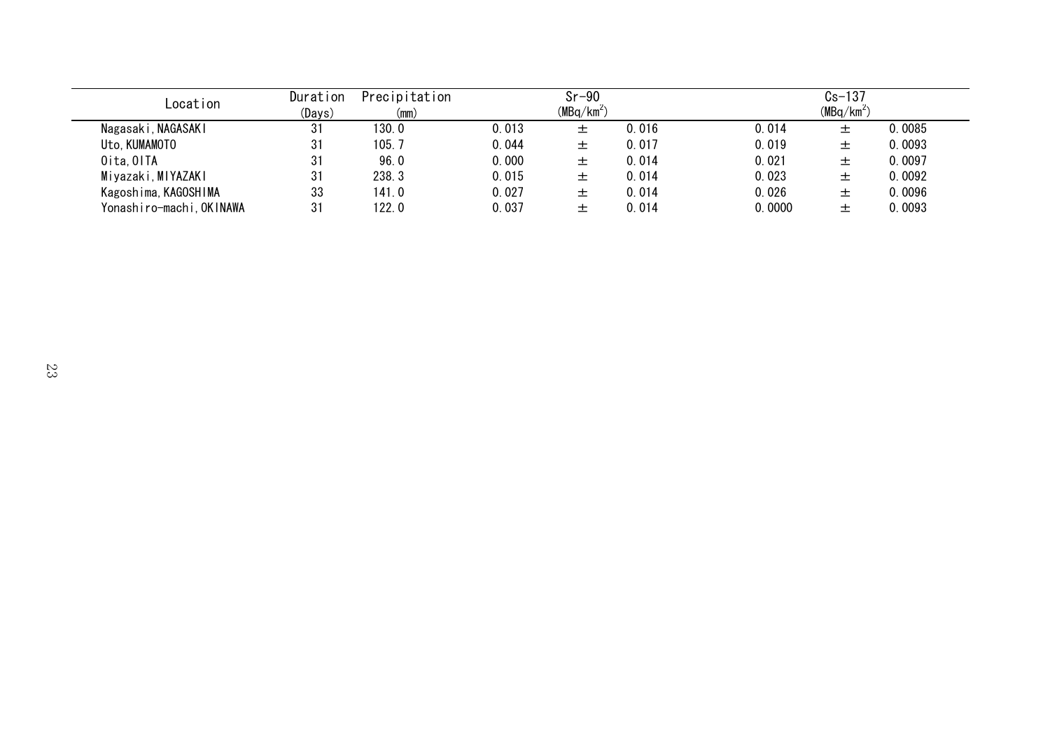| Location | Duration (Days) | Precipitation (mm) | Sr-90 (MBq/km$^2$) | | | Cs-137 (MBq/km$^2$) | | |
|---|---|---|---|---|---|---|---|---|
| Nagasaki, NAGASAKI | 31 | 130.0 | 0.013 | ± | 0.016 | 0.014 | ± | 0.0085 |
| Uto, KUMAMOTO | 31 | 105.7 | 0.044 | ± | 0.017 | 0.019 | ± | 0.0093 |
| Oita, OITA | 31 | 96.0 | 0.000 | ± | 0.014 | 0.021 | ± | 0.0097 |
| Miyazaki, MIYAZAKI | 31 | 238.3 | 0.015 | ± | 0.014 | 0.023 | ± | 0.0092 |
| Kagoshima, KAGOSHIMA | 33 | 141.0 | 0.027 | ± | 0.014 | 0.026 | ± | 0.0096 |
| Yonashiro-machi, OKINAWA | 31 | 122.0 | 0.037 | ± | 0.014 | 0.0000 | ± | 0.0093 |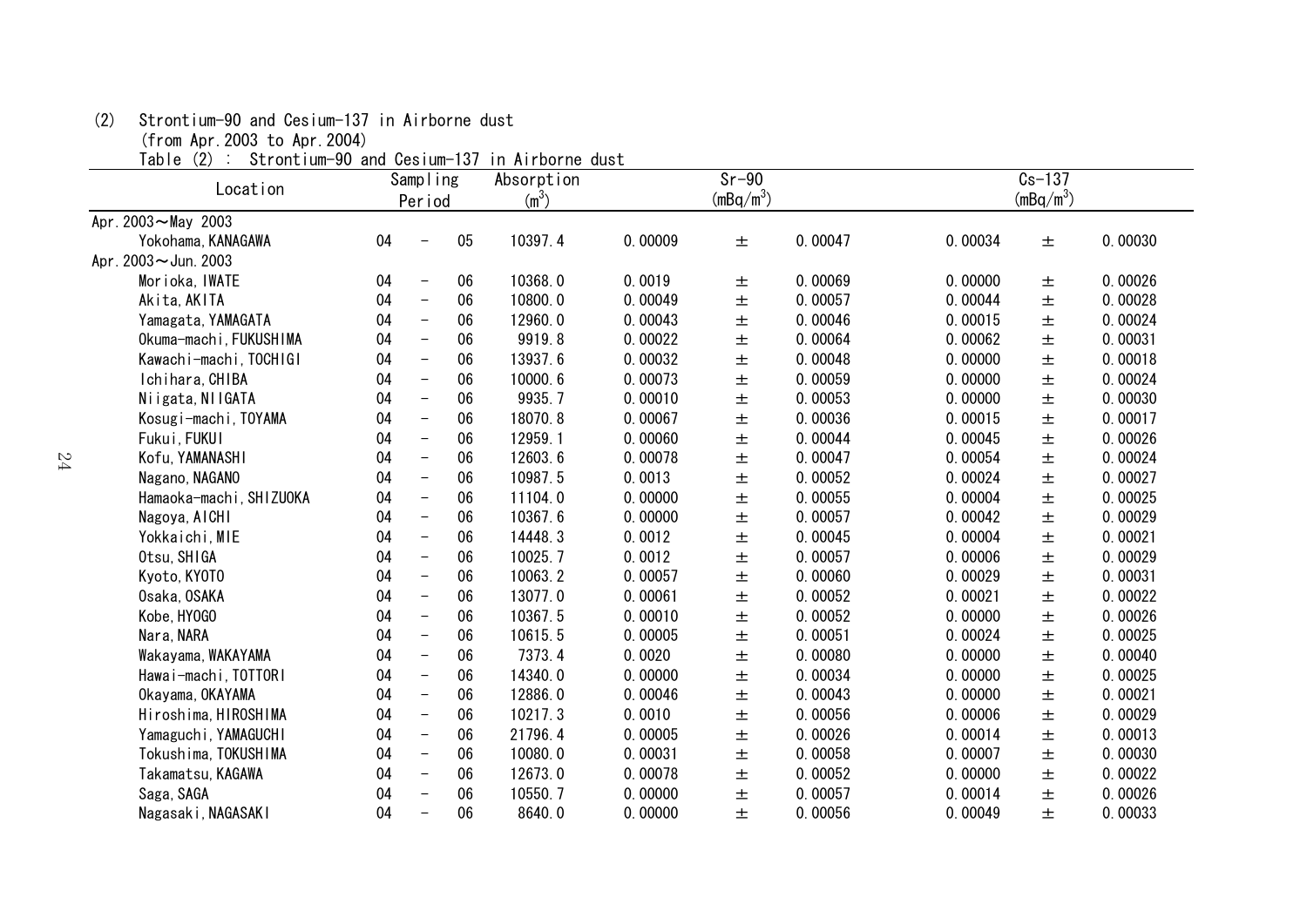(2) Strontium-90 and Cesium-137 in Airborne dust
(from Apr.2003 to Apr.2004)

Table (2) : Strontium-90 and Cesium-137 in Airborne dust

| Location | Sampling Period | | | Absorption ($m^3$) | Sr-90 ($mBq/m^3$) | | | Cs-137 ($mBq/m^3$) | | |
|---|---|---|---|---|---|---|---|---|---|---|
| Apr.2003～May 2003 | | | | | | | | | | |
| Yokohama, KANAGAWA | 04 | - | 05 | 10397.4 | 0.00009 | ± | 0.00047 | 0.00034 | ± | 0.00030 |
| Apr.2003～Jun.2003 | | | | | | | | | | |
| Morioka, IWATE | 04 | - | 06 | 10368.0 | 0.0019 | ± | 0.00069 | 0.00000 | ± | 0.00026 |
| Akita, AKITA | 04 | - | 06 | 10800.0 | 0.00049 | ± | 0.00057 | 0.00044 | ± | 0.00028 |
| Yamagata, YAMAGATA | 04 | - | 06 | 12960.0 | 0.00043 | ± | 0.00046 | 0.00015 | ± | 0.00024 |
| Okuma-machi, FUKUSHIMA | 04 | - | 06 | 9919.8 | 0.00022 | ± | 0.00064 | 0.00062 | ± | 0.00031 |
| Kawachi-machi, TOCHIGI | 04 | - | 06 | 13937.6 | 0.00032 | ± | 0.00048 | 0.00000 | ± | 0.00018 |
| Ichihara, CHIBA | 04 | - | 06 | 10000.6 | 0.00073 | ± | 0.00059 | 0.00000 | ± | 0.00024 |
| Niigata, NIIGATA | 04 | - | 06 | 9935.7 | 0.00010 | ± | 0.00053 | 0.00000 | ± | 0.00030 |
| Kosugi-machi, TOYAMA | 04 | - | 06 | 18070.8 | 0.00067 | ± | 0.00036 | 0.00015 | ± | 0.00017 |
| Fukui, FUKUI | 04 | - | 06 | 12959.1 | 0.00060 | ± | 0.00044 | 0.00045 | ± | 0.00026 |
| Kofu, YAMANASHI | 04 | - | 06 | 12603.6 | 0.00078 | ± | 0.00047 | 0.00054 | ± | 0.00024 |
| Nagano, NAGANO | 04 | - | 06 | 10987.5 | 0.0013 | ± | 0.00052 | 0.00024 | ± | 0.00027 |
| Hamaoka-machi, SHIZUOKA | 04 | - | 06 | 11104.0 | 0.00000 | ± | 0.00055 | 0.00004 | ± | 0.00025 |
| Nagoya, AICHI | 04 | - | 06 | 10367.6 | 0.00000 | ± | 0.00057 | 0.00042 | ± | 0.00029 |
| Yokkaichi, MIE | 04 | - | 06 | 14448.3 | 0.0012 | ± | 0.00045 | 0.00004 | ± | 0.00021 |
| Otsu, SHIGA | 04 | - | 06 | 10025.7 | 0.0012 | ± | 0.00057 | 0.00006 | ± | 0.00029 |
| Kyoto, KYOTO | 04 | - | 06 | 10063.2 | 0.00057 | ± | 0.00060 | 0.00029 | ± | 0.00031 |
| Osaka, OSAKA | 04 | - | 06 | 13077.0 | 0.00061 | ± | 0.00052 | 0.00021 | ± | 0.00022 |
| Kobe, HYOGO | 04 | - | 06 | 10367.5 | 0.00010 | ± | 0.00052 | 0.00000 | ± | 0.00026 |
| Nara, NARA | 04 | - | 06 | 10615.5 | 0.00005 | ± | 0.00051 | 0.00024 | ± | 0.00025 |
| Wakayama, WAKAYAMA | 04 | - | 06 | 7373.4 | 0.0020 | ± | 0.00080 | 0.00000 | ± | 0.00040 |
| Hawai-machi, TOTTORI | 04 | - | 06 | 14340.0 | 0.00000 | ± | 0.00034 | 0.00000 | ± | 0.00025 |
| Okayama, OKAYAMA | 04 | - | 06 | 12886.0 | 0.00046 | ± | 0.00043 | 0.00000 | ± | 0.00021 |
| Hiroshima, HIROSHIMA | 04 | - | 06 | 10217.3 | 0.0010 | ± | 0.00056 | 0.00006 | ± | 0.00029 |
| Yamaguchi, YAMAGUCHI | 04 | - | 06 | 21796.4 | 0.00005 | ± | 0.00026 | 0.00014 | ± | 0.00013 |
| Tokushima, TOKUSHIMA | 04 | - | 06 | 10080.0 | 0.00031 | ± | 0.00058 | 0.00007 | ± | 0.00030 |
| Takamatsu, KAGAWA | 04 | - | 06 | 12673.0 | 0.00078 | ± | 0.00052 | 0.00000 | ± | 0.00022 |
| Saga, SAGA | 04 | - | 06 | 10550.7 | 0.00000 | ± | 0.00057 | 0.00014 | ± | 0.00026 |
| Nagasaki, NAGASAKI | 04 | - | 06 | 8640.0 | 0.00000 | ± | 0.00056 | 0.00049 | ± | 0.00033 |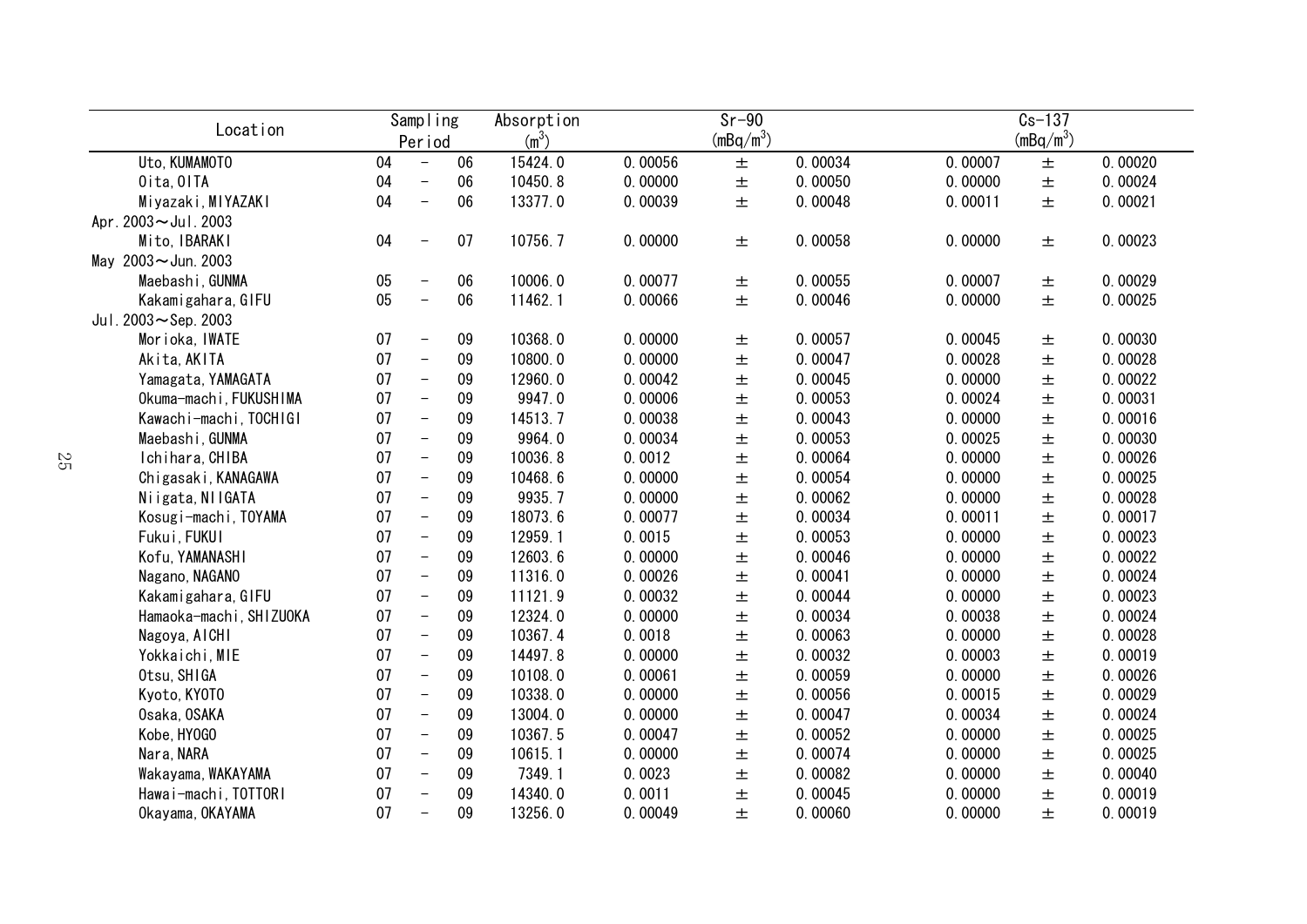| Location | Sampling Period | | | Absorption ($m^3$) | Sr-90 ($mBq/m^3$) | | | Cs-137 ($mBq/m^3$) | | |
|---|---|---|---|---|---|---|---|---|---|---|
| Uto, KUMAMOTO | 04 | - | 06 | 15424.0 | 0.00056 | ± | 0.00034 | 0.00007 | ± | 0.00020 |
| Oita, OITA | 04 | - | 06 | 10450.8 | 0.00000 | ± | 0.00050 | 0.00000 | ± | 0.00024 |
| Miyazaki, MIYAZAKI | 04 | - | 06 | 13377.0 | 0.00039 | ± | 0.00048 | 0.00011 | ± | 0.00021 |
| Apr. 2003～Jul. 2003 | | | | | | | | | | |
| Mito, IBARAKI | 04 | - | 07 | 10756.7 | 0.00000 | ± | 0.00058 | 0.00000 | ± | 0.00023 |
| May 2003～Jun. 2003 | | | | | | | | | | |
| Maebashi, GUNMA | 05 | - | 06 | 10006.0 | 0.00077 | ± | 0.00055 | 0.00007 | ± | 0.00029 |
| Kakamigahara, GIFU | 05 | - | 06 | 11462.1 | 0.00066 | ± | 0.00046 | 0.00000 | ± | 0.00025 |
| Jul. 2003～Sep. 2003 | | | | | | | | | | |
| Morioka, IWATE | 07 | - | 09 | 10368.0 | 0.00000 | ± | 0.00057 | 0.00045 | ± | 0.00030 |
| Akita, AKITA | 07 | - | 09 | 10800.0 | 0.00000 | ± | 0.00047 | 0.00028 | ± | 0.00028 |
| Yamagata, YAMAGATA | 07 | - | 09 | 12960.0 | 0.00042 | ± | 0.00045 | 0.00000 | ± | 0.00022 |
| Okuma-machi, FUKUSHIMA | 07 | - | 09 | 9947.0 | 0.00006 | ± | 0.00053 | 0.00024 | ± | 0.00031 |
| Kawachi-machi, TOCHIGI | 07 | - | 09 | 14513.7 | 0.00038 | ± | 0.00043 | 0.00000 | ± | 0.00016 |
| Maebashi, GUNMA | 07 | - | 09 | 9964.0 | 0.00034 | ± | 0.00053 | 0.00025 | ± | 0.00030 |
| Ichihara, CHIBA | 07 | - | 09 | 10036.8 | 0.0012 | ± | 0.00064 | 0.00000 | ± | 0.00026 |
| Chigasaki, KANAGAWA | 07 | - | 09 | 10468.6 | 0.00000 | ± | 0.00054 | 0.00000 | ± | 0.00025 |
| Niigata, NIIGATA | 07 | - | 09 | 9935.7 | 0.00000 | ± | 0.00062 | 0.00000 | ± | 0.00028 |
| Kosugi-machi, TOYAMA | 07 | - | 09 | 18073.6 | 0.00077 | ± | 0.00034 | 0.00011 | ± | 0.00017 |
| Fukui, FUKUI | 07 | - | 09 | 12959.1 | 0.0015 | ± | 0.00053 | 0.00000 | ± | 0.00023 |
| Kofu, YAMANASHI | 07 | - | 09 | 12603.6 | 0.00000 | ± | 0.00046 | 0.00000 | ± | 0.00022 |
| Nagano, NAGANO | 07 | - | 09 | 11316.0 | 0.00026 | ± | 0.00041 | 0.00000 | ± | 0.00024 |
| Kakamigahara, GIFU | 07 | - | 09 | 11121.9 | 0.00032 | ± | 0.00044 | 0.00000 | ± | 0.00023 |
| Hamaoka-machi, SHIZUOKA | 07 | - | 09 | 12324.0 | 0.00000 | ± | 0.00034 | 0.00038 | ± | 0.00024 |
| Nagoya, AICHI | 07 | - | 09 | 10367.4 | 0.0018 | ± | 0.00063 | 0.00000 | ± | 0.00028 |
| Yokkaichi, MIE | 07 | - | 09 | 14497.8 | 0.00000 | ± | 0.00032 | 0.00003 | ± | 0.00019 |
| Otsu, SHIGA | 07 | - | 09 | 10108.0 | 0.00061 | ± | 0.00059 | 0.00000 | ± | 0.00026 |
| Kyoto, KYOTO | 07 | - | 09 | 10338.0 | 0.00000 | ± | 0.00056 | 0.00015 | ± | 0.00029 |
| Osaka, OSAKA | 07 | - | 09 | 13004.0 | 0.00000 | ± | 0.00047 | 0.00034 | ± | 0.00024 |
| Kobe, HYOGO | 07 | - | 09 | 10367.5 | 0.00047 | ± | 0.00052 | 0.00000 | ± | 0.00025 |
| Nara, NARA | 07 | - | 09 | 10615.1 | 0.00000 | ± | 0.00074 | 0.00000 | ± | 0.00025 |
| Wakayama, WAKAYAMA | 07 | - | 09 | 7349.1 | 0.0023 | ± | 0.00082 | 0.00000 | ± | 0.00040 |
| Hawai-machi, TOTTORI | 07 | - | 09 | 14340.0 | 0.0011 | ± | 0.00045 | 0.00000 | ± | 0.00019 |
| Okayama, OKAYAMA | 07 | - | 09 | 13256.0 | 0.00049 | ± | 0.00060 | 0.00000 | ± | 0.00019 |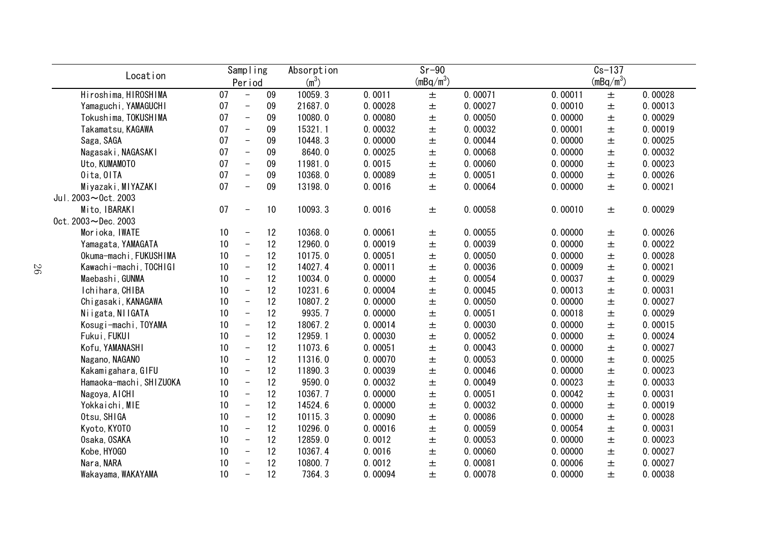| Location | Sampling Period | | | Absorption ($m^3$) | Sr-90 ($mBq/m^3$) | | | Cs-137 ($mBq/m^3$) | | |
|---|---|---|---|---|---|---|---|---|---|---|
| Hiroshima, HIROSHIMA | 07 | - | 09 | 10059.3 | 0.0011 | ± | 0.00071 | 0.00011 | ± | 0.00028 |
| Yamaguchi, YAMAGUCHI | 07 | - | 09 | 21687.0 | 0.00028 | ± | 0.00027 | 0.00010 | ± | 0.00013 |
| Tokushima, TOKUSHIMA | 07 | - | 09 | 10080.0 | 0.00080 | ± | 0.00050 | 0.00000 | ± | 0.00029 |
| Takamatsu, KAGAWA | 07 | - | 09 | 15321.1 | 0.00032 | ± | 0.00032 | 0.00001 | ± | 0.00019 |
| Saga, SAGA | 07 | - | 09 | 10448.3 | 0.00000 | ± | 0.00044 | 0.00000 | ± | 0.00025 |
| Nagasaki, NAGASAKI | 07 | - | 09 | 8640.0 | 0.00025 | ± | 0.00068 | 0.00000 | ± | 0.00032 |
| Uto, KUMAMOTO | 07 | - | 09 | 11981.0 | 0.0015 | ± | 0.00060 | 0.00000 | ± | 0.00023 |
| Oita, OITA | 07 | - | 09 | 10368.0 | 0.00089 | ± | 0.00051 | 0.00000 | ± | 0.00026 |
| Miyazaki, MIYAZAKI | 07 | - | 09 | 13198.0 | 0.0016 | ± | 0.00064 | 0.00000 | ± | 0.00021 |
| Jul.2003～Oct.2003 | | | | | | | | | | |
| Mito, IBARAKI | 07 | - | 10 | 10093.3 | 0.0016 | ± | 0.00058 | 0.00010 | ± | 0.00029 |
| Oct.2003～Dec.2003 | | | | | | | | | | |
| Morioka, IWATE | 10 | - | 12 | 10368.0 | 0.00061 | ± | 0.00055 | 0.00000 | ± | 0.00026 |
| Yamagata, YAMAGATA | 10 | - | 12 | 12960.0 | 0.00019 | ± | 0.00039 | 0.00000 | ± | 0.00022 |
| Okuma-machi, FUKUSHIMA | 10 | - | 12 | 10175.0 | 0.00051 | ± | 0.00050 | 0.00000 | ± | 0.00028 |
| Kawachi-machi, TOCHIGI | 10 | - | 12 | 14027.4 | 0.00011 | ± | 0.00036 | 0.00009 | ± | 0.00021 |
| Maebashi, GUNMA | 10 | - | 12 | 10034.0 | 0.00000 | ± | 0.00054 | 0.00037 | ± | 0.00029 |
| Ichihara, CHIBA | 10 | - | 12 | 10231.6 | 0.00004 | ± | 0.00045 | 0.00013 | ± | 0.00031 |
| Chigasaki, KANAGAWA | 10 | - | 12 | 10807.2 | 0.00000 | ± | 0.00050 | 0.00000 | ± | 0.00027 |
| Niigata, NIIGATA | 10 | - | 12 | 9935.7 | 0.00000 | ± | 0.00051 | 0.00018 | ± | 0.00029 |
| Kosugi-machi, TOYAMA | 10 | - | 12 | 18067.2 | 0.00014 | ± | 0.00030 | 0.00000 | ± | 0.00015 |
| Fukui, FUKUI | 10 | - | 12 | 12959.1 | 0.00030 | ± | 0.00052 | 0.00000 | ± | 0.00024 |
| Kofu, YAMANASHI | 10 | - | 12 | 11073.6 | 0.00051 | ± | 0.00043 | 0.00000 | ± | 0.00027 |
| Nagano, NAGANO | 10 | - | 12 | 11316.0 | 0.00070 | ± | 0.00053 | 0.00000 | ± | 0.00025 |
| Kakamigahara, GIFU | 10 | - | 12 | 11890.3 | 0.00039 | ± | 0.00046 | 0.00000 | ± | 0.00023 |
| Hamaoka-machi, SHIZUOKA | 10 | - | 12 | 9590.0 | 0.00032 | ± | 0.00049 | 0.00023 | ± | 0.00033 |
| Nagoya, AICHI | 10 | - | 12 | 10367.7 | 0.00000 | ± | 0.00051 | 0.00042 | ± | 0.00031 |
| Yokkaichi, MIE | 10 | - | 12 | 14524.6 | 0.00000 | ± | 0.00032 | 0.00000 | ± | 0.00019 |
| Otsu, SHIGA | 10 | - | 12 | 10115.3 | 0.00090 | ± | 0.00086 | 0.00000 | ± | 0.00028 |
| Kyoto, KYOTO | 10 | - | 12 | 10296.0 | 0.00016 | ± | 0.00059 | 0.00054 | ± | 0.00031 |
| Osaka, OSAKA | 10 | - | 12 | 12859.0 | 0.0012 | ± | 0.00053 | 0.00000 | ± | 0.00023 |
| Kobe, HYOGO | 10 | - | 12 | 10367.4 | 0.0016 | ± | 0.00060 | 0.00000 | ± | 0.00027 |
| Nara, NARA | 10 | - | 12 | 10800.7 | 0.0012 | ± | 0.00081 | 0.00006 | ± | 0.00027 |
| Wakayama, WAKAYAMA | 10 | - | 12 | 7364.3 | 0.00094 | ± | 0.00078 | 0.00000 | ± | 0.00038 |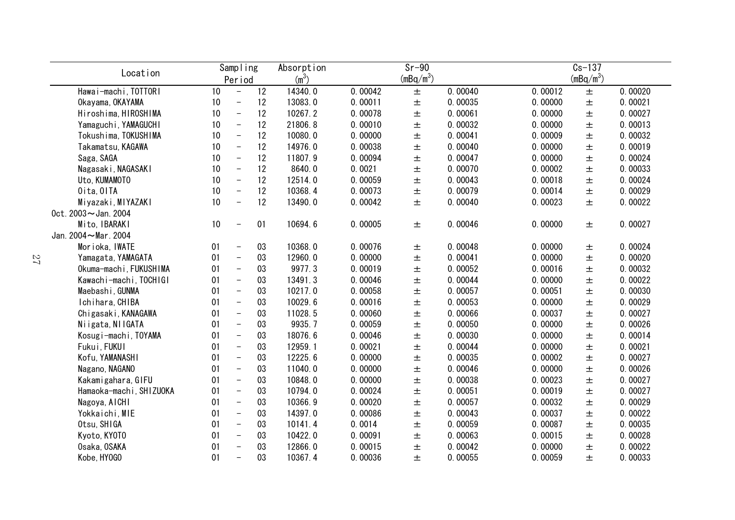| Location | Sampling Period | | | Absorption ($m^3$) | Sr-90 ($mBq/m^3$) | | | Cs-137 ($mBq/m^3$) | | |
|---|---|---|---|---|---|---|---|---|---|---|
| Hawai-machi, TOTTORI | 10 | - | 12 | 14340.0 | 0.00042 | ± | 0.00040 | 0.00012 | ± | 0.00020 |
| Okayama, OKAYAMA | 10 | - | 12 | 13083.0 | 0.00011 | ± | 0.00035 | 0.00000 | ± | 0.00021 |
| Hiroshima, HIROSHIMA | 10 | - | 12 | 10267.2 | 0.00078 | ± | 0.00061 | 0.00000 | ± | 0.00027 |
| Yamaguchi, YAMAGUCHI | 10 | - | 12 | 21806.8 | 0.00010 | ± | 0.00032 | 0.00000 | ± | 0.00013 |
| Tokushima, TOKUSHIMA | 10 | - | 12 | 10080.0 | 0.00000 | ± | 0.00041 | 0.00009 | ± | 0.00032 |
| Takamatsu, KAGAWA | 10 | - | 12 | 14976.0 | 0.00038 | ± | 0.00040 | 0.00000 | ± | 0.00019 |
| Saga, SAGA | 10 | - | 12 | 11807.9 | 0.00094 | ± | 0.00047 | 0.00000 | ± | 0.00024 |
| Nagasaki, NAGASAKI | 10 | - | 12 | 8640.0 | 0.0021 | ± | 0.00070 | 0.00002 | ± | 0.00033 |
| Uto, KUMAMOTO | 10 | - | 12 | 12514.0 | 0.00059 | ± | 0.00043 | 0.00018 | ± | 0.00024 |
| Oita, OITA | 10 | - | 12 | 10368.4 | 0.00073 | ± | 0.00079 | 0.00014 | ± | 0.00029 |
| Miyazaki, MIYAZAKI | 10 | - | 12 | 13490.0 | 0.00042 | ± | 0.00040 | 0.00023 | ± | 0.00022 |
| Oct. 2003～Jan. 2004 | | | | | | | | | | |
| Mito, IBARAKI | 10 | - | 01 | 10694.6 | 0.00005 | ± | 0.00046 | 0.00000 | ± | 0.00027 |
| Jan. 2004～Mar. 2004 | | | | | | | | | | |
| Morioka, IWATE | 01 | - | 03 | 10368.0 | 0.00076 | ± | 0.00048 | 0.00000 | ± | 0.00024 |
| Yamagata, YAMAGATA | 01 | - | 03 | 12960.0 | 0.00000 | ± | 0.00041 | 0.00000 | ± | 0.00020 |
| Okuma-machi, FUKUSHIMA | 01 | - | 03 | 9977.3 | 0.00019 | ± | 0.00052 | 0.00016 | ± | 0.00032 |
| Kawachi-machi, TOCHIGI | 01 | - | 03 | 13491.3 | 0.00046 | ± | 0.00044 | 0.00000 | ± | 0.00022 |
| Maebashi, GUNMA | 01 | - | 03 | 10217.0 | 0.00058 | ± | 0.00057 | 0.00051 | ± | 0.00030 |
| Ichihara, CHIBA | 01 | - | 03 | 10029.6 | 0.00016 | ± | 0.00053 | 0.00000 | ± | 0.00029 |
| Chigasaki, KANAGAWA | 01 | - | 03 | 11028.5 | 0.00060 | ± | 0.00066 | 0.00037 | ± | 0.00027 |
| Niigata, NIIGATA | 01 | - | 03 | 9935.7 | 0.00059 | ± | 0.00050 | 0.00000 | ± | 0.00026 |
| Kosugi-machi, TOYAMA | 01 | - | 03 | 18076.6 | 0.00046 | ± | 0.00030 | 0.00000 | ± | 0.00014 |
| Fukui, FUKUI | 01 | - | 03 | 12959.1 | 0.00021 | ± | 0.00044 | 0.00000 | ± | 0.00021 |
| Kofu, YAMANASHI | 01 | - | 03 | 12225.6 | 0.00000 | ± | 0.00035 | 0.00002 | ± | 0.00027 |
| Nagano, NAGANO | 01 | - | 03 | 11040.0 | 0.00000 | ± | 0.00046 | 0.00000 | ± | 0.00026 |
| Kakamigahara, GIFU | 01 | - | 03 | 10848.0 | 0.00000 | ± | 0.00038 | 0.00023 | ± | 0.00027 |
| Hamaoka-machi, SHIZUOKA | 01 | - | 03 | 10794.0 | 0.00024 | ± | 0.00051 | 0.00019 | ± | 0.00027 |
| Nagoya, AICHI | 01 | - | 03 | 10366.9 | 0.00020 | ± | 0.00057 | 0.00032 | ± | 0.00029 |
| Yokkaichi, MIE | 01 | - | 03 | 14397.0 | 0.00086 | ± | 0.00043 | 0.00037 | ± | 0.00022 |
| Otsu, SHIGA | 01 | - | 03 | 10141.4 | 0.0014 | ± | 0.00059 | 0.00087 | ± | 0.00035 |
| Kyoto, KYOTO | 01 | - | 03 | 10422.0 | 0.00091 | ± | 0.00063 | 0.00015 | ± | 0.00028 |
| Osaka, OSAKA | 01 | - | 03 | 12866.0 | 0.00015 | ± | 0.00042 | 0.00000 | ± | 0.00022 |
| Kobe, HYOGO | 01 | - | 03 | 10367.4 | 0.00036 | ± | 0.00055 | 0.00059 | ± | 0.00033 |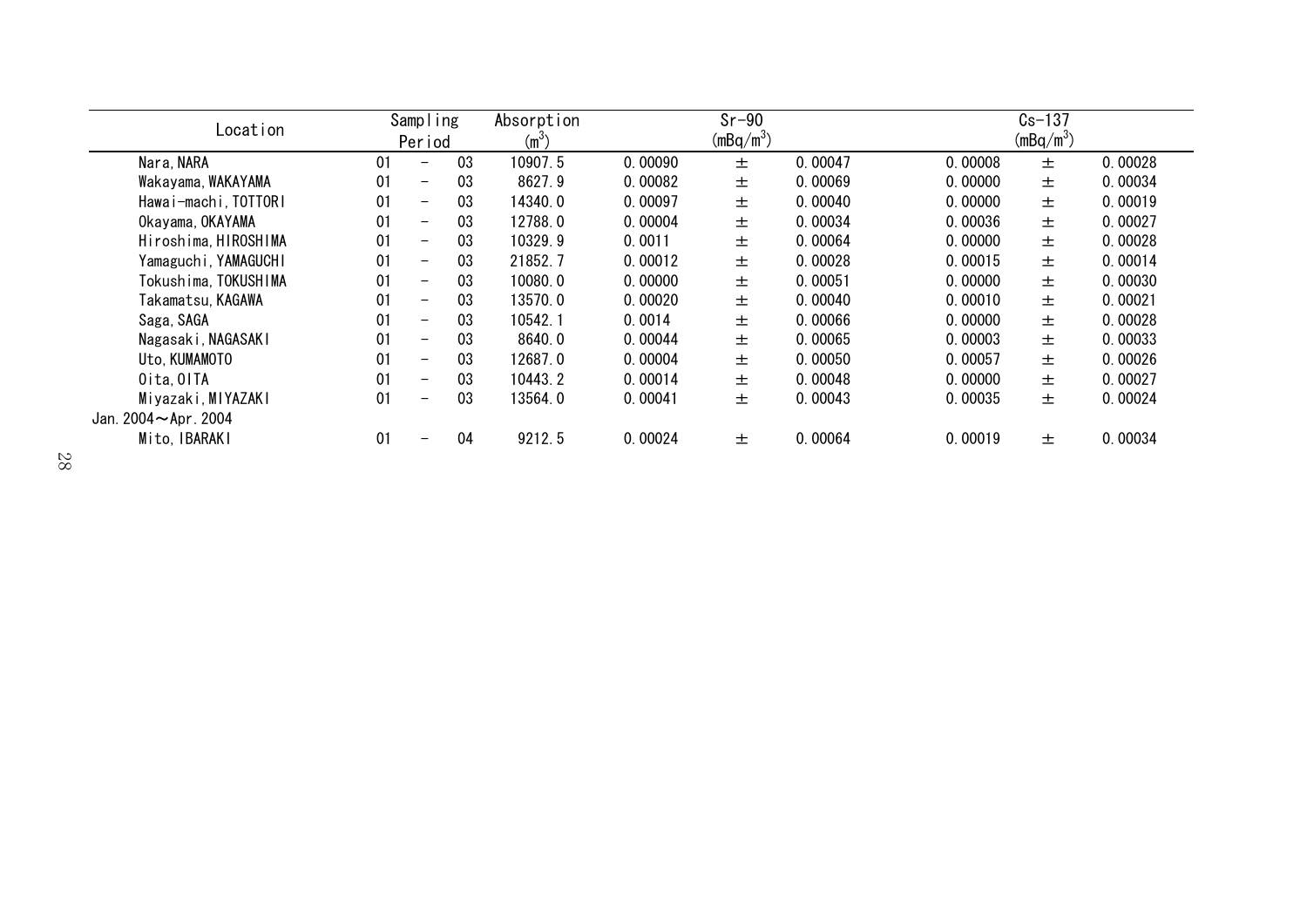| Location | Sampling Period | | | Absorption ($m^3$) | Sr-90 ($mBq/m^3$) | | | Cs-137 ($mBq/m^3$) | | |
|---|---|---|---|---|---|---|---|---|---|---|
| Nara, NARA | 01 | - | 03 | 10907.5 | 0.00090 | ± | 0.00047 | 0.00008 | ± | 0.00028 |
| Wakayama, WAKAYAMA | 01 | - | 03 | 8627.9 | 0.00082 | ± | 0.00069 | 0.00000 | ± | 0.00034 |
| Hawai-machi, TOTTORI | 01 | - | 03 | 14340.0 | 0.00097 | ± | 0.00040 | 0.00000 | ± | 0.00019 |
| Okayama, OKAYAMA | 01 | - | 03 | 12788.0 | 0.00004 | ± | 0.00034 | 0.00036 | ± | 0.00027 |
| Hiroshima, HIROSHIMA | 01 | - | 03 | 10329.9 | 0.0011 | ± | 0.00064 | 0.00000 | ± | 0.00028 |
| Yamaguchi, YAMAGUCHI | 01 | - | 03 | 21852.7 | 0.00012 | ± | 0.00028 | 0.00015 | ± | 0.00014 |
| Tokushima, TOKUSHIMA | 01 | - | 03 | 10080.0 | 0.00000 | ± | 0.00051 | 0.00000 | ± | 0.00030 |
| Takamatsu, KAGAWA | 01 | - | 03 | 13570.0 | 0.00020 | ± | 0.00040 | 0.00010 | ± | 0.00021 |
| Saga, SAGA | 01 | - | 03 | 10542.1 | 0.0014 | ± | 0.00066 | 0.00000 | ± | 0.00028 |
| Nagasaki, NAGASAKI | 01 | - | 03 | 8640.0 | 0.00044 | ± | 0.00065 | 0.00003 | ± | 0.00033 |
| Uto, KUMAMOTO | 01 | - | 03 | 12687.0 | 0.00004 | ± | 0.00050 | 0.00057 | ± | 0.00026 |
| Oita, OITA | 01 | - | 03 | 10443.2 | 0.00014 | ± | 0.00048 | 0.00000 | ± | 0.00027 |
| Miyazaki, MIYAZAKI | 01 | - | 03 | 13564.0 | 0.00041 | ± | 0.00043 | 0.00035 | ± | 0.00024 |
| Jan. 2004～Apr. 2004 | | | | | | | | | | |
| Mito, IBARAKI | 01 | - | 04 | 9212.5 | 0.00024 | ± | 0.00064 | 0.00019 | ± | 0.00034 |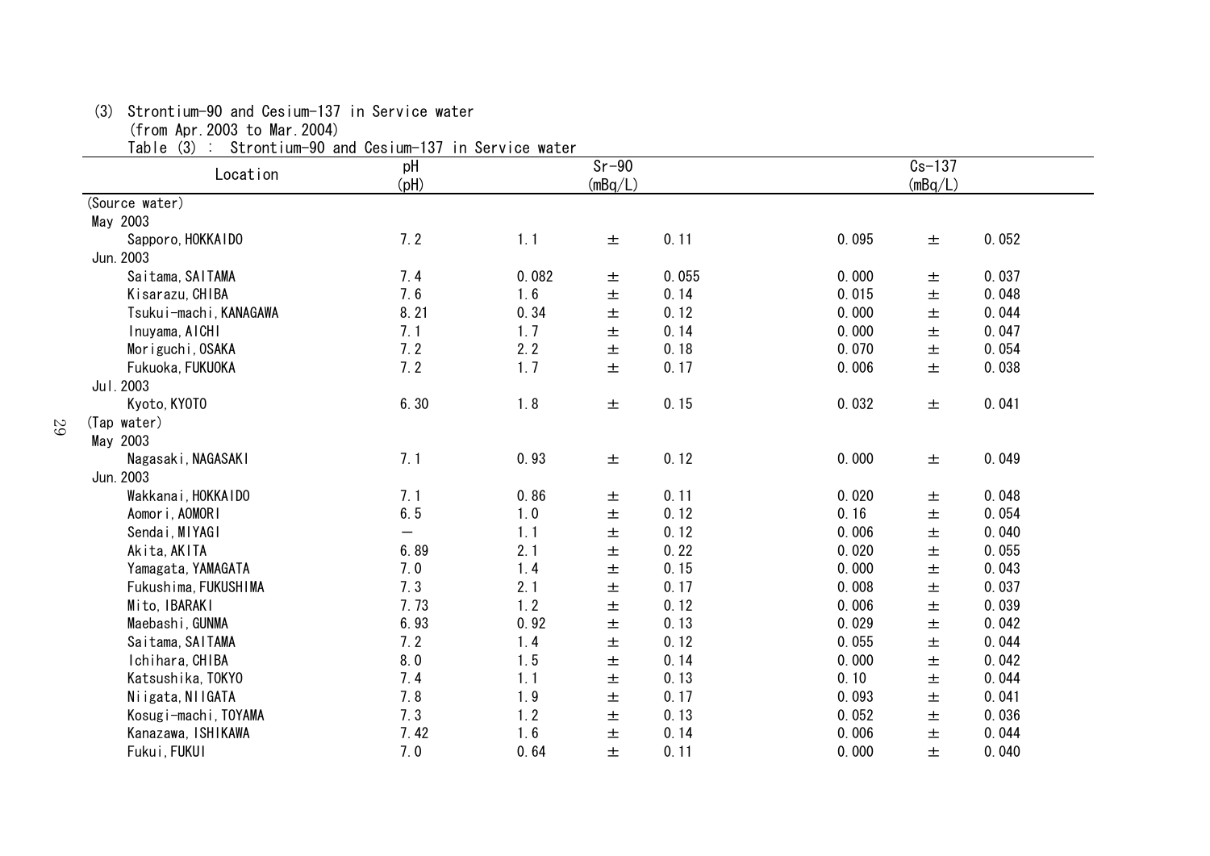(3) Strontium-90 and Cesium-137 in Service water
(from Apr.2003 to Mar.2004)

Table (3) : Strontium-90 and Cesium-137 in Service water

| Location | pH (pH) | Sr-90 (mBq/L) | | | Cs-137 (mBq/L) | | |
|---|---|---|---|---|---|---|---|
| (Source water) | | | | | | | |
| May 2003 | | | | | | | |
| Sapporo, HOKKAIDO | 7.2 | 1.1 | ± | 0.11 | 0.095 | ± | 0.052 |
| Jun.2003 | | | | | | | |
| Saitama, SAITAMA | 7.4 | 0.082 | ± | 0.055 | 0.000 | ± | 0.037 |
| Kisarazu, CHIBA | 7.6 | 1.6 | ± | 0.14 | 0.015 | ± | 0.048 |
| Tsukui-machi, KANAGAWA | 8.21 | 0.34 | ± | 0.12 | 0.000 | ± | 0.044 |
| Inuyama, AICHI | 7.1 | 1.7 | ± | 0.14 | 0.000 | ± | 0.047 |
| Moriguchi, OSAKA | 7.2 | 2.2 | ± | 0.18 | 0.070 | ± | 0.054 |
| Fukuoka, FUKUOKA | 7.2 | 1.7 | ± | 0.17 | 0.006 | ± | 0.038 |
| Jul.2003 | | | | | | | |
| Kyoto, KYOTO | 6.30 | 1.8 | ± | 0.15 | 0.032 | ± | 0.041 |
| (Tap water) | | | | | | | |
| May 2003 | | | | | | | |
| Nagasaki, NAGASAKI | 7.1 | 0.93 | ± | 0.12 | 0.000 | ± | 0.049 |
| Jun.2003 | | | | | | | |
| Wakkanai, HOKKAIDO | 7.1 | 0.86 | ± | 0.11 | 0.020 | ± | 0.048 |
| Aomori, AOMORI | 6.5 | 1.0 | ± | 0.12 | 0.16 | ± | 0.054 |
| Sendai, MIYAGI | － | 1.1 | ± | 0.12 | 0.006 | ± | 0.040 |
| Akita, AKITA | 6.89 | 2.1 | ± | 0.22 | 0.020 | ± | 0.055 |
| Yamagata, YAMAGATA | 7.0 | 1.4 | ± | 0.15 | 0.000 | ± | 0.043 |
| Fukushima, FUKUSHIMA | 7.3 | 2.1 | ± | 0.17 | 0.008 | ± | 0.037 |
| Mito, IBARAKI | 7.73 | 1.2 | ± | 0.12 | 0.006 | ± | 0.039 |
| Maebashi, GUNMA | 6.93 | 0.92 | ± | 0.13 | 0.029 | ± | 0.042 |
| Saitama, SAITAMA | 7.2 | 1.4 | ± | 0.12 | 0.055 | ± | 0.044 |
| Ichihara, CHIBA | 8.0 | 1.5 | ± | 0.14 | 0.000 | ± | 0.042 |
| Katsushika, TOKYO | 7.4 | 1.1 | ± | 0.13 | 0.10 | ± | 0.044 |
| Niigata, NIIGATA | 7.8 | 1.9 | ± | 0.17 | 0.093 | ± | 0.041 |
| Kosugi-machi, TOYAMA | 7.3 | 1.2 | ± | 0.13 | 0.052 | ± | 0.036 |
| Kanazawa, ISHIKAWA | 7.42 | 1.6 | ± | 0.14 | 0.006 | ± | 0.044 |
| Fukui, FUKUI | 7.0 | 0.64 | ± | 0.11 | 0.000 | ± | 0.040 |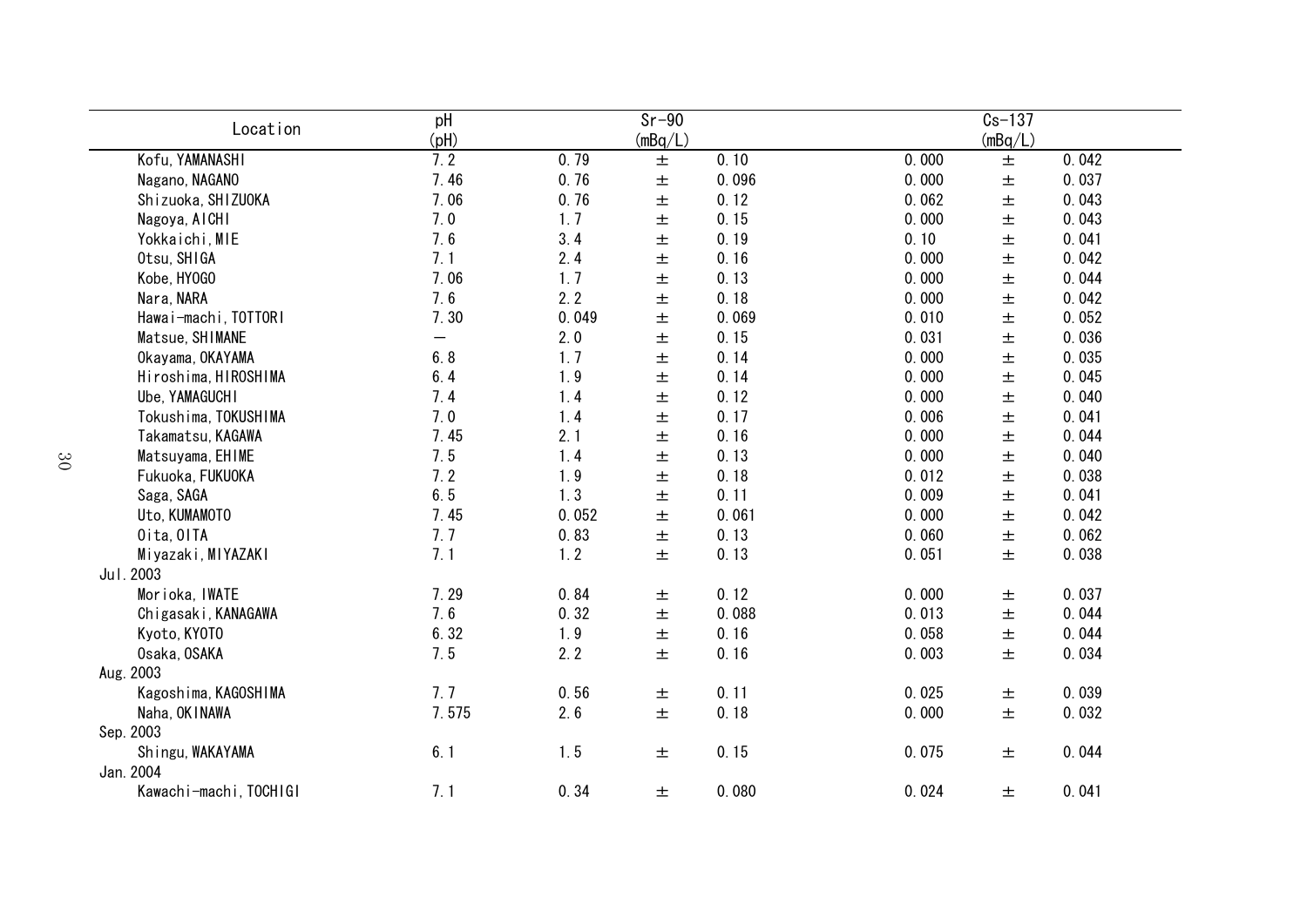| Location | pH (pH) | Sr-90 (mBq/L) | | | Cs-137 (mBq/L) | | |
|---|---|---|---|---|---|---|---|
| Kofu, YAMANASHI | 7.2 | 0.79 | ± | 0.10 | 0.000 | ± | 0.042 |
| Nagano, NAGANO | 7.46 | 0.76 | ± | 0.096 | 0.000 | ± | 0.037 |
| Shizuoka, SHIZUOKA | 7.06 | 0.76 | ± | 0.12 | 0.062 | ± | 0.043 |
| Nagoya, AICHI | 7.0 | 1.7 | ± | 0.15 | 0.000 | ± | 0.043 |
| Yokkaichi, MIE | 7.6 | 3.4 | ± | 0.19 | 0.10 | ± | 0.041 |
| Otsu, SHIGA | 7.1 | 2.4 | ± | 0.16 | 0.000 | ± | 0.042 |
| Kobe, HYOGO | 7.06 | 1.7 | ± | 0.13 | 0.000 | ± | 0.044 |
| Nara, NARA | 7.6 | 2.2 | ± | 0.18 | 0.000 | ± | 0.042 |
| Hawai-machi, TOTTORI | 7.30 | 0.049 | ± | 0.069 | 0.010 | ± | 0.052 |
| Matsue, SHIMANE | − | 2.0 | ± | 0.15 | 0.031 | ± | 0.036 |
| Okayama, OKAYAMA | 6.8 | 1.7 | ± | 0.14 | 0.000 | ± | 0.035 |
| Hiroshima, HIROSHIMA | 6.4 | 1.9 | ± | 0.14 | 0.000 | ± | 0.045 |
| Ube, YAMAGUCHI | 7.4 | 1.4 | ± | 0.12 | 0.000 | ± | 0.040 |
| Tokushima, TOKUSHIMA | 7.0 | 1.4 | ± | 0.17 | 0.006 | ± | 0.041 |
| Takamatsu, KAGAWA | 7.45 | 2.1 | ± | 0.16 | 0.000 | ± | 0.044 |
| Matsuyama, EHIME | 7.5 | 1.4 | ± | 0.13 | 0.000 | ± | 0.040 |
| Fukuoka, FUKUOKA | 7.2 | 1.9 | ± | 0.18 | 0.012 | ± | 0.038 |
| Saga, SAGA | 6.5 | 1.3 | ± | 0.11 | 0.009 | ± | 0.041 |
| Uto, KUMAMOTO | 7.45 | 0.052 | ± | 0.061 | 0.000 | ± | 0.042 |
| Oita, OITA | 7.7 | 0.83 | ± | 0.13 | 0.060 | ± | 0.062 |
| Miyazaki, MIYAZAKI | 7.1 | 1.2 | ± | 0.13 | 0.051 | ± | 0.038 |
| Jul. 2003 | | | | | | | |
| Morioka, IWATE | 7.29 | 0.84 | ± | 0.12 | 0.000 | ± | 0.037 |
| Chigasaki, KANAGAWA | 7.6 | 0.32 | ± | 0.088 | 0.013 | ± | 0.044 |
| Kyoto, KYOTO | 6.32 | 1.9 | ± | 0.16 | 0.058 | ± | 0.044 |
| Osaka, OSAKA | 7.5 | 2.2 | ± | 0.16 | 0.003 | ± | 0.034 |
| Aug. 2003 | | | | | | | |
| Kagoshima, KAGOSHIMA | 7.7 | 0.56 | ± | 0.11 | 0.025 | ± | 0.039 |
| Naha, OKINAWA | 7.575 | 2.6 | ± | 0.18 | 0.000 | ± | 0.032 |
| Sep. 2003 | | | | | | | |
| Shingu, WAKAYAMA | 6.1 | 1.5 | ± | 0.15 | 0.075 | ± | 0.044 |
| Jan. 2004 | | | | | | | |
| Kawachi-machi, TOCHIGI | 7.1 | 0.34 | ± | 0.080 | 0.024 | ± | 0.041 |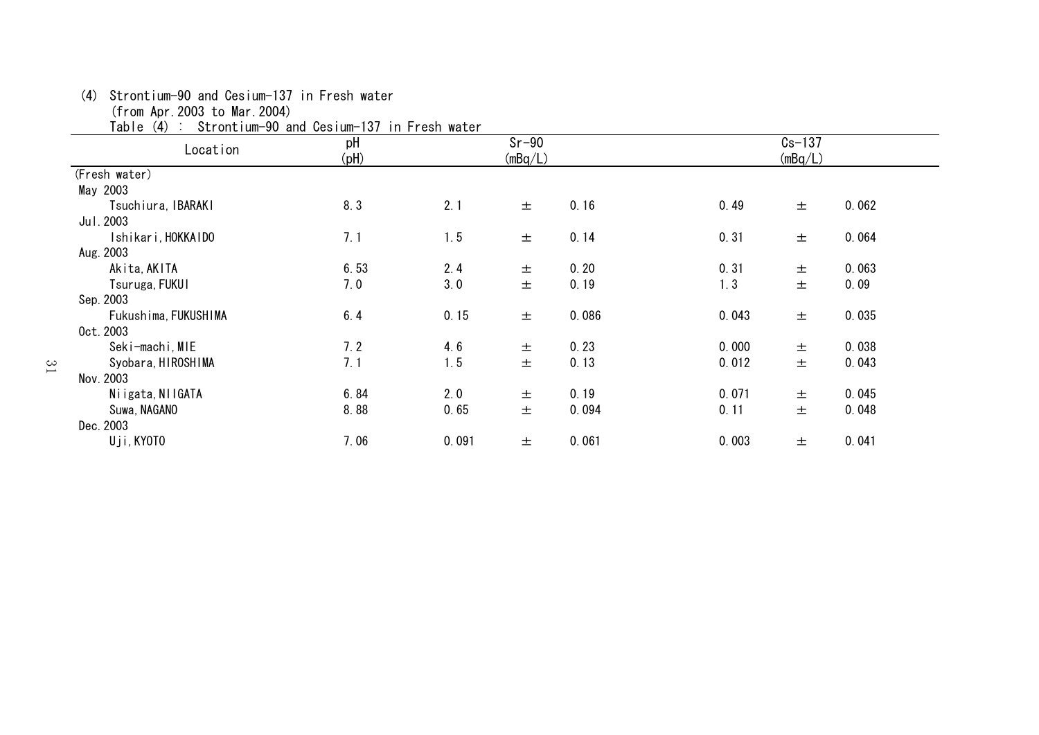(4) Strontium-90 and Cesium-137 in Fresh water
(from Apr.2003 to Mar.2004)

Table (4) : Strontium-90 and Cesium-137 in Fresh water

| Location | pH (pH) | Sr-90 (mBq/L) | | | Cs-137 (mBq/L) | | |
|---|---|---|---|---|---|---|---|
| (Fresh water) | | | | | | | |
| May 2003 | | | | | | | |
| Tsuchiura, IBARAKI | 8.3 | 2.1 | ± | 0.16 | 0.49 | ± | 0.062 |
| Jul. 2003 | | | | | | | |
| Ishikari, HOKKAIDO | 7.1 | 1.5 | ± | 0.14 | 0.31 | ± | 0.064 |
| Aug. 2003 | | | | | | | |
| Akita, AKITA | 6.53 | 2.4 | ± | 0.20 | 0.31 | ± | 0.063 |
| Tsuruga, FUKUI | 7.0 | 3.0 | ± | 0.19 | 1.3 | ± | 0.09 |
| Sep. 2003 | | | | | | | |
| Fukushima, FUKUSHIMA | 6.4 | 0.15 | ± | 0.086 | 0.043 | ± | 0.035 |
| Oct. 2003 | | | | | | | |
| Seki-machi, MIE | 7.2 | 4.6 | ± | 0.23 | 0.000 | ± | 0.038 |
| Syobara, HIROSHIMA | 7.1 | 1.5 | ± | 0.13 | 0.012 | ± | 0.043 |
| Nov. 2003 | | | | | | | |
| Niigata, NIIGATA | 6.84 | 2.0 | ± | 0.19 | 0.071 | ± | 0.045 |
| Suwa, NAGANO | 8.88 | 0.65 | ± | 0.094 | 0.11 | ± | 0.048 |
| Dec. 2003 | | | | | | | |
| Uji, KYOTO | 7.06 | 0.091 | ± | 0.061 | 0.003 | ± | 0.041 |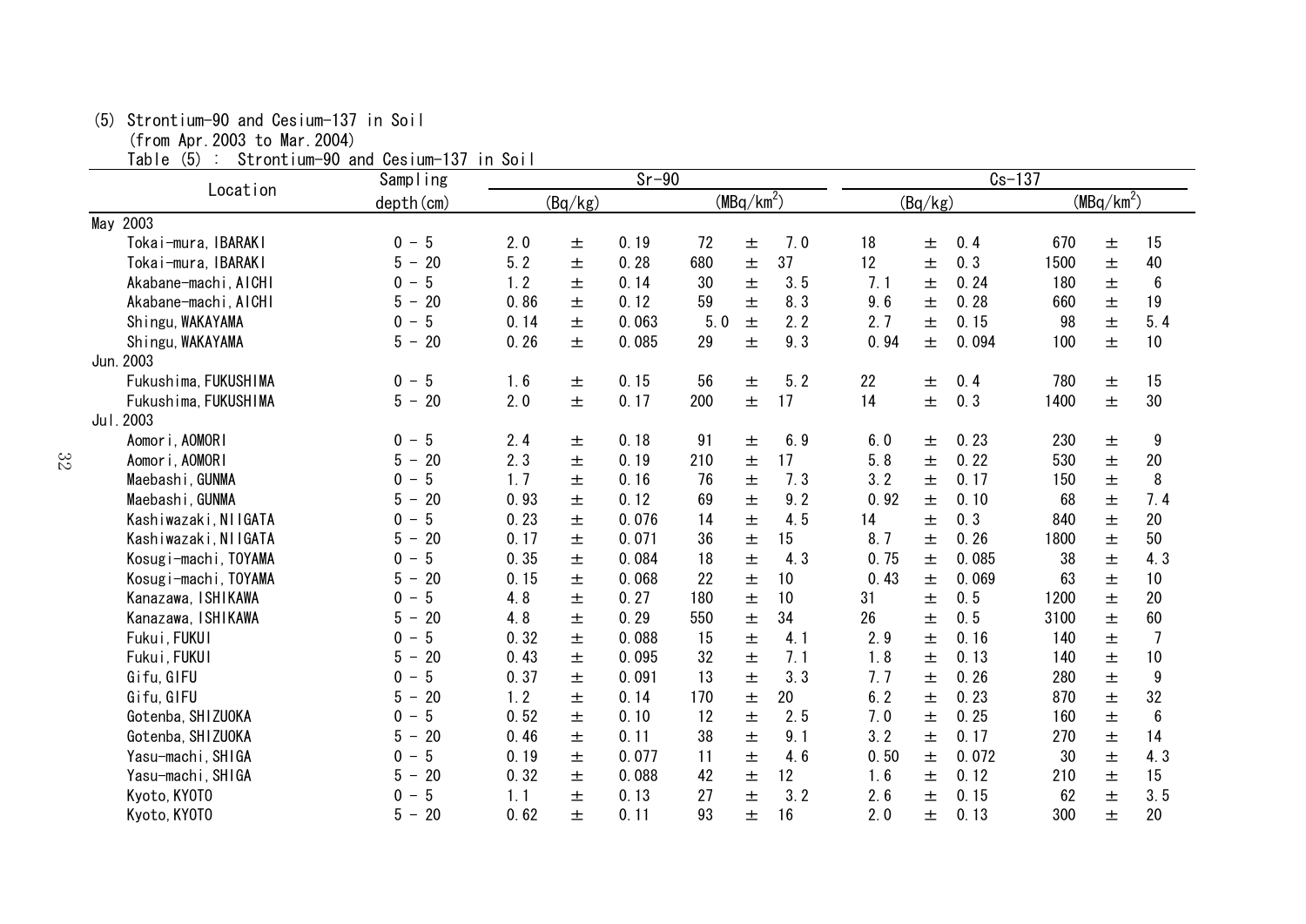(5) Strontium-90 and Cesium-137 in Soil
(from Apr.2003 to Mar.2004)

Table (5) : Strontium-90 and Cesium-137 in Soil

| Location | Sampling depth(cm) | Sr-90 (Bq/kg) | Sr-90 ($MBq/km^2$) | Cs-137 (Bq/kg) | Cs-137 ($MBq/km^2$) |
|---|---|---|---|---|---|
| May 2003 | | | | | |
| Tokai-mura, IBARAKI | 0 - 5 | 2.0 ± 0.19 | 72 ± 7.0 | 18 ± 0.4 | 670 ± 15 |
| Tokai-mura, IBARAKI | 5 - 20 | 5.2 ± 0.28 | 680 ± 37 | 12 ± 0.3 | 1500 ± 40 |
| Akabane-machi, AICHI | 0 - 5 | 1.2 ± 0.14 | 30 ± 3.5 | 7.1 ± 0.24 | 180 ± 6 |
| Akabane-machi, AICHI | 5 - 20 | 0.86 ± 0.12 | 59 ± 8.3 | 9.6 ± 0.28 | 660 ± 19 |
| Shingu, WAKAYAMA | 0 - 5 | 0.14 ± 0.063 | 5.0 ± 2.2 | 2.7 ± 0.15 | 98 ± 5.4 |
| Shingu, WAKAYAMA | 5 - 20 | 0.26 ± 0.085 | 29 ± 9.3 | 0.94 ± 0.094 | 100 ± 10 |
| Jun.2003 | | | | | |
| Fukushima, FUKUSHIMA | 0 - 5 | 1.6 ± 0.15 | 56 ± 5.2 | 22 ± 0.4 | 780 ± 15 |
| Fukushima, FUKUSHIMA | 5 - 20 | 2.0 ± 0.17 | 200 ± 17 | 14 ± 0.3 | 1400 ± 30 |
| Jul.2003 | | | | | |
| Aomori, AOMORI | 0 - 5 | 2.4 ± 0.18 | 91 ± 6.9 | 6.0 ± 0.23 | 230 ± 9 |
| Aomori, AOMORI | 5 - 20 | 2.3 ± 0.19 | 210 ± 17 | 5.8 ± 0.22 | 530 ± 20 |
| Maebashi, GUNMA | 0 - 5 | 1.7 ± 0.16 | 76 ± 7.3 | 3.2 ± 0.17 | 150 ± 8 |
| Maebashi, GUNMA | 5 - 20 | 0.93 ± 0.12 | 69 ± 9.2 | 0.92 ± 0.10 | 68 ± 7.4 |
| Kashiwazaki, NIIGATA | 0 - 5 | 0.23 ± 0.076 | 14 ± 4.5 | 14 ± 0.3 | 840 ± 20 |
| Kashiwazaki, NIIGATA | 5 - 20 | 0.17 ± 0.071 | 36 ± 15 | 8.7 ± 0.26 | 1800 ± 50 |
| Kosugi-machi, TOYAMA | 0 - 5 | 0.35 ± 0.084 | 18 ± 4.3 | 0.75 ± 0.085 | 38 ± 4.3 |
| Kosugi-machi, TOYAMA | 5 - 20 | 0.15 ± 0.068 | 22 ± 10 | 0.43 ± 0.069 | 63 ± 10 |
| Kanazawa, ISHIKAWA | 0 - 5 | 4.8 ± 0.27 | 180 ± 10 | 31 ± 0.5 | 1200 ± 20 |
| Kanazawa, ISHIKAWA | 5 - 20 | 4.8 ± 0.29 | 550 ± 34 | 26 ± 0.5 | 3100 ± 60 |
| Fukui, FUKUI | 0 - 5 | 0.32 ± 0.088 | 15 ± 4.1 | 2.9 ± 0.16 | 140 ± 7 |
| Fukui, FUKUI | 5 - 20 | 0.43 ± 0.095 | 32 ± 7.1 | 1.8 ± 0.13 | 140 ± 10 |
| Gifu, GIFU | 0 - 5 | 0.37 ± 0.091 | 13 ± 3.3 | 7.7 ± 0.26 | 280 ± 9 |
| Gifu, GIFU | 5 - 20 | 1.2 ± 0.14 | 170 ± 20 | 6.2 ± 0.23 | 870 ± 32 |
| Gotenba, SHIZUOKA | 0 - 5 | 0.52 ± 0.10 | 12 ± 2.5 | 7.0 ± 0.25 | 160 ± 6 |
| Gotenba, SHIZUOKA | 5 - 20 | 0.46 ± 0.11 | 38 ± 9.1 | 3.2 ± 0.17 | 270 ± 14 |
| Yasu-machi, SHIGA | 0 - 5 | 0.19 ± 0.077 | 11 ± 4.6 | 0.50 ± 0.072 | 30 ± 4.3 |
| Yasu-machi, SHIGA | 5 - 20 | 0.32 ± 0.088 | 42 ± 12 | 1.6 ± 0.12 | 210 ± 15 |
| Kyoto, KYOTO | 0 - 5 | 1.1 ± 0.13 | 27 ± 3.2 | 2.6 ± 0.15 | 62 ± 3.5 |
| Kyoto, KYOTO | 5 - 20 | 0.62 ± 0.11 | 93 ± 16 | 2.0 ± 0.13 | 300 ± 20 |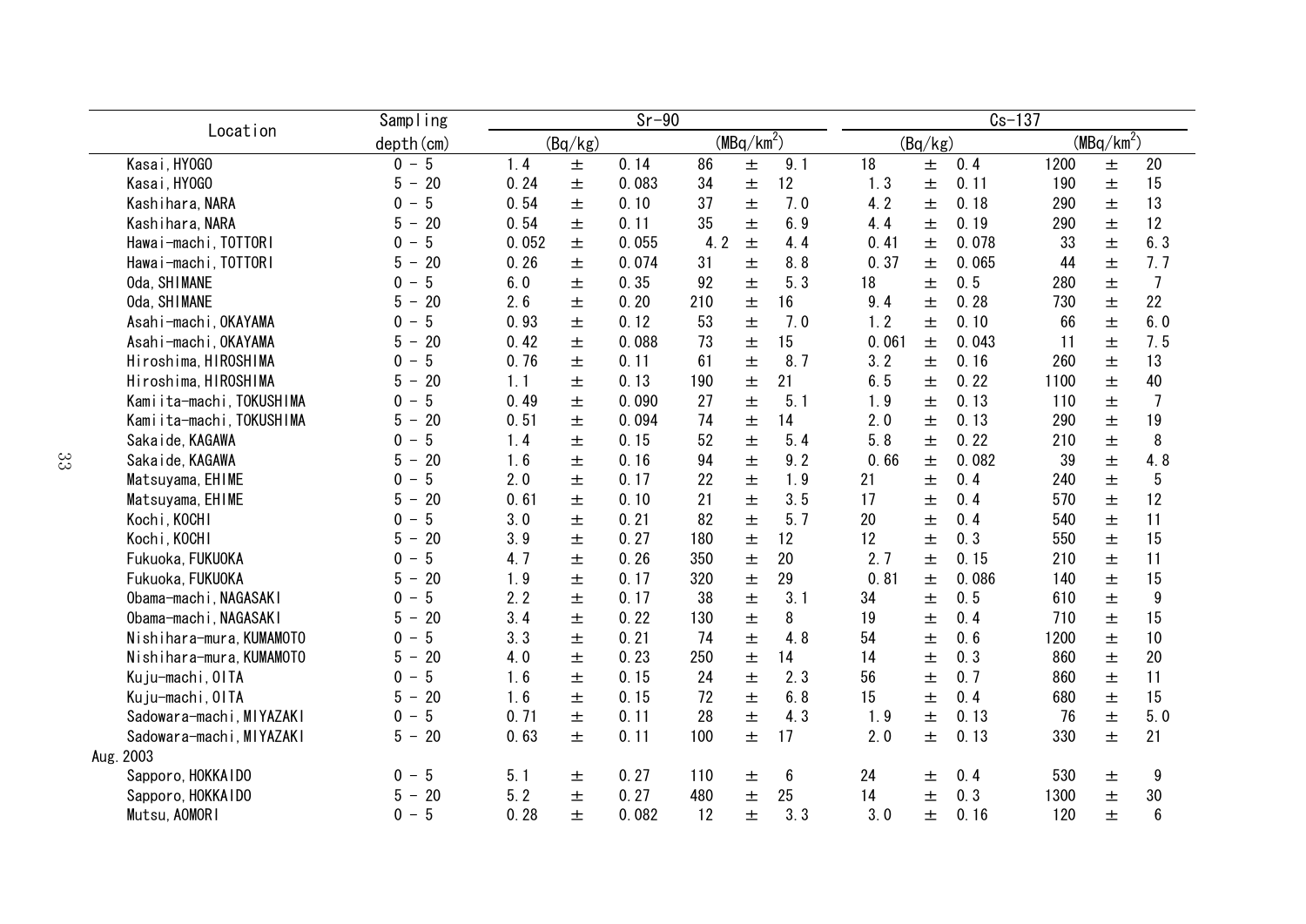| Location | Sampling depth(cm) | Sr-90 (Bq/kg) | Sr-90 ($MBq/km^2$) | Cs-137 (Bq/kg) | Cs-137 ($MBq/km^2$) |
|---|---|---|---|---|---|
| Kasai, HYOGO | 0 - 5 | 1.4 ± 0.14 | 86 ± 9.1 | 18 ± 0.4 | 1200 ± 20 |
| Kasai, HYOGO | 5 - 20 | 0.24 ± 0.083 | 34 ± 12 | 1.3 ± 0.11 | 190 ± 15 |
| Kashihara, NARA | 0 - 5 | 0.54 ± 0.10 | 37 ± 7.0 | 4.2 ± 0.18 | 290 ± 13 |
| Kashihara, NARA | 5 - 20 | 0.54 ± 0.11 | 35 ± 6.9 | 4.4 ± 0.19 | 290 ± 12 |
| Hawai-machi, TOTTORI | 0 - 5 | 0.052 ± 0.055 | 4.2 ± 4.4 | 0.41 ± 0.078 | 33 ± 6.3 |
| Hawai-machi, TOTTORI | 5 - 20 | 0.26 ± 0.074 | 31 ± 8.8 | 0.37 ± 0.065 | 44 ± 7.7 |
| Oda, SHIMANE | 0 - 5 | 6.0 ± 0.35 | 92 ± 5.3 | 18 ± 0.5 | 280 ± 7 |
| Oda, SHIMANE | 5 - 20 | 2.6 ± 0.20 | 210 ± 16 | 9.4 ± 0.28 | 730 ± 22 |
| Asahi-machi, OKAYAMA | 0 - 5 | 0.93 ± 0.12 | 53 ± 7.0 | 1.2 ± 0.10 | 66 ± 6.0 |
| Asahi-machi, OKAYAMA | 5 - 20 | 0.42 ± 0.088 | 73 ± 15 | 0.061 ± 0.043 | 11 ± 7.5 |
| Hiroshima, HIROSHIMA | 0 - 5 | 0.76 ± 0.11 | 61 ± 8.7 | 3.2 ± 0.16 | 260 ± 13 |
| Hiroshima, HIROSHIMA | 5 - 20 | 1.1 ± 0.13 | 190 ± 21 | 6.5 ± 0.22 | 1100 ± 40 |
| Kamiita-machi, TOKUSHIMA | 0 - 5 | 0.49 ± 0.090 | 27 ± 5.1 | 1.9 ± 0.13 | 110 ± 7 |
| Kamiita-machi, TOKUSHIMA | 5 - 20 | 0.51 ± 0.094 | 74 ± 14 | 2.0 ± 0.13 | 290 ± 19 |
| Sakaide, KAGAWA | 0 - 5 | 1.4 ± 0.15 | 52 ± 5.4 | 5.8 ± 0.22 | 210 ± 8 |
| Sakaide, KAGAWA | 5 - 20 | 1.6 ± 0.16 | 94 ± 9.2 | 0.66 ± 0.082 | 39 ± 4.8 |
| Matsuyama, EHIME | 0 - 5 | 2.0 ± 0.17 | 22 ± 1.9 | 21 ± 0.4 | 240 ± 5 |
| Matsuyama, EHIME | 5 - 20 | 0.61 ± 0.10 | 21 ± 3.5 | 17 ± 0.4 | 570 ± 12 |
| Kochi, KOCHI | 0 - 5 | 3.0 ± 0.21 | 82 ± 5.7 | 20 ± 0.4 | 540 ± 11 |
| Kochi, KOCHI | 5 - 20 | 3.9 ± 0.27 | 180 ± 12 | 12 ± 0.3 | 550 ± 15 |
| Fukuoka, FUKUOKA | 0 - 5 | 4.7 ± 0.26 | 350 ± 20 | 2.7 ± 0.15 | 210 ± 11 |
| Fukuoka, FUKUOKA | 5 - 20 | 1.9 ± 0.17 | 320 ± 29 | 0.81 ± 0.086 | 140 ± 15 |
| Obama-machi, NAGASAKI | 0 - 5 | 2.2 ± 0.17 | 38 ± 3.1 | 34 ± 0.5 | 610 ± 9 |
| Obama-machi, NAGASAKI | 5 - 20 | 3.4 ± 0.22 | 130 ± 8 | 19 ± 0.4 | 710 ± 15 |
| Nishihara-mura, KUMAMOTO | 0 - 5 | 3.3 ± 0.21 | 74 ± 4.8 | 54 ± 0.6 | 1200 ± 10 |
| Nishihara-mura, KUMAMOTO | 5 - 20 | 4.0 ± 0.23 | 250 ± 14 | 14 ± 0.3 | 860 ± 20 |
| Kuju-machi, OITA | 0 - 5 | 1.6 ± 0.15 | 24 ± 2.3 | 56 ± 0.7 | 860 ± 11 |
| Kuju-machi, OITA | 5 - 20 | 1.6 ± 0.15 | 72 ± 6.8 | 15 ± 0.4 | 680 ± 15 |
| Sadowara-machi, MIYAZAKI | 0 - 5 | 0.71 ± 0.11 | 28 ± 4.3 | 1.9 ± 0.13 | 76 ± 5.0 |
| Sadowara-machi, MIYAZAKI | 5 - 20 | 0.63 ± 0.11 | 100 ± 17 | 2.0 ± 0.13 | 330 ± 21 |
| Aug.2003 | | | | | |
| Sapporo, HOKKAIDO | 0 - 5 | 5.1 ± 0.27 | 110 ± 6 | 24 ± 0.4 | 530 ± 9 |
| Sapporo, HOKKAIDO | 5 - 20 | 5.2 ± 0.27 | 480 ± 25 | 14 ± 0.3 | 1300 ± 30 |
| Mutsu, AOMORI | 0 - 5 | 0.28 ± 0.082 | 12 ± 3.3 | 3.0 ± 0.16 | 120 ± 6 |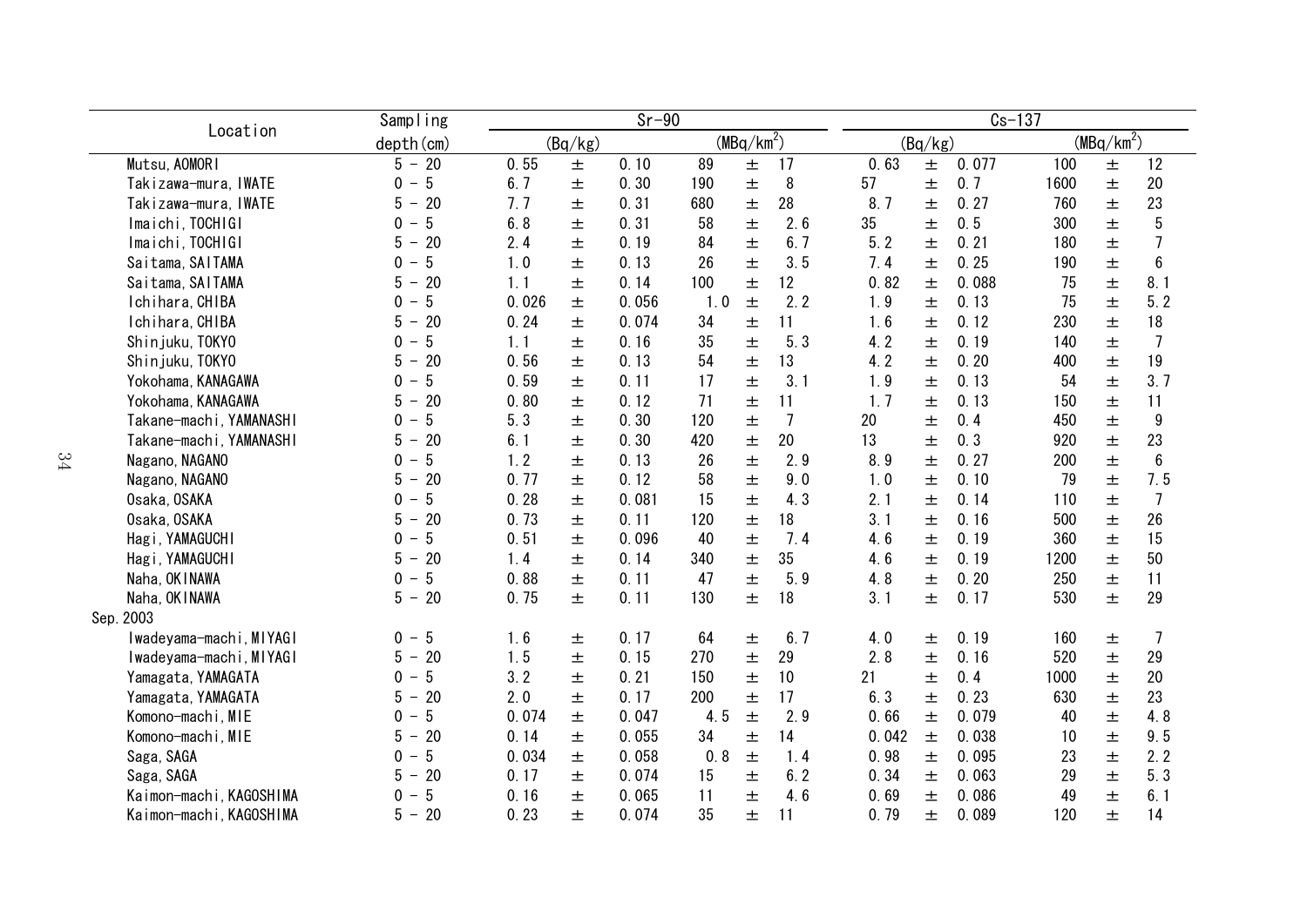| Location | Sampling depth(cm) | Sr-90 | | | | | | Cs-137 | | | | | |
|---|---|---|---|---|---|---|---|---|---|---|---|---|---|
| | | (Bq/kg) | | | ($MBq/km^2$) | | | (Bq/kg) | | | ($MBq/km^2$) | | |
| Mutsu, AOMORI | 5 - 20 | 0.55 | ± | 0.10 | 89 | ± | 17 | 0.63 | ± | 0.077 | 100 | ± | 12 |
| Takizawa-mura, IWATE | 0 - 5 | 6.7 | ± | 0.30 | 190 | ± | 8 | 57 | ± | 0.7 | 1600 | ± | 20 |
| Takizawa-mura, IWATE | 5 - 20 | 7.7 | ± | 0.31 | 680 | ± | 28 | 8.7 | ± | 0.27 | 760 | ± | 23 |
| Imaichi, TOCHIGI | 0 - 5 | 6.8 | ± | 0.31 | 58 | ± | 2.6 | 35 | ± | 0.5 | 300 | ± | 5 |
| Imaichi, TOCHIGI | 5 - 20 | 2.4 | ± | 0.19 | 84 | ± | 6.7 | 5.2 | ± | 0.21 | 180 | ± | 7 |
| Saitama, SAITAMA | 0 - 5 | 1.0 | ± | 0.13 | 26 | ± | 3.5 | 7.4 | ± | 0.25 | 190 | ± | 6 |
| Saitama, SAITAMA | 5 - 20 | 1.1 | ± | 0.14 | 100 | ± | 12 | 0.82 | ± | 0.088 | 75 | ± | 8.1 |
| Ichihara, CHIBA | 0 - 5 | 0.026 | ± | 0.056 | 1.0 | ± | 2.2 | 1.9 | ± | 0.13 | 75 | ± | 5.2 |
| Ichihara, CHIBA | 5 - 20 | 0.24 | ± | 0.074 | 34 | ± | 11 | 1.6 | ± | 0.12 | 230 | ± | 18 |
| Shinjuku, TOKYO | 0 - 5 | 1.1 | ± | 0.16 | 35 | ± | 5.3 | 4.2 | ± | 0.19 | 140 | ± | 7 |
| Shinjuku, TOKYO | 5 - 20 | 0.56 | ± | 0.13 | 54 | ± | 13 | 4.2 | ± | 0.20 | 400 | ± | 19 |
| Yokohama, KANAGAWA | 0 - 5 | 0.59 | ± | 0.11 | 17 | ± | 3.1 | 1.9 | ± | 0.13 | 54 | ± | 3.7 |
| Yokohama, KANAGAWA | 5 - 20 | 0.80 | ± | 0.12 | 71 | ± | 11 | 1.7 | ± | 0.13 | 150 | ± | 11 |
| Takane-machi, YAMANASHI | 0 - 5 | 5.3 | ± | 0.30 | 120 | ± | 7 | 20 | ± | 0.4 | 450 | ± | 9 |
| Takane-machi, YAMANASHI | 5 - 20 | 6.1 | ± | 0.30 | 420 | ± | 20 | 13 | ± | 0.3 | 920 | ± | 23 |
| Nagano, NAGANO | 0 - 5 | 1.2 | ± | 0.13 | 26 | ± | 2.9 | 8.9 | ± | 0.27 | 200 | ± | 6 |
| Nagano, NAGANO | 5 - 20 | 0.77 | ± | 0.12 | 58 | ± | 9.0 | 1.0 | ± | 0.10 | 79 | ± | 7.5 |
| Osaka, OSAKA | 0 - 5 | 0.28 | ± | 0.081 | 15 | ± | 4.3 | 2.1 | ± | 0.14 | 110 | ± | 7 |
| Osaka, OSAKA | 5 - 20 | 0.73 | ± | 0.11 | 120 | ± | 18 | 3.1 | ± | 0.16 | 500 | ± | 26 |
| Hagi, YAMAGUCHI | 0 - 5 | 0.51 | ± | 0.096 | 40 | ± | 7.4 | 4.6 | ± | 0.19 | 360 | ± | 15 |
| Hagi, YAMAGUCHI | 5 - 20 | 1.4 | ± | 0.14 | 340 | ± | 35 | 4.6 | ± | 0.19 | 1200 | ± | 50 |
| Naha, OKINAWA | 0 - 5 | 0.88 | ± | 0.11 | 47 | ± | 5.9 | 4.8 | ± | 0.20 | 250 | ± | 11 |
| Naha, OKINAWA | 5 - 20 | 0.75 | ± | 0.11 | 130 | ± | 18 | 3.1 | ± | 0.17 | 530 | ± | 29 |
| Sep.2003 | | | | | | | | | | | | | |
| Iwadeyama-machi, MIYAGI | 0 - 5 | 1.6 | ± | 0.17 | 64 | ± | 6.7 | 4.0 | ± | 0.19 | 160 | ± | 7 |
| Iwadeyama-machi, MIYAGI | 5 - 20 | 1.5 | ± | 0.15 | 270 | ± | 29 | 2.8 | ± | 0.16 | 520 | ± | 29 |
| Yamagata, YAMAGATA | 0 - 5 | 3.2 | ± | 0.21 | 150 | ± | 10 | 21 | ± | 0.4 | 1000 | ± | 20 |
| Yamagata, YAMAGATA | 5 - 20 | 2.0 | ± | 0.17 | 200 | ± | 17 | 6.3 | ± | 0.23 | 630 | ± | 23 |
| Komono-machi, MIE | 0 - 5 | 0.074 | ± | 0.047 | 4.5 | ± | 2.9 | 0.66 | ± | 0.079 | 40 | ± | 4.8 |
| Komono-machi, MIE | 5 - 20 | 0.14 | ± | 0.055 | 34 | ± | 14 | 0.042 | ± | 0.038 | 10 | ± | 9.5 |
| Saga, SAGA | 0 - 5 | 0.034 | ± | 0.058 | 0.8 | ± | 1.4 | 0.98 | ± | 0.095 | 23 | ± | 2.2 |
| Saga, SAGA | 5 - 20 | 0.17 | ± | 0.074 | 15 | ± | 6.2 | 0.34 | ± | 0.063 | 29 | ± | 5.3 |
| Kaimon-machi, KAGOSHIMA | 0 - 5 | 0.16 | ± | 0.065 | 11 | ± | 4.6 | 0.69 | ± | 0.086 | 49 | ± | 6.1 |
| Kaimon-machi, KAGOSHIMA | 5 - 20 | 0.23 | ± | 0.074 | 35 | ± | 11 | 0.79 | ± | 0.089 | 120 | ± | 14 |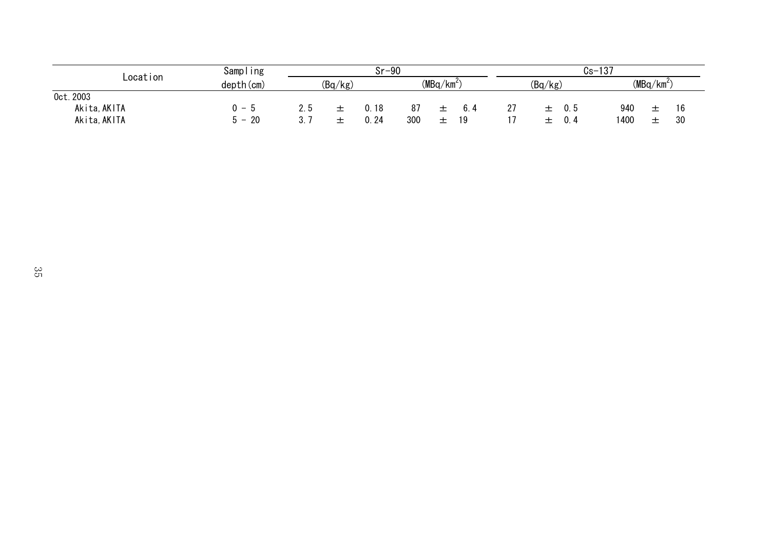| Location | Sampling depth(cm) | Sr-90 | | Cs-137 | |
|---|---|---|---|---|---|
| | | (Bq/kg) | (MBq/km$^2$) | (Bq/kg) | (MBq/km$^2$) |
| Oct.2003 | | | | | |
| Akita,AKITA | 0 - 5 | 2.5 ± 0.18 | 87 ± 6.4 | 27 ± 0.5 | 940 ± 16 |
| Akita,AKITA | 5 - 20 | 3.7 ± 0.24 | 300 ± 19 | 17 ± 0.4 | 1400 ± 30 |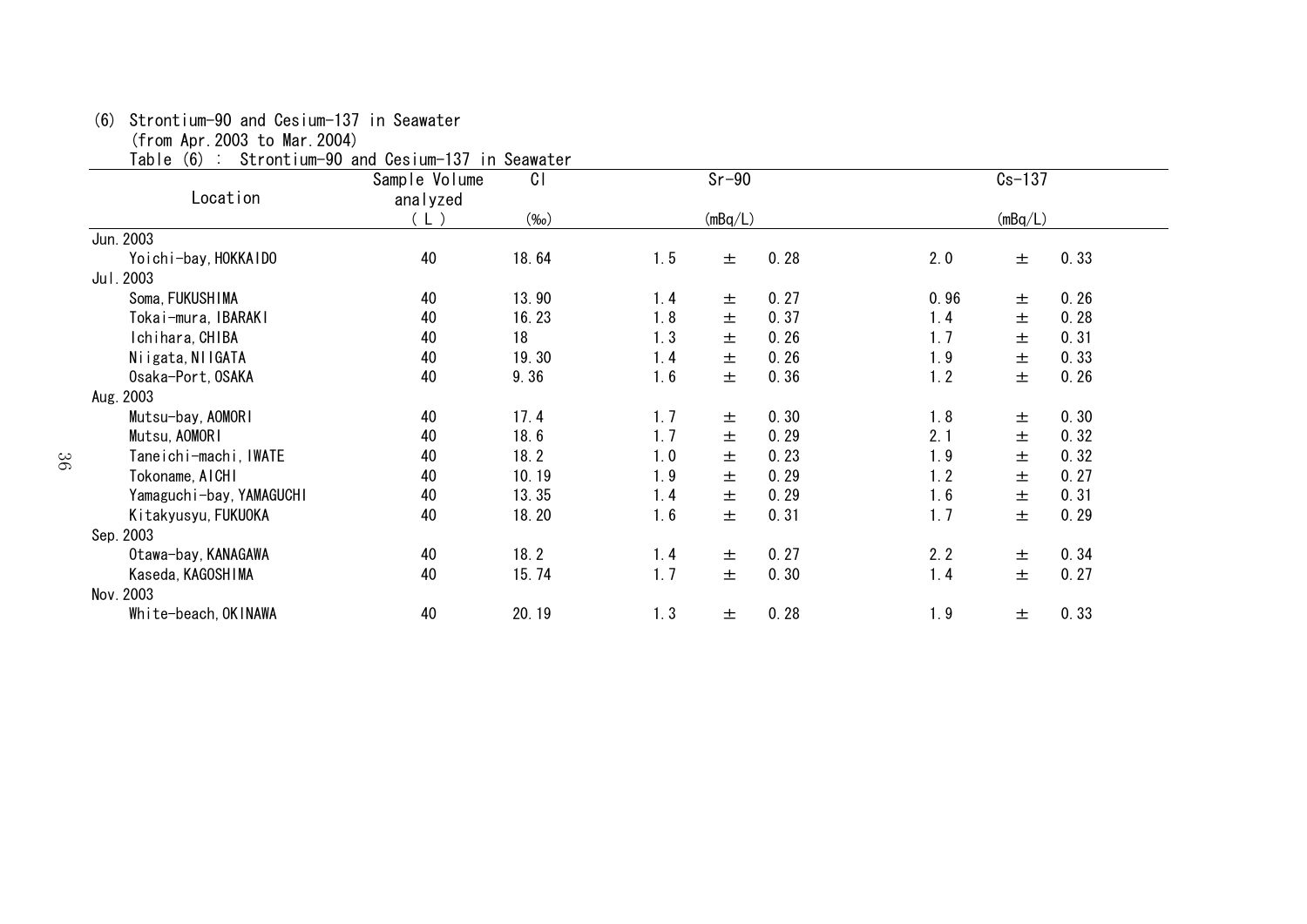(6) Strontium-90 and Cesium-137 in Seawater
(from Apr.2003 to Mar.2004)

Table (6) : Strontium-90 and Cesium-137 in Seawater

| Location | Sample Volume analyzed (L) | Cl (‰) | Sr-90 (mBq/L) | | | Cs-137 (mBq/L) | | |
|---|---|---|---|---|---|---|---|---|
| Jun.2003 | | | | | | | | |
| Yoichi-bay, HOKKAIDO | 40 | 18.64 | 1.5 | ± | 0.28 | 2.0 | ± | 0.33 |
| Jul.2003 | | | | | | | | |
| Soma, FUKUSHIMA | 40 | 13.90 | 1.4 | ± | 0.27 | 0.96 | ± | 0.26 |
| Tokai-mura, IBARAKI | 40 | 16.23 | 1.8 | ± | 0.37 | 1.4 | ± | 0.28 |
| Ichihara, CHIBA | 40 | 18 | 1.3 | ± | 0.26 | 1.7 | ± | 0.31 |
| Niigata, NIIGATA | 40 | 19.30 | 1.4 | ± | 0.26 | 1.9 | ± | 0.33 |
| Osaka-Port, OSAKA | 40 | 9.36 | 1.6 | ± | 0.36 | 1.2 | ± | 0.26 |
| Aug.2003 | | | | | | | | |
| Mutsu-bay, AOMORI | 40 | 17.4 | 1.7 | ± | 0.30 | 1.8 | ± | 0.30 |
| Mutsu, AOMORI | 40 | 18.6 | 1.7 | ± | 0.29 | 2.1 | ± | 0.32 |
| Taneichi-machi, IWATE | 40 | 18.2 | 1.0 | ± | 0.23 | 1.9 | ± | 0.32 |
| Tokoname, AICHI | 40 | 10.19 | 1.9 | ± | 0.29 | 1.2 | ± | 0.27 |
| Yamaguchi-bay, YAMAGUCHI | 40 | 13.35 | 1.4 | ± | 0.29 | 1.6 | ± | 0.31 |
| Kitakyusyu, FUKUOKA | 40 | 18.20 | 1.6 | ± | 0.31 | 1.7 | ± | 0.29 |
| Sep.2003 | | | | | | | | |
| Otawa-bay, KANAGAWA | 40 | 18.2 | 1.4 | ± | 0.27 | 2.2 | ± | 0.34 |
| Kaseda, KAGOSHIMA | 40 | 15.74 | 1.7 | ± | 0.30 | 1.4 | ± | 0.27 |
| Nov.2003 | | | | | | | | |
| White-beach, OKINAWA | 40 | 20.19 | 1.3 | ± | 0.28 | 1.9 | ± | 0.33 |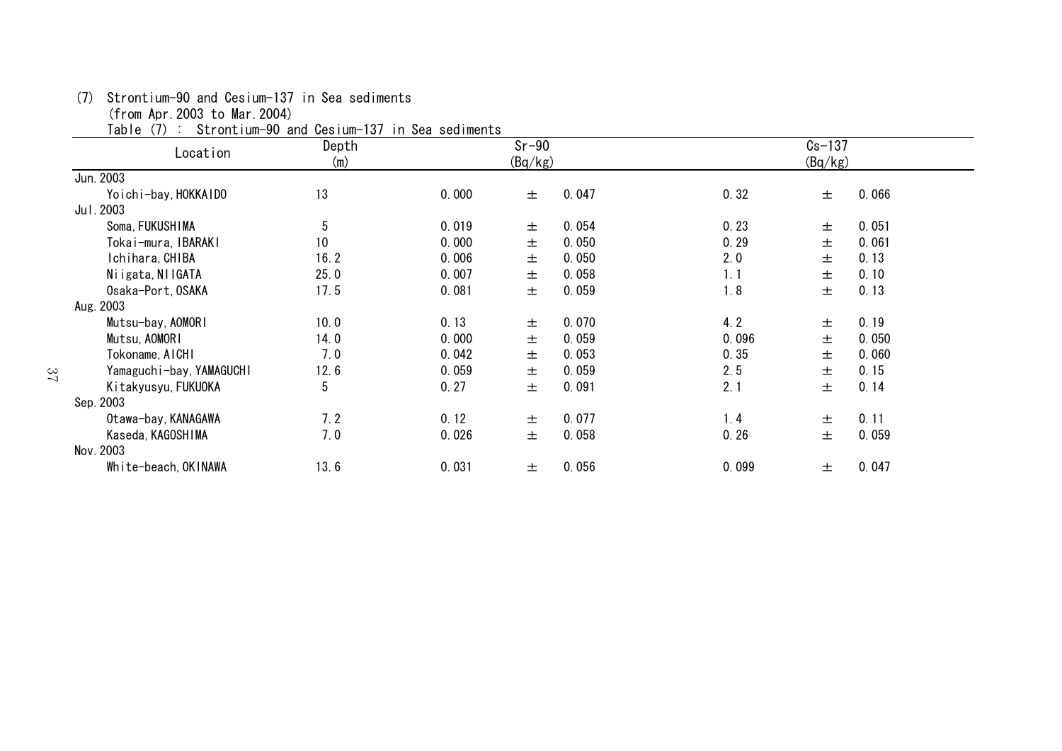(7) Strontium-90 and Cesium-137 in Sea sediments
(from Apr.2003 to Mar.2004)

Table (7) : Strontium-90 and Cesium-137 in Sea sediments

| Location | Depth (m) | Sr-90 (Bq/kg) | | | Cs-137 (Bq/kg) | | |
|---|---|---|---|---|---|---|---|
| Jun.2003 | | | | | | | |
| Yoichi-bay, HOKKAIDO | 13 | 0.000 | ± | 0.047 | 0.32 | ± | 0.066 |
| Jul.2003 | | | | | | | |
| Soma, FUKUSHIMA | 5 | 0.019 | ± | 0.054 | 0.23 | ± | 0.051 |
| Tokai-mura, IBARAKI | 10 | 0.000 | ± | 0.050 | 0.29 | ± | 0.061 |
| Ichihara, CHIBA | 16.2 | 0.006 | ± | 0.050 | 2.0 | ± | 0.13 |
| Niigata, NIIGATA | 25.0 | 0.007 | ± | 0.058 | 1.1 | ± | 0.10 |
| Osaka-Port, OSAKA | 17.5 | 0.081 | ± | 0.059 | 1.8 | ± | 0.13 |
| Aug.2003 | | | | | | | |
| Mutsu-bay, AOMORI | 10.0 | 0.13 | ± | 0.070 | 4.2 | ± | 0.19 |
| Mutsu, AOMORI | 14.0 | 0.000 | ± | 0.059 | 0.096 | ± | 0.050 |
| Tokoname, AICHI | 7.0 | 0.042 | ± | 0.053 | 0.35 | ± | 0.060 |
| Yamaguchi-bay, YAMAGUCHI | 12.6 | 0.059 | ± | 0.059 | 2.5 | ± | 0.15 |
| Kitakyusyu, FUKUOKA | 5 | 0.27 | ± | 0.091 | 2.1 | ± | 0.14 |
| Sep.2003 | | | | | | | |
| Otawa-bay, KANAGAWA | 7.2 | 0.12 | ± | 0.077 | 1.4 | ± | 0.11 |
| Kaseda, KAGOSHIMA | 7.0 | 0.026 | ± | 0.058 | 0.26 | ± | 0.059 |
| Nov.2003 | | | | | | | |
| White-beach, OKINAWA | 13.6 | 0.031 | ± | 0.056 | 0.099 | ± | 0.047 |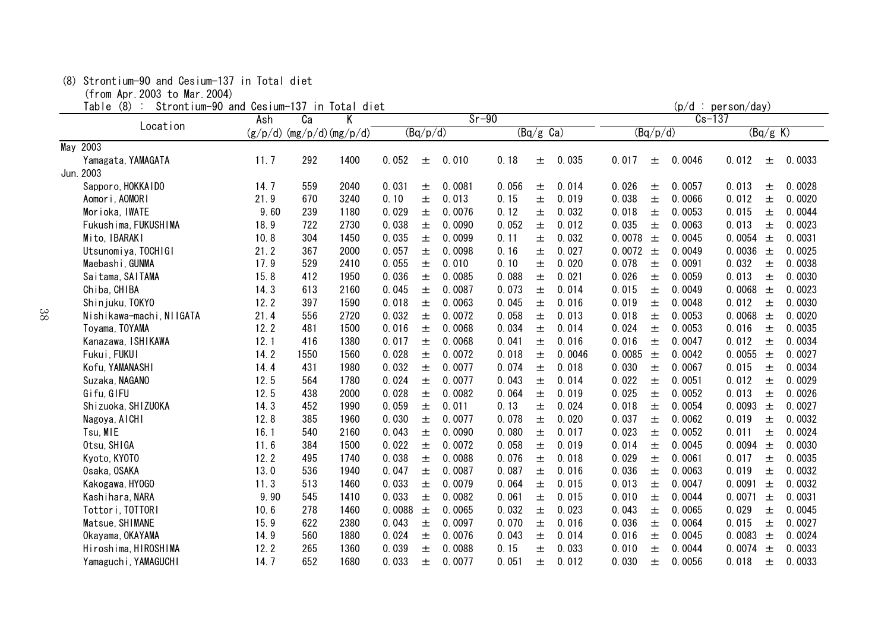(8) Strontium-90 and Cesium-137 in Total diet
(from Apr.2003 to Mar.2004)

Table (8) : Strontium-90 and Cesium-137 in Total diet (p/d : person/day)

| Location | Ash | Ca | K | Sr-90 | | Cs-137 | |
|---|---|---|---|---|---|---|---|
| | (g/p/d) | (mg/p/d) | (mg/p/d) | (Bq/p/d) | (Bq/g Ca) | (Bq/p/d) | (Bq/g K) |
| May 2003 | | | | | | | |
| Yamagata, YAMAGATA | 11.7 | 292 | 1400 | 0.052 ± 0.010 | 0.18 ± 0.035 | 0.017 ± 0.0046 | 0.012 ± 0.0033 |
| Jun. 2003 | | | | | | | |
| Sapporo, HOKKAIDO | 14.7 | 559 | 2040 | 0.031 ± 0.0081 | 0.056 ± 0.014 | 0.026 ± 0.0057 | 0.013 ± 0.0028 |
| Aomori, AOMORI | 21.9 | 670 | 3240 | 0.10 ± 0.013 | 0.15 ± 0.019 | 0.038 ± 0.0066 | 0.012 ± 0.0020 |
| Morioka, IWATE | 9.60 | 239 | 1180 | 0.029 ± 0.0076 | 0.12 ± 0.032 | 0.018 ± 0.0053 | 0.015 ± 0.0044 |
| Fukushima, FUKUSHIMA | 18.9 | 722 | 2730 | 0.038 ± 0.0090 | 0.052 ± 0.012 | 0.035 ± 0.0063 | 0.013 ± 0.0023 |
| Mito, IBARAKI | 10.8 | 304 | 1450 | 0.035 ± 0.0099 | 0.11 ± 0.032 | 0.0078 ± 0.0045 | 0.0054 ± 0.0031 |
| Utsunomiya, TOCHIGI | 21.2 | 367 | 2000 | 0.057 ± 0.0098 | 0.16 ± 0.027 | 0.0072 ± 0.0049 | 0.0036 ± 0.0025 |
| Maebashi, GUNMA | 17.9 | 529 | 2410 | 0.055 ± 0.010 | 0.10 ± 0.020 | 0.078 ± 0.0091 | 0.032 ± 0.0038 |
| Saitama, SAITAMA | 15.8 | 412 | 1950 | 0.036 ± 0.0085 | 0.088 ± 0.021 | 0.026 ± 0.0059 | 0.013 ± 0.0030 |
| Chiba, CHIBA | 14.3 | 613 | 2160 | 0.045 ± 0.0087 | 0.073 ± 0.014 | 0.015 ± 0.0049 | 0.0068 ± 0.0023 |
| Shinjuku, TOKYO | 12.2 | 397 | 1590 | 0.018 ± 0.0063 | 0.045 ± 0.016 | 0.019 ± 0.0048 | 0.012 ± 0.0030 |
| Nishikawa-machi, NIIGATA | 21.4 | 556 | 2720 | 0.032 ± 0.0072 | 0.058 ± 0.013 | 0.018 ± 0.0053 | 0.0068 ± 0.0020 |
| Toyama, TOYAMA | 12.2 | 481 | 1500 | 0.016 ± 0.0068 | 0.034 ± 0.014 | 0.024 ± 0.0053 | 0.016 ± 0.0035 |
| Kanazawa, ISHIKAWA | 12.1 | 416 | 1380 | 0.017 ± 0.0068 | 0.041 ± 0.016 | 0.016 ± 0.0047 | 0.012 ± 0.0034 |
| Fukui, FUKUI | 14.2 | 1550 | 1560 | 0.028 ± 0.0072 | 0.018 ± 0.0046 | 0.0085 ± 0.0042 | 0.0055 ± 0.0027 |
| Kofu, YAMANASHI | 14.4 | 431 | 1980 | 0.032 ± 0.0077 | 0.074 ± 0.018 | 0.030 ± 0.0067 | 0.015 ± 0.0034 |
| Suzaka, NAGANO | 12.5 | 564 | 1780 | 0.024 ± 0.0077 | 0.043 ± 0.014 | 0.022 ± 0.0051 | 0.012 ± 0.0029 |
| Gifu, GIFU | 12.5 | 438 | 2000 | 0.028 ± 0.0082 | 0.064 ± 0.019 | 0.025 ± 0.0052 | 0.013 ± 0.0026 |
| Shizuoka, SHIZUOKA | 14.3 | 452 | 1990 | 0.059 ± 0.011 | 0.13 ± 0.024 | 0.018 ± 0.0054 | 0.0093 ± 0.0027 |
| Nagoya, AICHI | 12.8 | 385 | 1960 | 0.030 ± 0.0077 | 0.078 ± 0.020 | 0.037 ± 0.0062 | 0.019 ± 0.0032 |
| Tsu, MIE | 16.1 | 540 | 2160 | 0.043 ± 0.0090 | 0.080 ± 0.017 | 0.023 ± 0.0052 | 0.011 ± 0.0024 |
| Otsu, SHIGA | 11.6 | 384 | 1500 | 0.022 ± 0.0072 | 0.058 ± 0.019 | 0.014 ± 0.0045 | 0.0094 ± 0.0030 |
| Kyoto, KYOTO | 12.2 | 495 | 1740 | 0.038 ± 0.0088 | 0.076 ± 0.018 | 0.029 ± 0.0061 | 0.017 ± 0.0035 |
| Osaka, OSAKA | 13.0 | 536 | 1940 | 0.047 ± 0.0087 | 0.087 ± 0.016 | 0.036 ± 0.0063 | 0.019 ± 0.0032 |
| Kakogawa, HYOGO | 11.3 | 513 | 1460 | 0.033 ± 0.0079 | 0.064 ± 0.015 | 0.013 ± 0.0047 | 0.0091 ± 0.0032 |
| Kashihara, NARA | 9.90 | 545 | 1410 | 0.033 ± 0.0082 | 0.061 ± 0.015 | 0.010 ± 0.0044 | 0.0071 ± 0.0031 |
| Tottori, TOTTORI | 10.6 | 278 | 1460 | 0.0088 ± 0.0065 | 0.032 ± 0.023 | 0.043 ± 0.0065 | 0.029 ± 0.0045 |
| Matsue, SHIMANE | 15.9 | 622 | 2380 | 0.043 ± 0.0097 | 0.070 ± 0.016 | 0.036 ± 0.0064 | 0.015 ± 0.0027 |
| Okayama, OKAYAMA | 14.9 | 560 | 1880 | 0.024 ± 0.0076 | 0.043 ± 0.014 | 0.016 ± 0.0045 | 0.0083 ± 0.0024 |
| Hiroshima, HIROSHIMA | 12.2 | 265 | 1360 | 0.039 ± 0.0088 | 0.15 ± 0.033 | 0.010 ± 0.0044 | 0.0074 ± 0.0033 |
| Yamaguchi, YAMAGUCHI | 14.7 | 652 | 1680 | 0.033 ± 0.0077 | 0.051 ± 0.012 | 0.030 ± 0.0056 | 0.018 ± 0.0033 |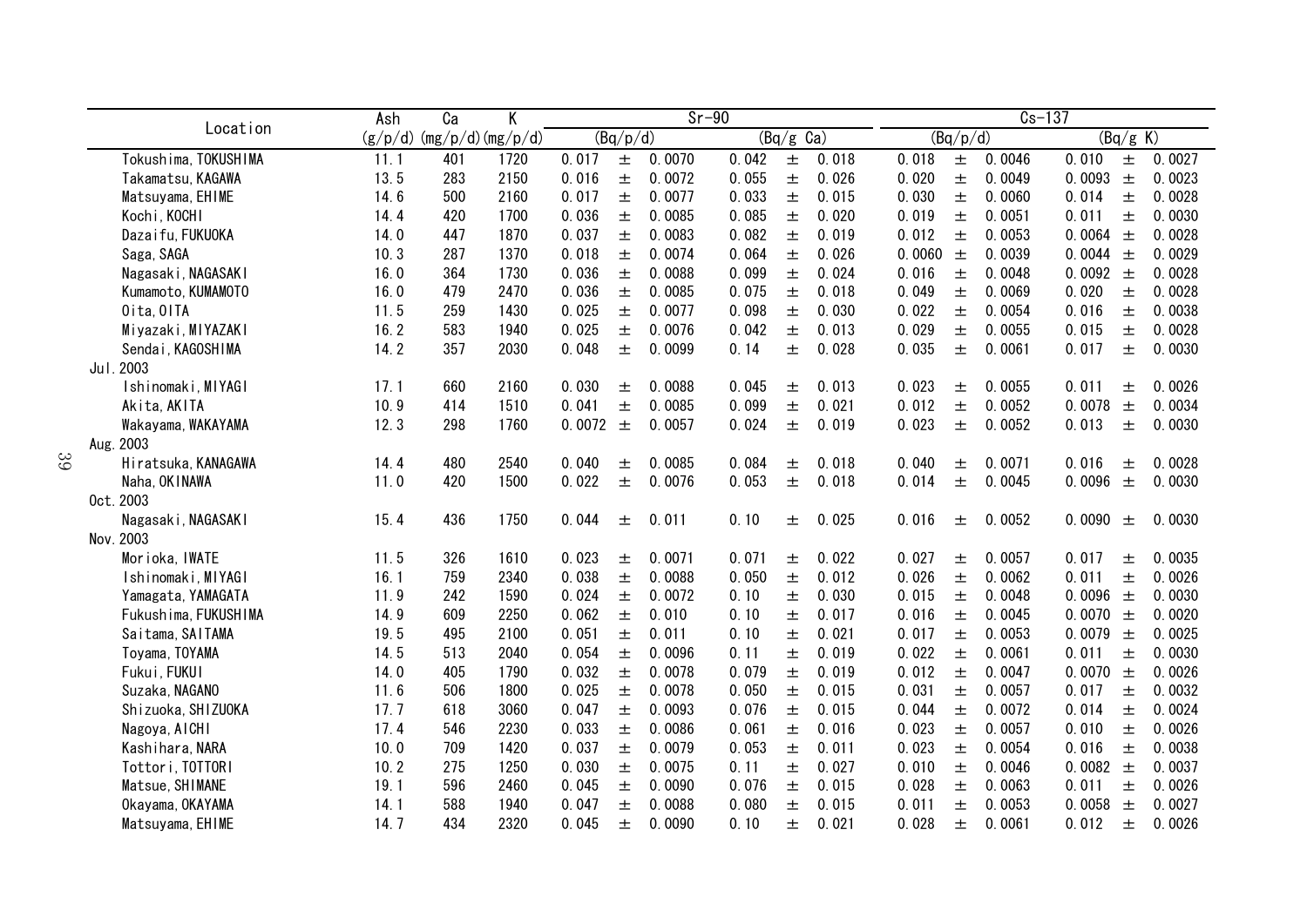| Location | Ash | Ca | K | Sr-90 | | Cs-137 | |
|---|---|---|---|---|---|---|---|
| | (g/p/d) | (mg/p/d) | (mg/p/d) | (Bq/p/d) | (Bq/g Ca) | (Bq/p/d) | (Bq/g K) |
| Tokushima, TOKUSHIMA | 11.1 | 401 | 1720 | 0.017 ± 0.0070 | 0.042 ± 0.018 | 0.018 ± 0.0046 | 0.010 ± 0.0027 |
| Takamatsu, KAGAWA | 13.5 | 283 | 2150 | 0.016 ± 0.0072 | 0.055 ± 0.026 | 0.020 ± 0.0049 | 0.0093 ± 0.0023 |
| Matsuyama, EHIME | 14.6 | 500 | 2160 | 0.017 ± 0.0077 | 0.033 ± 0.015 | 0.030 ± 0.0060 | 0.014 ± 0.0028 |
| Kochi, KOCHI | 14.4 | 420 | 1700 | 0.036 ± 0.0085 | 0.085 ± 0.020 | 0.019 ± 0.0051 | 0.011 ± 0.0030 |
| Dazaifu, FUKUOKA | 14.0 | 447 | 1870 | 0.037 ± 0.0083 | 0.082 ± 0.019 | 0.012 ± 0.0053 | 0.0064 ± 0.0028 |
| Saga, SAGA | 10.3 | 287 | 1370 | 0.018 ± 0.0074 | 0.064 ± 0.026 | 0.0060 ± 0.0039 | 0.0044 ± 0.0029 |
| Nagasaki, NAGASAKI | 16.0 | 364 | 1730 | 0.036 ± 0.0088 | 0.099 ± 0.024 | 0.016 ± 0.0048 | 0.0092 ± 0.0028 |
| Kumamoto, KUMAMOTO | 16.0 | 479 | 2470 | 0.036 ± 0.0085 | 0.075 ± 0.018 | 0.049 ± 0.0069 | 0.020 ± 0.0028 |
| Oita, OITA | 11.5 | 259 | 1430 | 0.025 ± 0.0077 | 0.098 ± 0.030 | 0.022 ± 0.0054 | 0.016 ± 0.0038 |
| Miyazaki, MIYAZAKI | 16.2 | 583 | 1940 | 0.025 ± 0.0076 | 0.042 ± 0.013 | 0.029 ± 0.0055 | 0.015 ± 0.0028 |
| Sendai, KAGOSHIMA | 14.2 | 357 | 2030 | 0.048 ± 0.0099 | 0.14 ± 0.028 | 0.035 ± 0.0061 | 0.017 ± 0.0030 |
| Jul. 2003 | | | | | | | |
| Ishinomaki, MIYAGI | 17.1 | 660 | 2160 | 0.030 ± 0.0088 | 0.045 ± 0.013 | 0.023 ± 0.0055 | 0.011 ± 0.0026 |
| Akita, AKITA | 10.9 | 414 | 1510 | 0.041 ± 0.0085 | 0.099 ± 0.021 | 0.012 ± 0.0052 | 0.0078 ± 0.0034 |
| Wakayama, WAKAYAMA | 12.3 | 298 | 1760 | 0.0072 ± 0.0057 | 0.024 ± 0.019 | 0.023 ± 0.0052 | 0.013 ± 0.0030 |
| Aug. 2003 | | | | | | | |
| Hiratsuka, KANAGAWA | 14.4 | 480 | 2540 | 0.040 ± 0.0085 | 0.084 ± 0.018 | 0.040 ± 0.0071 | 0.016 ± 0.0028 |
| Naha, OKINAWA | 11.0 | 420 | 1500 | 0.022 ± 0.0076 | 0.053 ± 0.018 | 0.014 ± 0.0045 | 0.0096 ± 0.0030 |
| Oct. 2003 | | | | | | | |
| Nagasaki, NAGASAKI | 15.4 | 436 | 1750 | 0.044 ± 0.011 | 0.10 ± 0.025 | 0.016 ± 0.0052 | 0.0090 ± 0.0030 |
| Nov. 2003 | | | | | | | |
| Morioka, IWATE | 11.5 | 326 | 1610 | 0.023 ± 0.0071 | 0.071 ± 0.022 | 0.027 ± 0.0057 | 0.017 ± 0.0035 |
| Ishinomaki, MIYAGI | 16.1 | 759 | 2340 | 0.038 ± 0.0088 | 0.050 ± 0.012 | 0.026 ± 0.0062 | 0.011 ± 0.0026 |
| Yamagata, YAMAGATA | 11.9 | 242 | 1590 | 0.024 ± 0.0072 | 0.10 ± 0.030 | 0.015 ± 0.0048 | 0.0096 ± 0.0030 |
| Fukushima, FUKUSHIMA | 14.9 | 609 | 2250 | 0.062 ± 0.010 | 0.10 ± 0.017 | 0.016 ± 0.0045 | 0.0070 ± 0.0020 |
| Saitama, SAITAMA | 19.5 | 495 | 2100 | 0.051 ± 0.011 | 0.10 ± 0.021 | 0.017 ± 0.0053 | 0.0079 ± 0.0025 |
| Toyama, TOYAMA | 14.5 | 513 | 2040 | 0.054 ± 0.0096 | 0.11 ± 0.019 | 0.022 ± 0.0061 | 0.011 ± 0.0030 |
| Fukui, FUKUI | 14.0 | 405 | 1790 | 0.032 ± 0.0078 | 0.079 ± 0.019 | 0.012 ± 0.0047 | 0.0070 ± 0.0026 |
| Suzaka, NAGANO | 11.6 | 506 | 1800 | 0.025 ± 0.0078 | 0.050 ± 0.015 | 0.031 ± 0.0057 | 0.017 ± 0.0032 |
| Shizuoka, SHIZUOKA | 17.7 | 618 | 3060 | 0.047 ± 0.0093 | 0.076 ± 0.015 | 0.044 ± 0.0072 | 0.014 ± 0.0024 |
| Nagoya, AICHI | 17.4 | 546 | 2230 | 0.033 ± 0.0086 | 0.061 ± 0.016 | 0.023 ± 0.0057 | 0.010 ± 0.0026 |
| Kashihara, NARA | 10.0 | 709 | 1420 | 0.037 ± 0.0079 | 0.053 ± 0.011 | 0.023 ± 0.0054 | 0.016 ± 0.0038 |
| Tottori, TOTTORI | 10.2 | 275 | 1250 | 0.030 ± 0.0075 | 0.11 ± 0.027 | 0.010 ± 0.0046 | 0.0082 ± 0.0037 |
| Matsue, SHIMANE | 19.1 | 596 | 2460 | 0.045 ± 0.0090 | 0.076 ± 0.015 | 0.028 ± 0.0063 | 0.011 ± 0.0026 |
| Okayama, OKAYAMA | 14.1 | 588 | 1940 | 0.047 ± 0.0088 | 0.080 ± 0.015 | 0.011 ± 0.0053 | 0.0058 ± 0.0027 |
| Matsuyama, EHIME | 14.7 | 434 | 2320 | 0.045 ± 0.0090 | 0.10 ± 0.021 | 0.028 ± 0.0061 | 0.012 ± 0.0026 |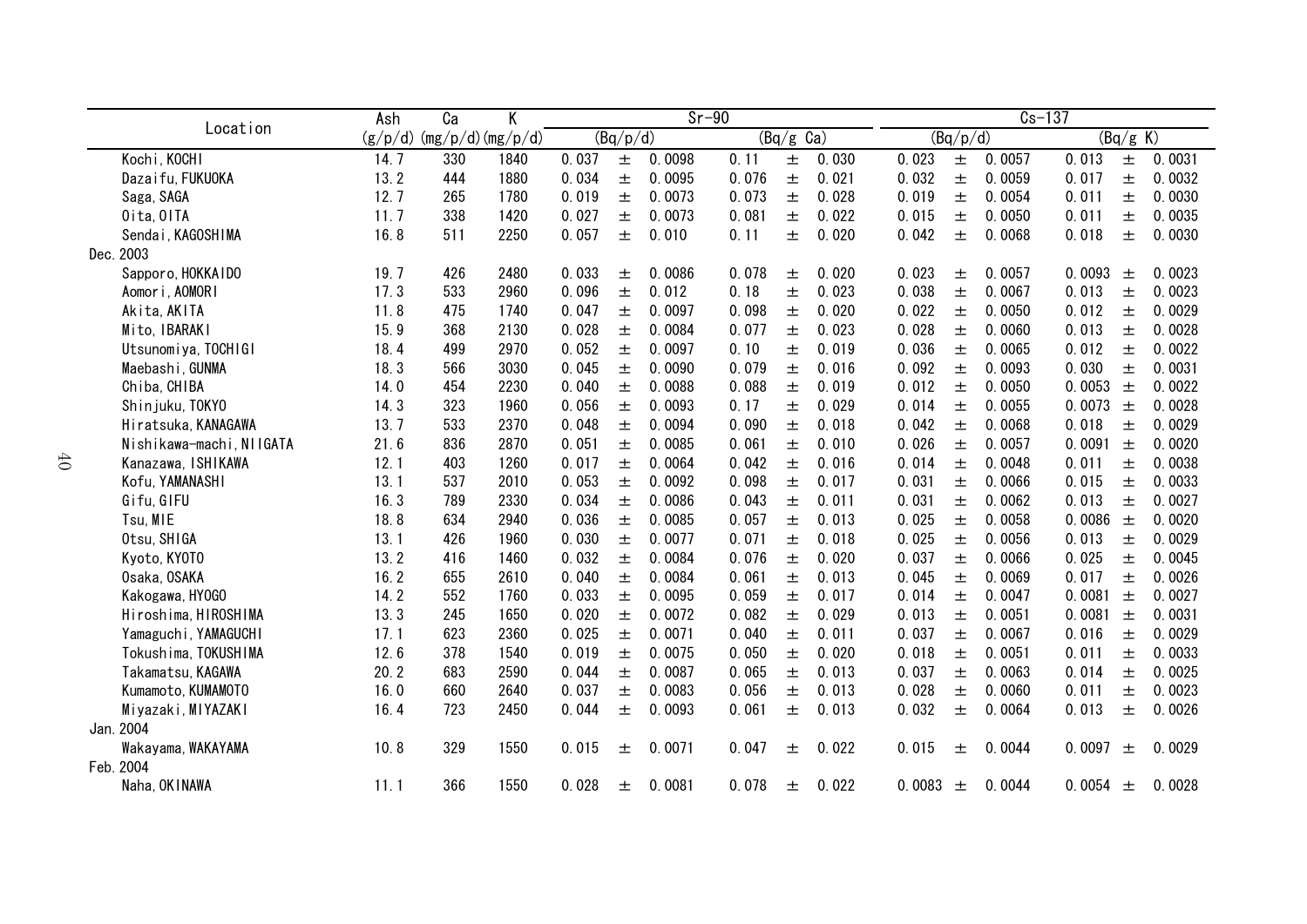| Location | Ash (g/p/d) | Ca (mg/p/d) | K (mg/p/d) | Sr-90 (Bq/p/d) | Sr-90 (Bq/g Ca) | Cs-137 (Bq/p/d) | Cs-137 (Bq/g K) |
|---|---|---|---|---|---|---|---|
| Kochi, KOCHI | 14.7 | 330 | 1840 | 0.037 ± 0.0098 | 0.11 ± 0.030 | 0.023 ± 0.0057 | 0.013 ± 0.0031 |
| Dazaifu, FUKUOKA | 13.2 | 444 | 1880 | 0.034 ± 0.0095 | 0.076 ± 0.021 | 0.032 ± 0.0059 | 0.017 ± 0.0032 |
| Saga, SAGA | 12.7 | 265 | 1780 | 0.019 ± 0.0073 | 0.073 ± 0.028 | 0.019 ± 0.0054 | 0.011 ± 0.0030 |
| Oita, OITA | 11.7 | 338 | 1420 | 0.027 ± 0.0073 | 0.081 ± 0.022 | 0.015 ± 0.0050 | 0.011 ± 0.0035 |
| Sendai, KAGOSHIMA | 16.8 | 511 | 2250 | 0.057 ± 0.010 | 0.11 ± 0.020 | 0.042 ± 0.0068 | 0.018 ± 0.0030 |
| Dec. 2003 | | | | | | | |
| Sapporo, HOKKAIDO | 19.7 | 426 | 2480 | 0.033 ± 0.0086 | 0.078 ± 0.020 | 0.023 ± 0.0057 | 0.0093 ± 0.0023 |
| Aomori, AOMORI | 17.3 | 533 | 2960 | 0.096 ± 0.012 | 0.18 ± 0.023 | 0.038 ± 0.0067 | 0.013 ± 0.0023 |
| Akita, AKITA | 11.8 | 475 | 1740 | 0.047 ± 0.0097 | 0.098 ± 0.020 | 0.022 ± 0.0050 | 0.012 ± 0.0029 |
| Mito, IBARAKI | 15.9 | 368 | 2130 | 0.028 ± 0.0084 | 0.077 ± 0.023 | 0.028 ± 0.0060 | 0.013 ± 0.0028 |
| Utsunomiya, TOCHIGI | 18.4 | 499 | 2970 | 0.052 ± 0.0097 | 0.10 ± 0.019 | 0.036 ± 0.0065 | 0.012 ± 0.0022 |
| Maebashi, GUNMA | 18.3 | 566 | 3030 | 0.045 ± 0.0090 | 0.079 ± 0.016 | 0.092 ± 0.0093 | 0.030 ± 0.0031 |
| Chiba, CHIBA | 14.0 | 454 | 2230 | 0.040 ± 0.0088 | 0.088 ± 0.019 | 0.012 ± 0.0050 | 0.0053 ± 0.0022 |
| Shinjuku, TOKYO | 14.3 | 323 | 1960 | 0.056 ± 0.0093 | 0.17 ± 0.029 | 0.014 ± 0.0055 | 0.0073 ± 0.0028 |
| Hiratsuka, KANAGAWA | 13.7 | 533 | 2370 | 0.048 ± 0.0094 | 0.090 ± 0.018 | 0.042 ± 0.0068 | 0.018 ± 0.0029 |
| Nishikawa-machi, NIIGATA | 21.6 | 836 | 2870 | 0.051 ± 0.0085 | 0.061 ± 0.010 | 0.026 ± 0.0057 | 0.0091 ± 0.0020 |
| Kanazawa, ISHIKAWA | 12.1 | 403 | 1260 | 0.017 ± 0.0064 | 0.042 ± 0.016 | 0.014 ± 0.0048 | 0.011 ± 0.0038 |
| Kofu, YAMANASHI | 13.1 | 537 | 2010 | 0.053 ± 0.0092 | 0.098 ± 0.017 | 0.031 ± 0.0066 | 0.015 ± 0.0033 |
| Gifu, GIFU | 16.3 | 789 | 2330 | 0.034 ± 0.0086 | 0.043 ± 0.011 | 0.031 ± 0.0062 | 0.013 ± 0.0027 |
| Tsu, MIE | 18.8 | 634 | 2940 | 0.036 ± 0.0085 | 0.057 ± 0.013 | 0.025 ± 0.0058 | 0.0086 ± 0.0020 |
| Otsu, SHIGA | 13.1 | 426 | 1960 | 0.030 ± 0.0077 | 0.071 ± 0.018 | 0.025 ± 0.0056 | 0.013 ± 0.0029 |
| Kyoto, KYOTO | 13.2 | 416 | 1460 | 0.032 ± 0.0084 | 0.076 ± 0.020 | 0.037 ± 0.0066 | 0.025 ± 0.0045 |
| Osaka, OSAKA | 16.2 | 655 | 2610 | 0.040 ± 0.0084 | 0.061 ± 0.013 | 0.045 ± 0.0069 | 0.017 ± 0.0026 |
| Kakogawa, HYOGO | 14.2 | 552 | 1760 | 0.033 ± 0.0095 | 0.059 ± 0.017 | 0.014 ± 0.0047 | 0.0081 ± 0.0027 |
| Hiroshima, HIROSHIMA | 13.3 | 245 | 1650 | 0.020 ± 0.0072 | 0.082 ± 0.029 | 0.013 ± 0.0051 | 0.0081 ± 0.0031 |
| Yamaguchi, YAMAGUCHI | 17.1 | 623 | 2360 | 0.025 ± 0.0071 | 0.040 ± 0.011 | 0.037 ± 0.0067 | 0.016 ± 0.0029 |
| Tokushima, TOKUSHIMA | 12.6 | 378 | 1540 | 0.019 ± 0.0075 | 0.050 ± 0.020 | 0.018 ± 0.0051 | 0.011 ± 0.0033 |
| Takamatsu, KAGAWA | 20.2 | 683 | 2590 | 0.044 ± 0.0087 | 0.065 ± 0.013 | 0.037 ± 0.0063 | 0.014 ± 0.0025 |
| Kumamoto, KUMAMOTO | 16.0 | 660 | 2640 | 0.037 ± 0.0083 | 0.056 ± 0.013 | 0.028 ± 0.0060 | 0.011 ± 0.0023 |
| Miyazaki, MIYAZAKI | 16.4 | 723 | 2450 | 0.044 ± 0.0093 | 0.061 ± 0.013 | 0.032 ± 0.0064 | 0.013 ± 0.0026 |
| Jan. 2004 | | | | | | | |
| Wakayama, WAKAYAMA | 10.8 | 329 | 1550 | 0.015 ± 0.0071 | 0.047 ± 0.022 | 0.015 ± 0.0044 | 0.0097 ± 0.0029 |
| Feb. 2004 | | | | | | | |
| Naha, OKINAWA | 11.1 | 366 | 1550 | 0.028 ± 0.0081 | 0.078 ± 0.022 | 0.0083 ± 0.0044 | 0.0054 ± 0.0028 |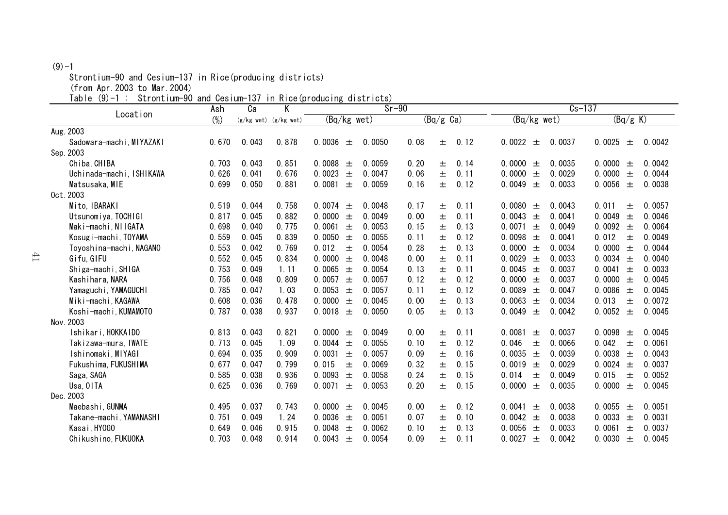(9)-1

Strontium-90 and Cesium-137 in Rice(producing districts)

(from Apr.2003 to Mar.2004)

Table (9)-1 : Strontium-90 and Cesium-137 in Rice(producing districts)

| Location | Ash | Ca | K | Sr-90 | | Cs-137 | |
|---|---|---|---|---|---|---|---|
| | (%) | (g/kg wet) | (g/kg wet) | (Bq/kg wet) | (Bq/g Ca) | (Bq/kg wet) | (Bq/g K) |
| Aug.2003 | | | | | | | |
| Sadowara-machi,MIYAZAKI | 0.670 | 0.043 | 0.878 | 0.0036 ± 0.0050 | 0.08 ± 0.12 | 0.0022 ± 0.0037 | 0.0025 ± 0.0042 |
| Sep.2003 | | | | | | | |
| Chiba,CHIBA | 0.703 | 0.043 | 0.851 | 0.0088 ± 0.0059 | 0.20 ± 0.14 | 0.0000 ± 0.0035 | 0.0000 ± 0.0042 |
| Uchinada-machi,ISHIKAWA | 0.626 | 0.041 | 0.676 | 0.0023 ± 0.0047 | 0.06 ± 0.11 | 0.0000 ± 0.0029 | 0.0000 ± 0.0044 |
| Matsusaka,MIE | 0.699 | 0.050 | 0.881 | 0.0081 ± 0.0059 | 0.16 ± 0.12 | 0.0049 ± 0.0033 | 0.0056 ± 0.0038 |
| Oct.2003 | | | | | | | |
| Mito,IBARAKI | 0.519 | 0.044 | 0.758 | 0.0074 ± 0.0048 | 0.17 ± 0.11 | 0.0080 ± 0.0043 | 0.011 ± 0.0057 |
| Utsunomiya,TOCHIGI | 0.817 | 0.045 | 0.882 | 0.0000 ± 0.0049 | 0.00 ± 0.11 | 0.0043 ± 0.0041 | 0.0049 ± 0.0046 |
| Maki-machi,NIIGATA | 0.698 | 0.040 | 0.775 | 0.0061 ± 0.0053 | 0.15 ± 0.13 | 0.0071 ± 0.0049 | 0.0092 ± 0.0064 |
| Kosugi-machi,TOYAMA | 0.559 | 0.045 | 0.839 | 0.0050 ± 0.0055 | 0.11 ± 0.12 | 0.0098 ± 0.0041 | 0.012 ± 0.0049 |
| Toyoshina-machi,NAGANO | 0.553 | 0.042 | 0.769 | 0.012 ± 0.0054 | 0.28 ± 0.13 | 0.0000 ± 0.0034 | 0.0000 ± 0.0044 |
| Gifu,GIFU | 0.552 | 0.045 | 0.834 | 0.0000 ± 0.0048 | 0.00 ± 0.11 | 0.0029 ± 0.0033 | 0.0034 ± 0.0040 |
| Shiga-machi,SHIGA | 0.753 | 0.049 | 1.11 | 0.0065 ± 0.0054 | 0.13 ± 0.11 | 0.0045 ± 0.0037 | 0.0041 ± 0.0033 |
| Kashihara,NARA | 0.756 | 0.048 | 0.809 | 0.0057 ± 0.0057 | 0.12 ± 0.12 | 0.0000 ± 0.0037 | 0.0000 ± 0.0045 |
| Yamaguchi,YAMAGUCHI | 0.785 | 0.047 | 1.03 | 0.0053 ± 0.0057 | 0.11 ± 0.12 | 0.0089 ± 0.0047 | 0.0086 ± 0.0045 |
| Miki-machi,KAGAWA | 0.608 | 0.036 | 0.478 | 0.0000 ± 0.0045 | 0.00 ± 0.13 | 0.0063 ± 0.0034 | 0.013 ± 0.0072 |
| Koshi-machi,KUMAMOTO | 0.787 | 0.038 | 0.937 | 0.0018 ± 0.0050 | 0.05 ± 0.13 | 0.0049 ± 0.0042 | 0.0052 ± 0.0045 |
| Nov.2003 | | | | | | | |
| Ishikari,HOKKAIDO | 0.813 | 0.043 | 0.821 | 0.0000 ± 0.0049 | 0.00 ± 0.11 | 0.0081 ± 0.0037 | 0.0098 ± 0.0045 |
| Takizawa-mura,IWATE | 0.713 | 0.045 | 1.09 | 0.0044 ± 0.0055 | 0.10 ± 0.12 | 0.046 ± 0.0066 | 0.042 ± 0.0061 |
| Ishinomaki,MIYAGI | 0.694 | 0.035 | 0.909 | 0.0031 ± 0.0057 | 0.09 ± 0.16 | 0.0035 ± 0.0039 | 0.0038 ± 0.0043 |
| Fukushima,FUKUSHIMA | 0.677 | 0.047 | 0.799 | 0.015 ± 0.0069 | 0.32 ± 0.15 | 0.0019 ± 0.0029 | 0.0024 ± 0.0037 |
| Saga,SAGA | 0.585 | 0.038 | 0.936 | 0.0093 ± 0.0058 | 0.24 ± 0.15 | 0.014 ± 0.0049 | 0.015 ± 0.0052 |
| Usa,OITA | 0.625 | 0.036 | 0.769 | 0.0071 ± 0.0053 | 0.20 ± 0.15 | 0.0000 ± 0.0035 | 0.0000 ± 0.0045 |
| Dec.2003 | | | | | | | |
| Maebashi,GUNMA | 0.495 | 0.037 | 0.743 | 0.0000 ± 0.0045 | 0.00 ± 0.12 | 0.0041 ± 0.0038 | 0.0055 ± 0.0051 |
| Takane-machi,YAMANASHI | 0.751 | 0.049 | 1.24 | 0.0036 ± 0.0051 | 0.07 ± 0.10 | 0.0042 ± 0.0038 | 0.0033 ± 0.0031 |
| Kasai,HYOGO | 0.649 | 0.046 | 0.915 | 0.0048 ± 0.0062 | 0.10 ± 0.13 | 0.0056 ± 0.0033 | 0.0061 ± 0.0037 |
| Chikushino,FUKUOKA | 0.703 | 0.048 | 0.914 | 0.0043 ± 0.0054 | 0.09 ± 0.11 | 0.0027 ± 0.0042 | 0.0030 ± 0.0045 |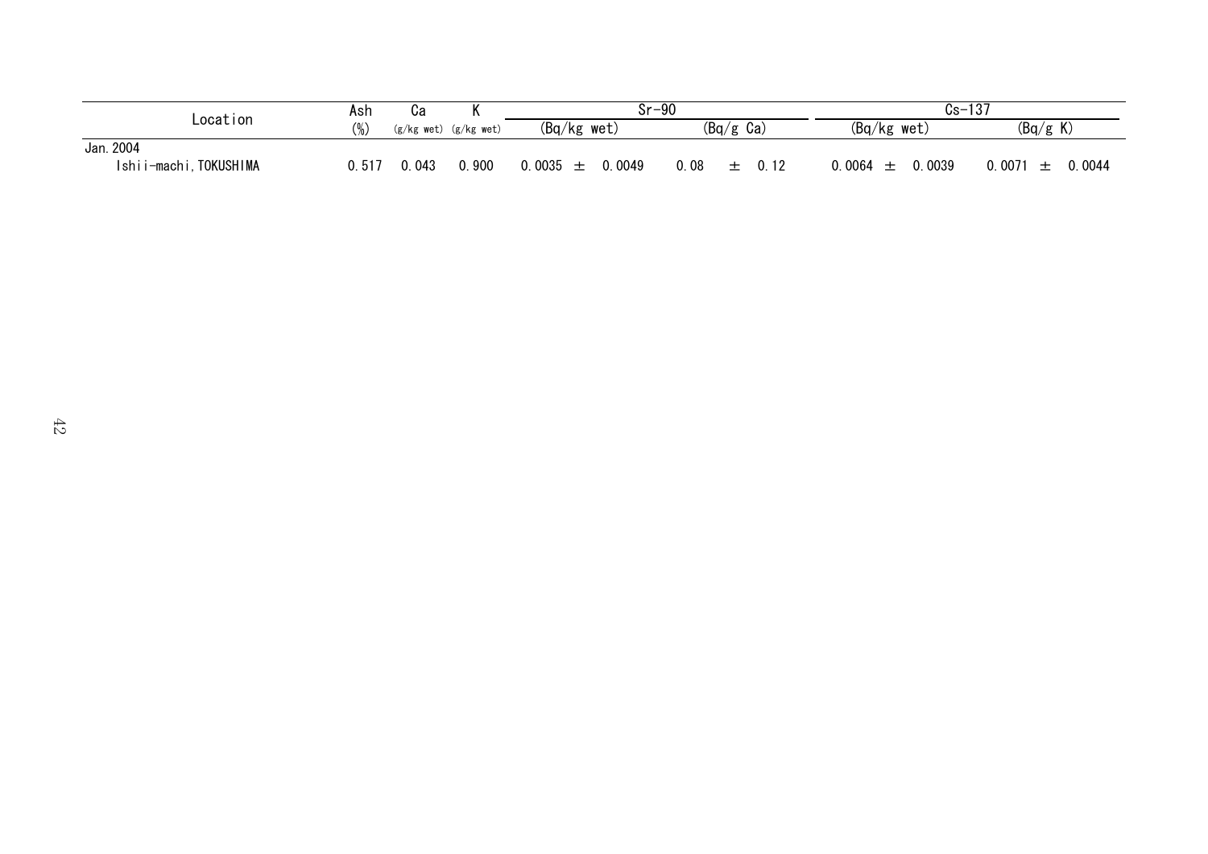| Location | Ash | Ca | K | Sr-90 | | Cs-137 | |
|---|---|---|---|---|---|---|---|
| | (%) | (g/kg wet) | (g/kg wet) | (Bq/kg wet) | (Bq/g Ca) | (Bq/kg wet) | (Bq/g K) |
| Jan. 2004 | | | | | | | |
| Ishii-machi, TOKUSHIMA | 0.517 | 0.043 | 0.900 | 0.0035 ± 0.0049 | 0.08 ± 0.12 | 0.0064 ± 0.0039 | 0.0071 ± 0.0044 |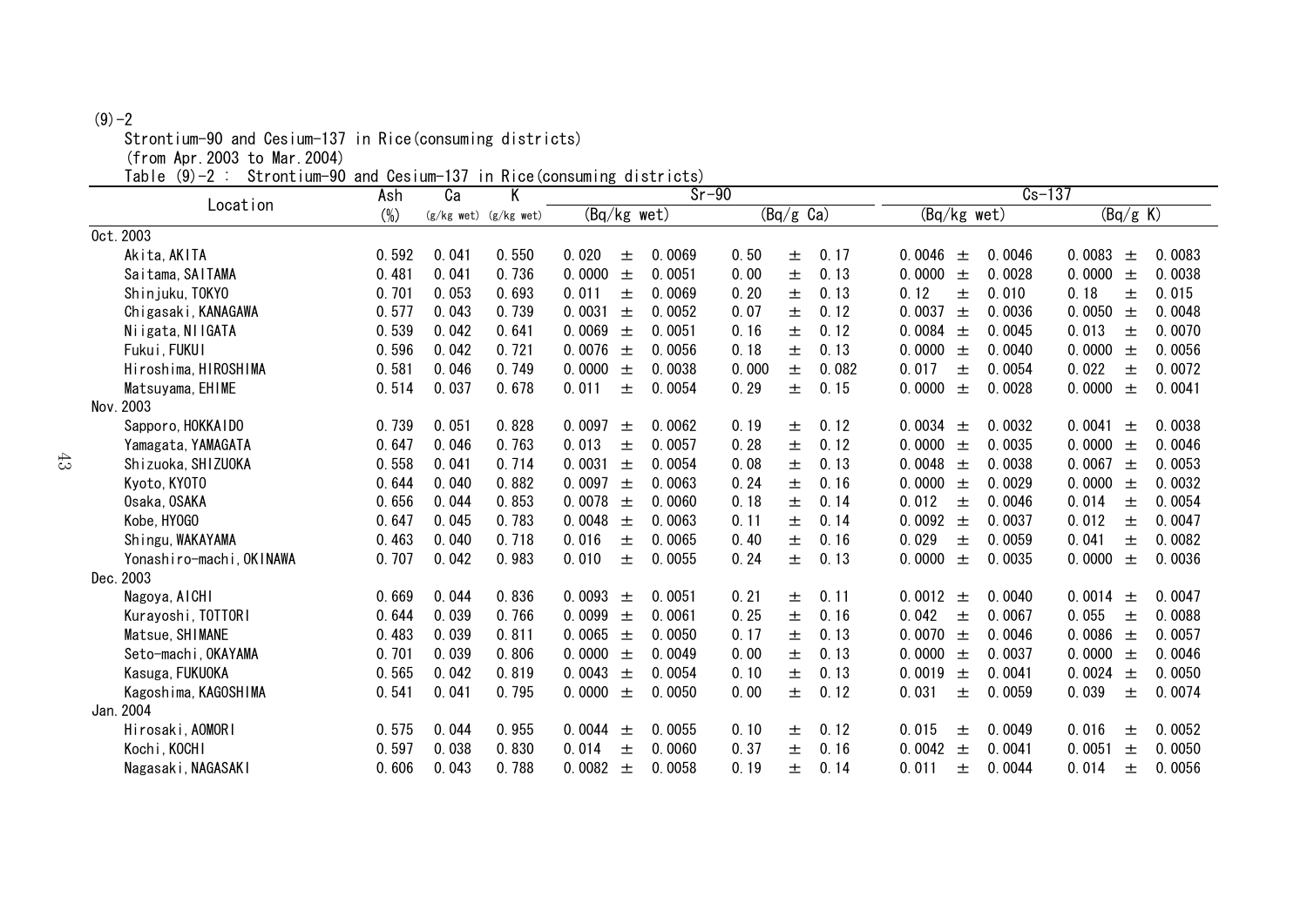(9)-2

Strontium-90 and Cesium-137 in Rice(consuming districts)

(from Apr.2003 to Mar.2004)

Table (9)-2 : Strontium-90 and Cesium-137 in Rice(consuming districts)

| Location | Ash | Ca | K | Sr-90 | | Cs-137 | |
|---|---|---|---|---|---|---|---|
| | (%) | (g/kg wet) | (g/kg wet) | (Bq/kg wet) | (Bq/g Ca) | (Bq/kg wet) | (Bq/g K) |
| Oct.2003 | | | | | | | |
| Akita, AKITA | 0.592 | 0.041 | 0.550 | 0.020 ± 0.0069 | 0.50 ± 0.17 | 0.0046 ± 0.0046 | 0.0083 ± 0.0083 |
| Saitama, SAITAMA | 0.481 | 0.041 | 0.736 | 0.0000 ± 0.0051 | 0.00 ± 0.13 | 0.0000 ± 0.0028 | 0.0000 ± 0.0038 |
| Shinjuku, TOKYO | 0.701 | 0.053 | 0.693 | 0.011 ± 0.0069 | 0.20 ± 0.13 | 0.12 ± 0.010 | 0.18 ± 0.015 |
| Chigasaki, KANAGAWA | 0.577 | 0.043 | 0.739 | 0.0031 ± 0.0052 | 0.07 ± 0.12 | 0.0037 ± 0.0036 | 0.0050 ± 0.0048 |
| Niigata, NIIGATA | 0.539 | 0.042 | 0.641 | 0.0069 ± 0.0051 | 0.16 ± 0.12 | 0.0084 ± 0.0045 | 0.013 ± 0.0070 |
| Fukui, FUKUI | 0.596 | 0.042 | 0.721 | 0.0076 ± 0.0056 | 0.18 ± 0.13 | 0.0000 ± 0.0040 | 0.0000 ± 0.0056 |
| Hiroshima, HIROSHIMA | 0.581 | 0.046 | 0.749 | 0.0000 ± 0.0038 | 0.000 ± 0.082 | 0.017 ± 0.0054 | 0.022 ± 0.0072 |
| Matsuyama, EHIME | 0.514 | 0.037 | 0.678 | 0.011 ± 0.0054 | 0.29 ± 0.15 | 0.0000 ± 0.0028 | 0.0000 ± 0.0041 |
| Nov.2003 | | | | | | | |
| Sapporo, HOKKAIDO | 0.739 | 0.051 | 0.828 | 0.0097 ± 0.0062 | 0.19 ± 0.12 | 0.0034 ± 0.0032 | 0.0041 ± 0.0038 |
| Yamagata, YAMAGATA | 0.647 | 0.046 | 0.763 | 0.013 ± 0.0057 | 0.28 ± 0.12 | 0.0000 ± 0.0035 | 0.0000 ± 0.0046 |
| Shizuoka, SHIZUOKA | 0.558 | 0.041 | 0.714 | 0.0031 ± 0.0054 | 0.08 ± 0.13 | 0.0048 ± 0.0038 | 0.0067 ± 0.0053 |
| Kyoto, KYOTO | 0.644 | 0.040 | 0.882 | 0.0097 ± 0.0063 | 0.24 ± 0.16 | 0.0000 ± 0.0029 | 0.0000 ± 0.0032 |
| Osaka, OSAKA | 0.656 | 0.044 | 0.853 | 0.0078 ± 0.0060 | 0.18 ± 0.14 | 0.012 ± 0.0046 | 0.014 ± 0.0054 |
| Kobe, HYOGO | 0.647 | 0.045 | 0.783 | 0.0048 ± 0.0063 | 0.11 ± 0.14 | 0.0092 ± 0.0037 | 0.012 ± 0.0047 |
| Shingu, WAKAYAMA | 0.463 | 0.040 | 0.718 | 0.016 ± 0.0065 | 0.40 ± 0.16 | 0.029 ± 0.0059 | 0.041 ± 0.0082 |
| Yonashiro-machi, OKINAWA | 0.707 | 0.042 | 0.983 | 0.010 ± 0.0055 | 0.24 ± 0.13 | 0.0000 ± 0.0035 | 0.0000 ± 0.0036 |
| Dec.2003 | | | | | | | |
| Nagoya, AICHI | 0.669 | 0.044 | 0.836 | 0.0093 ± 0.0051 | 0.21 ± 0.11 | 0.0012 ± 0.0040 | 0.0014 ± 0.0047 |
| Kurayoshi, TOTTORI | 0.644 | 0.039 | 0.766 | 0.0099 ± 0.0061 | 0.25 ± 0.16 | 0.042 ± 0.0067 | 0.055 ± 0.0088 |
| Matsue, SHIMANE | 0.483 | 0.039 | 0.811 | 0.0065 ± 0.0050 | 0.17 ± 0.13 | 0.0070 ± 0.0046 | 0.0086 ± 0.0057 |
| Seto-machi, OKAYAMA | 0.701 | 0.039 | 0.806 | 0.0000 ± 0.0049 | 0.00 ± 0.13 | 0.0000 ± 0.0037 | 0.0000 ± 0.0046 |
| Kasuga, FUKUOKA | 0.565 | 0.042 | 0.819 | 0.0043 ± 0.0054 | 0.10 ± 0.13 | 0.0019 ± 0.0041 | 0.0024 ± 0.0050 |
| Kagoshima, KAGOSHIMA | 0.541 | 0.041 | 0.795 | 0.0000 ± 0.0050 | 0.00 ± 0.12 | 0.031 ± 0.0059 | 0.039 ± 0.0074 |
| Jan.2004 | | | | | | | |
| Hirosaki, AOMORI | 0.575 | 0.044 | 0.955 | 0.0044 ± 0.0055 | 0.10 ± 0.12 | 0.015 ± 0.0049 | 0.016 ± 0.0052 |
| Kochi, KOCHI | 0.597 | 0.038 | 0.830 | 0.014 ± 0.0060 | 0.37 ± 0.16 | 0.0042 ± 0.0041 | 0.0051 ± 0.0050 |
| Nagasaki, NAGASAKI | 0.606 | 0.043 | 0.788 | 0.0082 ± 0.0058 | 0.19 ± 0.14 | 0.011 ± 0.0044 | 0.014 ± 0.0056 |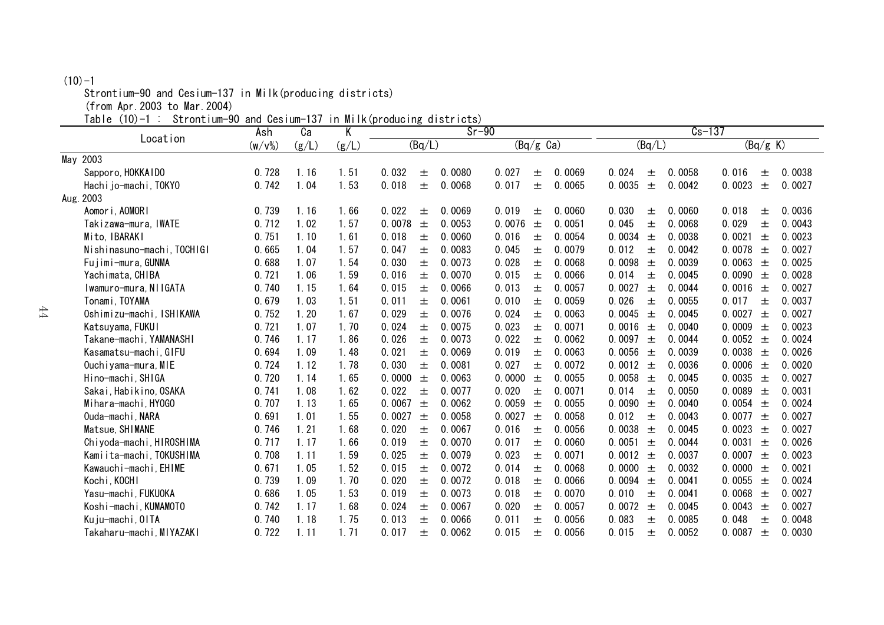(10)-1

Strontium-90 and Cesium-137 in Milk(producing districts)

(from Apr.2003 to Mar.2004)

Table (10)-1 : Strontium-90 and Cesium-137 in Milk(producing districts)

| Location | Ash | Ca | K | Sr-90 | | Cs-137 | |
|---|---|---|---|---|---|---|---|
| | (w/v%) | (g/L) | (g/L) | (Bq/L) | (Bq/g Ca) | (Bq/L) | (Bq/g K) |
| May 2003 | | | | | | | |
| Sapporo, HOKKAIDO | 0.728 | 1.16 | 1.51 | 0.032 ± 0.0080 | 0.027 ± 0.0069 | 0.024 ± 0.0058 | 0.016 ± 0.0038 |
| Hachijo-machi, TOKYO | 0.742 | 1.04 | 1.53 | 0.018 ± 0.0068 | 0.017 ± 0.0065 | 0.0035 ± 0.0042 | 0.0023 ± 0.0027 |
| Aug.2003 | | | | | | | |
| Aomori, AOMORI | 0.739 | 1.16 | 1.66 | 0.022 ± 0.0069 | 0.019 ± 0.0060 | 0.030 ± 0.0060 | 0.018 ± 0.0036 |
| Takizawa-mura, IWATE | 0.712 | 1.02 | 1.57 | 0.0078 ± 0.0053 | 0.0076 ± 0.0051 | 0.045 ± 0.0068 | 0.029 ± 0.0043 |
| Mito, IBARAKI | 0.751 | 1.10 | 1.61 | 0.018 ± 0.0060 | 0.016 ± 0.0054 | 0.0034 ± 0.0038 | 0.0021 ± 0.0023 |
| Nishinasuno-machi, TOCHIGI | 0.665 | 1.04 | 1.57 | 0.047 ± 0.0083 | 0.045 ± 0.0079 | 0.012 ± 0.0042 | 0.0078 ± 0.0027 |
| Fujimi-mura, GUNMA | 0.688 | 1.07 | 1.54 | 0.030 ± 0.0073 | 0.028 ± 0.0068 | 0.0098 ± 0.0039 | 0.0063 ± 0.0025 |
| Yachimata, CHIBA | 0.721 | 1.06 | 1.59 | 0.016 ± 0.0070 | 0.015 ± 0.0066 | 0.014 ± 0.0045 | 0.0090 ± 0.0028 |
| Iwamuro-mura, NIIGATA | 0.740 | 1.15 | 1.64 | 0.015 ± 0.0066 | 0.013 ± 0.0057 | 0.0027 ± 0.0044 | 0.0016 ± 0.0027 |
| Tonami, TOYAMA | 0.679 | 1.03 | 1.51 | 0.011 ± 0.0061 | 0.010 ± 0.0059 | 0.026 ± 0.0055 | 0.017 ± 0.0037 |
| Oshimizu-machi, ISHIKAWA | 0.752 | 1.20 | 1.67 | 0.029 ± 0.0076 | 0.024 ± 0.0063 | 0.0045 ± 0.0045 | 0.0027 ± 0.0027 |
| Katsuyama, FUKUI | 0.721 | 1.07 | 1.70 | 0.024 ± 0.0075 | 0.023 ± 0.0071 | 0.0016 ± 0.0040 | 0.0009 ± 0.0023 |
| Takane-machi, YAMANASHI | 0.746 | 1.17 | 1.86 | 0.026 ± 0.0073 | 0.022 ± 0.0062 | 0.0097 ± 0.0044 | 0.0052 ± 0.0024 |
| Kasamatsu-machi, GIFU | 0.694 | 1.09 | 1.48 | 0.021 ± 0.0069 | 0.019 ± 0.0063 | 0.0056 ± 0.0039 | 0.0038 ± 0.0026 |
| Ouchiyama-mura, MIE | 0.724 | 1.12 | 1.78 | 0.030 ± 0.0081 | 0.027 ± 0.0072 | 0.0012 ± 0.0036 | 0.0006 ± 0.0020 |
| Hino-machi, SHIGA | 0.720 | 1.14 | 1.65 | 0.0000 ± 0.0063 | 0.0000 ± 0.0055 | 0.0058 ± 0.0045 | 0.0035 ± 0.0027 |
| Sakai, Habikino, OSAKA | 0.741 | 1.08 | 1.62 | 0.022 ± 0.0077 | 0.020 ± 0.0071 | 0.014 ± 0.0050 | 0.0089 ± 0.0031 |
| Mihara-machi, HYOGO | 0.707 | 1.13 | 1.65 | 0.0067 ± 0.0062 | 0.0059 ± 0.0055 | 0.0090 ± 0.0040 | 0.0054 ± 0.0024 |
| Ouda-machi, NARA | 0.691 | 1.01 | 1.55 | 0.0027 ± 0.0058 | 0.0027 ± 0.0058 | 0.012 ± 0.0043 | 0.0077 ± 0.0027 |
| Matsue, SHIMANE | 0.746 | 1.21 | 1.68 | 0.020 ± 0.0067 | 0.016 ± 0.0056 | 0.0038 ± 0.0045 | 0.0023 ± 0.0027 |
| Chiyoda-machi, HIROSHIMA | 0.717 | 1.17 | 1.66 | 0.019 ± 0.0070 | 0.017 ± 0.0060 | 0.0051 ± 0.0044 | 0.0031 ± 0.0026 |
| Kamiita-machi, TOKUSHIMA | 0.708 | 1.11 | 1.59 | 0.025 ± 0.0079 | 0.023 ± 0.0071 | 0.0012 ± 0.0037 | 0.0007 ± 0.0023 |
| Kawauchi-machi, EHIME | 0.671 | 1.05 | 1.52 | 0.015 ± 0.0072 | 0.014 ± 0.0068 | 0.0000 ± 0.0032 | 0.0000 ± 0.0021 |
| Kochi, KOCHI | 0.739 | 1.09 | 1.70 | 0.020 ± 0.0072 | 0.018 ± 0.0066 | 0.0094 ± 0.0041 | 0.0055 ± 0.0024 |
| Yasu-machi, FUKUOKA | 0.686 | 1.05 | 1.53 | 0.019 ± 0.0073 | 0.018 ± 0.0070 | 0.010 ± 0.0041 | 0.0068 ± 0.0027 |
| Koshi-machi, KUMAMOTO | 0.742 | 1.17 | 1.68 | 0.024 ± 0.0067 | 0.020 ± 0.0057 | 0.0072 ± 0.0045 | 0.0043 ± 0.0027 |
| Kuju-machi, OITA | 0.740 | 1.18 | 1.75 | 0.013 ± 0.0066 | 0.011 ± 0.0056 | 0.083 ± 0.0085 | 0.048 ± 0.0048 |
| Takaharu-machi, MIYAZAKI | 0.722 | 1.11 | 1.71 | 0.017 ± 0.0062 | 0.015 ± 0.0056 | 0.015 ± 0.0052 | 0.0087 ± 0.0030 |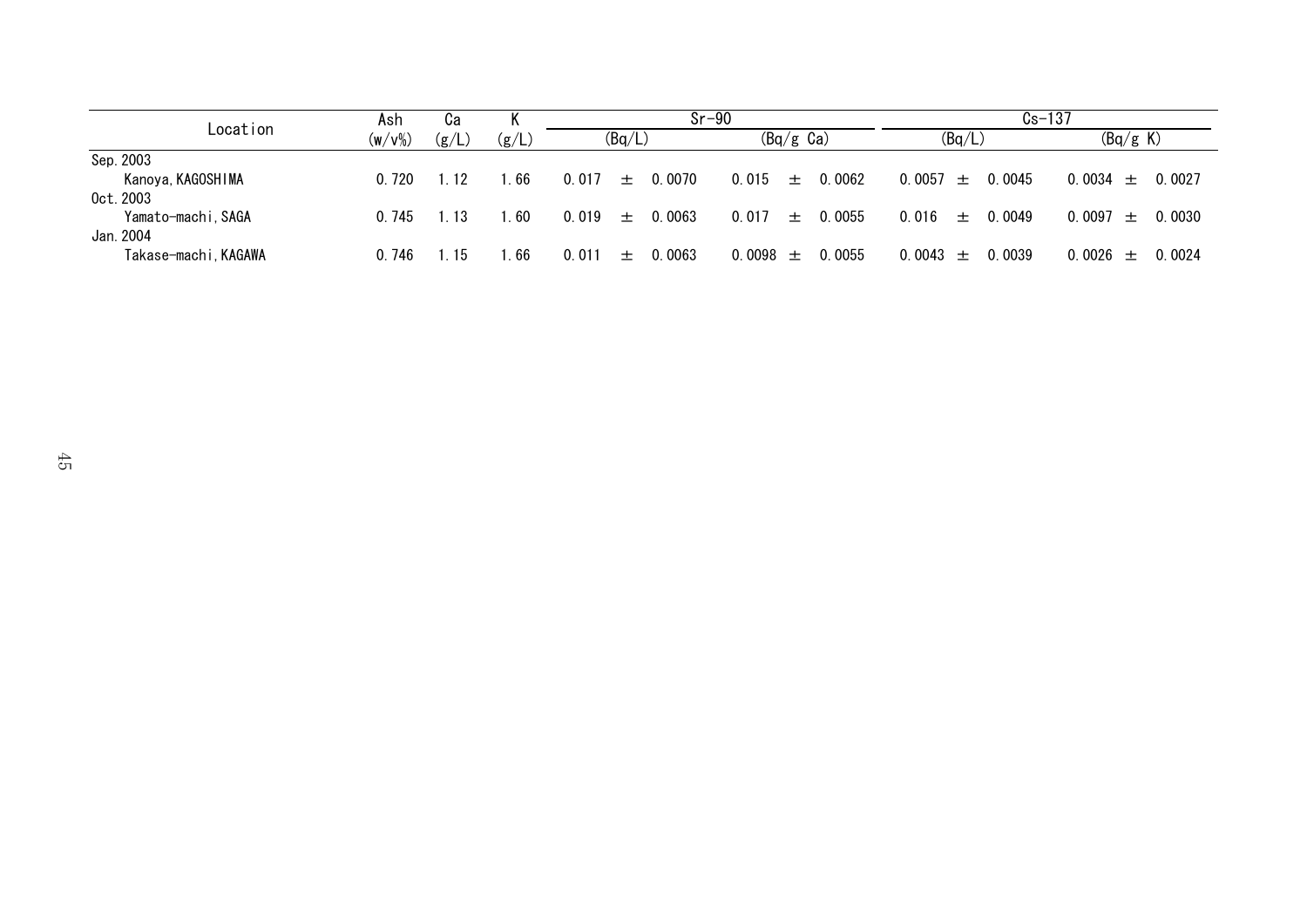| Location | Ash (w/v%) | Ca (g/L) | K (g/L) | Sr-90 | | Cs-137 | |
|---|---|---|---|---|---|---|---|
| | | | | (Bq/L) | (Bq/g Ca) | (Bq/L) | (Bq/g K) |
| Sep. 2003 | | | | | | | |
| Kanoya, KAGOSHIMA | 0.720 | 1.12 | 1.66 | 0.017 ± 0.0070 | 0.015 ± 0.0062 | 0.0057 ± 0.0045 | 0.0034 ± 0.0027 |
| Oct. 2003 | | | | | | | |
| Yamato-machi, SAGA | 0.745 | 1.13 | 1.60 | 0.019 ± 0.0063 | 0.017 ± 0.0055 | 0.016 ± 0.0049 | 0.0097 ± 0.0030 |
| Jan. 2004 | | | | | | | |
| Takase-machi, KAGAWA | 0.746 | 1.15 | 1.66 | 0.011 ± 0.0063 | 0.0098 ± 0.0055 | 0.0043 ± 0.0039 | 0.0026 ± 0.0024 |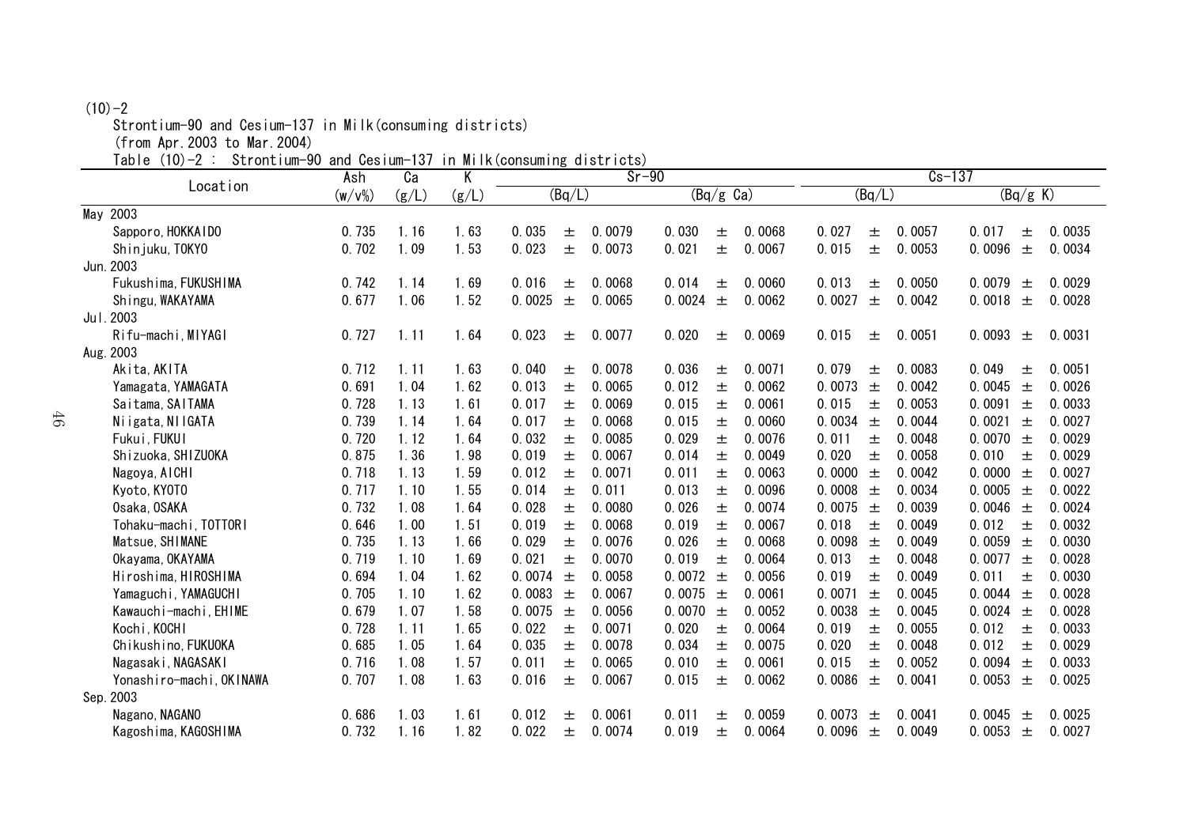(10)-2

Strontium-90 and Cesium-137 in Milk(consuming districts)

(from Apr.2003 to Mar.2004)

Table (10)-2 : Strontium-90 and Cesium-137 in Milk(consuming districts)

| Location | Ash | Ca | K | Sr-90 | | Cs-137 | |
|---|---|---|---|---|---|---|---|
| | (w/v%) | (g/L) | (g/L) | (Bq/L) | (Bq/g Ca) | (Bq/L) | (Bq/g K) |
| May 2003 | | | | | | | |
| Sapporo, HOKKAIDO | 0.735 | 1.16 | 1.63 | 0.035 ± 0.0079 | 0.030 ± 0.0068 | 0.027 ± 0.0057 | 0.017 ± 0.0035 |
| Shinjuku, TOKYO | 0.702 | 1.09 | 1.53 | 0.023 ± 0.0073 | 0.021 ± 0.0067 | 0.015 ± 0.0053 | 0.0096 ± 0.0034 |
| Jun.2003 | | | | | | | |
| Fukushima, FUKUSHIMA | 0.742 | 1.14 | 1.69 | 0.016 ± 0.0068 | 0.014 ± 0.0060 | 0.013 ± 0.0050 | 0.0079 ± 0.0029 |
| Shingu, WAKAYAMA | 0.677 | 1.06 | 1.52 | 0.0025 ± 0.0065 | 0.0024 ± 0.0062 | 0.0027 ± 0.0042 | 0.0018 ± 0.0028 |
| Jul.2003 | | | | | | | |
| Rifu-machi, MIYAGI | 0.727 | 1.11 | 1.64 | 0.023 ± 0.0077 | 0.020 ± 0.0069 | 0.015 ± 0.0051 | 0.0093 ± 0.0031 |
| Aug.2003 | | | | | | | |
| Akita, AKITA | 0.712 | 1.11 | 1.63 | 0.040 ± 0.0078 | 0.036 ± 0.0071 | 0.079 ± 0.0083 | 0.049 ± 0.0051 |
| Yamagata, YAMAGATA | 0.691 | 1.04 | 1.62 | 0.013 ± 0.0065 | 0.012 ± 0.0062 | 0.0073 ± 0.0042 | 0.0045 ± 0.0026 |
| Saitama, SAITAMA | 0.728 | 1.13 | 1.61 | 0.017 ± 0.0069 | 0.015 ± 0.0061 | 0.015 ± 0.0053 | 0.0091 ± 0.0033 |
| Niigata, NIIGATA | 0.739 | 1.14 | 1.64 | 0.017 ± 0.0068 | 0.015 ± 0.0060 | 0.0034 ± 0.0044 | 0.0021 ± 0.0027 |
| Fukui, FUKUI | 0.720 | 1.12 | 1.64 | 0.032 ± 0.0085 | 0.029 ± 0.0076 | 0.011 ± 0.0048 | 0.0070 ± 0.0029 |
| Shizuoka, SHIZUOKA | 0.875 | 1.36 | 1.98 | 0.019 ± 0.0067 | 0.014 ± 0.0049 | 0.020 ± 0.0058 | 0.010 ± 0.0029 |
| Nagoya, AICHI | 0.718 | 1.13 | 1.59 | 0.012 ± 0.0071 | 0.011 ± 0.0063 | 0.0000 ± 0.0042 | 0.0000 ± 0.0027 |
| Kyoto, KYOTO | 0.717 | 1.10 | 1.55 | 0.014 ± 0.011 | 0.013 ± 0.0096 | 0.0008 ± 0.0034 | 0.0005 ± 0.0022 |
| Osaka, OSAKA | 0.732 | 1.08 | 1.64 | 0.028 ± 0.0080 | 0.026 ± 0.0074 | 0.0075 ± 0.0039 | 0.0046 ± 0.0024 |
| Tohaku-machi, TOTTORI | 0.646 | 1.00 | 1.51 | 0.019 ± 0.0068 | 0.019 ± 0.0067 | 0.018 ± 0.0049 | 0.012 ± 0.0032 |
| Matsue, SHIMANE | 0.735 | 1.13 | 1.66 | 0.029 ± 0.0076 | 0.026 ± 0.0068 | 0.0098 ± 0.0049 | 0.0059 ± 0.0030 |
| Okayama, OKAYAMA | 0.719 | 1.10 | 1.69 | 0.021 ± 0.0070 | 0.019 ± 0.0064 | 0.013 ± 0.0048 | 0.0077 ± 0.0028 |
| Hiroshima, HIROSHIMA | 0.694 | 1.04 | 1.62 | 0.0074 ± 0.0058 | 0.0072 ± 0.0056 | 0.019 ± 0.0049 | 0.011 ± 0.0030 |
| Yamaguchi, YAMAGUCHI | 0.705 | 1.10 | 1.62 | 0.0083 ± 0.0067 | 0.0075 ± 0.0061 | 0.0071 ± 0.0045 | 0.0044 ± 0.0028 |
| Kawauchi-machi, EHIME | 0.679 | 1.07 | 1.58 | 0.0075 ± 0.0056 | 0.0070 ± 0.0052 | 0.0038 ± 0.0045 | 0.0024 ± 0.0028 |
| Kochi, KOCHI | 0.728 | 1.11 | 1.65 | 0.022 ± 0.0071 | 0.020 ± 0.0064 | 0.019 ± 0.0055 | 0.012 ± 0.0033 |
| Chikushino, FUKUOKA | 0.685 | 1.05 | 1.64 | 0.035 ± 0.0078 | 0.034 ± 0.0075 | 0.020 ± 0.0048 | 0.012 ± 0.0029 |
| Nagasaki, NAGASAKI | 0.716 | 1.08 | 1.57 | 0.011 ± 0.0065 | 0.010 ± 0.0061 | 0.015 ± 0.0052 | 0.0094 ± 0.0033 |
| Yonashiro-machi, OKINAWA | 0.707 | 1.08 | 1.63 | 0.016 ± 0.0067 | 0.015 ± 0.0062 | 0.0086 ± 0.0041 | 0.0053 ± 0.0025 |
| Sep.2003 | | | | | | | |
| Nagano, NAGANO | 0.686 | 1.03 | 1.61 | 0.012 ± 0.0061 | 0.011 ± 0.0059 | 0.0073 ± 0.0041 | 0.0045 ± 0.0025 |
| Kagoshima, KAGOSHIMA | 0.732 | 1.16 | 1.82 | 0.022 ± 0.0074 | 0.019 ± 0.0064 | 0.0096 ± 0.0049 | 0.0053 ± 0.0027 |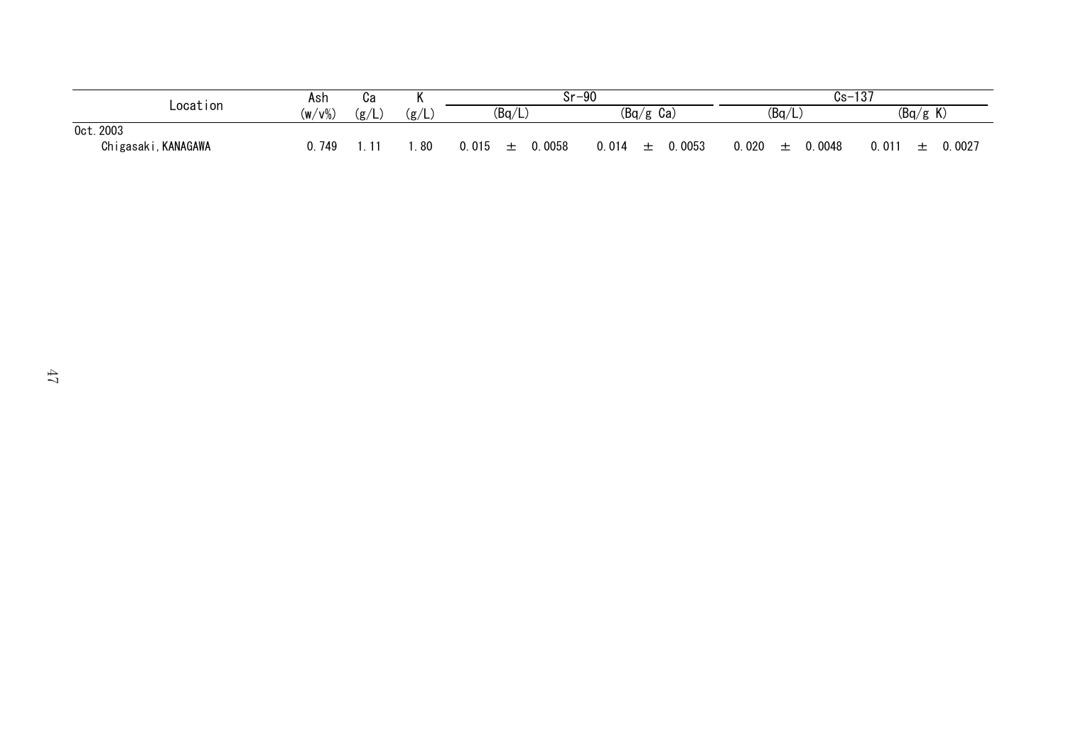| Location | Ash | Ca | K | Sr-90 | | Cs-137 | |
|---|---|---|---|---|---|---|---|
| | (w/v%) | (g/L) | (g/L) | (Bq/L) | (Bq/g Ca) | (Bq/L) | (Bq/g K) |
| Oct. 2003 | | | | | | | |
| Chigasaki, KANAGAWA | 0.749 | 1.11 | 1.80 | 0.015 ± 0.0058 | 0.014 ± 0.0053 | 0.020 ± 0.0048 | 0.011 ± 0.0027 |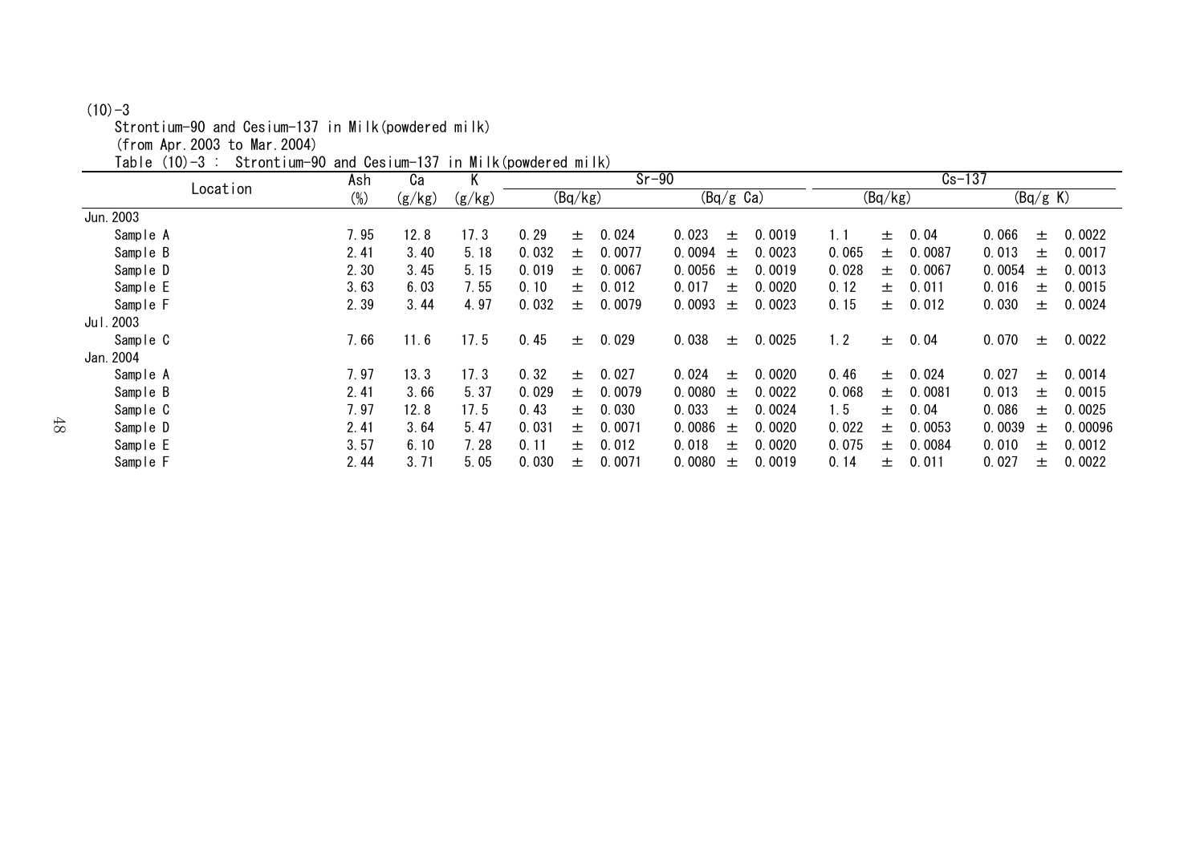(10)-3

Strontium-90 and Cesium-137 in Milk(powdered milk)

(from Apr.2003 to Mar.2004)

Table (10)-3 : Strontium-90 and Cesium-137 in Milk(powdered milk)

| Location | Ash | Ca | K | Sr-90 | | Cs-137 | |
|---|---|---|---|---|---|---|---|
| | (%) | (g/kg) | (g/kg) | (Bq/kg) | (Bq/g Ca) | (Bq/kg) | (Bq/g K) |
| Jun.2003 | | | | | | | |
| Sample A | 7.95 | 12.8 | 17.3 | 0.29 ± 0.024 | 0.023 ± 0.0019 | 1.1 ± 0.04 | 0.066 ± 0.0022 |
| Sample B | 2.41 | 3.40 | 5.18 | 0.032 ± 0.0077 | 0.0094 ± 0.0023 | 0.065 ± 0.0087 | 0.013 ± 0.0017 |
| Sample D | 2.30 | 3.45 | 5.15 | 0.019 ± 0.0067 | 0.0056 ± 0.0019 | 0.028 ± 0.0067 | 0.0054 ± 0.0013 |
| Sample E | 3.63 | 6.03 | 7.55 | 0.10 ± 0.012 | 0.017 ± 0.0020 | 0.12 ± 0.011 | 0.016 ± 0.0015 |
| Sample F | 2.39 | 3.44 | 4.97 | 0.032 ± 0.0079 | 0.0093 ± 0.0023 | 0.15 ± 0.012 | 0.030 ± 0.0024 |
| Jul.2003 | | | | | | | |
| Sample C | 7.66 | 11.6 | 17.5 | 0.45 ± 0.029 | 0.038 ± 0.0025 | 1.2 ± 0.04 | 0.070 ± 0.0022 |
| Jan.2004 | | | | | | | |
| Sample A | 7.97 | 13.3 | 17.3 | 0.32 ± 0.027 | 0.024 ± 0.0020 | 0.46 ± 0.024 | 0.027 ± 0.0014 |
| Sample B | 2.41 | 3.66 | 5.37 | 0.029 ± 0.0079 | 0.0080 ± 0.0022 | 0.068 ± 0.0081 | 0.013 ± 0.0015 |
| Sample C | 7.97 | 12.8 | 17.5 | 0.43 ± 0.030 | 0.033 ± 0.0024 | 1.5 ± 0.04 | 0.086 ± 0.0025 |
| Sample D | 2.41 | 3.64 | 5.47 | 0.031 ± 0.0071 | 0.0086 ± 0.0020 | 0.022 ± 0.0053 | 0.0039 ± 0.00096 |
| Sample E | 3.57 | 6.10 | 7.28 | 0.11 ± 0.012 | 0.018 ± 0.0020 | 0.075 ± 0.0084 | 0.010 ± 0.0012 |
| Sample F | 2.44 | 3.71 | 5.05 | 0.030 ± 0.0071 | 0.0080 ± 0.0019 | 0.14 ± 0.011 | 0.027 ± 0.0022 |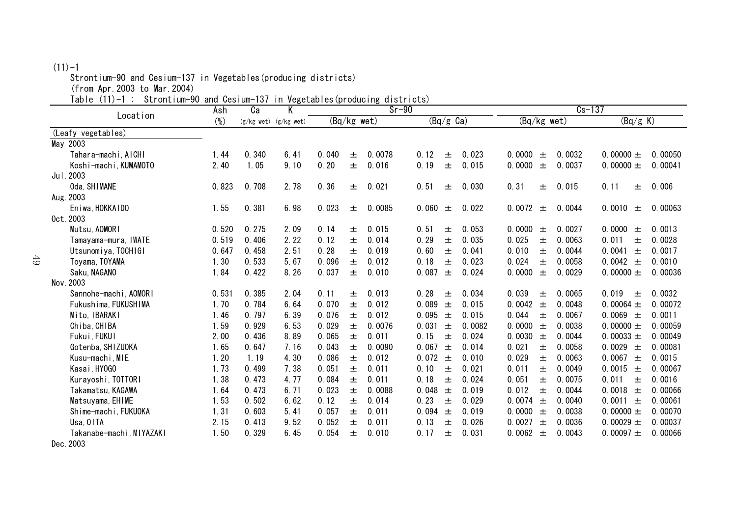(11)-1

Strontium-90 and Cesium-137 in Vegetables(producing districts)

(from Apr.2003 to Mar.2004)

Table (11)-1 : Strontium-90 and Cesium-137 in Vegetables(producing districts)

| Location | Ash | Ca | K | Sr-90 | | Cs-137 | |
|---|---|---|---|---|---|---|---|
| | (%) | (g/kg wet) | (g/kg wet) | (Bq/kg wet) | (Bq/g Ca) | (Bq/kg wet) | (Bq/g K) |
| (Leafy vegetables) | | | | | | | |
| May 2003 | | | | | | | |
| Tahara-machi, AICHI | 1.44 | 0.340 | 6.41 | 0.040 ± 0.0078 | 0.12 ± 0.023 | 0.0000 ± 0.0032 | 0.00000 ± 0.00050 |
| Koshi-machi, KUMAMOTO | 2.40 | 1.05 | 9.10 | 0.20 ± 0.016 | 0.19 ± 0.015 | 0.0000 ± 0.0037 | 0.00000 ± 0.00041 |
| Jul.2003 | | | | | | | |
| Oda, SHIMANE | 0.823 | 0.708 | 2.78 | 0.36 ± 0.021 | 0.51 ± 0.030 | 0.31 ± 0.015 | 0.11 ± 0.006 |
| Aug.2003 | | | | | | | |
| Eniwa, HOKKAIDO | 1.55 | 0.381 | 6.98 | 0.023 ± 0.0085 | 0.060 ± 0.022 | 0.0072 ± 0.0044 | 0.0010 ± 0.00063 |
| Oct.2003 | | | | | | | |
| Mutsu, AOMORI | 0.520 | 0.275 | 2.09 | 0.14 ± 0.015 | 0.51 ± 0.053 | 0.0000 ± 0.0027 | 0.0000 ± 0.0013 |
| Tamayama-mura, IWATE | 0.519 | 0.406 | 2.22 | 0.12 ± 0.014 | 0.29 ± 0.035 | 0.025 ± 0.0063 | 0.011 ± 0.0028 |
| Utsunomiya, TOCHIGI | 0.647 | 0.458 | 2.51 | 0.28 ± 0.019 | 0.60 ± 0.041 | 0.010 ± 0.0044 | 0.0041 ± 0.0017 |
| Toyama, TOYAMA | 1.30 | 0.533 | 5.67 | 0.096 ± 0.012 | 0.18 ± 0.023 | 0.024 ± 0.0058 | 0.0042 ± 0.0010 |
| Saku, NAGANO | 1.84 | 0.422 | 8.26 | 0.037 ± 0.010 | 0.087 ± 0.024 | 0.0000 ± 0.0029 | 0.00000 ± 0.00036 |
| Nov.2003 | | | | | | | |
| Sannohe-machi, AOMORI | 0.531 | 0.385 | 2.04 | 0.11 ± 0.013 | 0.28 ± 0.034 | 0.039 ± 0.0065 | 0.019 ± 0.0032 |
| Fukushima, FUKUSHIMA | 1.70 | 0.784 | 6.64 | 0.070 ± 0.012 | 0.089 ± 0.015 | 0.0042 ± 0.0048 | 0.00064 ± 0.00072 |
| Mito, IBARAKI | 1.46 | 0.797 | 6.39 | 0.076 ± 0.012 | 0.095 ± 0.015 | 0.044 ± 0.0067 | 0.0069 ± 0.0011 |
| Chiba, CHIBA | 1.59 | 0.929 | 6.53 | 0.029 ± 0.0076 | 0.031 ± 0.0082 | 0.0000 ± 0.0038 | 0.00000 ± 0.00059 |
| Fukui, FUKUI | 2.00 | 0.436 | 8.89 | 0.065 ± 0.011 | 0.15 ± 0.024 | 0.0030 ± 0.0044 | 0.00033 ± 0.00049 |
| Gotenba, SHIZUOKA | 1.65 | 0.647 | 7.16 | 0.043 ± 0.0090 | 0.067 ± 0.014 | 0.021 ± 0.0058 | 0.0029 ± 0.00081 |
| Kusu-machi, MIE | 1.20 | 1.19 | 4.30 | 0.086 ± 0.012 | 0.072 ± 0.010 | 0.029 ± 0.0063 | 0.0067 ± 0.0015 |
| Kasai, HYOGO | 1.73 | 0.499 | 7.38 | 0.051 ± 0.011 | 0.10 ± 0.021 | 0.011 ± 0.0049 | 0.0015 ± 0.00067 |
| Kurayoshi, TOTTORI | 1.38 | 0.473 | 4.77 | 0.084 ± 0.011 | 0.18 ± 0.024 | 0.051 ± 0.0075 | 0.011 ± 0.0016 |
| Takamatsu, KAGAWA | 1.64 | 0.473 | 6.71 | 0.023 ± 0.0088 | 0.048 ± 0.019 | 0.012 ± 0.0044 | 0.0018 ± 0.00066 |
| Matsuyama, EHIME | 1.53 | 0.502 | 6.62 | 0.12 ± 0.014 | 0.23 ± 0.029 | 0.0074 ± 0.0040 | 0.0011 ± 0.00061 |
| Shime-machi, FUKUOKA | 1.31 | 0.603 | 5.41 | 0.057 ± 0.011 | 0.094 ± 0.019 | 0.0000 ± 0.0038 | 0.00000 ± 0.00070 |
| Usa, OITA | 2.15 | 0.413 | 9.52 | 0.052 ± 0.011 | 0.13 ± 0.026 | 0.0027 ± 0.0036 | 0.00029 ± 0.00037 |
| Takanabe-machi, MIYAZAKI | 1.50 | 0.329 | 6.45 | 0.054 ± 0.010 | 0.17 ± 0.031 | 0.0062 ± 0.0043 | 0.00097 ± 0.00066 |
| Dec.2003 | | | | | | | |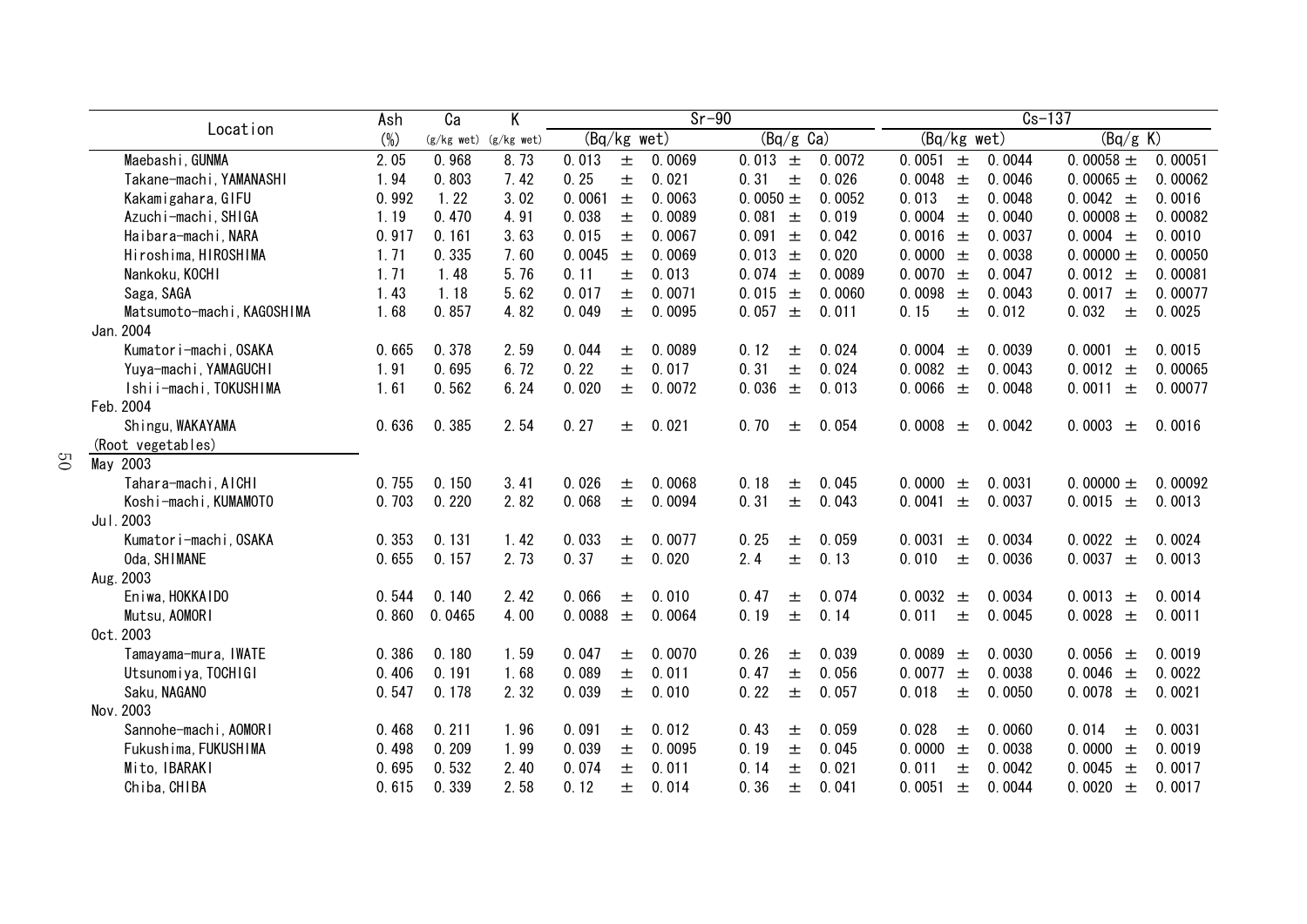| Location | Ash | Ca | K | Sr-90 | | Cs-137 | |
|---|---|---|---|---|---|---|---|
| | (%) | (g/kg wet) | (g/kg wet) | (Bq/kg wet) | (Bq/g Ca) | (Bq/kg wet) | (Bq/g K) |
| Maebashi, GUNMA | 2.05 | 0.968 | 8.73 | 0.013 ± 0.0069 | 0.013 ± 0.0072 | 0.0051 ± 0.0044 | 0.00058 ± 0.00051 |
| Takane-machi, YAMANASHI | 1.94 | 0.803 | 7.42 | 0.25 ± 0.021 | 0.31 ± 0.026 | 0.0048 ± 0.0046 | 0.00065 ± 0.00062 |
| Kakamigahara, GIFU | 0.992 | 1.22 | 3.02 | 0.0061 ± 0.0063 | 0.0050 ± 0.0052 | 0.013 ± 0.0048 | 0.0042 ± 0.0016 |
| Azuchi-machi, SHIGA | 1.19 | 0.470 | 4.91 | 0.038 ± 0.0089 | 0.081 ± 0.019 | 0.0004 ± 0.0040 | 0.00008 ± 0.00082 |
| Haibara-machi, NARA | 0.917 | 0.161 | 3.63 | 0.015 ± 0.0067 | 0.091 ± 0.042 | 0.0016 ± 0.0037 | 0.0004 ± 0.0010 |
| Hiroshima, HIROSHIMA | 1.71 | 0.335 | 7.60 | 0.0045 ± 0.0069 | 0.013 ± 0.020 | 0.0000 ± 0.0038 | 0.00000 ± 0.00050 |
| Nankoku, KOCHI | 1.71 | 1.48 | 5.76 | 0.11 ± 0.013 | 0.074 ± 0.0089 | 0.0070 ± 0.0047 | 0.0012 ± 0.00081 |
| Saga, SAGA | 1.43 | 1.18 | 5.62 | 0.017 ± 0.0071 | 0.015 ± 0.0060 | 0.0098 ± 0.0043 | 0.0017 ± 0.00077 |
| Matsumoto-machi, KAGOSHIMA | 1.68 | 0.857 | 4.82 | 0.049 ± 0.0095 | 0.057 ± 0.011 | 0.15 ± 0.012 | 0.032 ± 0.0025 |
| Jan. 2004 | | | | | | | |
| Kumatori-machi, OSAKA | 0.665 | 0.378 | 2.59 | 0.044 ± 0.0089 | 0.12 ± 0.024 | 0.0004 ± 0.0039 | 0.0001 ± 0.0015 |
| Yuya-machi, YAMAGUCHI | 1.91 | 0.695 | 6.72 | 0.22 ± 0.017 | 0.31 ± 0.024 | 0.0082 ± 0.0043 | 0.0012 ± 0.00065 |
| Ishii-machi, TOKUSHIMA | 1.61 | 0.562 | 6.24 | 0.020 ± 0.0072 | 0.036 ± 0.013 | 0.0066 ± 0.0048 | 0.0011 ± 0.00077 |
| Feb. 2004 | | | | | | | |
| Shingu, WAKAYAMA | 0.636 | 0.385 | 2.54 | 0.27 ± 0.021 | 0.70 ± 0.054 | 0.0008 ± 0.0042 | 0.0003 ± 0.0016 |
| (Root vegetables) | | | | | | | |
| May 2003 | | | | | | | |
| Tahara-machi, AICHI | 0.755 | 0.150 | 3.41 | 0.026 ± 0.0068 | 0.18 ± 0.045 | 0.0000 ± 0.0031 | 0.00000 ± 0.00092 |
| Koshi-machi, KUMAMOTO | 0.703 | 0.220 | 2.82 | 0.068 ± 0.0094 | 0.31 ± 0.043 | 0.0041 ± 0.0037 | 0.0015 ± 0.0013 |
| Jul. 2003 | | | | | | | |
| Kumatori-machi, OSAKA | 0.353 | 0.131 | 1.42 | 0.033 ± 0.0077 | 0.25 ± 0.059 | 0.0031 ± 0.0034 | 0.0022 ± 0.0024 |
| Oda, SHIMANE | 0.655 | 0.157 | 2.73 | 0.37 ± 0.020 | 2.4 ± 0.13 | 0.010 ± 0.0036 | 0.0037 ± 0.0013 |
| Aug. 2003 | | | | | | | |
| Eniwa, HOKKAIDO | 0.544 | 0.140 | 2.42 | 0.066 ± 0.010 | 0.47 ± 0.074 | 0.0032 ± 0.0034 | 0.0013 ± 0.0014 |
| Mutsu, AOMORI | 0.860 | 0.0465 | 4.00 | 0.0088 ± 0.0064 | 0.19 ± 0.14 | 0.011 ± 0.0045 | 0.0028 ± 0.0011 |
| Oct. 2003 | | | | | | | |
| Tamayama-mura, IWATE | 0.386 | 0.180 | 1.59 | 0.047 ± 0.0070 | 0.26 ± 0.039 | 0.0089 ± 0.0030 | 0.0056 ± 0.0019 |
| Utsunomiya, TOCHIGI | 0.406 | 0.191 | 1.68 | 0.089 ± 0.011 | 0.47 ± 0.056 | 0.0077 ± 0.0038 | 0.0046 ± 0.0022 |
| Saku, NAGANO | 0.547 | 0.178 | 2.32 | 0.039 ± 0.010 | 0.22 ± 0.057 | 0.018 ± 0.0050 | 0.0078 ± 0.0021 |
| Nov. 2003 | | | | | | | |
| Sannohe-machi, AOMORI | 0.468 | 0.211 | 1.96 | 0.091 ± 0.012 | 0.43 ± 0.059 | 0.028 ± 0.0060 | 0.014 ± 0.0031 |
| Fukushima, FUKUSHIMA | 0.498 | 0.209 | 1.99 | 0.039 ± 0.0095 | 0.19 ± 0.045 | 0.0000 ± 0.0038 | 0.0000 ± 0.0019 |
| Mito, IBARAKI | 0.695 | 0.532 | 2.40 | 0.074 ± 0.011 | 0.14 ± 0.021 | 0.011 ± 0.0042 | 0.0045 ± 0.0017 |
| Chiba, CHIBA | 0.615 | 0.339 | 2.58 | 0.12 ± 0.014 | 0.36 ± 0.041 | 0.0051 ± 0.0044 | 0.0020 ± 0.0017 |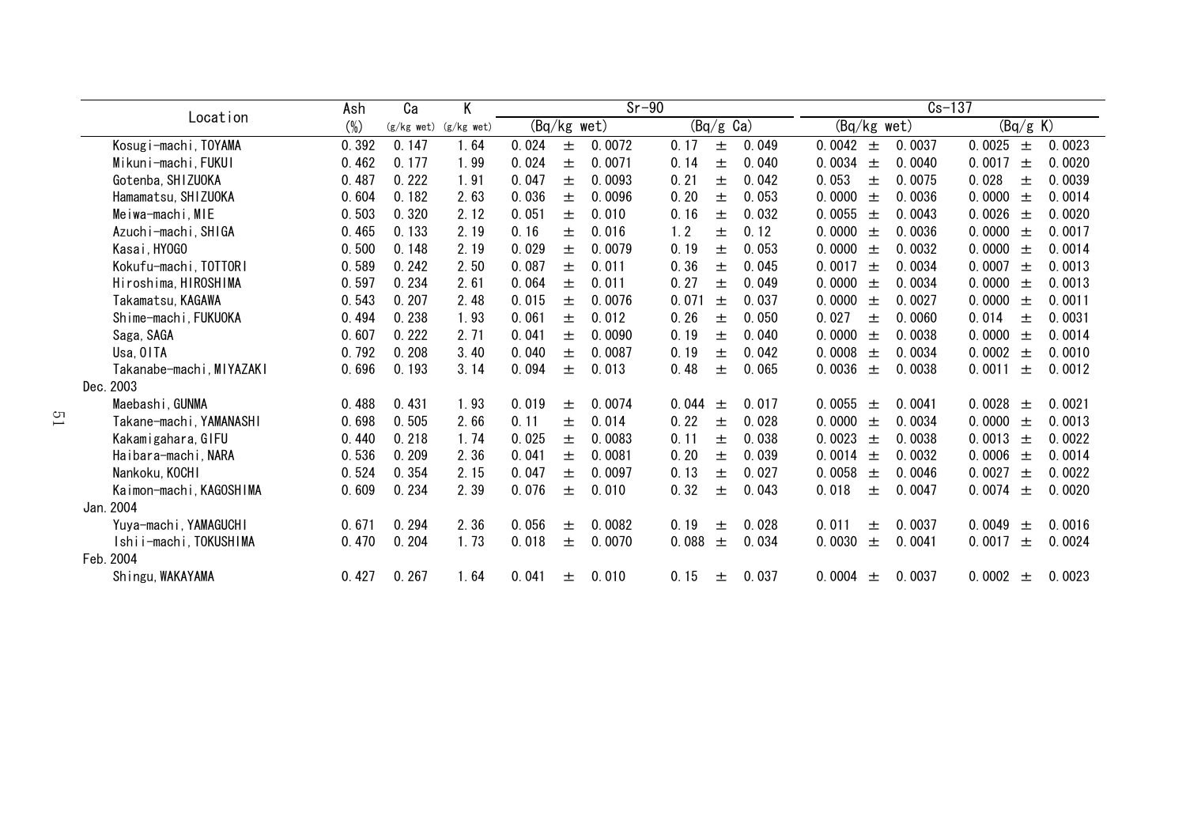| Location | Ash | Ca | K | Sr-90 | Sr-90 | Cs-137 | Cs-137 |
|---|---|---|---|---|---|---|---|
| | (%) | (g/kg wet) | (g/kg wet) | (Bq/kg wet) | (Bq/g Ca) | (Bq/kg wet) | (Bq/g K) |
| Kosugi-machi, TOYAMA | 0.392 | 0.147 | 1.64 | 0.024 ± 0.0072 | 0.17 ± 0.049 | 0.0042 ± 0.0037 | 0.0025 ± 0.0023 |
| Mikuni-machi, FUKUI | 0.462 | 0.177 | 1.99 | 0.024 ± 0.0071 | 0.14 ± 0.040 | 0.0034 ± 0.0040 | 0.0017 ± 0.0020 |
| Gotenba, SHIZUOKA | 0.487 | 0.222 | 1.91 | 0.047 ± 0.0093 | 0.21 ± 0.042 | 0.053 ± 0.0075 | 0.028 ± 0.0039 |
| Hamamatsu, SHIZUOKA | 0.604 | 0.182 | 2.63 | 0.036 ± 0.0096 | 0.20 ± 0.053 | 0.0000 ± 0.0036 | 0.0000 ± 0.0014 |
| Meiwa-machi, MIE | 0.503 | 0.320 | 2.12 | 0.051 ± 0.010 | 0.16 ± 0.032 | 0.0055 ± 0.0043 | 0.0026 ± 0.0020 |
| Azuchi-machi, SHIGA | 0.465 | 0.133 | 2.19 | 0.16 ± 0.016 | 1.2 ± 0.12 | 0.0000 ± 0.0036 | 0.0000 ± 0.0017 |
| Kasai, HYOGO | 0.500 | 0.148 | 2.19 | 0.029 ± 0.0079 | 0.19 ± 0.053 | 0.0000 ± 0.0032 | 0.0000 ± 0.0014 |
| Kokufu-machi, TOTTORI | 0.589 | 0.242 | 2.50 | 0.087 ± 0.011 | 0.36 ± 0.045 | 0.0017 ± 0.0034 | 0.0007 ± 0.0013 |
| Hiroshima, HIROSHIMA | 0.597 | 0.234 | 2.61 | 0.064 ± 0.011 | 0.27 ± 0.049 | 0.0000 ± 0.0034 | 0.0000 ± 0.0013 |
| Takamatsu, KAGAWA | 0.543 | 0.207 | 2.48 | 0.015 ± 0.0076 | 0.071 ± 0.037 | 0.0000 ± 0.0027 | 0.0000 ± 0.0011 |
| Shime-machi, FUKUOKA | 0.494 | 0.238 | 1.93 | 0.061 ± 0.012 | 0.26 ± 0.050 | 0.027 ± 0.0060 | 0.014 ± 0.0031 |
| Saga, SAGA | 0.607 | 0.222 | 2.71 | 0.041 ± 0.0090 | 0.19 ± 0.040 | 0.0000 ± 0.0038 | 0.0000 ± 0.0014 |
| Usa, OITA | 0.792 | 0.208 | 3.40 | 0.040 ± 0.0087 | 0.19 ± 0.042 | 0.0008 ± 0.0034 | 0.0002 ± 0.0010 |
| Takanabe-machi, MIYAZAKI | 0.696 | 0.193 | 3.14 | 0.094 ± 0.013 | 0.48 ± 0.065 | 0.0036 ± 0.0038 | 0.0011 ± 0.0012 |
| Dec. 2003 | | | | | | | |
| Maebashi, GUNMA | 0.488 | 0.431 | 1.93 | 0.019 ± 0.0074 | 0.044 ± 0.017 | 0.0055 ± 0.0041 | 0.0028 ± 0.0021 |
| Takane-machi, YAMANASHI | 0.698 | 0.505 | 2.66 | 0.11 ± 0.014 | 0.22 ± 0.028 | 0.0000 ± 0.0034 | 0.0000 ± 0.0013 |
| Kakamigahara, GIFU | 0.440 | 0.218 | 1.74 | 0.025 ± 0.0083 | 0.11 ± 0.038 | 0.0023 ± 0.0038 | 0.0013 ± 0.0022 |
| Haibara-machi, NARA | 0.536 | 0.209 | 2.36 | 0.041 ± 0.0081 | 0.20 ± 0.039 | 0.0014 ± 0.0032 | 0.0006 ± 0.0014 |
| Nankoku, KOCHI | 0.524 | 0.354 | 2.15 | 0.047 ± 0.0097 | 0.13 ± 0.027 | 0.0058 ± 0.0046 | 0.0027 ± 0.0022 |
| Kaimon-machi, KAGOSHIMA | 0.609 | 0.234 | 2.39 | 0.076 ± 0.010 | 0.32 ± 0.043 | 0.018 ± 0.0047 | 0.0074 ± 0.0020 |
| Jan. 2004 | | | | | | | |
| Yuya-machi, YAMAGUCHI | 0.671 | 0.294 | 2.36 | 0.056 ± 0.0082 | 0.19 ± 0.028 | 0.011 ± 0.0037 | 0.0049 ± 0.0016 |
| Ishii-machi, TOKUSHIMA | 0.470 | 0.204 | 1.73 | 0.018 ± 0.0070 | 0.088 ± 0.034 | 0.0030 ± 0.0041 | 0.0017 ± 0.0024 |
| Feb. 2004 | | | | | | | |
| Shingu, WAKAYAMA | 0.427 | 0.267 | 1.64 | 0.041 ± 0.010 | 0.15 ± 0.037 | 0.0004 ± 0.0037 | 0.0002 ± 0.0023 |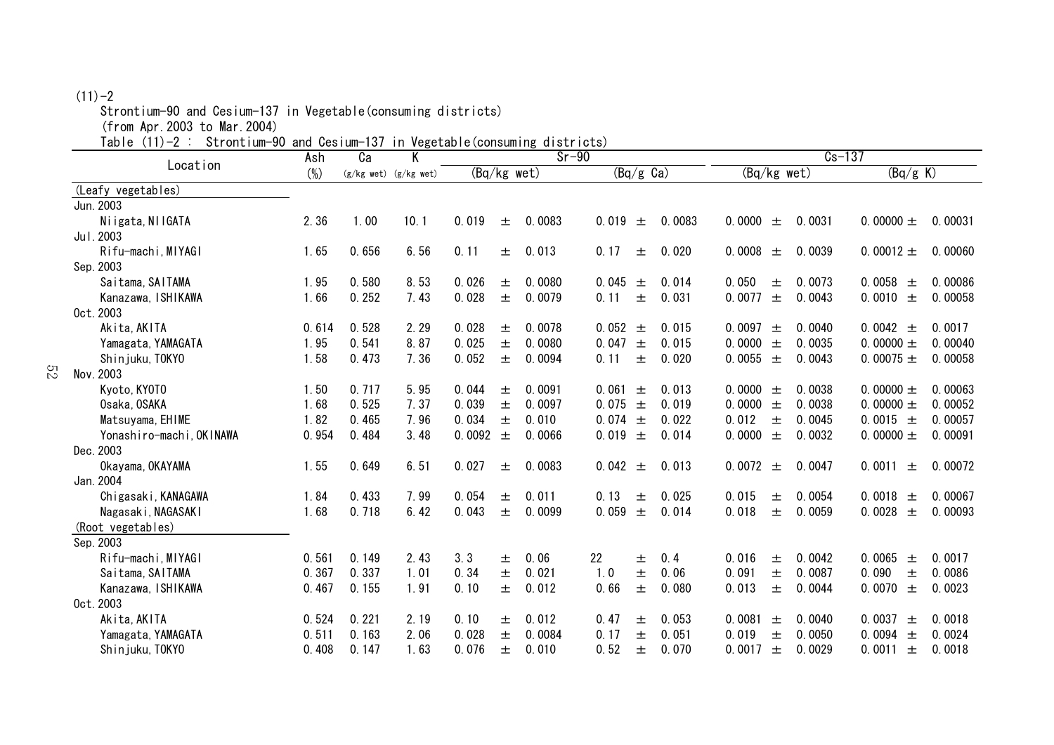(11)-2

Strontium-90 and Cesium-137 in Vegetable(consuming districts)

(from Apr.2003 to Mar.2004)

Table (11)-2 : Strontium-90 and Cesium-137 in Vegetable(consuming districts)

| Location | Ash | Ca | K | Sr-90 | | Cs-137 | |
|---|---|---|---|---|---|---|---|
| | (%) | (g/kg wet) | (g/kg wet) | (Bq/kg wet) | (Bq/g Ca) | (Bq/kg wet) | (Bq/g K) |
| (Leafy vegetables) | | | | | | | |
| Jun.2003 | | | | | | | |
| Niigata, NIIGATA | 2.36 | 1.00 | 10.1 | 0.019 ± 0.0083 | 0.019 ± 0.0083 | 0.0000 ± 0.0031 | 0.00000 ± 0.00031 |
| Jul.2003 | | | | | | | |
| Rifu-machi, MIYAGI | 1.65 | 0.656 | 6.56 | 0.11 ± 0.013 | 0.17 ± 0.020 | 0.0008 ± 0.0039 | 0.00012 ± 0.00060 |
| Sep.2003 | | | | | | | |
| Saitama, SAITAMA | 1.95 | 0.580 | 8.53 | 0.026 ± 0.0080 | 0.045 ± 0.014 | 0.050 ± 0.0073 | 0.0058 ± 0.00086 |
| Kanazawa, ISHIKAWA | 1.66 | 0.252 | 7.43 | 0.028 ± 0.0079 | 0.11 ± 0.031 | 0.0077 ± 0.0043 | 0.0010 ± 0.00058 |
| Oct.2003 | | | | | | | |
| Akita, AKITA | 0.614 | 0.528 | 2.29 | 0.028 ± 0.0078 | 0.052 ± 0.015 | 0.0097 ± 0.0040 | 0.0042 ± 0.0017 |
| Yamagata, YAMAGATA | 1.95 | 0.541 | 8.87 | 0.025 ± 0.0080 | 0.047 ± 0.015 | 0.0000 ± 0.0035 | 0.00000 ± 0.00040 |
| Shinjuku, TOKYO | 1.58 | 0.473 | 7.36 | 0.052 ± 0.0094 | 0.11 ± 0.020 | 0.0055 ± 0.0043 | 0.00075 ± 0.00058 |
| Nov.2003 | | | | | | | |
| Kyoto, KYOTO | 1.50 | 0.717 | 5.95 | 0.044 ± 0.0091 | 0.061 ± 0.013 | 0.0000 ± 0.0038 | 0.00000 ± 0.00063 |
| Osaka, OSAKA | 1.68 | 0.525 | 7.37 | 0.039 ± 0.0097 | 0.075 ± 0.019 | 0.0000 ± 0.0038 | 0.00000 ± 0.00052 |
| Matsuyama, EHIME | 1.82 | 0.465 | 7.96 | 0.034 ± 0.010 | 0.074 ± 0.022 | 0.012 ± 0.0045 | 0.0015 ± 0.00057 |
| Yonashiro-machi, OKINAWA | 0.954 | 0.484 | 3.48 | 0.0092 ± 0.0066 | 0.019 ± 0.014 | 0.0000 ± 0.0032 | 0.00000 ± 0.00091 |
| Dec.2003 | | | | | | | |
| Okayama, OKAYAMA | 1.55 | 0.649 | 6.51 | 0.027 ± 0.0083 | 0.042 ± 0.013 | 0.0072 ± 0.0047 | 0.0011 ± 0.00072 |
| Jan.2004 | | | | | | | |
| Chigasaki, KANAGAWA | 1.84 | 0.433 | 7.99 | 0.054 ± 0.011 | 0.13 ± 0.025 | 0.015 ± 0.0054 | 0.0018 ± 0.00067 |
| Nagasaki, NAGASAKI | 1.68 | 0.718 | 6.42 | 0.043 ± 0.0099 | 0.059 ± 0.014 | 0.018 ± 0.0059 | 0.0028 ± 0.00093 |
| (Root vegetables) | | | | | | | |
| Sep.2003 | | | | | | | |
| Rifu-machi, MIYAGI | 0.561 | 0.149 | 2.43 | 3.3 ± 0.06 | 22 ± 0.4 | 0.016 ± 0.0042 | 0.0065 ± 0.0017 |
| Saitama, SAITAMA | 0.367 | 0.337 | 1.01 | 0.34 ± 0.021 | 1.0 ± 0.06 | 0.091 ± 0.0087 | 0.090 ± 0.0086 |
| Kanazawa, ISHIKAWA | 0.467 | 0.155 | 1.91 | 0.10 ± 0.012 | 0.66 ± 0.080 | 0.013 ± 0.0044 | 0.0070 ± 0.0023 |
| Oct.2003 | | | | | | | |
| Akita, AKITA | 0.524 | 0.221 | 2.19 | 0.10 ± 0.012 | 0.47 ± 0.053 | 0.0081 ± 0.0040 | 0.0037 ± 0.0018 |
| Yamagata, YAMAGATA | 0.511 | 0.163 | 2.06 | 0.028 ± 0.0084 | 0.17 ± 0.051 | 0.019 ± 0.0050 | 0.0094 ± 0.0024 |
| Shinjuku, TOKYO | 0.408 | 0.147 | 1.63 | 0.076 ± 0.010 | 0.52 ± 0.070 | 0.0017 ± 0.0029 | 0.0011 ± 0.0018 |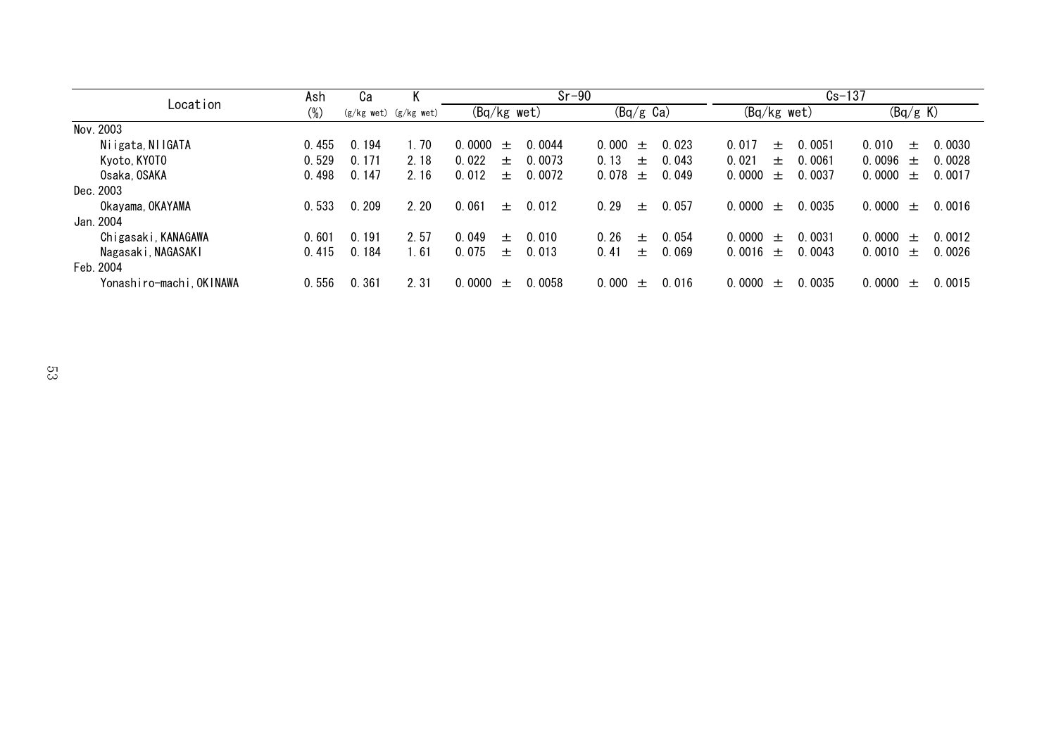| Location | Ash | Ca | K | Sr-90 | | Cs-137 | |
|---|---|---|---|---|---|---|---|
| | (%) | (g/kg wet) | (g/kg wet) | (Bq/kg wet) | (Bq/g Ca) | (Bq/kg wet) | (Bq/g K) |
| Nov. 2003 | | | | | | | |
| Niigata, NIIGATA | 0.455 | 0.194 | 1.70 | 0.0000 ± 0.0044 | 0.000 ± 0.023 | 0.017 ± 0.0051 | 0.010 ± 0.0030 |
| Kyoto, KYOTO | 0.529 | 0.171 | 2.18 | 0.022 ± 0.0073 | 0.13 ± 0.043 | 0.021 ± 0.0061 | 0.0096 ± 0.0028 |
| Osaka, OSAKA | 0.498 | 0.147 | 2.16 | 0.012 ± 0.0072 | 0.078 ± 0.049 | 0.0000 ± 0.0037 | 0.0000 ± 0.0017 |
| Dec. 2003 | | | | | | | |
| Okayama, OKAYAMA | 0.533 | 0.209 | 2.20 | 0.061 ± 0.012 | 0.29 ± 0.057 | 0.0000 ± 0.0035 | 0.0000 ± 0.0016 |
| Jan. 2004 | | | | | | | |
| Chigasaki, KANAGAWA | 0.601 | 0.191 | 2.57 | 0.049 ± 0.010 | 0.26 ± 0.054 | 0.0000 ± 0.0031 | 0.0000 ± 0.0012 |
| Nagasaki, NAGASAKI | 0.415 | 0.184 | 1.61 | 0.075 ± 0.013 | 0.41 ± 0.069 | 0.0016 ± 0.0043 | 0.0010 ± 0.0026 |
| Feb. 2004 | | | | | | | |
| Yonashiro-machi, OKINAWA | 0.556 | 0.361 | 2.31 | 0.0000 ± 0.0058 | 0.000 ± 0.016 | 0.0000 ± 0.0035 | 0.0000 ± 0.0015 |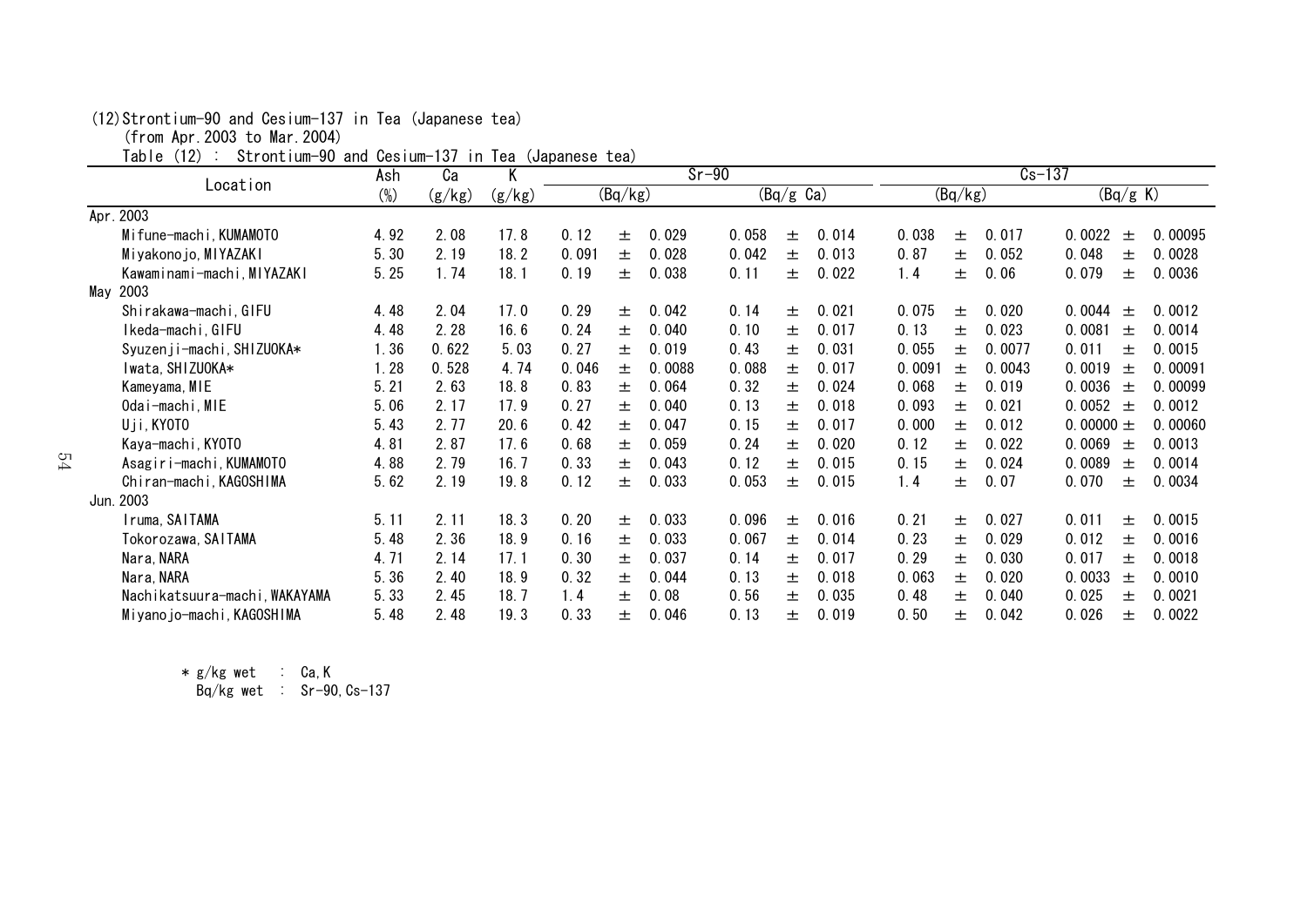(12)Strontium-90 and Cesium-137 in Tea (Japanese tea)
(from Apr.2003 to Mar.2004)

Table (12) : Strontium-90 and Cesium-137 in Tea (Japanese tea)

| Location | Ash | Ca | K | Sr-90 | | Cs-137 | |
|---|---|---|---|---|---|---|---|
| | (%) | (g/kg) | (g/kg) | (Bq/kg) | (Bq/g Ca) | (Bq/kg) | (Bq/g K) |
| Apr.2003 | | | | | | | |
| Mifune-machi,KUMAMOTO | 4.92 | 2.08 | 17.8 | 0.12 ± 0.029 | 0.058 ± 0.014 | 0.038 ± 0.017 | 0.0022 ± 0.00095 |
| Miyakonojo,MIYAZAKI | 5.30 | 2.19 | 18.2 | 0.091 ± 0.028 | 0.042 ± 0.013 | 0.87 ± 0.052 | 0.048 ± 0.0028 |
| Kawaminami-machi,MIYAZAKI | 5.25 | 1.74 | 18.1 | 0.19 ± 0.038 | 0.11 ± 0.022 | 1.4 ± 0.06 | 0.079 ± 0.0036 |
| May 2003 | | | | | | | |
| Shirakawa-machi,GIFU | 4.48 | 2.04 | 17.0 | 0.29 ± 0.042 | 0.14 ± 0.021 | 0.075 ± 0.020 | 0.0044 ± 0.0012 |
| Ikeda-machi,GIFU | 4.48 | 2.28 | 16.6 | 0.24 ± 0.040 | 0.10 ± 0.017 | 0.13 ± 0.023 | 0.0081 ± 0.0014 |
| Syuzenji-machi,SHIZUOKA* | 1.36 | 0.622 | 5.03 | 0.27 ± 0.019 | 0.43 ± 0.031 | 0.055 ± 0.0077 | 0.011 ± 0.0015 |
| Iwata,SHIZUOKA* | 1.28 | 0.528 | 4.74 | 0.046 ± 0.0088 | 0.088 ± 0.017 | 0.0091 ± 0.0043 | 0.0019 ± 0.00091 |
| Kameyama,MIE | 5.21 | 2.63 | 18.8 | 0.83 ± 0.064 | 0.32 ± 0.024 | 0.068 ± 0.019 | 0.0036 ± 0.00099 |
| Odai-machi,MIE | 5.06 | 2.17 | 17.9 | 0.27 ± 0.040 | 0.13 ± 0.018 | 0.093 ± 0.021 | 0.0052 ± 0.0012 |
| Uji,KYOTO | 5.43 | 2.77 | 20.6 | 0.42 ± 0.047 | 0.15 ± 0.017 | 0.000 ± 0.012 | 0.00000 ± 0.00060 |
| Kaya-machi,KYOTO | 4.81 | 2.87 | 17.6 | 0.68 ± 0.059 | 0.24 ± 0.020 | 0.12 ± 0.022 | 0.0069 ± 0.0013 |
| Asagiri-machi,KUMAMOTO | 4.88 | 2.79 | 16.7 | 0.33 ± 0.043 | 0.12 ± 0.015 | 0.15 ± 0.024 | 0.0089 ± 0.0014 |
| Chiran-machi,KAGOSHIMA | 5.62 | 2.19 | 19.8 | 0.12 ± 0.033 | 0.053 ± 0.015 | 1.4 ± 0.07 | 0.070 ± 0.0034 |
| Jun.2003 | | | | | | | |
| Iruma,SAITAMA | 5.11 | 2.11 | 18.3 | 0.20 ± 0.033 | 0.096 ± 0.016 | 0.21 ± 0.027 | 0.011 ± 0.0015 |
| Tokorozawa,SAITAMA | 5.48 | 2.36 | 18.9 | 0.16 ± 0.033 | 0.067 ± 0.014 | 0.23 ± 0.029 | 0.012 ± 0.0016 |
| Nara,NARA | 4.71 | 2.14 | 17.1 | 0.30 ± 0.037 | 0.14 ± 0.017 | 0.29 ± 0.030 | 0.017 ± 0.0018 |
| Nara,NARA | 5.36 | 2.40 | 18.9 | 0.32 ± 0.044 | 0.13 ± 0.018 | 0.063 ± 0.020 | 0.0033 ± 0.0010 |
| Nachikatsuura-machi,WAKAYAMA | 5.33 | 2.45 | 18.7 | 1.4 ± 0.08 | 0.56 ± 0.035 | 0.48 ± 0.040 | 0.025 ± 0.0021 |
| Miyanojo-machi,KAGOSHIMA | 5.48 | 2.48 | 19.3 | 0.33 ± 0.046 | 0.13 ± 0.019 | 0.50 ± 0.042 | 0.026 ± 0.0022 |

* g/kg wet : Ca,K
  Bq/kg wet : Sr-90,Cs-137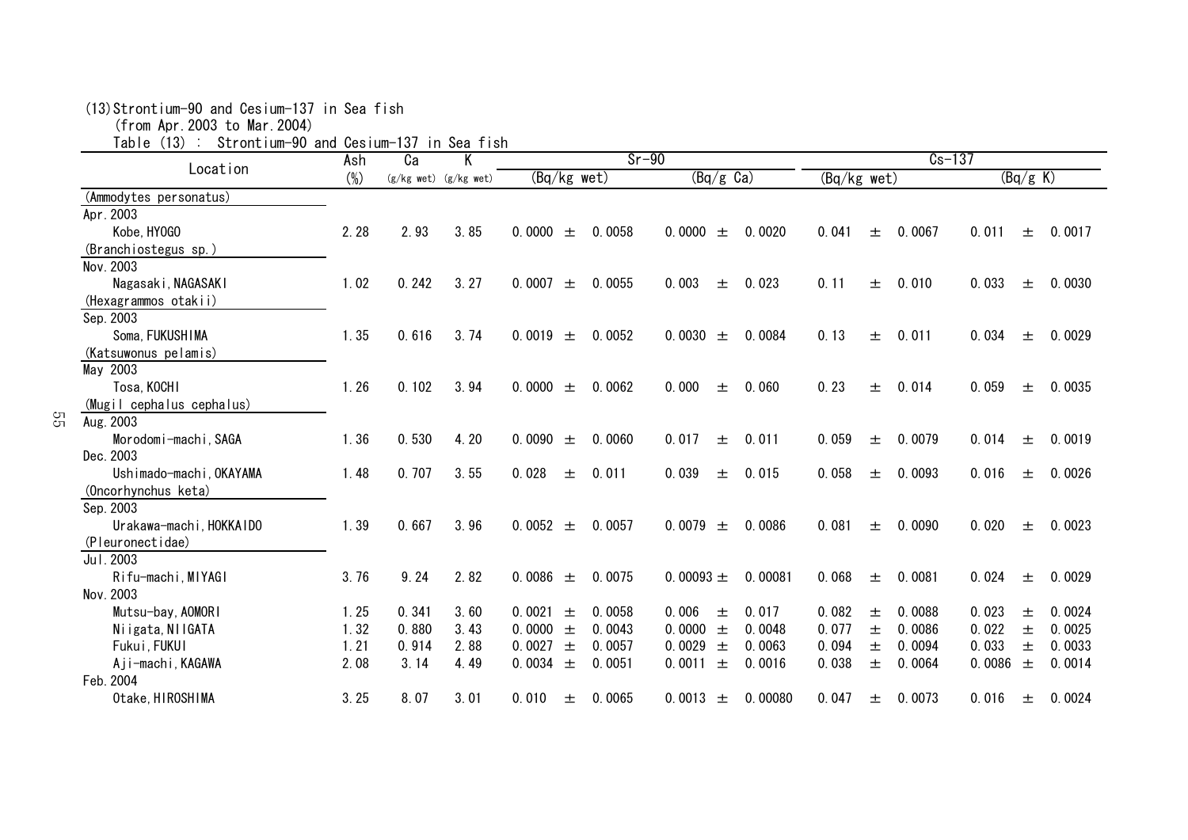(13)Strontium-90 and Cesium-137 in Sea fish
(from Apr.2003 to Mar.2004)

Table (13) : Strontium-90 and Cesium-137 in Sea fish

| Location | Ash | Ca | K | Sr-90 | | Cs-137 | |
|---|---|---|---|---|---|---|---|
| | (%) | (g/kg wet) | (g/kg wet) | (Bq/kg wet) | (Bq/g Ca) | (Bq/kg wet) | (Bq/g K) |
| (Ammodytes personatus) | | | | | | | |
| Apr.2003 | | | | | | | |
| Kobe, HYOGO | 2.28 | 2.93 | 3.85 | 0.0000 ± 0.0058 | 0.0000 ± 0.0020 | 0.041 ± 0.0067 | 0.011 ± 0.0017 |
| (Branchiostegus sp.) | | | | | | | |
| Nov.2003 | | | | | | | |
| Nagasaki, NAGASAKI | 1.02 | 0.242 | 3.27 | 0.0007 ± 0.0055 | 0.003 ± 0.023 | 0.11 ± 0.010 | 0.033 ± 0.0030 |
| (Hexagrammos otakii) | | | | | | | |
| Sep.2003 | | | | | | | |
| Soma, FUKUSHIMA | 1.35 | 0.616 | 3.74 | 0.0019 ± 0.0052 | 0.0030 ± 0.0084 | 0.13 ± 0.011 | 0.034 ± 0.0029 |
| (Katsuwonus pelamis) | | | | | | | |
| May 2003 | | | | | | | |
| Tosa, KOCHI | 1.26 | 0.102 | 3.94 | 0.0000 ± 0.0062 | 0.000 ± 0.060 | 0.23 ± 0.014 | 0.059 ± 0.0035 |
| (Mugil cephalus cephalus) | | | | | | | |
| Aug.2003 | | | | | | | |
| Morodomi-machi, SAGA | 1.36 | 0.530 | 4.20 | 0.0090 ± 0.0060 | 0.017 ± 0.011 | 0.059 ± 0.0079 | 0.014 ± 0.0019 |
| Dec.2003 | | | | | | | |
| Ushimado-machi, OKAYAMA | 1.48 | 0.707 | 3.55 | 0.028 ± 0.011 | 0.039 ± 0.015 | 0.058 ± 0.0093 | 0.016 ± 0.0026 |
| (Oncorhynchus keta) | | | | | | | |
| Sep.2003 | | | | | | | |
| Urakawa-machi, HOKKAIDO | 1.39 | 0.667 | 3.96 | 0.0052 ± 0.0057 | 0.0079 ± 0.0086 | 0.081 ± 0.0090 | 0.020 ± 0.0023 |
| (Pleuronectidae) | | | | | | | |
| Jul.2003 | | | | | | | |
| Rifu-machi, MIYAGI | 3.76 | 9.24 | 2.82 | 0.0086 ± 0.0075 | 0.00093 ± 0.00081 | 0.068 ± 0.0081 | 0.024 ± 0.0029 |
| Nov.2003 | | | | | | | |
| Mutsu-bay, AOMORI | 1.25 | 0.341 | 3.60 | 0.0021 ± 0.0058 | 0.006 ± 0.017 | 0.082 ± 0.0088 | 0.023 ± 0.0024 |
| Niigata, NIIGATA | 1.32 | 0.880 | 3.43 | 0.0000 ± 0.0043 | 0.0000 ± 0.0048 | 0.077 ± 0.0086 | 0.022 ± 0.0025 |
| Fukui, FUKUI | 1.21 | 0.914 | 2.88 | 0.0027 ± 0.0057 | 0.0029 ± 0.0063 | 0.094 ± 0.0094 | 0.033 ± 0.0033 |
| Aji-machi, KAGAWA | 2.08 | 3.14 | 4.49 | 0.0034 ± 0.0051 | 0.0011 ± 0.0016 | 0.038 ± 0.0064 | 0.0086 ± 0.0014 |
| Feb.2004 | | | | | | | |
| Otake, HIROSHIMA | 3.25 | 8.07 | 3.01 | 0.010 ± 0.0065 | 0.0013 ± 0.00080 | 0.047 ± 0.0073 | 0.016 ± 0.0024 |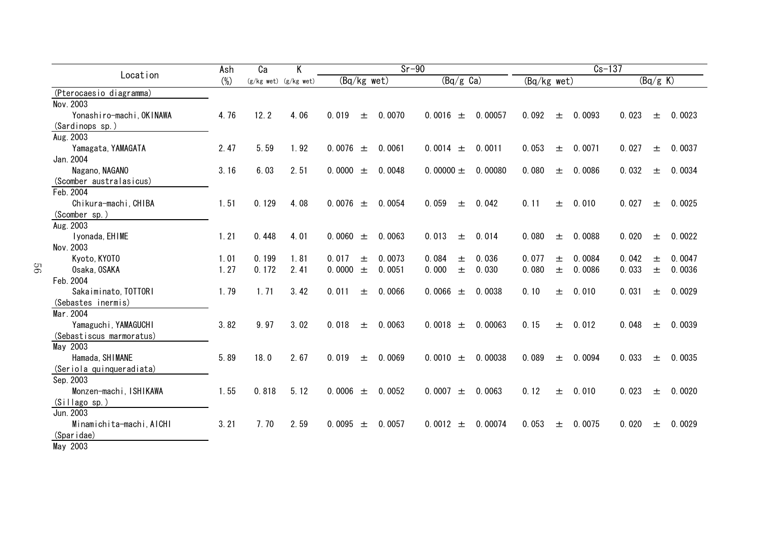| Location | Ash (%) | Ca (g/kg wet) | K (g/kg wet) | Sr-90 (Bq/kg wet) | Sr-90 (Bq/g Ca) | Cs-137 (Bq/kg wet) | Cs-137 (Bq/g K) |
|---|---|---|---|---|---|---|---|
| (Pterocaesio diagramma) | | | | | | | |
| Nov. 2003 | | | | | | | |
| Yonashiro-machi, OKINAWA | 4.76 | 12.2 | 4.06 | 0.019 ± 0.0070 | 0.0016 ± 0.00057 | 0.092 ± 0.0093 | 0.023 ± 0.0023 |
| (Sardinops sp.) | | | | | | | |
| Aug. 2003 | | | | | | | |
| Yamagata, YAMAGATA | 2.47 | 5.59 | 1.92 | 0.0076 ± 0.0061 | 0.0014 ± 0.0011 | 0.053 ± 0.0071 | 0.027 ± 0.0037 |
| Jan. 2004 | | | | | | | |
| Nagano, NAGANO | 3.16 | 6.03 | 2.51 | 0.0000 ± 0.0048 | 0.00000 ± 0.00080 | 0.080 ± 0.0086 | 0.032 ± 0.0034 |
| (Scomber australasicus) | | | | | | | |
| Feb. 2004 | | | | | | | |
| Chikura-machi, CHIBA | 1.51 | 0.129 | 4.08 | 0.0076 ± 0.0054 | 0.059 ± 0.042 | 0.11 ± 0.010 | 0.027 ± 0.0025 |
| (Scomber sp.) | | | | | | | |
| Aug. 2003 | | | | | | | |
| Iyonada, EHIME | 1.21 | 0.448 | 4.01 | 0.0060 ± 0.0063 | 0.013 ± 0.014 | 0.080 ± 0.0088 | 0.020 ± 0.0022 |
| Nov. 2003 | | | | | | | |
| Kyoto, KYOTO | 1.01 | 0.199 | 1.81 | 0.017 ± 0.0073 | 0.084 ± 0.036 | 0.077 ± 0.0084 | 0.042 ± 0.0047 |
| Osaka, OSAKA | 1.27 | 0.172 | 2.41 | 0.0000 ± 0.0051 | 0.000 ± 0.030 | 0.080 ± 0.0086 | 0.033 ± 0.0036 |
| Feb. 2004 | | | | | | | |
| Sakaiminato, TOTTORI | 1.79 | 1.71 | 3.42 | 0.011 ± 0.0066 | 0.0066 ± 0.0038 | 0.10 ± 0.010 | 0.031 ± 0.0029 |
| (Sebastes inermis) | | | | | | | |
| Mar. 2004 | | | | | | | |
| Yamaguchi, YAMAGUCHI | 3.82 | 9.97 | 3.02 | 0.018 ± 0.0063 | 0.0018 ± 0.00063 | 0.15 ± 0.012 | 0.048 ± 0.0039 |
| (Sebastiscus marmoratus) | | | | | | | |
| May 2003 | | | | | | | |
| Hamada, SHIMANE | 5.89 | 18.0 | 2.67 | 0.019 ± 0.0069 | 0.0010 ± 0.00038 | 0.089 ± 0.0094 | 0.033 ± 0.0035 |
| (Seriola quinqueradiata) | | | | | | | |
| Sep. 2003 | | | | | | | |
| Monzen-machi, ISHIKAWA | 1.55 | 0.818 | 5.12 | 0.0006 ± 0.0052 | 0.0007 ± 0.0063 | 0.12 ± 0.010 | 0.023 ± 0.0020 |
| (Sillago sp.) | | | | | | | |
| Jun. 2003 | | | | | | | |
| Minamichita-machi, AICHI | 3.21 | 7.70 | 2.59 | 0.0095 ± 0.0057 | 0.0012 ± 0.00074 | 0.053 ± 0.0075 | 0.020 ± 0.0029 |
| (Sparidae) | | | | | | | |
| May 2003 | | | | | | | |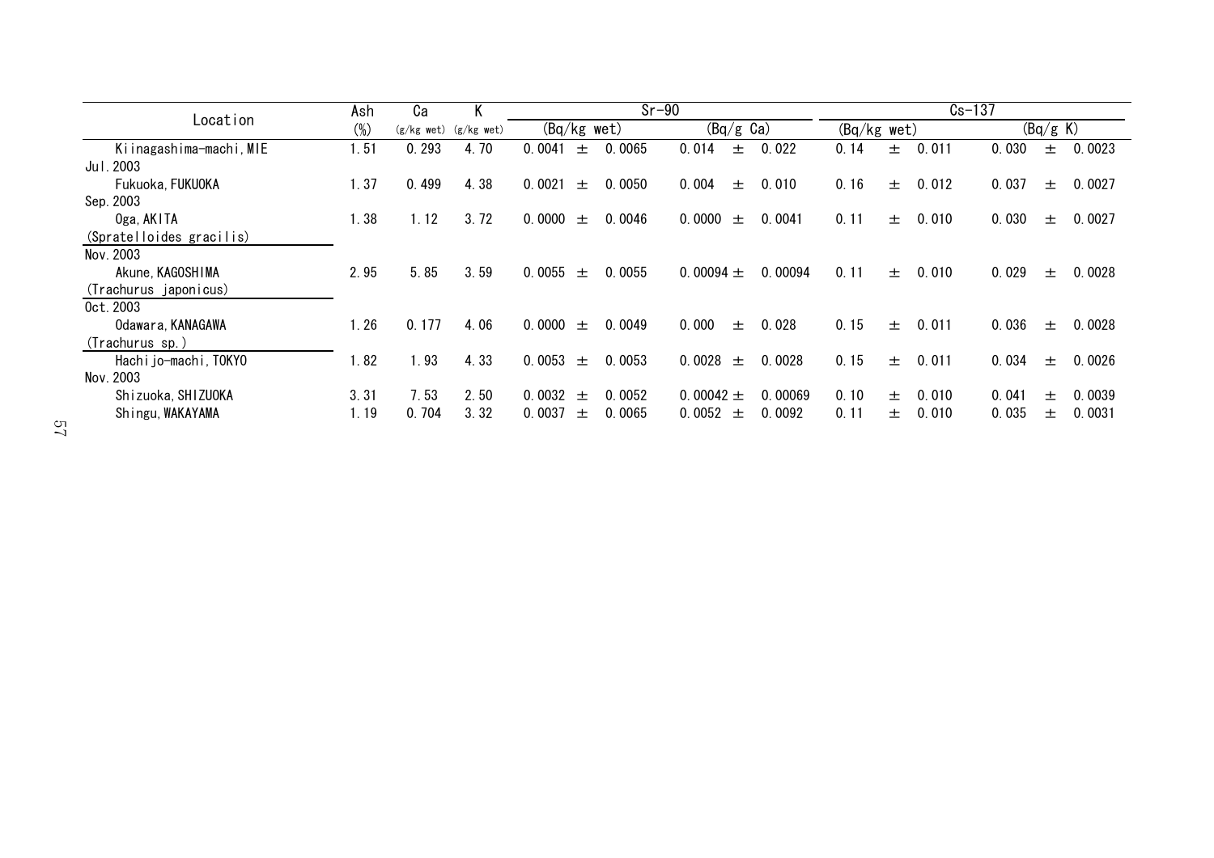| Location | Ash (%) | Ca (g/kg wet) | K (g/kg wet) | Sr-90 (Bq/kg wet) | Sr-90 (Bq/g Ca) | Cs-137 (Bq/kg wet) | Cs-137 (Bq/g K) |
|---|---|---|---|---|---|---|---|
| Kiinagashima-machi, MIE | 1.51 | 0.293 | 4.70 | 0.0041 ± 0.0065 | 0.014 ± 0.022 | 0.14 ± 0.011 | 0.030 ± 0.0023 |
| Jul. 2003 | | | | | | | |
| Fukuoka, FUKUOKA | 1.37 | 0.499 | 4.38 | 0.0021 ± 0.0050 | 0.004 ± 0.010 | 0.16 ± 0.012 | 0.037 ± 0.0027 |
| Sep. 2003 | | | | | | | |
| Oga, AKITA | 1.38 | 1.12 | 3.72 | 0.0000 ± 0.0046 | 0.0000 ± 0.0041 | 0.11 ± 0.010 | 0.030 ± 0.0027 |
| (Spratelloides gracilis) | | | | | | | |
| Nov. 2003 | | | | | | | |
| Akune, KAGOSHIMA | 2.95 | 5.85 | 3.59 | 0.0055 ± 0.0055 | 0.00094 ± 0.00094 | 0.11 ± 0.010 | 0.029 ± 0.0028 |
| (Trachurus japonicus) | | | | | | | |
| Oct. 2003 | | | | | | | |
| Odawara, KANAGAWA | 1.26 | 0.177 | 4.06 | 0.0000 ± 0.0049 | 0.000 ± 0.028 | 0.15 ± 0.011 | 0.036 ± 0.0028 |
| (Trachurus sp.) | | | | | | | |
| Hachijo-machi, TOKYO | 1.82 | 1.93 | 4.33 | 0.0053 ± 0.0053 | 0.0028 ± 0.0028 | 0.15 ± 0.011 | 0.034 ± 0.0026 |
| Nov. 2003 | | | | | | | |
| Shizuoka, SHIZUOKA | 3.31 | 7.53 | 2.50 | 0.0032 ± 0.0052 | 0.00042 ± 0.00069 | 0.10 ± 0.010 | 0.041 ± 0.0039 |
| Shingu, WAKAYAMA | 1.19 | 0.704 | 3.32 | 0.0037 ± 0.0065 | 0.0052 ± 0.0092 | 0.11 ± 0.010 | 0.035 ± 0.0031 |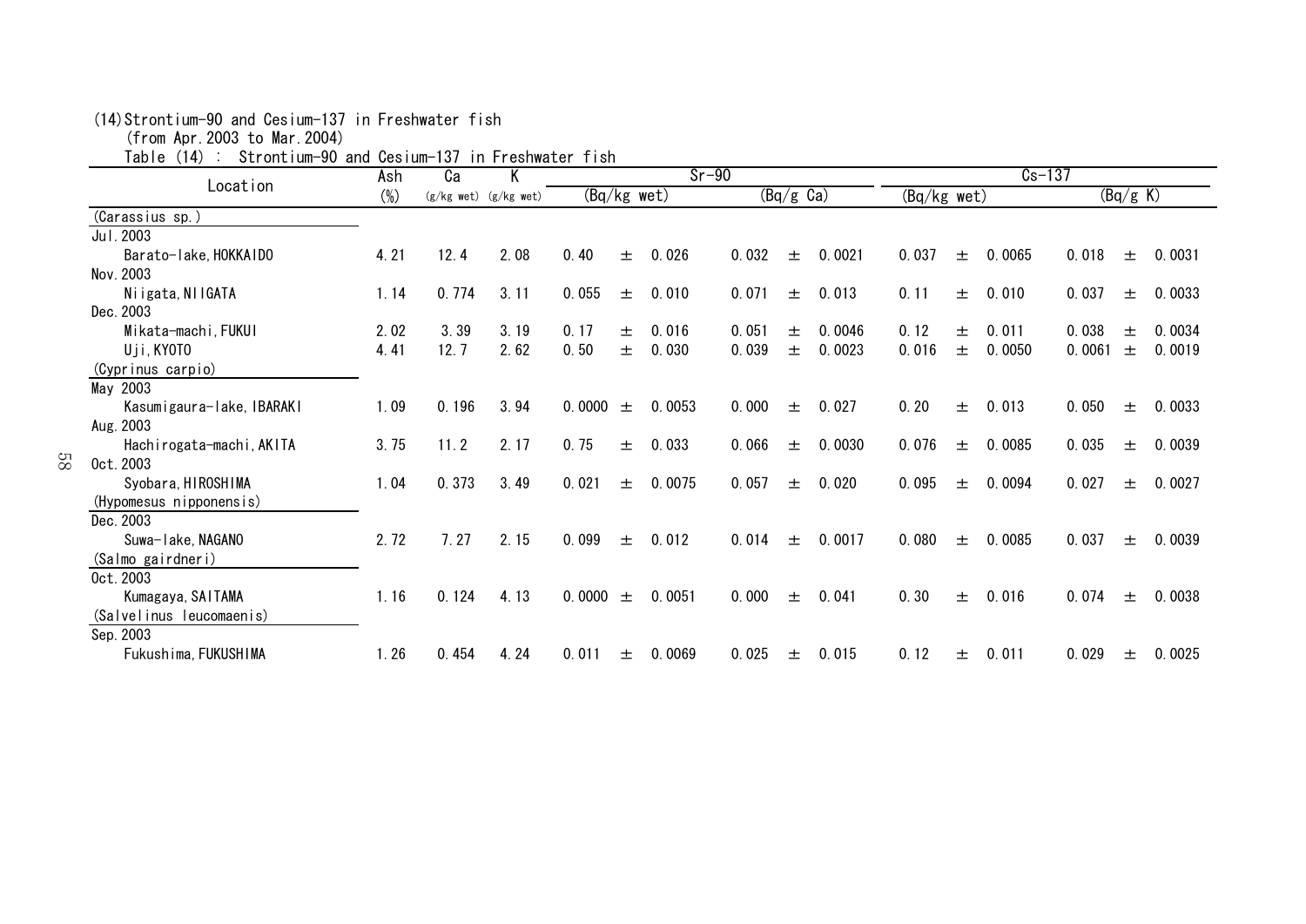(14)Strontium-90 and Cesium-137 in Freshwater fish
(from Apr.2003 to Mar.2004)

Table (14) : Strontium-90 and Cesium-137 in Freshwater fish

| Location | Ash | Ca | K | Sr-90 | Sr-90 | Cs-137 | Cs-137 |
|---|---|---|---|---|---|---|---|
| | (%) | (g/kg wet) | (g/kg wet) | (Bq/kg wet) | (Bq/g Ca) | (Bq/kg wet) | (Bq/g K) |
| (Carassius sp.) | | | | | | | |
| Jul.2003 | | | | | | | |
| Barato-lake,HOKKAIDO | 4.21 | 12.4 | 2.08 | 0.40 ± 0.026 | 0.032 ± 0.0021 | 0.037 ± 0.0065 | 0.018 ± 0.0031 |
| Nov.2003 | | | | | | | |
| Niigata,NIIGATA | 1.14 | 0.774 | 3.11 | 0.055 ± 0.010 | 0.071 ± 0.013 | 0.11 ± 0.010 | 0.037 ± 0.0033 |
| Dec.2003 | | | | | | | |
| Mikata-machi,FUKUI | 2.02 | 3.39 | 3.19 | 0.17 ± 0.016 | 0.051 ± 0.0046 | 0.12 ± 0.011 | 0.038 ± 0.0034 |
| Uji,KYOTO | 4.41 | 12.7 | 2.62 | 0.50 ± 0.030 | 0.039 ± 0.0023 | 0.016 ± 0.0050 | 0.0061 ± 0.0019 |
| (Cyprinus carpio) | | | | | | | |
| May 2003 | | | | | | | |
| Kasumigaura-lake,IBARAKI | 1.09 | 0.196 | 3.94 | 0.0000 ± 0.0053 | 0.000 ± 0.027 | 0.20 ± 0.013 | 0.050 ± 0.0033 |
| Aug.2003 | | | | | | | |
| Hachirogata-machi,AKITA | 3.75 | 11.2 | 2.17 | 0.75 ± 0.033 | 0.066 ± 0.0030 | 0.076 ± 0.0085 | 0.035 ± 0.0039 |
| Oct.2003 | | | | | | | |
| Syobara,HIROSHIMA | 1.04 | 0.373 | 3.49 | 0.021 ± 0.0075 | 0.057 ± 0.020 | 0.095 ± 0.0094 | 0.027 ± 0.0027 |
| (Hypomesus nipponensis) | | | | | | | |
| Dec.2003 | | | | | | | |
| Suwa-lake,NAGANO | 2.72 | 7.27 | 2.15 | 0.099 ± 0.012 | 0.014 ± 0.0017 | 0.080 ± 0.0085 | 0.037 ± 0.0039 |
| (Salmo gairdneri) | | | | | | | |
| Oct.2003 | | | | | | | |
| Kumagaya,SAITAMA | 1.16 | 0.124 | 4.13 | 0.0000 ± 0.0051 | 0.000 ± 0.041 | 0.30 ± 0.016 | 0.074 ± 0.0038 |
| (Salvelinus leucomaenis) | | | | | | | |
| Sep.2003 | | | | | | | |
| Fukushima,FUKUSHIMA | 1.26 | 0.454 | 4.24 | 0.011 ± 0.0069 | 0.025 ± 0.015 | 0.12 ± 0.011 | 0.029 ± 0.0025 |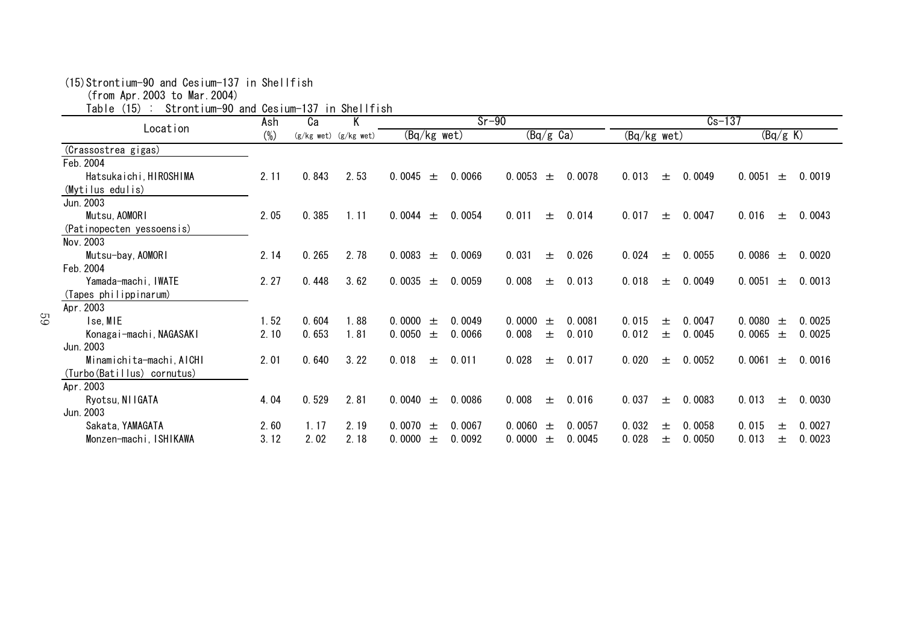(15)Strontium-90 and Cesium-137 in Shellfish

(from Apr.2003 to Mar.2004)

Table (15) : Strontium-90 and Cesium-137 in Shellfish

| Location | Ash | Ca | K | Sr-90 | | Cs-137 | |
|---|---|---|---|---|---|---|---|
| | (%) | (g/kg wet) | (g/kg wet) | (Bq/kg wet) | (Bq/g Ca) | (Bq/kg wet) | (Bq/g K) |
| (Crassostrea gigas) | | | | | | | |
| Feb.2004 | | | | | | | |
| Hatsukaichi,HIROSHIMA | 2.11 | 0.843 | 2.53 | 0.0045 ± 0.0066 | 0.0053 ± 0.0078 | 0.013 ± 0.0049 | 0.0051 ± 0.0019 |
| (Mytilus edulis) | | | | | | | |
| Jun.2003 | | | | | | | |
| Mutsu,AOMORI | 2.05 | 0.385 | 1.11 | 0.0044 ± 0.0054 | 0.011 ± 0.014 | 0.017 ± 0.0047 | 0.016 ± 0.0043 |
| (Patinopecten yessoensis) | | | | | | | |
| Nov.2003 | | | | | | | |
| Mutsu-bay,AOMORI | 2.14 | 0.265 | 2.78 | 0.0083 ± 0.0069 | 0.031 ± 0.026 | 0.024 ± 0.0055 | 0.0086 ± 0.0020 |
| Feb.2004 | | | | | | | |
| Yamada-machi,IWATE | 2.27 | 0.448 | 3.62 | 0.0035 ± 0.0059 | 0.008 ± 0.013 | 0.018 ± 0.0049 | 0.0051 ± 0.0013 |
| (Tapes philippinarum) | | | | | | | |
| Apr.2003 | | | | | | | |
| Ise,MIE | 1.52 | 0.604 | 1.88 | 0.0000 ± 0.0049 | 0.0000 ± 0.0081 | 0.015 ± 0.0047 | 0.0080 ± 0.0025 |
| Konagai-machi,NAGASAKI | 2.10 | 0.653 | 1.81 | 0.0050 ± 0.0066 | 0.008 ± 0.010 | 0.012 ± 0.0045 | 0.0065 ± 0.0025 |
| Jun.2003 | | | | | | | |
| Minamichita-machi,AICHI | 2.01 | 0.640 | 3.22 | 0.018 ± 0.011 | 0.028 ± 0.017 | 0.020 ± 0.0052 | 0.0061 ± 0.0016 |
| (Turbo(Batillus) cornutus) | | | | | | | |
| Apr.2003 | | | | | | | |
| Ryotsu,NIIGATA | 4.04 | 0.529 | 2.81 | 0.0040 ± 0.0086 | 0.008 ± 0.016 | 0.037 ± 0.0083 | 0.013 ± 0.0030 |
| Jun.2003 | | | | | | | |
| Sakata,YAMAGATA | 2.60 | 1.17 | 2.19 | 0.0070 ± 0.0067 | 0.0060 ± 0.0057 | 0.032 ± 0.0058 | 0.015 ± 0.0027 |
| Monzen-machi,ISHIKAWA | 3.12 | 2.02 | 2.18 | 0.0000 ± 0.0092 | 0.0000 ± 0.0045 | 0.028 ± 0.0050 | 0.013 ± 0.0023 |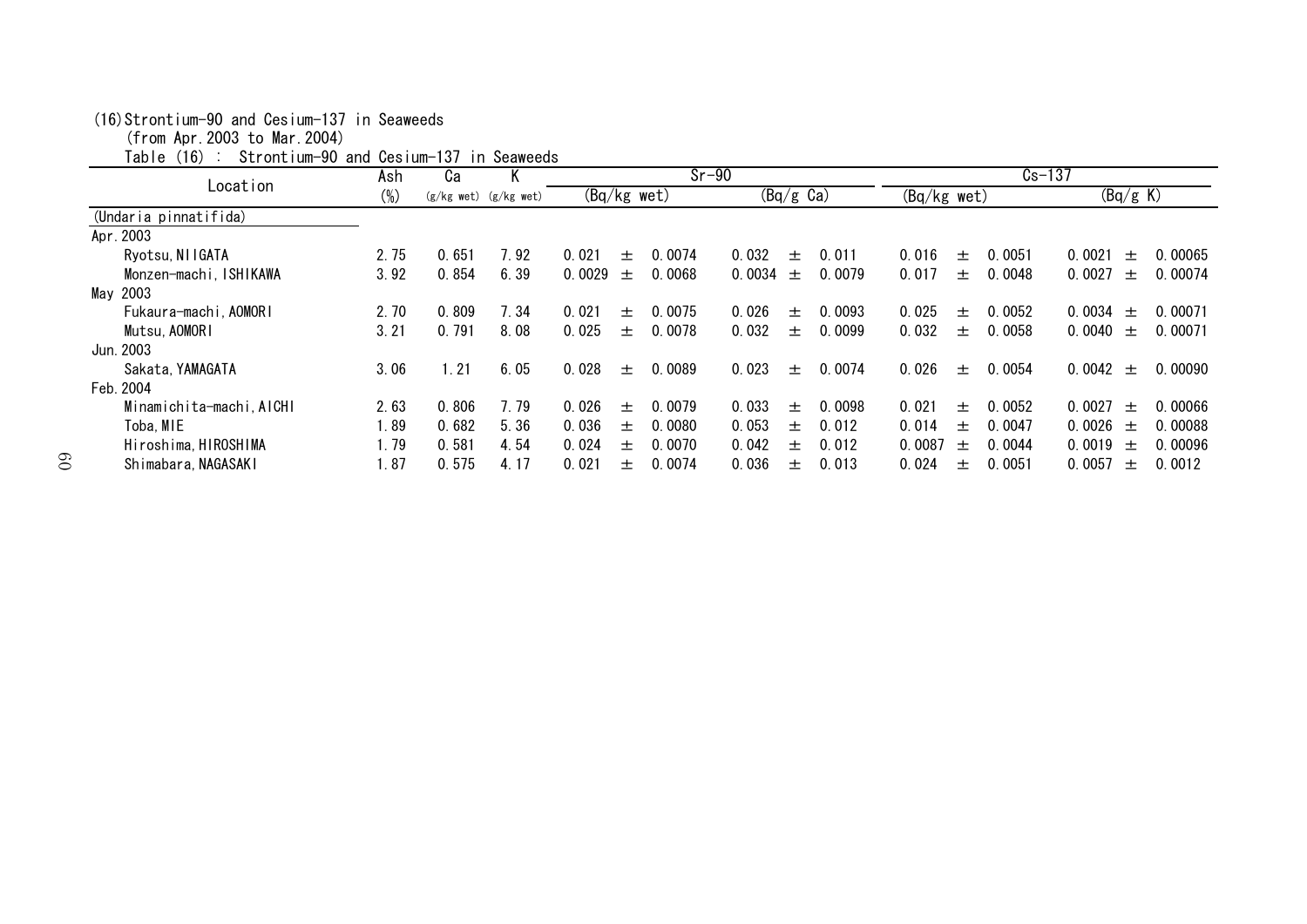(16)Strontium-90 and Cesium-137 in Seaweeds
(from Apr.2003 to Mar.2004)

Table (16) : Strontium-90 and Cesium-137 in Seaweeds

| Location | Ash | Ca | K | Sr-90 | | Cs-137 | |
|---|---|---|---|---|---|---|---|
| | (%) | (g/kg wet) | (g/kg wet) | (Bq/kg wet) | (Bq/g Ca) | (Bq/kg wet) | (Bq/g K) |
| (Undaria pinnatifida) | | | | | | | |
| Apr.2003 | | | | | | | |
| Ryotsu, NIIGATA | 2.75 | 0.651 | 7.92 | 0.021 ± 0.0074 | 0.032 ± 0.011 | 0.016 ± 0.0051 | 0.0021 ± 0.00065 |
| Monzen-machi, ISHIKAWA | 3.92 | 0.854 | 6.39 | 0.0029 ± 0.0068 | 0.0034 ± 0.0079 | 0.017 ± 0.0048 | 0.0027 ± 0.00074 |
| May 2003 | | | | | | | |
| Fukaura-machi, AOMORI | 2.70 | 0.809 | 7.34 | 0.021 ± 0.0075 | 0.026 ± 0.0093 | 0.025 ± 0.0052 | 0.0034 ± 0.00071 |
| Mutsu, AOMORI | 3.21 | 0.791 | 8.08 | 0.025 ± 0.0078 | 0.032 ± 0.0099 | 0.032 ± 0.0058 | 0.0040 ± 0.00071 |
| Jun.2003 | | | | | | | |
| Sakata, YAMAGATA | 3.06 | 1.21 | 6.05 | 0.028 ± 0.0089 | 0.023 ± 0.0074 | 0.026 ± 0.0054 | 0.0042 ± 0.00090 |
| Feb.2004 | | | | | | | |
| Minamichita-machi, AICHI | 2.63 | 0.806 | 7.79 | 0.026 ± 0.0079 | 0.033 ± 0.0098 | 0.021 ± 0.0052 | 0.0027 ± 0.00066 |
| Toba, MIE | 1.89 | 0.682 | 5.36 | 0.036 ± 0.0080 | 0.053 ± 0.012 | 0.014 ± 0.0047 | 0.0026 ± 0.00088 |
| Hiroshima, HIROSHIMA | 1.79 | 0.581 | 4.54 | 0.024 ± 0.0070 | 0.042 ± 0.012 | 0.0087 ± 0.0044 | 0.0019 ± 0.00096 |
| Shimabara, NAGASAKI | 1.87 | 0.575 | 4.17 | 0.021 ± 0.0074 | 0.036 ± 0.013 | 0.024 ± 0.0051 | 0.0057 ± 0.0012 |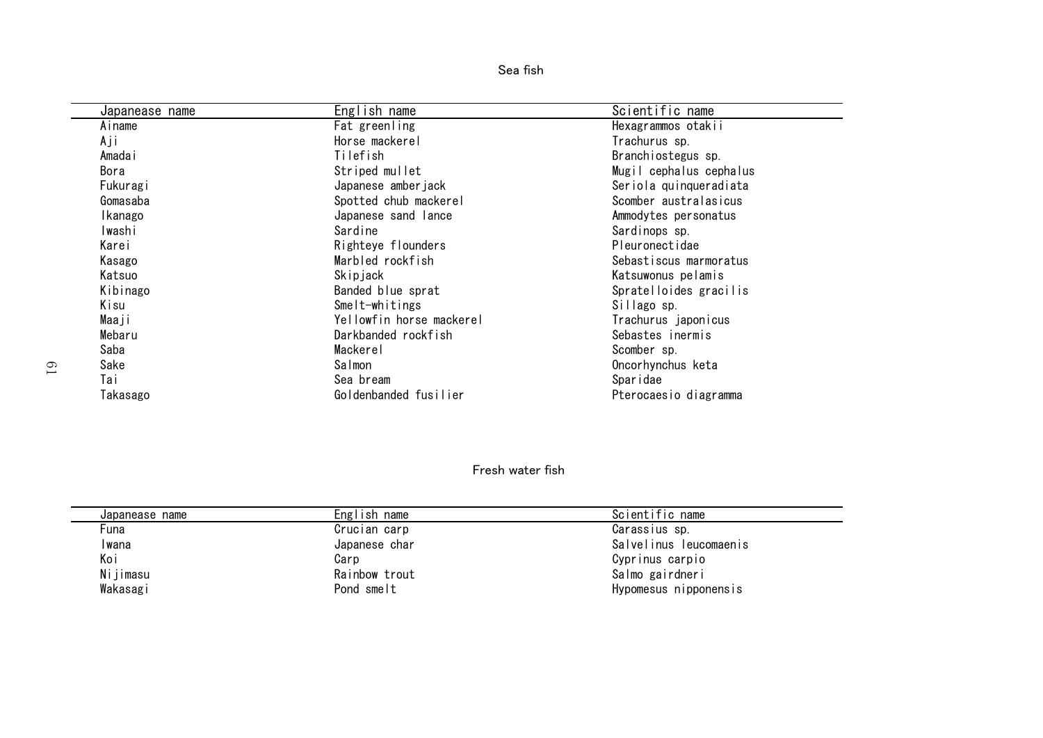Sea fish

| Japanease name | English name | Scientific name |
|---|---|---|
| Ainame | Fat greenling | Hexagrammos otakii |
| Aji | Horse mackerel | Trachurus sp. |
| Amadai | Tilefish | Branchiostegus sp. |
| Bora | Striped mullet | Mugil cephalus cephalus |
| Fukuragi | Japanese amberjack | Seriola quinqueradiata |
| Gomasaba | Spotted chub mackerel | Scomber australasicus |
| Ikanago | Japanese sand lance | Ammodytes personatus |
| Iwashi | Sardine | Sardinops sp. |
| Karei | Righteye flounders | Pleuronectidae |
| Kasago | Marbled rockfish | Sebastiscus marmoratus |
| Katsuo | Skipjack | Katsuwonus pelamis |
| Kibinago | Banded blue sprat | Spratelloides gracilis |
| Kisu | Smelt-whitings | Sillago sp. |
| Maaji | Yellowfin horse mackerel | Trachurus japonicus |
| Mebaru | Darkbanded rockfish | Sebastes inermis |
| Saba | Mackerel | Scomber sp. |
| Sake | Salmon | Oncorhynchus keta |
| Tai | Sea bream | Sparidae |
| Takasago | Goldenbanded fusilier | Pterocaesio diagramma |

Fresh water fish

| Japanease name | English name | Scientific name |
|---|---|---|
| Funa | Crucian carp | Carassius sp. |
| Iwana | Japanese char | Salvelinus leucomaenis |
| Koi | Carp | Cyprinus carpio |
| Nijimasu | Rainbow trout | Salmo gairdneri |
| Wakasagi | Pond smelt | Hypomesus nipponensis |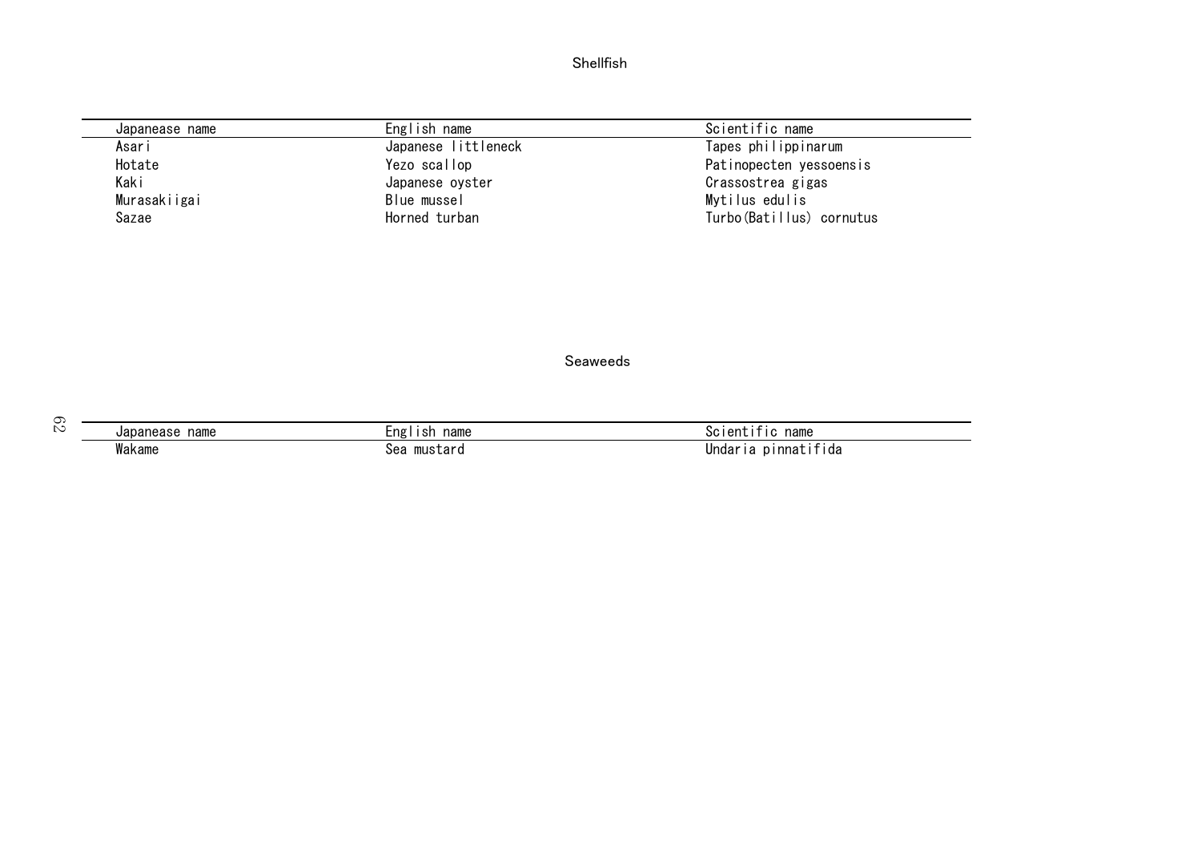## Shellfish

| Japanease name | English name | Scientific name |
|---|---|---|
| Asari | Japanese littleneck | Tapes philippinarum |
| Hotate | Yezo scallop | Patinopecten yessoensis |
| Kaki | Japanese oyster | Crassostrea gigas |
| Murasakiigai | Blue mussel | Mytilus edulis |
| Sazae | Horned turban | Turbo(Batillus) cornutus |

## Seaweeds

| Japanease name | English name | Scientific name |
|---|---|---|
| Wakame | Sea mustard | Undaria pinnatifida |